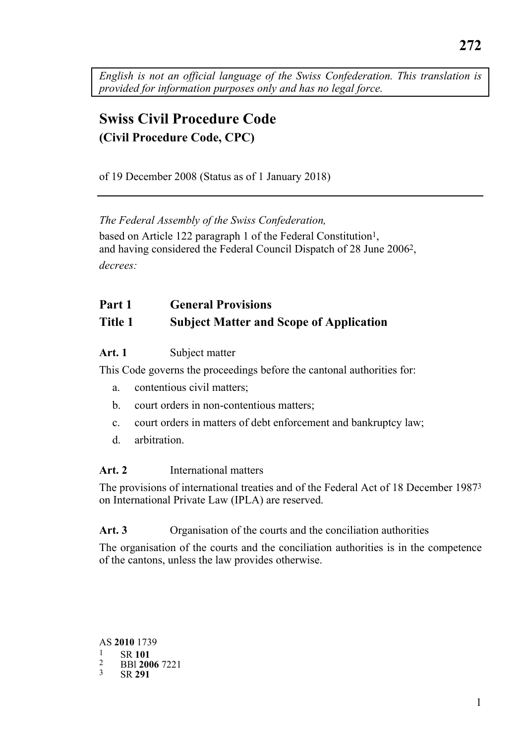*English is not an official language of the Swiss Confederation. This translation is provided for information purposes only and has no legal force.*

# Swiss Civil Procedure Code
**(Civil Procedure Code, CPC)**

of 19 December 2008 (Status as of 1 January 2018)

*The Federal Assembly of the Swiss Confederation,*

based on Article 122 paragraph 1 of the Federal Constitution[1],
and having considered the Federal Council Dispatch of 28 June 2006[2],

*decrees:*

## Part 1 General Provisions
## Title 1 Subject Matter and Scope of Application

**Art. 1** Subject matter

This Code governs the proceedings before the cantonal authorities for:

a. contentious civil matters;
b. court orders in non-contentious matters;
c. court orders in matters of debt enforcement and bankruptcy law;
d. arbitration.

**Art. 2** International matters

The provisions of international treaties and of the Federal Act of 18 December 1987[3] on International Private Law (IPLA) are reserved.

**Art. 3** Organisation of the courts and the conciliation authorities

The organisation of the courts and the conciliation authorities is in the competence of the cantons, unless the law provides otherwise.

AS **2010** 1739

1 SR **101**
2 BBl **2006** 7221
3 SR **291**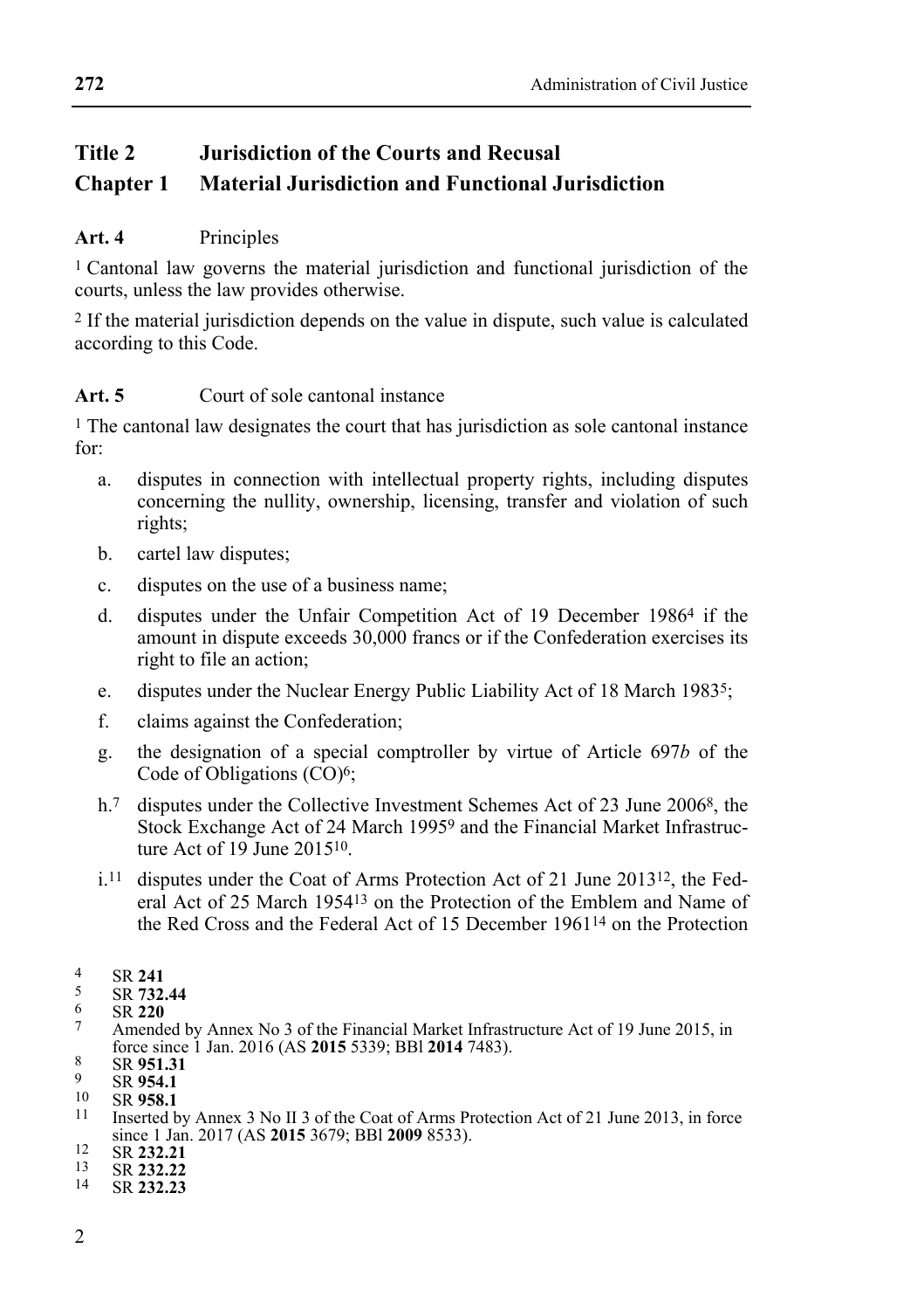# Title 2 Jurisdiction of the Courts and Recusal

## Chapter 1 Material Jurisdiction and Functional Jurisdiction

**Art. 4** Principles

[1] Cantonal law governs the material jurisdiction and functional jurisdiction of the courts, unless the law provides otherwise.

[2] If the material jurisdiction depends on the value in dispute, such value is calculated according to this Code.

**Art. 5** Court of sole cantonal instance

[1] The cantonal law designates the court that has jurisdiction as sole cantonal instance for:

a. disputes in connection with intellectual property rights, including disputes concerning the nullity, ownership, licensing, transfer and violation of such rights;

b. cartel law disputes;

c. disputes on the use of a business name;

d. disputes under the Unfair Competition Act of 19 December 1986[4] if the amount in dispute exceeds 30,000 francs or if the Confederation exercises its right to file an action;

e. disputes under the Nuclear Energy Public Liability Act of 18 March 1983[5];

f. claims against the Confederation;

g. the designation of a special comptroller by virtue of Article 697*b* of the Code of Obligations (CO)[6];

h.[7] disputes under the Collective Investment Schemes Act of 23 June 2006[8], the Stock Exchange Act of 24 March 1995[9] and the Financial Market Infrastructure Act of 19 June 2015[10].

i.[11] disputes under the Coat of Arms Protection Act of 21 June 2013[12], the Federal Act of 25 March 1954[13] on the Protection of the Emblem and Name of the Red Cross and the Federal Act of 15 December 1961[14] on the Protection

---

4 SR **241**
5 SR **732.44**
6 SR **220**
7 Amended by Annex No 3 of the Financial Market Infrastructure Act of 19 June 2015, in force since 1 Jan. 2016 (AS **2015** 5339; BBl **2014** 7483).
8 SR **951.31**
9 SR **954.1**
10 SR **958.1**
11 Inserted by Annex 3 No II 3 of the Coat of Arms Protection Act of 21 June 2013, in force since 1 Jan. 2017 (AS **2015** 3679; BBl **2009** 8533).
12 SR **232.21**
13 SR **232.22**
14 SR **232.23**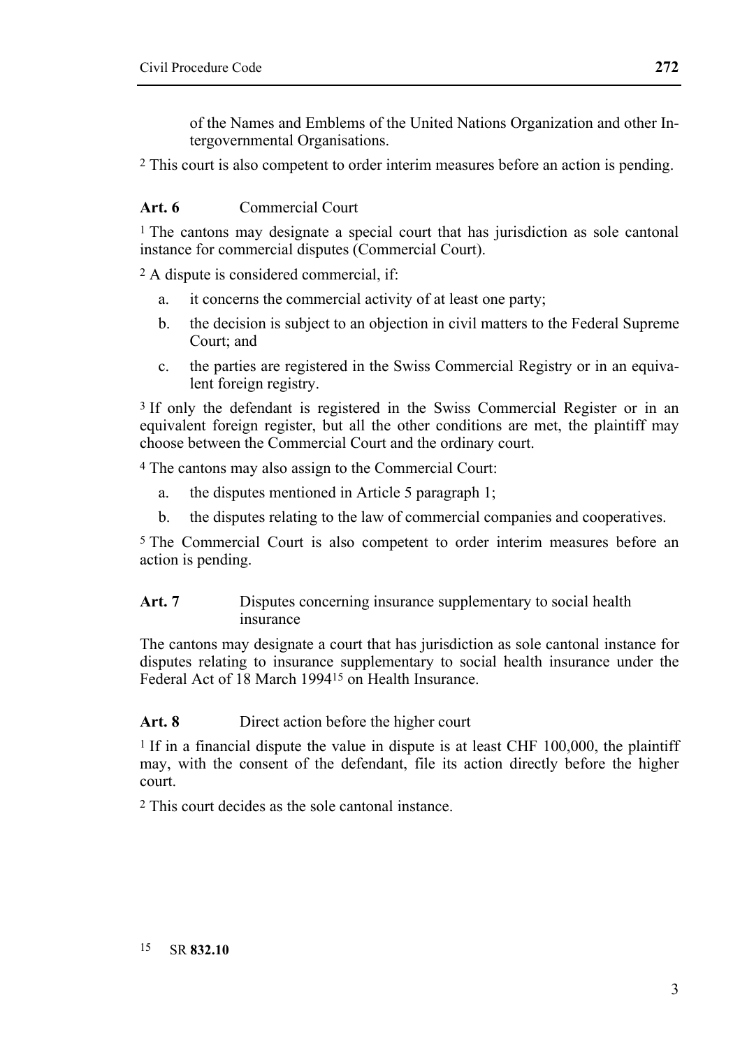of the Names and Emblems of the United Nations Organization and other Intergovernmental Organisations.

[2] This court is also competent to order interim measures before an action is pending.

**Art. 6** Commercial Court

[1] The cantons may designate a special court that has jurisdiction as sole cantonal instance for commercial disputes (Commercial Court).

[2] A dispute is considered commercial, if:

a. it concerns the commercial activity of at least one party;

b. the decision is subject to an objection in civil matters to the Federal Supreme Court; and

c. the parties are registered in the Swiss Commercial Registry or in an equivalent foreign registry.

[3] If only the defendant is registered in the Swiss Commercial Register or in an equivalent foreign register, but all the other conditions are met, the plaintiff may choose between the Commercial Court and the ordinary court.

[4] The cantons may also assign to the Commercial Court:

a. the disputes mentioned in Article 5 paragraph 1;

b. the disputes relating to the law of commercial companies and cooperatives.

[5] The Commercial Court is also competent to order interim measures before an action is pending.

**Art. 7** Disputes concerning insurance supplementary to social health insurance

The cantons may designate a court that has jurisdiction as sole cantonal instance for disputes relating to insurance supplementary to social health insurance under the Federal Act of 18 March 1994[15] on Health Insurance.

**Art. 8** Direct action before the higher court

[1] If in a financial dispute the value in dispute is at least CHF 100,000, the plaintiff may, with the consent of the defendant, file its action directly before the higher court.

[2] This court decides as the sole cantonal instance.

[15] SR **832.10**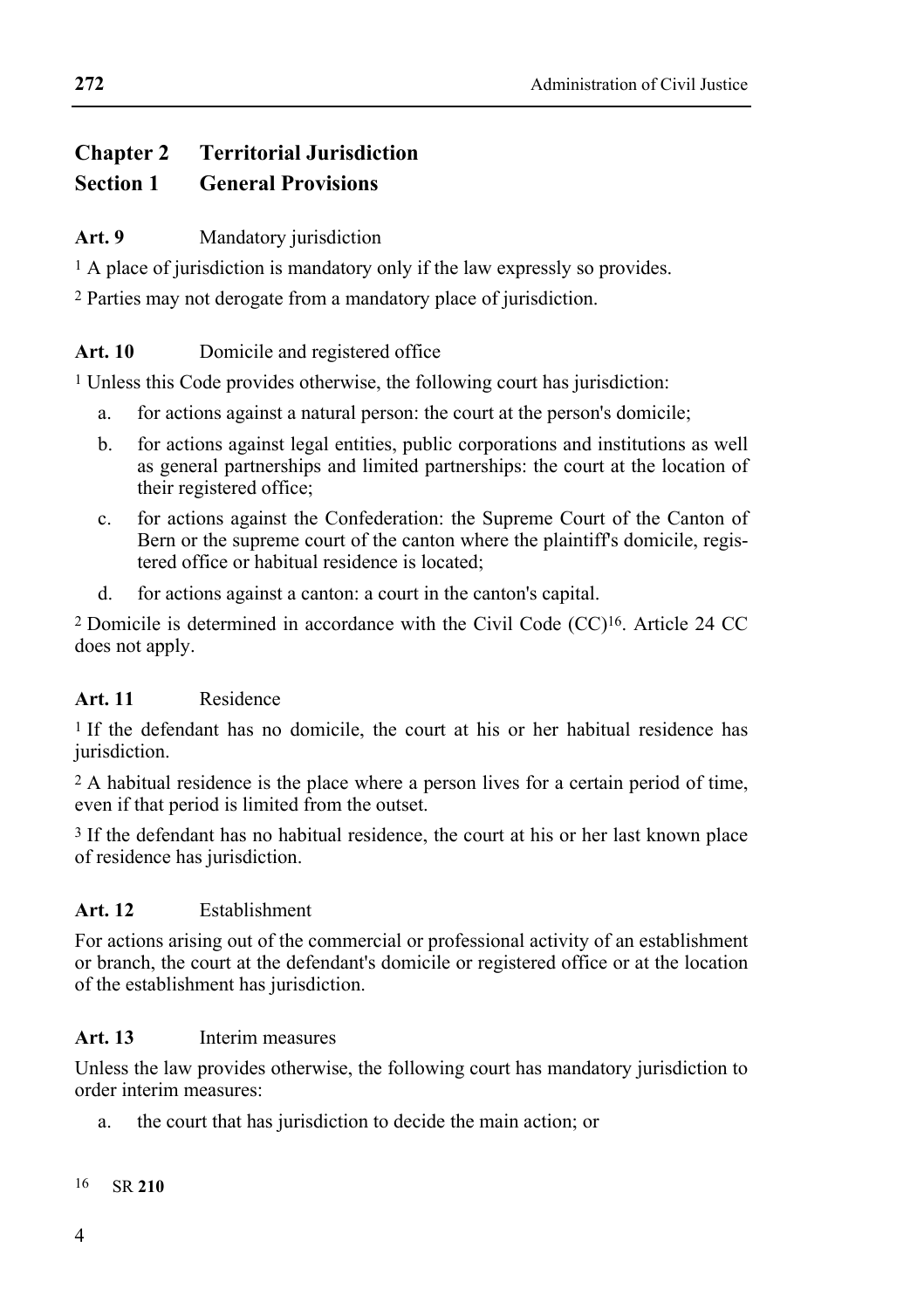## Chapter 2 Territorial Jurisdiction

### Section 1 General Provisions

**Art. 9** Mandatory jurisdiction

[1] A place of jurisdiction is mandatory only if the law expressly so provides.

[2] Parties may not derogate from a mandatory place of jurisdiction.

**Art. 10** Domicile and registered office

[1] Unless this Code provides otherwise, the following court has jurisdiction:

a. for actions against a natural person: the court at the person's domicile;

b. for actions against legal entities, public corporations and institutions as well as general partnerships and limited partnerships: the court at the location of their registered office;

c. for actions against the Confederation: the Supreme Court of the Canton of Bern or the supreme court of the canton where the plaintiff's domicile, registered office or habitual residence is located;

d. for actions against a canton: a court in the canton's capital.

[2] Domicile is determined in accordance with the Civil Code (CC)[16]. Article 24 CC does not apply.

**Art. 11** Residence

[1] If the defendant has no domicile, the court at his or her habitual residence has jurisdiction.

[2] A habitual residence is the place where a person lives for a certain period of time, even if that period is limited from the outset.

[3] If the defendant has no habitual residence, the court at his or her last known place of residence has jurisdiction.

**Art. 12** Establishment

For actions arising out of the commercial or professional activity of an establishment or branch, the court at the defendant's domicile or registered office or at the location of the establishment has jurisdiction.

**Art. 13** Interim measures

Unless the law provides otherwise, the following court has mandatory jurisdiction to order interim measures:

a. the court that has jurisdiction to decide the main action; or

[16] SR **210**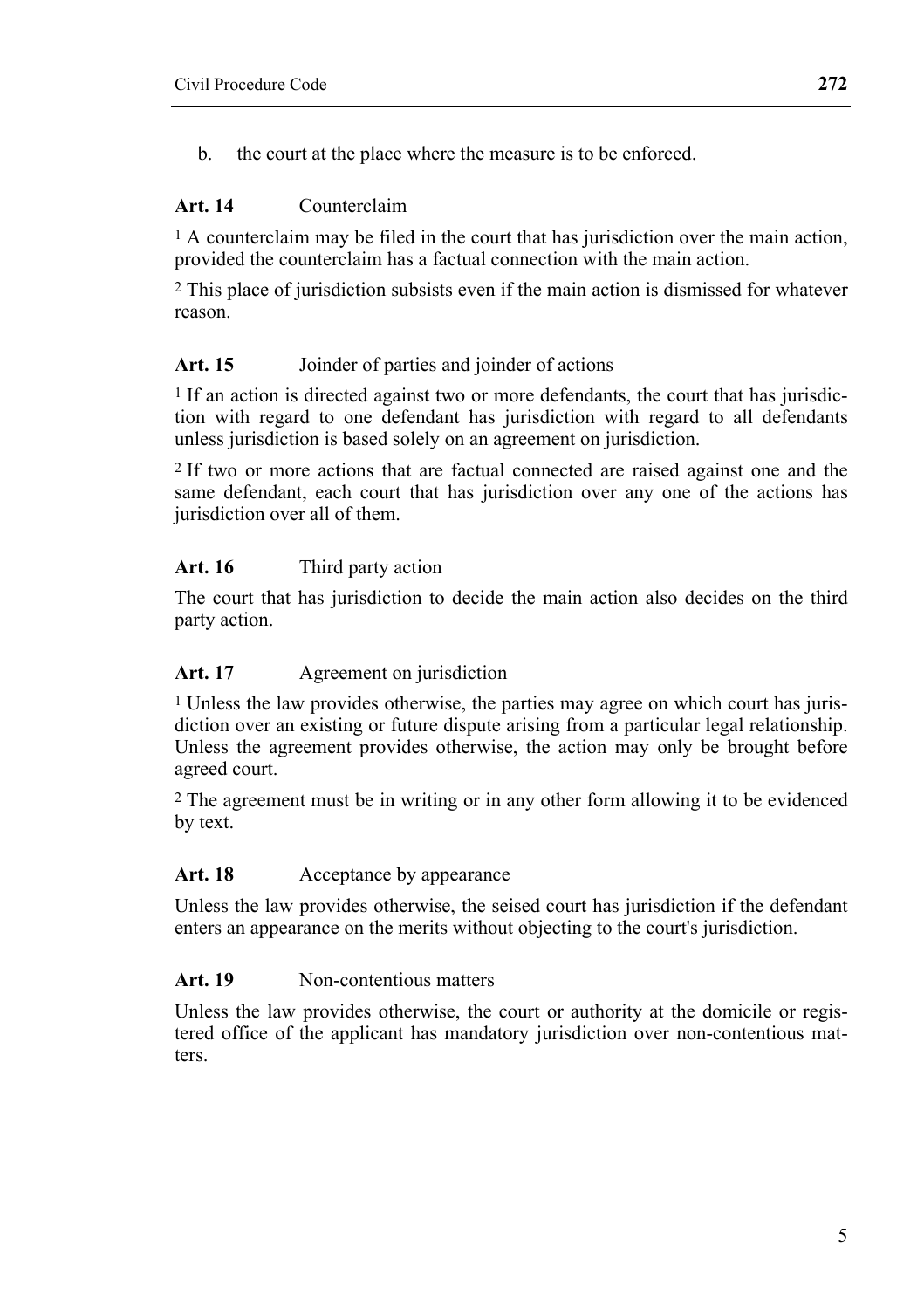b. the court at the place where the measure is to be enforced.

**Art. 14** Counterclaim

[1] A counterclaim may be filed in the court that has jurisdiction over the main action, provided the counterclaim has a factual connection with the main action.

[2] This place of jurisdiction subsists even if the main action is dismissed for whatever reason.

**Art. 15** Joinder of parties and joinder of actions

[1] If an action is directed against two or more defendants, the court that has jurisdiction with regard to one defendant has jurisdiction with regard to all defendants unless jurisdiction is based solely on an agreement on jurisdiction.

[2] If two or more actions that are factual connected are raised against one and the same defendant, each court that has jurisdiction over any one of the actions has jurisdiction over all of them.

**Art. 16** Third party action

The court that has jurisdiction to decide the main action also decides on the third party action.

**Art. 17** Agreement on jurisdiction

[1] Unless the law provides otherwise, the parties may agree on which court has jurisdiction over an existing or future dispute arising from a particular legal relationship. Unless the agreement provides otherwise, the action may only be brought before agreed court.

[2] The agreement must be in writing or in any other form allowing it to be evidenced by text.

**Art. 18** Acceptance by appearance

Unless the law provides otherwise, the seised court has jurisdiction if the defendant enters an appearance on the merits without objecting to the court's jurisdiction.

**Art. 19** Non-contentious matters

Unless the law provides otherwise, the court or authority at the domicile or registered office of the applicant has mandatory jurisdiction over non-contentious matters.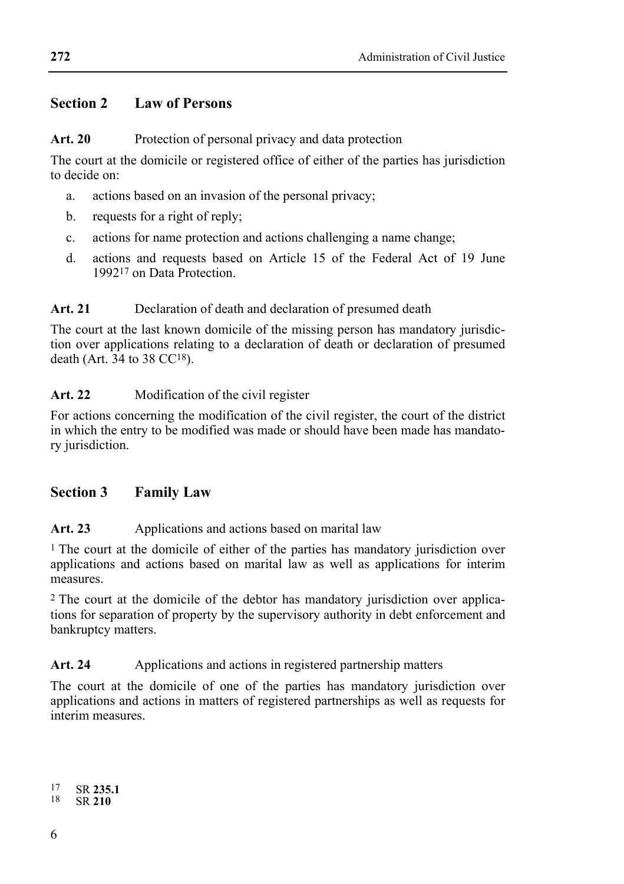## Section 2 Law of Persons

**Art. 20** Protection of personal privacy and data protection

The court at the domicile or registered office of either of the parties has jurisdiction to decide on:

a. actions based on an invasion of the personal privacy;

b. requests for a right of reply;

c. actions for name protection and actions challenging a name change;

d. actions and requests based on Article 15 of the Federal Act of 19 June 1992[17] on Data Protection.

**Art. 21** Declaration of death and declaration of presumed death

The court at the last known domicile of the missing person has mandatory jurisdiction over applications relating to a declaration of death or declaration of presumed death (Art. 34 to 38 CC[18]).

**Art. 22** Modification of the civil register

For actions concerning the modification of the civil register, the court of the district in which the entry to be modified was made or should have been made has mandatory jurisdiction.

## Section 3 Family Law

**Art. 23** Applications and actions based on marital law

[1] The court at the domicile of either of the parties has mandatory jurisdiction over applications and actions based on marital law as well as applications for interim measures.

[2] The court at the domicile of the debtor has mandatory jurisdiction over applications for separation of property by the supervisory authority in debt enforcement and bankruptcy matters.

**Art. 24** Applications and actions in registered partnership matters

The court at the domicile of one of the parties has mandatory jurisdiction over applications and actions in matters of registered partnerships as well as requests for interim measures.

---

[17] SR **235.1**

[18] SR **210**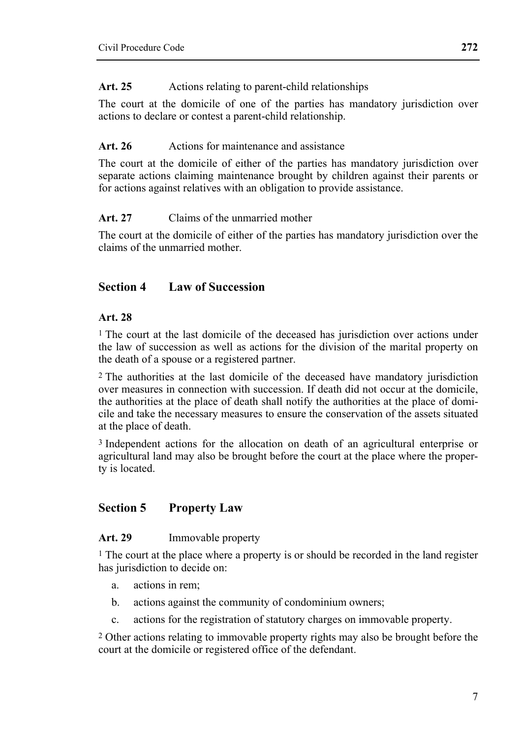**Art. 25** Actions relating to parent-child relationships

The court at the domicile of one of the parties has mandatory jurisdiction over actions to declare or contest a parent-child relationship.

**Art. 26** Actions for maintenance and assistance

The court at the domicile of either of the parties has mandatory jurisdiction over separate actions claiming maintenance brought by children against their parents or for actions against relatives with an obligation to provide assistance.

**Art. 27** Claims of the unmarried mother

The court at the domicile of either of the parties has mandatory jurisdiction over the claims of the unmarried mother.

## Section 4 Law of Succession

**Art. 28**

[1] The court at the last domicile of the deceased has jurisdiction over actions under the law of succession as well as actions for the division of the marital property on the death of a spouse or a registered partner.

[2] The authorities at the last domicile of the deceased have mandatory jurisdiction over measures in connection with succession. If death did not occur at the domicile, the authorities at the place of death shall notify the authorities at the place of domicile and take the necessary measures to ensure the conservation of the assets situated at the place of death.

[3] Independent actions for the allocation on death of an agricultural enterprise or agricultural land may also be brought before the court at the place where the property is located.

## Section 5 Property Law

**Art. 29** Immovable property

[1] The court at the place where a property is or should be recorded in the land register has jurisdiction to decide on:

a. actions in rem;
b. actions against the community of condominium owners;
c. actions for the registration of statutory charges on immovable property.

[2] Other actions relating to immovable property rights may also be brought before the court at the domicile or registered office of the defendant.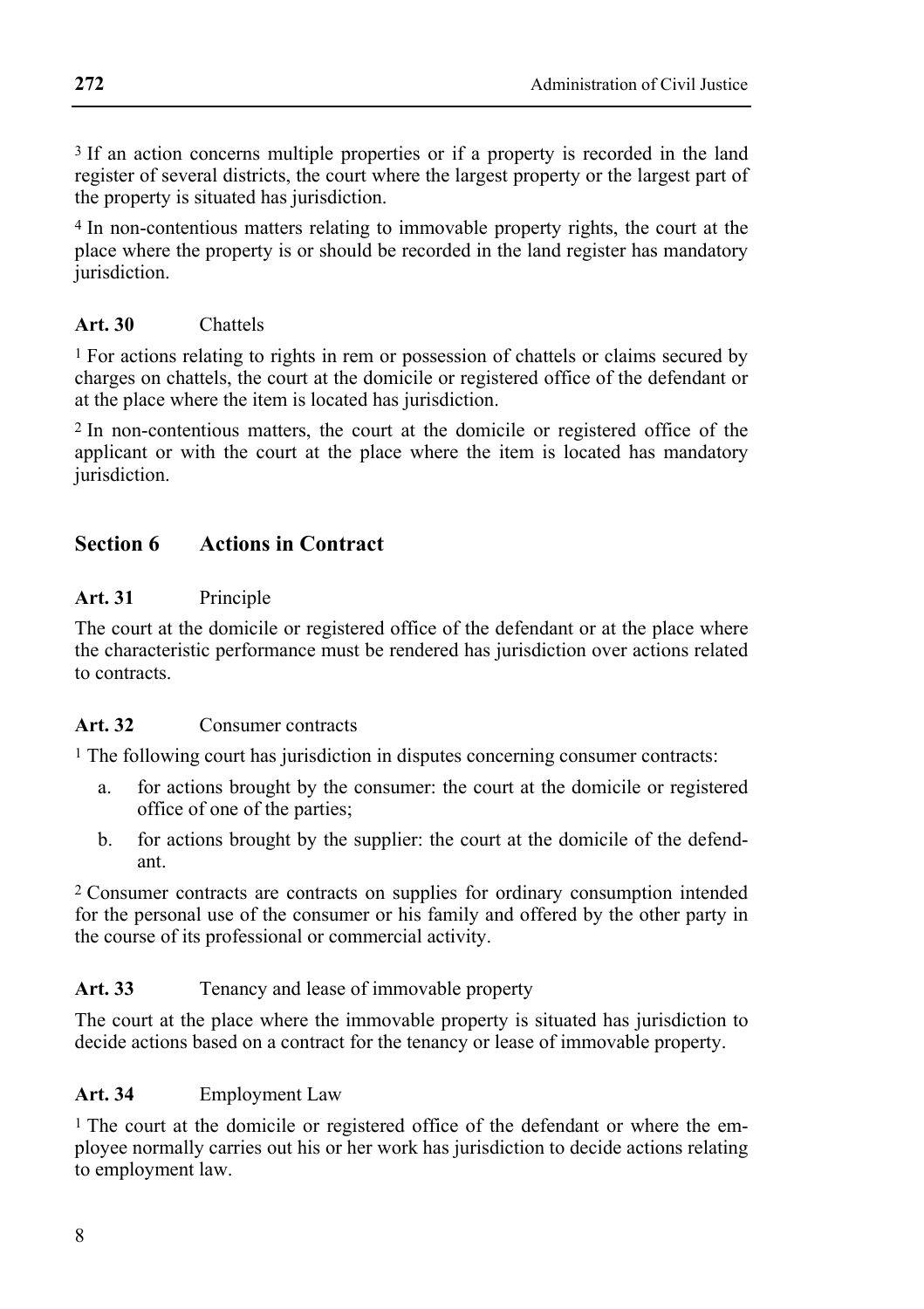[3] If an action concerns multiple properties or if a property is recorded in the land register of several districts, the court where the largest property or the largest part of the property is situated has jurisdiction.

[4] In non-contentious matters relating to immovable property rights, the court at the place where the property is or should be recorded in the land register has mandatory jurisdiction.

**Art. 30** Chattels

[1] For actions relating to rights in rem or possession of chattels or claims secured by charges on chattels, the court at the domicile or registered office of the defendant or at the place where the item is located has jurisdiction.

[2] In non-contentious matters, the court at the domicile or registered office of the applicant or with the court at the place where the item is located has mandatory jurisdiction.

## Section 6 Actions in Contract

**Art. 31** Principle

The court at the domicile or registered office of the defendant or at the place where the characteristic performance must be rendered has jurisdiction over actions related to contracts.

**Art. 32** Consumer contracts

[1] The following court has jurisdiction in disputes concerning consumer contracts:

a. for actions brought by the consumer: the court at the domicile or registered office of one of the parties;

b. for actions brought by the supplier: the court at the domicile of the defendant.

[2] Consumer contracts are contracts on supplies for ordinary consumption intended for the personal use of the consumer or his family and offered by the other party in the course of its professional or commercial activity.

**Art. 33** Tenancy and lease of immovable property

The court at the place where the immovable property is situated has jurisdiction to decide actions based on a contract for the tenancy or lease of immovable property.

**Art. 34** Employment Law

[1] The court at the domicile or registered office of the defendant or where the employee normally carries out his or her work has jurisdiction to decide actions relating to employment law.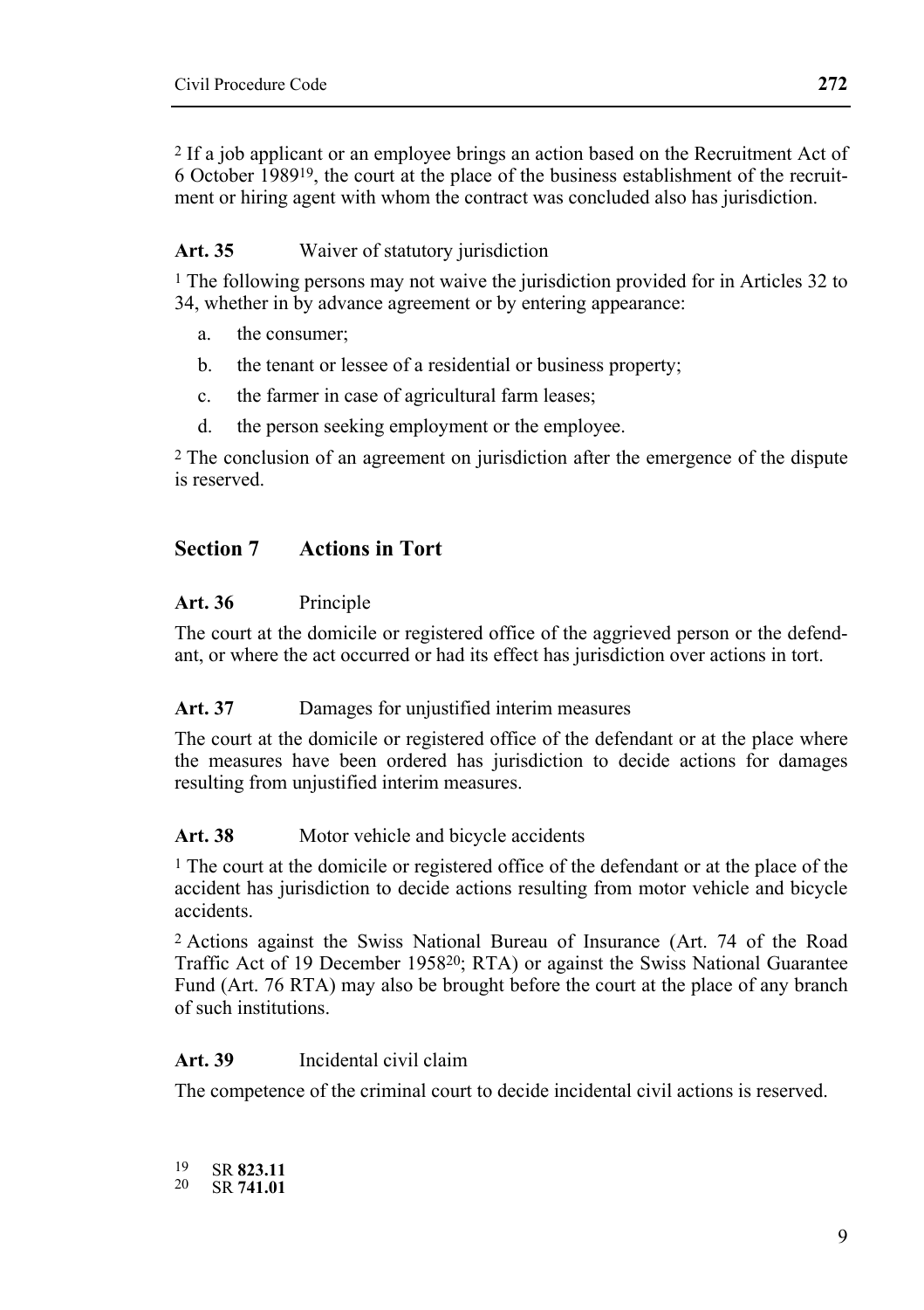[2] If a job applicant or an employee brings an action based on the Recruitment Act of 6 October 1989[19], the court at the place of the business establishment of the recruitment or hiring agent with whom the contract was concluded also has jurisdiction.

**Art. 35** Waiver of statutory jurisdiction

[1] The following persons may not waive the jurisdiction provided for in Articles 32 to 34, whether in by advance agreement or by entering appearance:

a. the consumer;
b. the tenant or lessee of a residential or business property;
c. the farmer in case of agricultural farm leases;
d. the person seeking employment or the employee.

[2] The conclusion of an agreement on jurisdiction after the emergence of the dispute is reserved.

## Section 7 Actions in Tort

**Art. 36** Principle

The court at the domicile or registered office of the aggrieved person or the defendant, or where the act occurred or had its effect has jurisdiction over actions in tort.

**Art. 37** Damages for unjustified interim measures

The court at the domicile or registered office of the defendant or at the place where the measures have been ordered has jurisdiction to decide actions for damages resulting from unjustified interim measures.

**Art. 38** Motor vehicle and bicycle accidents

[1] The court at the domicile or registered office of the defendant or at the place of the accident has jurisdiction to decide actions resulting from motor vehicle and bicycle accidents.

[2] Actions against the Swiss National Bureau of Insurance (Art. 74 of the Road Traffic Act of 19 December 1958[20]; RTA) or against the Swiss National Guarantee Fund (Art. 76 RTA) may also be brought before the court at the place of any branch of such institutions.

**Art. 39** Incidental civil claim

The competence of the criminal court to decide incidental civil actions is reserved.

[19] SR **823.11**
[20] SR **741.01**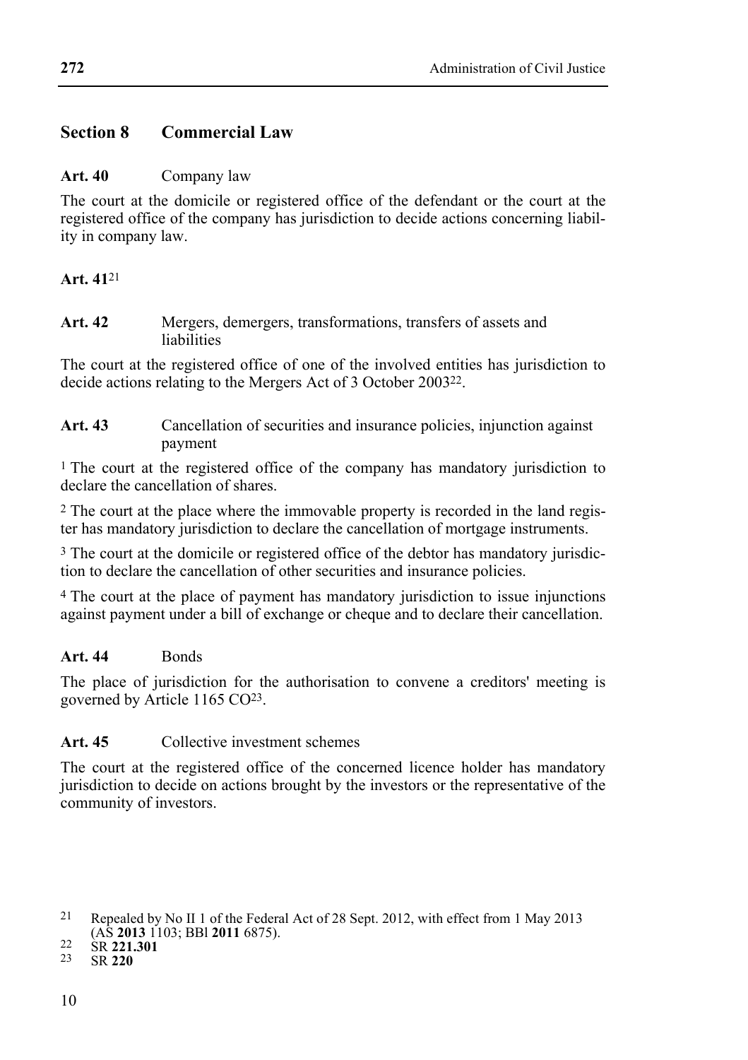## Section 8 Commercial Law

**Art. 40** Company law

The court at the domicile or registered office of the defendant or the court at the registered office of the company has jurisdiction to decide actions concerning liability in company law.

**Art. 41**[21]

**Art. 42** Mergers, demergers, transformations, transfers of assets and liabilities

The court at the registered office of one of the involved entities has jurisdiction to decide actions relating to the Mergers Act of 3 October 2003[22].

**Art. 43** Cancellation of securities and insurance policies, injunction against payment

[1] The court at the registered office of the company has mandatory jurisdiction to declare the cancellation of shares.

[2] The court at the place where the immovable property is recorded in the land register has mandatory jurisdiction to declare the cancellation of mortgage instruments.

[3] The court at the domicile or registered office of the debtor has mandatory jurisdiction to declare the cancellation of other securities and insurance policies.

[4] The court at the place of payment has mandatory jurisdiction to issue injunctions against payment under a bill of exchange or cheque and to declare their cancellation.

**Art. 44** Bonds

The place of jurisdiction for the authorisation to convene a creditors' meeting is governed by Article 1165 CO[23].

**Art. 45** Collective investment schemes

The court at the registered office of the concerned licence holder has mandatory jurisdiction to decide on actions brought by the investors or the representative of the community of investors.

---

21 Repealed by No II 1 of the Federal Act of 28 Sept. 2012, with effect from 1 May 2013 (AS **2013** 1103; BBl **2011** 6875).

22 SR **221.301**

23 SR **220**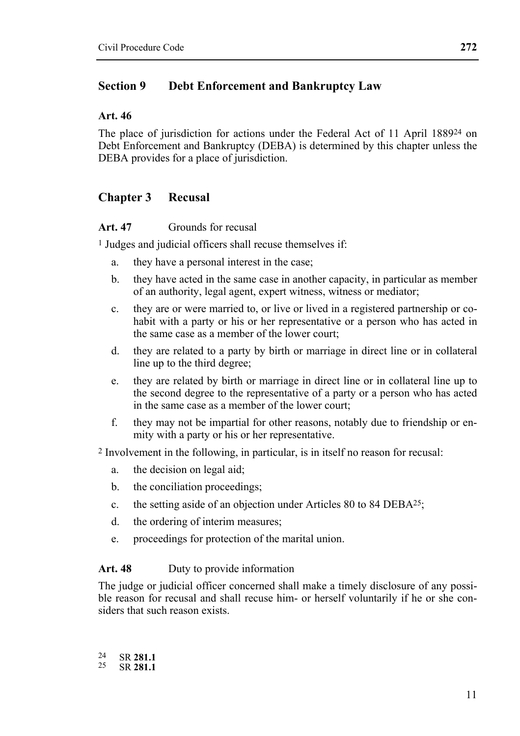## Section 9 Debt Enforcement and Bankruptcy Law

**Art. 46**

The place of jurisdiction for actions under the Federal Act of 11 April 1889[24] on Debt Enforcement and Bankruptcy (DEBA) is determined by this chapter unless the DEBA provides for a place of jurisdiction.

## Chapter 3 Recusal

**Art. 47** Grounds for recusal

[1] Judges and judicial officers shall recuse themselves if:

a. they have a personal interest in the case;

b. they have acted in the same case in another capacity, in particular as member of an authority, legal agent, expert witness, witness or mediator;

c. they are or were married to, or live or lived in a registered partnership or cohabit with a party or his or her representative or a person who has acted in the same case as a member of the lower court;

d. they are related to a party by birth or marriage in direct line or in collateral line up to the third degree;

e. they are related by birth or marriage in direct line or in collateral line up to the second degree to the representative of a party or a person who has acted in the same case as a member of the lower court;

f. they may not be impartial for other reasons, notably due to friendship or enmity with a party or his or her representative.

[2] Involvement in the following, in particular, is in itself no reason for recusal:

a. the decision on legal aid;

b. the conciliation proceedings;

c. the setting aside of an objection under Articles 80 to 84 DEBA[25];

d. the ordering of interim measures;

e. proceedings for protection of the marital union.

**Art. 48** Duty to provide information

The judge or judicial officer concerned shall make a timely disclosure of any possible reason for recusal and shall recuse him- or herself voluntarily if he or she considers that such reason exists.

[24] SR **281.1**
[25] SR **281.1**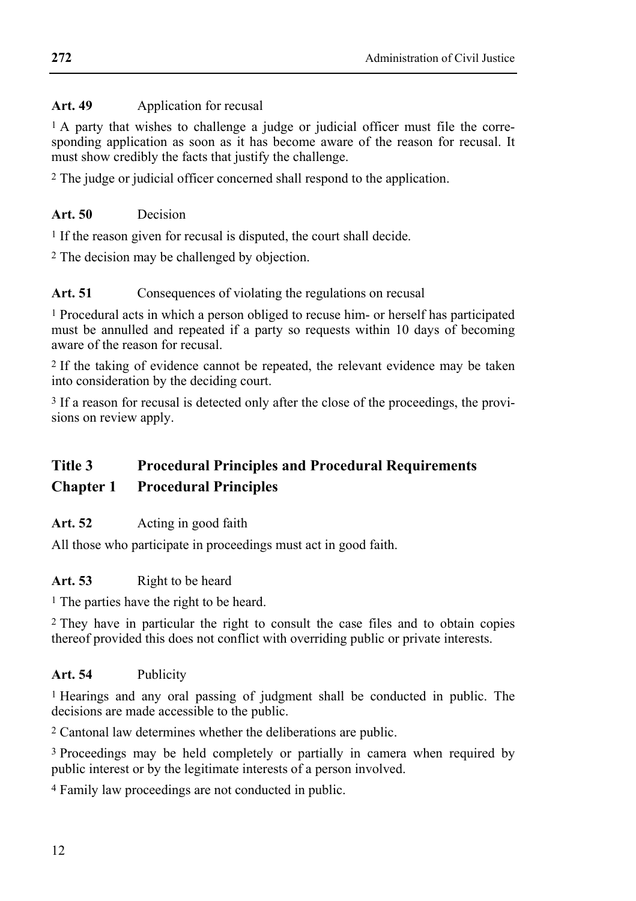**Art. 49** Application for recusal

[1] A party that wishes to challenge a judge or judicial officer must file the corresponding application as soon as it has become aware of the reason for recusal. It must show credibly the facts that justify the challenge.

[2] The judge or judicial officer concerned shall respond to the application.

**Art. 50** Decision

[1] If the reason given for recusal is disputed, the court shall decide.

[2] The decision may be challenged by objection.

**Art. 51** Consequences of violating the regulations on recusal

[1] Procedural acts in which a person obliged to recuse him- or herself has participated must be annulled and repeated if a party so requests within 10 days of becoming aware of the reason for recusal.

[2] If the taking of evidence cannot be repeated, the relevant evidence may be taken into consideration by the deciding court.

[3] If a reason for recusal is detected only after the close of the proceedings, the provisions on review apply.

## Title 3 Procedural Principles and Procedural Requirements

## Chapter 1 Procedural Principles

**Art. 52** Acting in good faith

All those who participate in proceedings must act in good faith.

**Art. 53** Right to be heard

[1] The parties have the right to be heard.

[2] They have in particular the right to consult the case files and to obtain copies thereof provided this does not conflict with overriding public or private interests.

**Art. 54** Publicity

[1] Hearings and any oral passing of judgment shall be conducted in public. The decisions are made accessible to the public.

[2] Cantonal law determines whether the deliberations are public.

[3] Proceedings may be held completely or partially in camera when required by public interest or by the legitimate interests of a person involved.

[4] Family law proceedings are not conducted in public.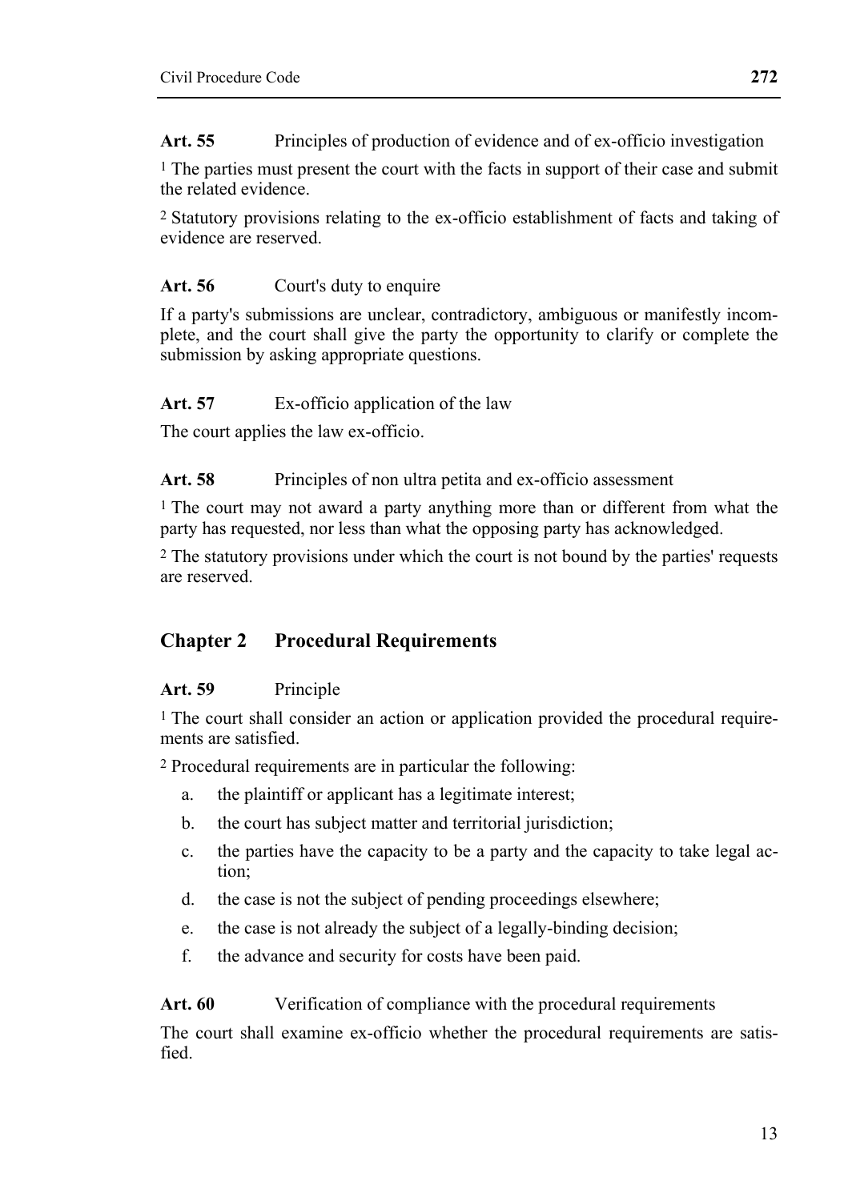**Art. 55** Principles of production of evidence and of ex-officio investigation

[1] The parties must present the court with the facts in support of their case and submit the related evidence.

[2] Statutory provisions relating to the ex-officio establishment of facts and taking of evidence are reserved.

**Art. 56** Court's duty to enquire

If a party's submissions are unclear, contradictory, ambiguous or manifestly incomplete, and the court shall give the party the opportunity to clarify or complete the submission by asking appropriate questions.

**Art. 57** Ex-officio application of the law

The court applies the law ex-officio.

**Art. 58** Principles of non ultra petita and ex-officio assessment

[1] The court may not award a party anything more than or different from what the party has requested, nor less than what the opposing party has acknowledged.

[2] The statutory provisions under which the court is not bound by the parties' requests are reserved.

## Chapter 2 Procedural Requirements

**Art. 59** Principle

[1] The court shall consider an action or application provided the procedural requirements are satisfied.

[2] Procedural requirements are in particular the following:

a. the plaintiff or applicant has a legitimate interest;
b. the court has subject matter and territorial jurisdiction;
c. the parties have the capacity to be a party and the capacity to take legal action;
d. the case is not the subject of pending proceedings elsewhere;
e. the case is not already the subject of a legally-binding decision;
f. the advance and security for costs have been paid.

**Art. 60** Verification of compliance with the procedural requirements

The court shall examine ex-officio whether the procedural requirements are satisfied.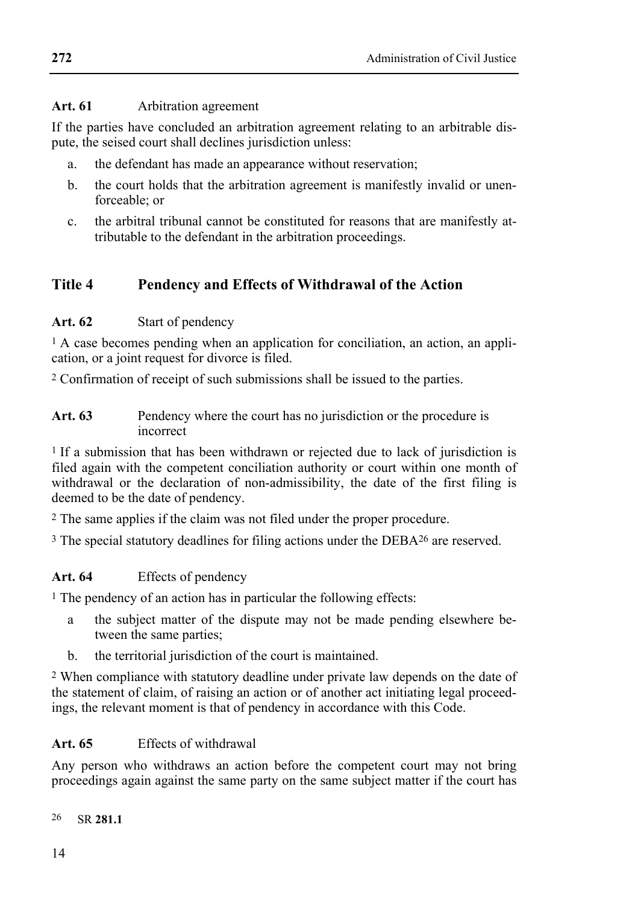**Art. 61** Arbitration agreement

If the parties have concluded an arbitration agreement relating to an arbitrable dispute, the seised court shall declines jurisdiction unless:

a. the defendant has made an appearance without reservation;

b. the court holds that the arbitration agreement is manifestly invalid or unenforceable; or

c. the arbitral tribunal cannot be constituted for reasons that are manifestly attributable to the defendant in the arbitration proceedings.

## Title 4 Pendency and Effects of Withdrawal of the Action

**Art. 62** Start of pendency

[1] A case becomes pending when an application for conciliation, an action, an application, or a joint request for divorce is filed.

[2] Confirmation of receipt of such submissions shall be issued to the parties.

**Art. 63** Pendency where the court has no jurisdiction or the procedure is incorrect

[1] If a submission that has been withdrawn or rejected due to lack of jurisdiction is filed again with the competent conciliation authority or court within one month of withdrawal or the declaration of non-admissibility, the date of the first filing is deemed to be the date of pendency.

[2] The same applies if the claim was not filed under the proper procedure.

[3] The special statutory deadlines for filing actions under the DEBA[26] are reserved.

**Art. 64** Effects of pendency

[1] The pendency of an action has in particular the following effects:

a the subject matter of the dispute may not be made pending elsewhere between the same parties;

b. the territorial jurisdiction of the court is maintained.

[2] When compliance with statutory deadline under private law depends on the date of the statement of claim, of raising an action or of another act initiating legal proceedings, the relevant moment is that of pendency in accordance with this Code.

**Art. 65** Effects of withdrawal

Any person who withdraws an action before the competent court may not bring proceedings again against the same party on the same subject matter if the court has

[26] SR **281.1**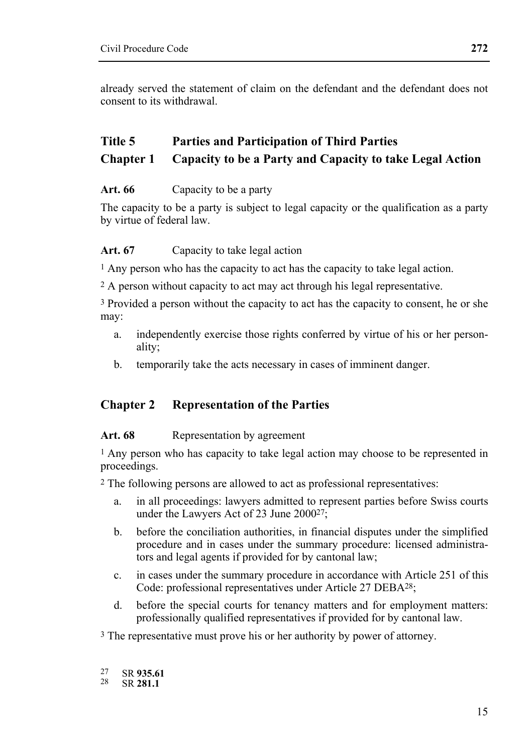already served the statement of claim on the defendant and the defendant does not consent to its withdrawal.

## Title 5 Parties and Participation of Third Parties

## Chapter 1 Capacity to be a Party and Capacity to take Legal Action

**Art. 66** Capacity to be a party

The capacity to be a party is subject to legal capacity or the qualification as a party by virtue of federal law.

**Art. 67** Capacity to take legal action

[1] Any person who has the capacity to act has the capacity to take legal action.

[2] A person without capacity to act may act through his legal representative.

[3] Provided a person without the capacity to act has the capacity to consent, he or she may:

a. independently exercise those rights conferred by virtue of his or her personality;

b. temporarily take the acts necessary in cases of imminent danger.

## Chapter 2 Representation of the Parties

**Art. 68** Representation by agreement

[1] Any person who has capacity to take legal action may choose to be represented in proceedings.

[2] The following persons are allowed to act as professional representatives:

a. in all proceedings: lawyers admitted to represent parties before Swiss courts under the Lawyers Act of 23 June 2000[27];

b. before the conciliation authorities, in financial disputes under the simplified procedure and in cases under the summary procedure: licensed administrators and legal agents if provided for by cantonal law;

c. in cases under the summary procedure in accordance with Article 251 of this Code: professional representatives under Article 27 DEBA[28];

d. before the special courts for tenancy matters and for employment matters: professionally qualified representatives if provided for by cantonal law.

[3] The representative must prove his or her authority by power of attorney.

[27] SR **935.61**
[28] SR **281.1**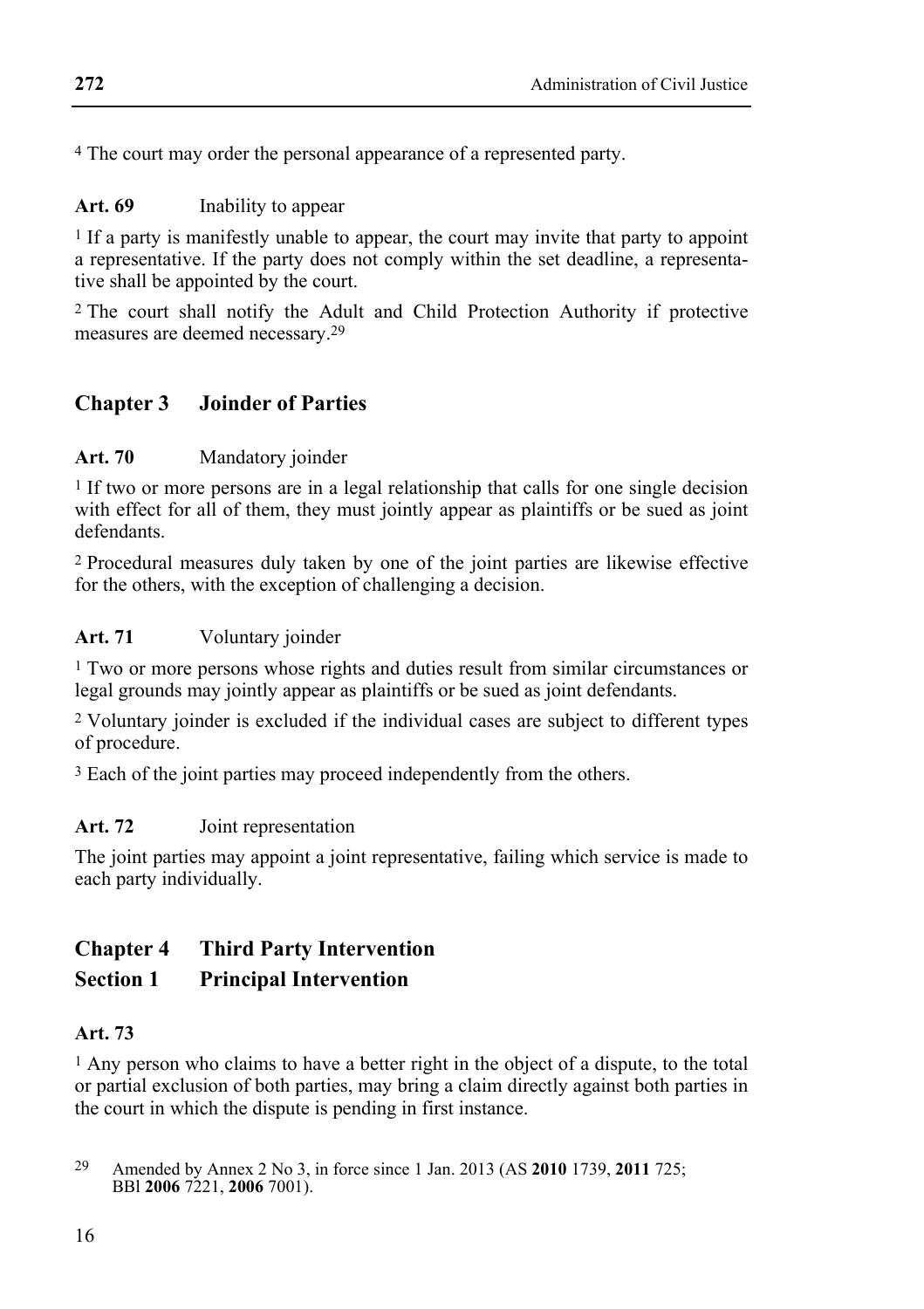[4] The court may order the personal appearance of a represented party.

**Art. 69** Inability to appear

[1] If a party is manifestly unable to appear, the court may invite that party to appoint a representative. If the party does not comply within the set deadline, a representative shall be appointed by the court.

[2] The court shall notify the Adult and Child Protection Authority if protective measures are deemed necessary.[29]

## Chapter 3 Joinder of Parties

**Art. 70** Mandatory joinder

[1] If two or more persons are in a legal relationship that calls for one single decision with effect for all of them, they must jointly appear as plaintiffs or be sued as joint defendants.

[2] Procedural measures duly taken by one of the joint parties are likewise effective for the others, with the exception of challenging a decision.

**Art. 71** Voluntary joinder

[1] Two or more persons whose rights and duties result from similar circumstances or legal grounds may jointly appear as plaintiffs or be sued as joint defendants.

[2] Voluntary joinder is excluded if the individual cases are subject to different types of procedure.

[3] Each of the joint parties may proceed independently from the others.

**Art. 72** Joint representation

The joint parties may appoint a joint representative, failing which service is made to each party individually.

## Chapter 4 Third Party Intervention

## Section 1 Principal Intervention

**Art. 73**

[1] Any person who claims to have a better right in the object of a dispute, to the total or partial exclusion of both parties, may bring a claim directly against both parties in the court in which the dispute is pending in first instance.

[29] Amended by Annex 2 No 3, in force since 1 Jan. 2013 (AS **2010** 1739, **2011** 725; BBl **2006** 7221, **2006** 7001).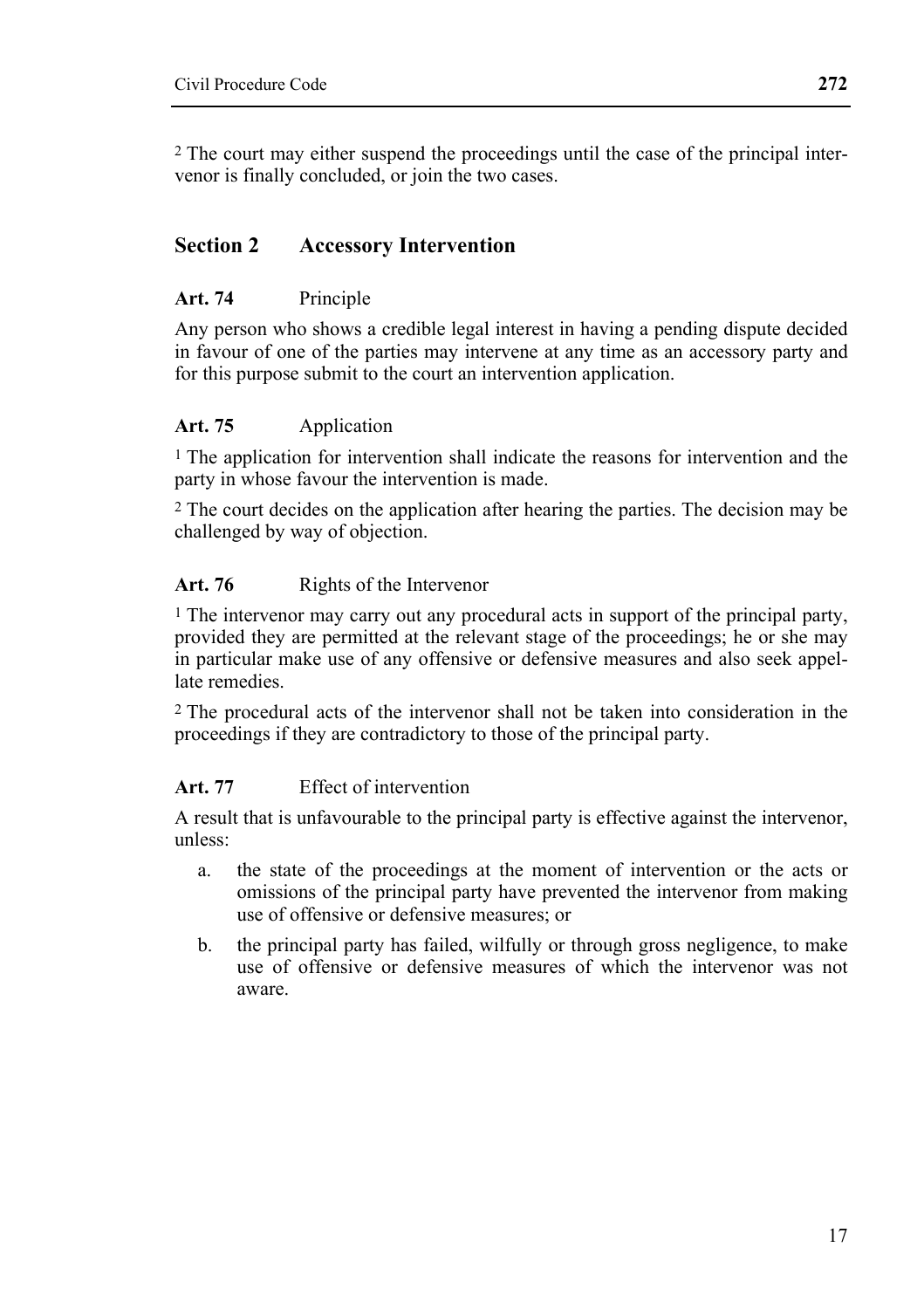[2] The court may either suspend the proceedings until the case of the principal intervenor is finally concluded, or join the two cases.

## Section 2 Accessory Intervention

### Art. 74 Principle

Any person who shows a credible legal interest in having a pending dispute decided in favour of one of the parties may intervene at any time as an accessory party and for this purpose submit to the court an intervention application.

### Art. 75 Application

[1] The application for intervention shall indicate the reasons for intervention and the party in whose favour the intervention is made.

[2] The court decides on the application after hearing the parties. The decision may be challenged by way of objection.

### Art. 76 Rights of the Intervenor

[1] The intervenor may carry out any procedural acts in support of the principal party, provided they are permitted at the relevant stage of the proceedings; he or she may in particular make use of any offensive or defensive measures and also seek appellate remedies.

[2] The procedural acts of the intervenor shall not be taken into consideration in the proceedings if they are contradictory to those of the principal party.

### Art. 77 Effect of intervention

A result that is unfavourable to the principal party is effective against the intervenor, unless:

a. the state of the proceedings at the moment of intervention or the acts or omissions of the principal party have prevented the intervenor from making use of offensive or defensive measures; or

b. the principal party has failed, wilfully or through gross negligence, to make use of offensive or defensive measures of which the intervenor was not aware.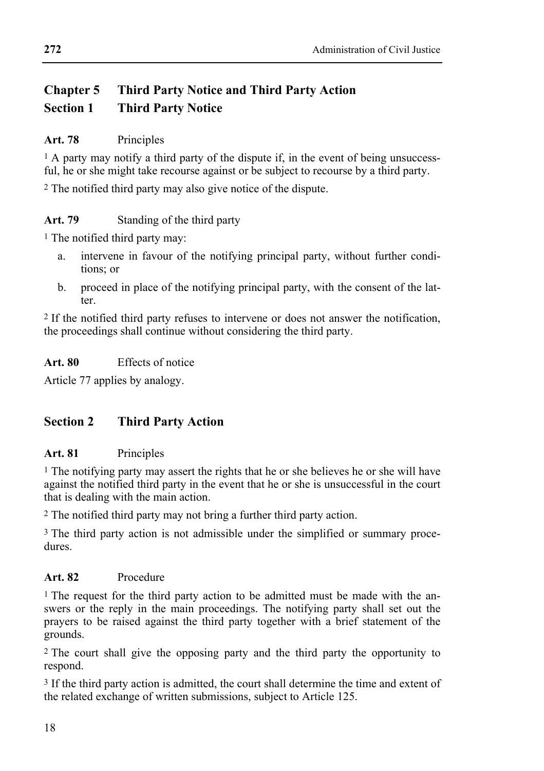## Chapter 5 Third Party Notice and Third Party Action

### Section 1 Third Party Notice

**Art. 78** Principles

[1] A party may notify a third party of the dispute if, in the event of being unsuccessful, he or she might take recourse against or be subject to recourse by a third party.

[2] The notified third party may also give notice of the dispute.

**Art. 79** Standing of the third party

[1] The notified third party may:

a. intervene in favour of the notifying principal party, without further conditions; or
b. proceed in place of the notifying principal party, with the consent of the latter.

[2] If the notified third party refuses to intervene or does not answer the notification, the proceedings shall continue without considering the third party.

**Art. 80** Effects of notice

Article 77 applies by analogy.

### Section 2 Third Party Action

**Art. 81** Principles

[1] The notifying party may assert the rights that he or she believes he or she will have against the notified third party in the event that he or she is unsuccessful in the court that is dealing with the main action.

[2] The notified third party may not bring a further third party action.

[3] The third party action is not admissible under the simplified or summary procedures.

**Art. 82** Procedure

[1] The request for the third party action to be admitted must be made with the answers or the reply in the main proceedings. The notifying party shall set out the prayers to be raised against the third party together with a brief statement of the grounds.

[2] The court shall give the opposing party and the third party the opportunity to respond.

[3] If the third party action is admitted, the court shall determine the time and extent of the related exchange of written submissions, subject to Article 125.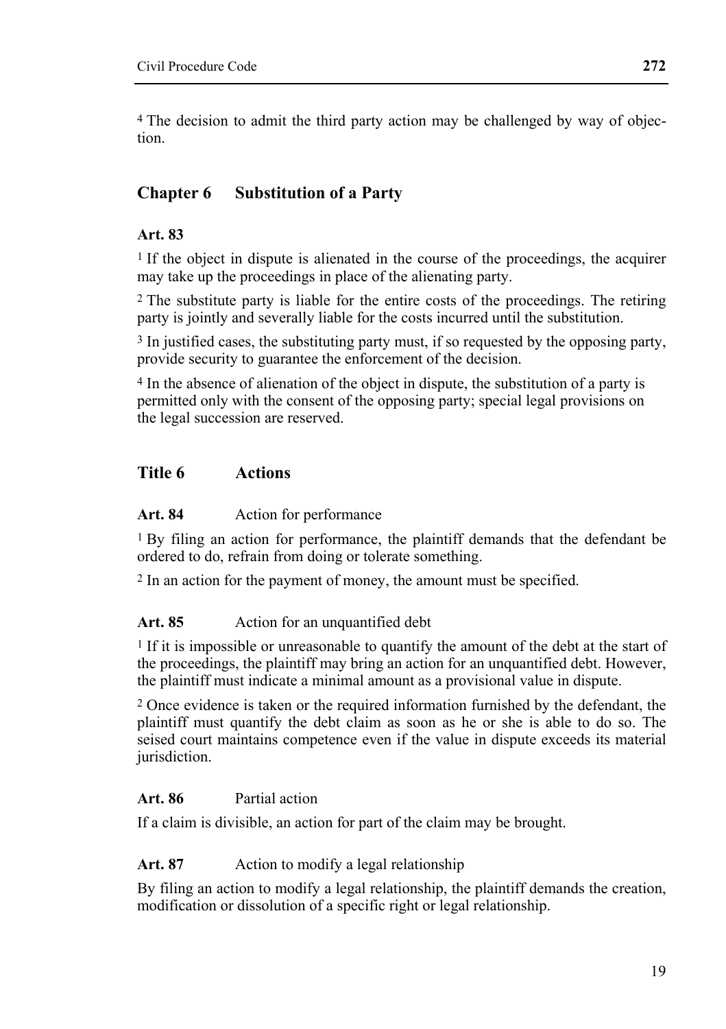[4] The decision to admit the third party action may be challenged by way of objection.

## Chapter 6 Substitution of a Party

### Art. 83

[1] If the object in dispute is alienated in the course of the proceedings, the acquirer may take up the proceedings in place of the alienating party.

[2] The substitute party is liable for the entire costs of the proceedings. The retiring party is jointly and severally liable for the costs incurred until the substitution.

[3] In justified cases, the substituting party must, if so requested by the opposing party, provide security to guarantee the enforcement of the decision.

[4] In the absence of alienation of the object in dispute, the substitution of a party is permitted only with the consent of the opposing party; special legal provisions on the legal succession are reserved.

# Title 6 Actions

### Art. 84 Action for performance

[1] By filing an action for performance, the plaintiff demands that the defendant be ordered to do, refrain from doing or tolerate something.

[2] In an action for the payment of money, the amount must be specified.

### Art. 85 Action for an unquantified debt

[1] If it is impossible or unreasonable to quantify the amount of the debt at the start of the proceedings, the plaintiff may bring an action for an unquantified debt. However, the plaintiff must indicate a minimal amount as a provisional value in dispute.

[2] Once evidence is taken or the required information furnished by the defendant, the plaintiff must quantify the debt claim as soon as he or she is able to do so. The seised court maintains competence even if the value in dispute exceeds its material jurisdiction.

### Art. 86 Partial action

If a claim is divisible, an action for part of the claim may be brought.

### Art. 87 Action to modify a legal relationship

By filing an action to modify a legal relationship, the plaintiff demands the creation, modification or dissolution of a specific right or legal relationship.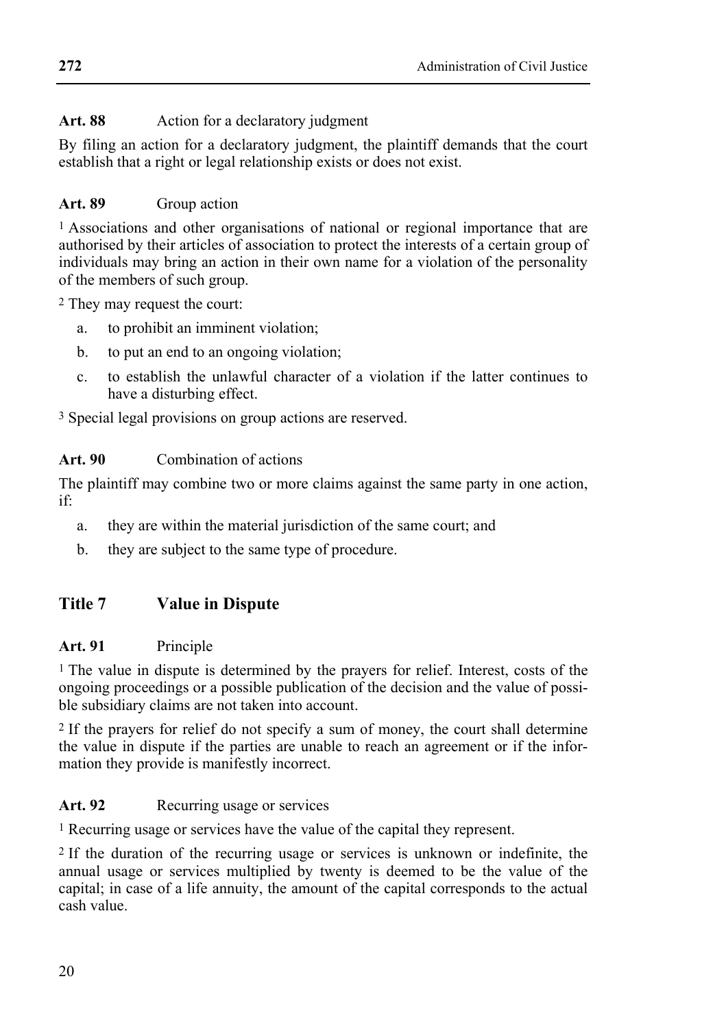**Art. 88** Action for a declaratory judgment

By filing an action for a declaratory judgment, the plaintiff demands that the court establish that a right or legal relationship exists or does not exist.

**Art. 89** Group action

[1] Associations and other organisations of national or regional importance that are authorised by their articles of association to protect the interests of a certain group of individuals may bring an action in their own name for a violation of the personality of the members of such group.

[2] They may request the court:

a. to prohibit an imminent violation;

b. to put an end to an ongoing violation;

c. to establish the unlawful character of a violation if the latter continues to have a disturbing effect.

[3] Special legal provisions on group actions are reserved.

**Art. 90** Combination of actions

The plaintiff may combine two or more claims against the same party in one action, if:

a. they are within the material jurisdiction of the same court; and

b. they are subject to the same type of procedure.

## Title 7 Value in Dispute

**Art. 91** Principle

[1] The value in dispute is determined by the prayers for relief. Interest, costs of the ongoing proceedings or a possible publication of the decision and the value of possible subsidiary claims are not taken into account.

[2] If the prayers for relief do not specify a sum of money, the court shall determine the value in dispute if the parties are unable to reach an agreement or if the information they provide is manifestly incorrect.

**Art. 92** Recurring usage or services

[1] Recurring usage or services have the value of the capital they represent.

[2] If the duration of the recurring usage or services is unknown or indefinite, the annual usage or services multiplied by twenty is deemed to be the value of the capital; in case of a life annuity, the amount of the capital corresponds to the actual cash value.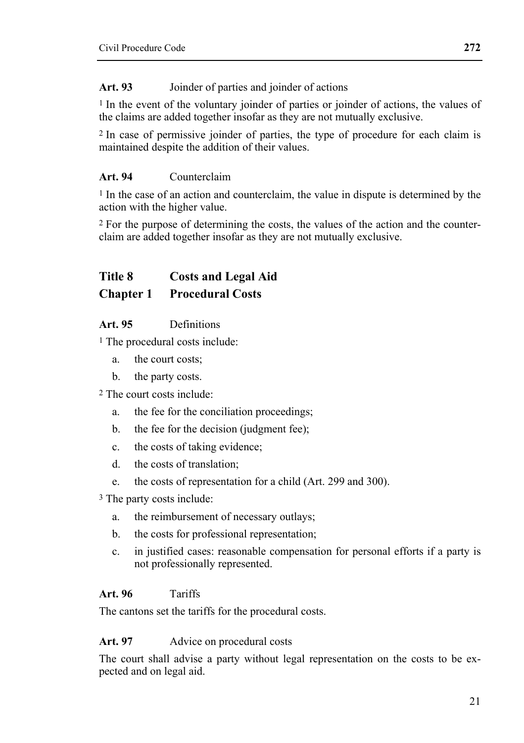**Art. 93** Joinder of parties and joinder of actions

[1] In the event of the voluntary joinder of parties or joinder of actions, the values of the claims are added together insofar as they are not mutually exclusive.

[2] In case of permissive joinder of parties, the type of procedure for each claim is maintained despite the addition of their values.

**Art. 94** Counterclaim

[1] In the case of an action and counterclaim, the value in dispute is determined by the action with the higher value.

[2] For the purpose of determining the costs, the values of the action and the counterclaim are added together insofar as they are not mutually exclusive.

## Title 8 Costs and Legal Aid

## Chapter 1 Procedural Costs

**Art. 95** Definitions

[1] The procedural costs include:

a. the court costs;
b. the party costs.

[2] The court costs include:

a. the fee for the conciliation proceedings;
b. the fee for the decision (judgment fee);
c. the costs of taking evidence;
d. the costs of translation;
e. the costs of representation for a child (Art. 299 and 300).

[3] The party costs include:

a. the reimbursement of necessary outlays;
b. the costs for professional representation;
c. in justified cases: reasonable compensation for personal efforts if a party is not professionally represented.

**Art. 96** Tariffs

The cantons set the tariffs for the procedural costs.

**Art. 97** Advice on procedural costs

The court shall advise a party without legal representation on the costs to be expected and on legal aid.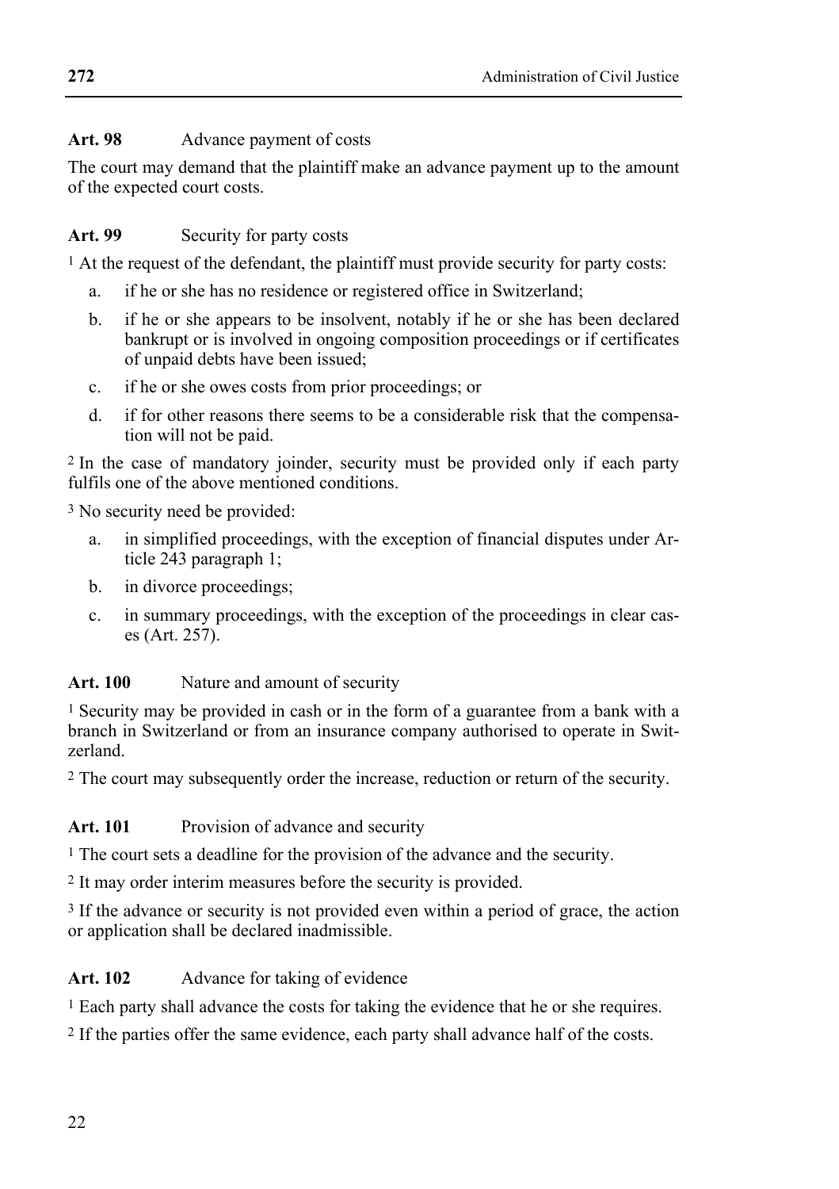**Art. 98** Advance payment of costs

The court may demand that the plaintiff make an advance payment up to the amount of the expected court costs.

**Art. 99** Security for party costs

[1] At the request of the defendant, the plaintiff must provide security for party costs:

a. if he or she has no residence or registered office in Switzerland;

b. if he or she appears to be insolvent, notably if he or she has been declared bankrupt or is involved in ongoing composition proceedings or if certificates of unpaid debts have been issued;

c. if he or she owes costs from prior proceedings; or

d. if for other reasons there seems to be a considerable risk that the compensation will not be paid.

[2] In the case of mandatory joinder, security must be provided only if each party fulfils one of the above mentioned conditions.

[3] No security need be provided:

a. in simplified proceedings, with the exception of financial disputes under Article 243 paragraph 1;

b. in divorce proceedings;

c. in summary proceedings, with the exception of the proceedings in clear cases (Art. 257).

**Art. 100** Nature and amount of security

[1] Security may be provided in cash or in the form of a guarantee from a bank with a branch in Switzerland or from an insurance company authorised to operate in Switzerland.

[2] The court may subsequently order the increase, reduction or return of the security.

**Art. 101** Provision of advance and security

[1] The court sets a deadline for the provision of the advance and the security.

[2] It may order interim measures before the security is provided.

[3] If the advance or security is not provided even within a period of grace, the action or application shall be declared inadmissible.

**Art. 102** Advance for taking of evidence

[1] Each party shall advance the costs for taking the evidence that he or she requires.

[2] If the parties offer the same evidence, each party shall advance half of the costs.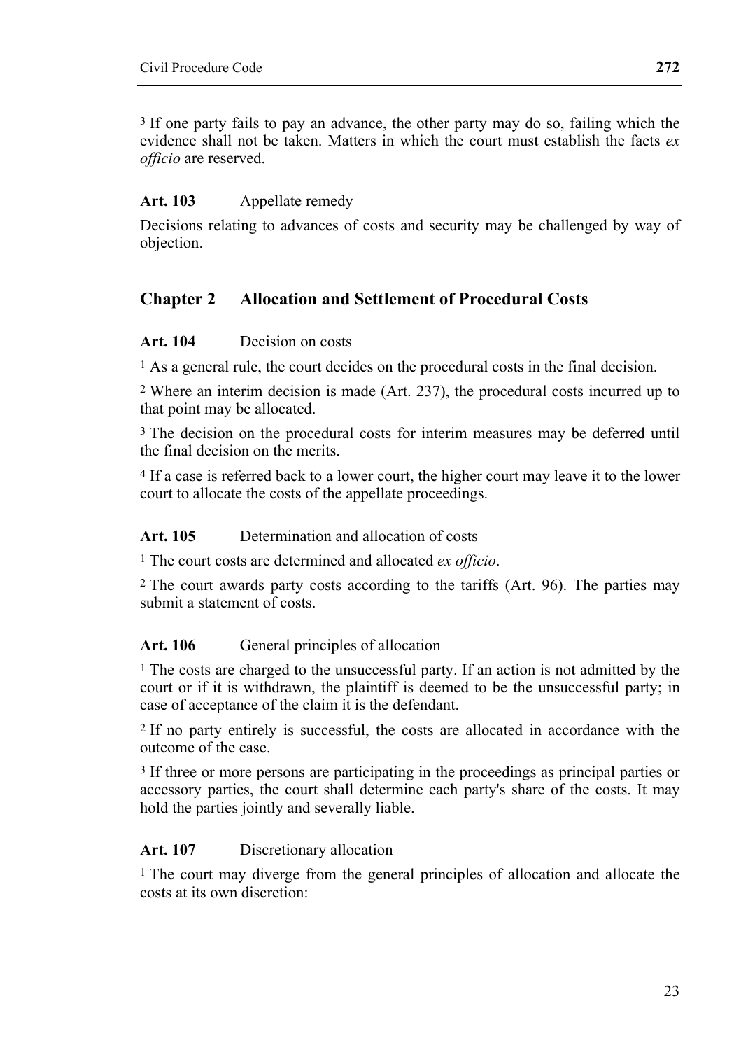[3] If one party fails to pay an advance, the other party may do so, failing which the evidence shall not be taken. Matters in which the court must establish the facts *ex officio* are reserved.

**Art. 103** Appellate remedy

Decisions relating to advances of costs and security may be challenged by way of objection.

## Chapter 2 Allocation and Settlement of Procedural Costs

**Art. 104** Decision on costs

[1] As a general rule, the court decides on the procedural costs in the final decision.

[2] Where an interim decision is made (Art. 237), the procedural costs incurred up to that point may be allocated.

[3] The decision on the procedural costs for interim measures may be deferred until the final decision on the merits.

[4] If a case is referred back to a lower court, the higher court may leave it to the lower court to allocate the costs of the appellate proceedings.

**Art. 105** Determination and allocation of costs

[1] The court costs are determined and allocated *ex officio*.

[2] The court awards party costs according to the tariffs (Art. 96). The parties may submit a statement of costs.

**Art. 106** General principles of allocation

[1] The costs are charged to the unsuccessful party. If an action is not admitted by the court or if it is withdrawn, the plaintiff is deemed to be the unsuccessful party; in case of acceptance of the claim it is the defendant.

[2] If no party entirely is successful, the costs are allocated in accordance with the outcome of the case.

[3] If three or more persons are participating in the proceedings as principal parties or accessory parties, the court shall determine each party's share of the costs. It may hold the parties jointly and severally liable.

**Art. 107** Discretionary allocation

[1] The court may diverge from the general principles of allocation and allocate the costs at its own discretion: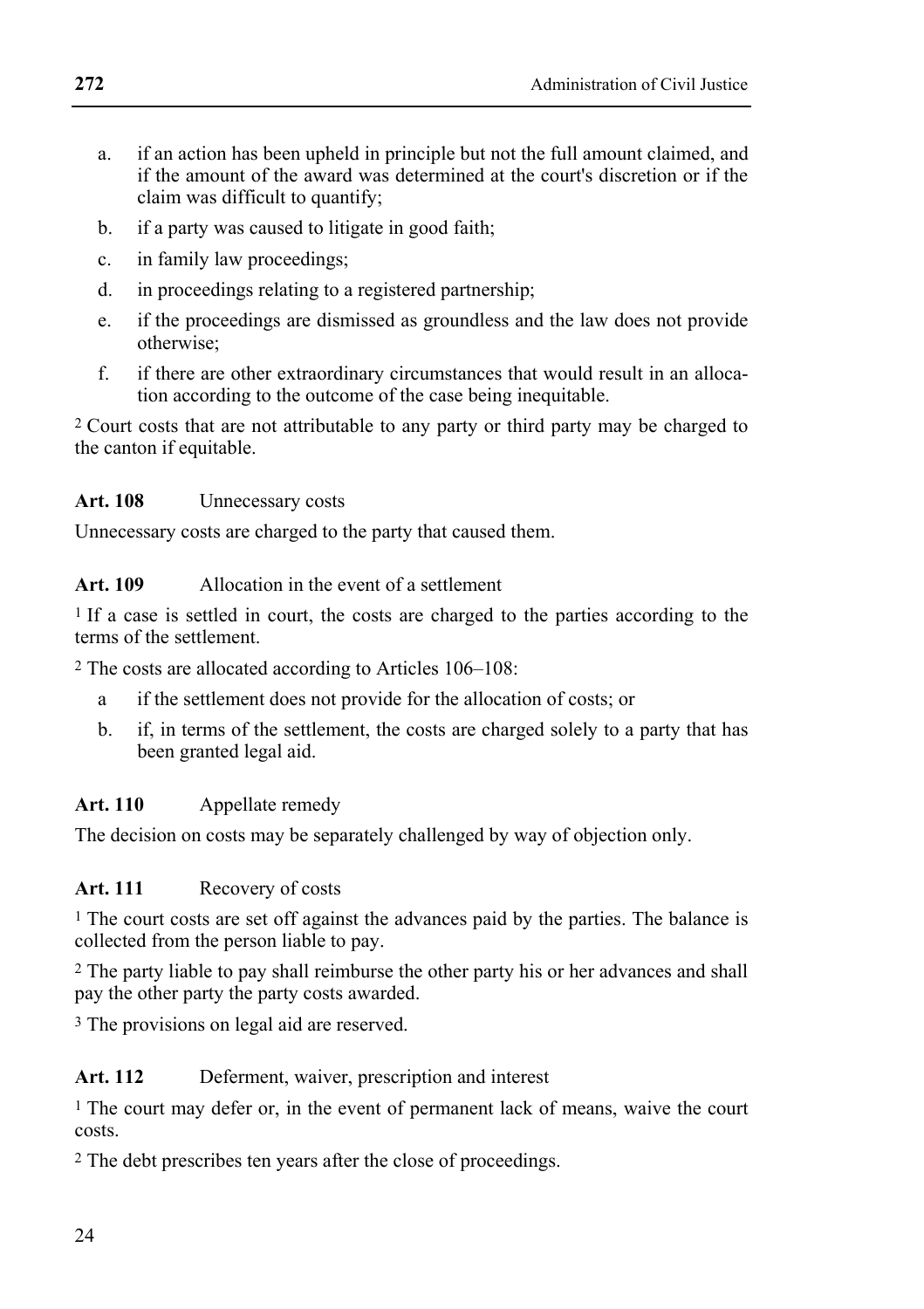a. if an action has been upheld in principle but not the full amount claimed, and if the amount of the award was determined at the court's discretion or if the claim was difficult to quantify;
b. if a party was caused to litigate in good faith;
c. in family law proceedings;
d. in proceedings relating to a registered partnership;
e. if the proceedings are dismissed as groundless and the law does not provide otherwise;
f. if there are other extraordinary circumstances that would result in an allocation according to the outcome of the case being inequitable.

[2] Court costs that are not attributable to any party or third party may be charged to the canton if equitable.

**Art. 108** Unnecessary costs

Unnecessary costs are charged to the party that caused them.

**Art. 109** Allocation in the event of a settlement

[1] If a case is settled in court, the costs are charged to the parties according to the terms of the settlement.

[2] The costs are allocated according to Articles 106–108:

a if the settlement does not provide for the allocation of costs; or
b. if, in terms of the settlement, the costs are charged solely to a party that has been granted legal aid.

**Art. 110** Appellate remedy

The decision on costs may be separately challenged by way of objection only.

**Art. 111** Recovery of costs

[1] The court costs are set off against the advances paid by the parties. The balance is collected from the person liable to pay.

[2] The party liable to pay shall reimburse the other party his or her advances and shall pay the other party the party costs awarded.

[3] The provisions on legal aid are reserved.

**Art. 112** Deferment, waiver, prescription and interest

[1] The court may defer or, in the event of permanent lack of means, waive the court costs.

[2] The debt prescribes ten years after the close of proceedings.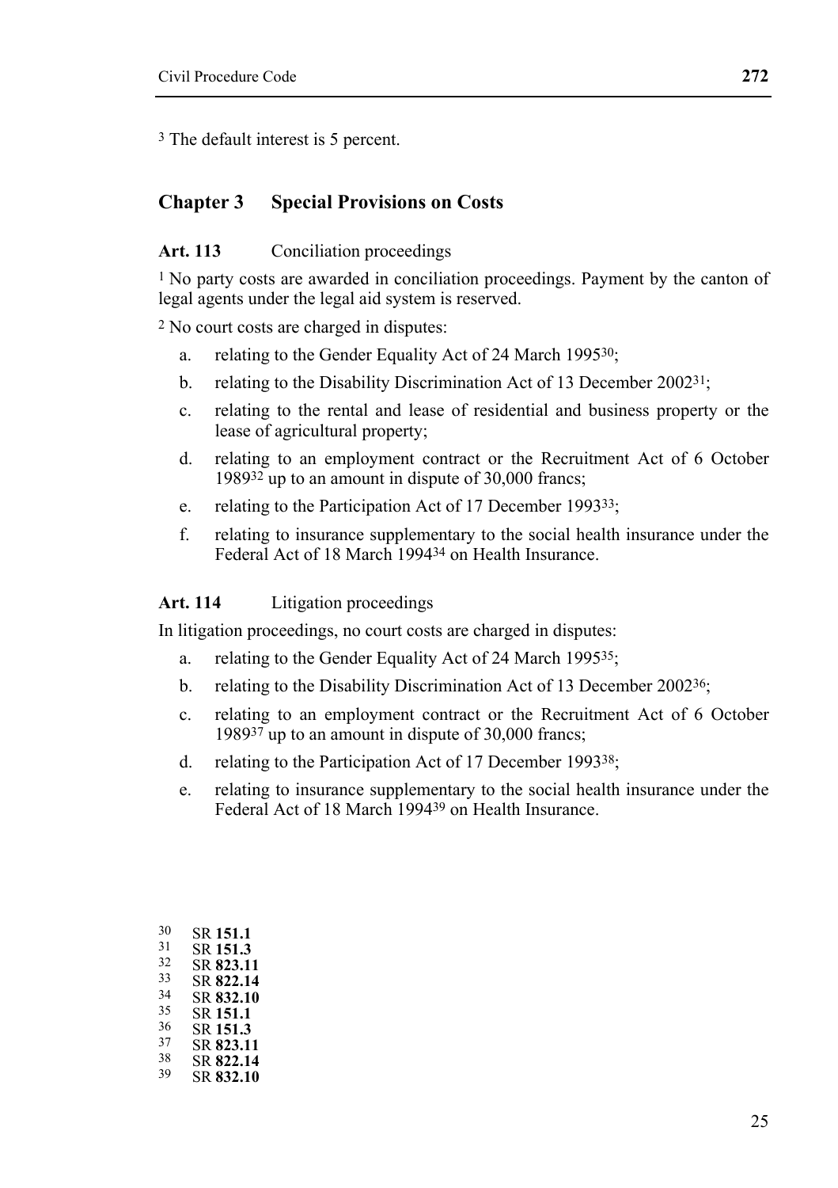[3] The default interest is 5 percent.

## Chapter 3 Special Provisions on Costs

### Art. 113 Conciliation proceedings

[1] No party costs are awarded in conciliation proceedings. Payment by the canton of legal agents under the legal aid system is reserved.

[2] No court costs are charged in disputes:

a. relating to the Gender Equality Act of 24 March 1995[30];
b. relating to the Disability Discrimination Act of 13 December 2002[31];
c. relating to the rental and lease of residential and business property or the lease of agricultural property;
d. relating to an employment contract or the Recruitment Act of 6 October 1989[32] up to an amount in dispute of 30,000 francs;
e. relating to the Participation Act of 17 December 1993[33];
f. relating to insurance supplementary to the social health insurance under the Federal Act of 18 March 1994[34] on Health Insurance.

### Art. 114 Litigation proceedings

In litigation proceedings, no court costs are charged in disputes:

a. relating to the Gender Equality Act of 24 March 1995[35];
b. relating to the Disability Discrimination Act of 13 December 2002[36];
c. relating to an employment contract or the Recruitment Act of 6 October 1989[37] up to an amount in dispute of 30,000 francs;
d. relating to the Participation Act of 17 December 1993[38];
e. relating to insurance supplementary to the social health insurance under the Federal Act of 18 March 1994[39] on Health Insurance.

[30] SR **151.1**
[31] SR **151.3**
[32] SR **823.11**
[33] SR **822.14**
[34] SR **832.10**
[35] SR **151.1**
[36] SR **151.3**
[37] SR **823.11**
[38] SR **822.14**
[39] SR **832.10**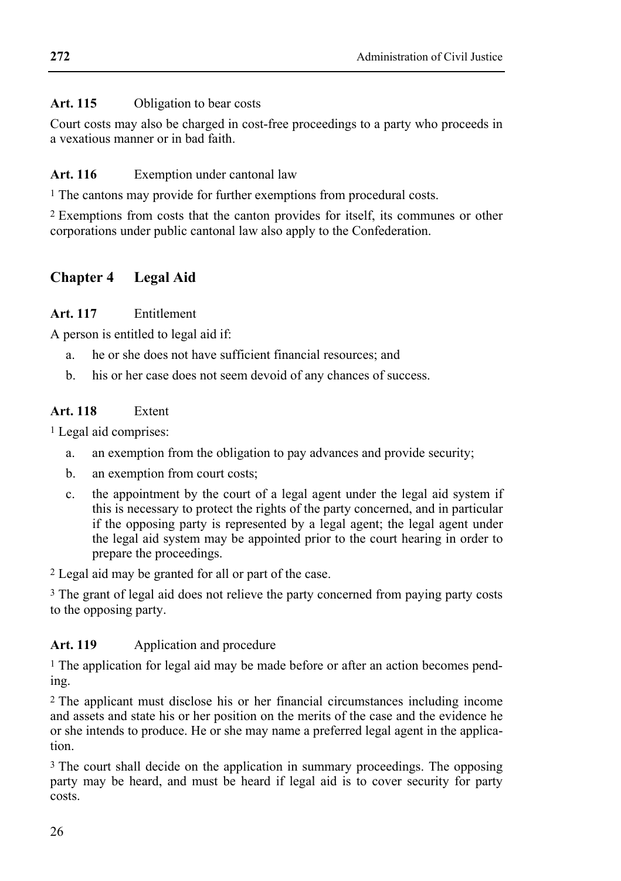**Art. 115** Obligation to bear costs

Court costs may also be charged in cost-free proceedings to a party who proceeds in a vexatious manner or in bad faith.

**Art. 116** Exemption under cantonal law

[1] The cantons may provide for further exemptions from procedural costs.

[2] Exemptions from costs that the canton provides for itself, its communes or other corporations under public cantonal law also apply to the Confederation.

## Chapter 4 Legal Aid

**Art. 117** Entitlement

A person is entitled to legal aid if:

a. he or she does not have sufficient financial resources; and
b. his or her case does not seem devoid of any chances of success.

**Art. 118** Extent

[1] Legal aid comprises:

a. an exemption from the obligation to pay advances and provide security;
b. an exemption from court costs;
c. the appointment by the court of a legal agent under the legal aid system if this is necessary to protect the rights of the party concerned, and in particular if the opposing party is represented by a legal agent; the legal agent under the legal aid system may be appointed prior to the court hearing in order to prepare the proceedings.

[2] Legal aid may be granted for all or part of the case.

[3] The grant of legal aid does not relieve the party concerned from paying party costs to the opposing party.

**Art. 119** Application and procedure

[1] The application for legal aid may be made before or after an action becomes pending.

[2] The applicant must disclose his or her financial circumstances including income and assets and state his or her position on the merits of the case and the evidence he or she intends to produce. He or she may name a preferred legal agent in the application.

[3] The court shall decide on the application in summary proceedings. The opposing party may be heard, and must be heard if legal aid is to cover security for party costs.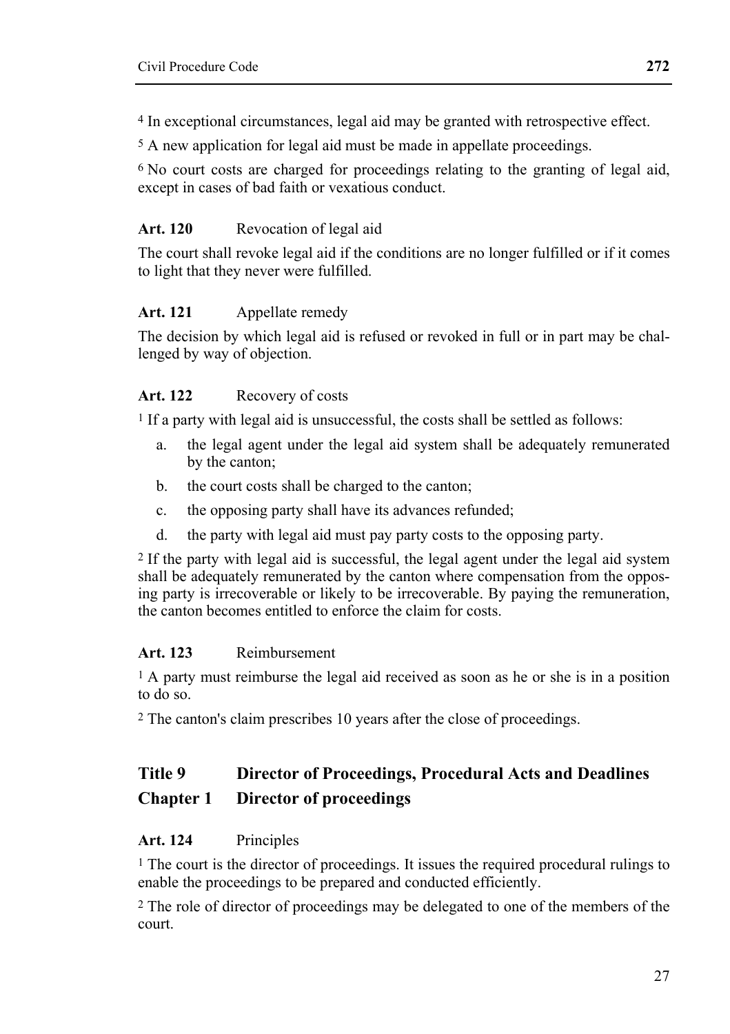[4] In exceptional circumstances, legal aid may be granted with retrospective effect.

[5] A new application for legal aid must be made in appellate proceedings.

[6] No court costs are charged for proceedings relating to the granting of legal aid, except in cases of bad faith or vexatious conduct.

**Art. 120** Revocation of legal aid

The court shall revoke legal aid if the conditions are no longer fulfilled or if it comes to light that they never were fulfilled.

**Art. 121** Appellate remedy

The decision by which legal aid is refused or revoked in full or in part may be challenged by way of objection.

**Art. 122** Recovery of costs

[1] If a party with legal aid is unsuccessful, the costs shall be settled as follows:

a. the legal agent under the legal aid system shall be adequately remunerated by the canton;
b. the court costs shall be charged to the canton;
c. the opposing party shall have its advances refunded;
d. the party with legal aid must pay party costs to the opposing party.

[2] If the party with legal aid is successful, the legal agent under the legal aid system shall be adequately remunerated by the canton where compensation from the opposing party is irrecoverable or likely to be irrecoverable. By paying the remuneration, the canton becomes entitled to enforce the claim for costs.

**Art. 123** Reimbursement

[1] A party must reimburse the legal aid received as soon as he or she is in a position to do so.

[2] The canton's claim prescribes 10 years after the close of proceedings.

## Title 9 Director of Proceedings, Procedural Acts and Deadlines

## Chapter 1 Director of proceedings

**Art. 124** Principles

[1] The court is the director of proceedings. It issues the required procedural rulings to enable the proceedings to be prepared and conducted efficiently.

[2] The role of director of proceedings may be delegated to one of the members of the court.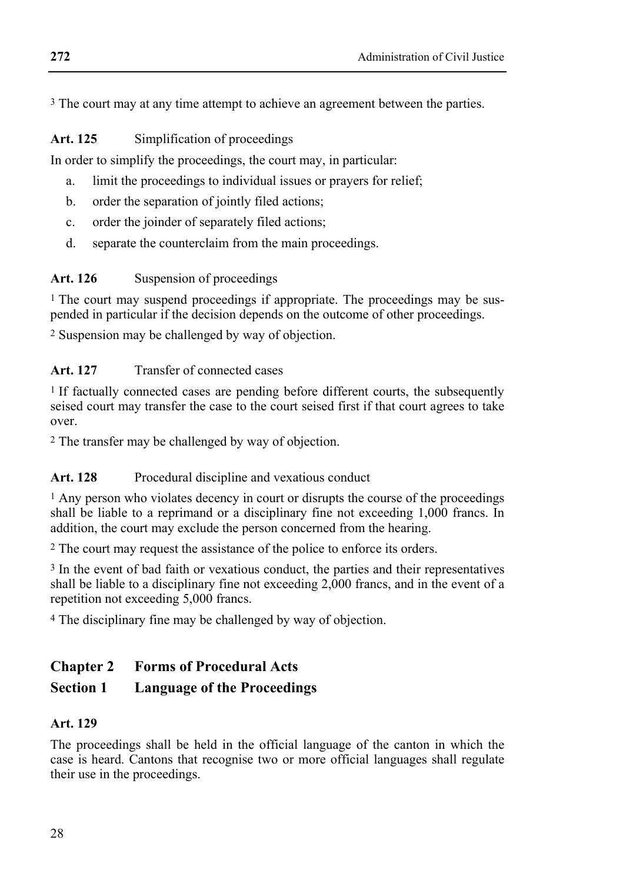[3] The court may at any time attempt to achieve an agreement between the parties.

**Art. 125** Simplification of proceedings

In order to simplify the proceedings, the court may, in particular:

a. limit the proceedings to individual issues or prayers for relief;
b. order the separation of jointly filed actions;
c. order the joinder of separately filed actions;
d. separate the counterclaim from the main proceedings.

**Art. 126** Suspension of proceedings

[1] The court may suspend proceedings if appropriate. The proceedings may be suspended in particular if the decision depends on the outcome of other proceedings.

[2] Suspension may be challenged by way of objection.

**Art. 127** Transfer of connected cases

[1] If factually connected cases are pending before different courts, the subsequently seised court may transfer the case to the court seised first if that court agrees to take over.

[2] The transfer may be challenged by way of objection.

**Art. 128** Procedural discipline and vexatious conduct

[1] Any person who violates decency in court or disrupts the course of the proceedings shall be liable to a reprimand or a disciplinary fine not exceeding 1,000 francs. In addition, the court may exclude the person concerned from the hearing.

[2] The court may request the assistance of the police to enforce its orders.

[3] In the event of bad faith or vexatious conduct, the parties and their representatives shall be liable to a disciplinary fine not exceeding 2,000 francs, and in the event of a repetition not exceeding 5,000 francs.

[4] The disciplinary fine may be challenged by way of objection.

## Chapter 2 Forms of Procedural Acts

### Section 1 Language of the Proceedings

**Art. 129**

The proceedings shall be held in the official language of the canton in which the case is heard. Cantons that recognise two or more official languages shall regulate their use in the proceedings.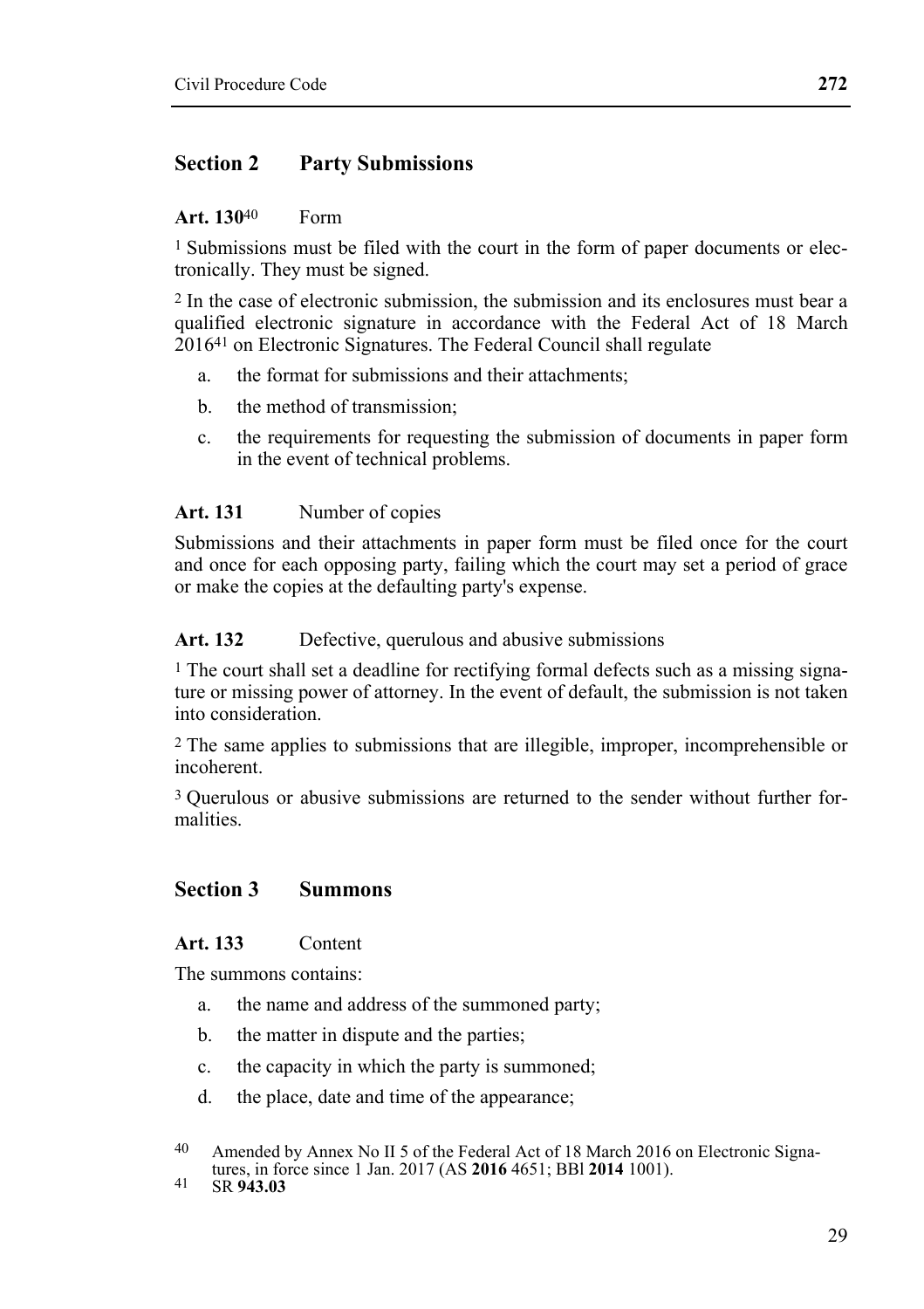## Section 2 Party Submissions

**Art. 130**[40] Form

[1] Submissions must be filed with the court in the form of paper documents or electronically. They must be signed.

[2] In the case of electronic submission, the submission and its enclosures must bear a qualified electronic signature in accordance with the Federal Act of 18 March 2016[41] on Electronic Signatures. The Federal Council shall regulate

a. the format for submissions and their attachments;

b. the method of transmission;

c. the requirements for requesting the submission of documents in paper form in the event of technical problems.

**Art. 131** Number of copies

Submissions and their attachments in paper form must be filed once for the court and once for each opposing party, failing which the court may set a period of grace or make the copies at the defaulting party's expense.

**Art. 132** Defective, querulous and abusive submissions

[1] The court shall set a deadline for rectifying formal defects such as a missing signature or missing power of attorney. In the event of default, the submission is not taken into consideration.

[2] The same applies to submissions that are illegible, improper, incomprehensible or incoherent.

[3] Querulous or abusive submissions are returned to the sender without further formalities.

## Section 3 Summons

**Art. 133** Content

The summons contains:

a. the name and address of the summoned party;

b. the matter in dispute and the parties;

c. the capacity in which the party is summoned;

d. the place, date and time of the appearance;

---

[40] Amended by Annex No II 5 of the Federal Act of 18 March 2016 on Electronic Signatures, in force since 1 Jan. 2017 (AS **2016** 4651; BBl **2014** 1001).

[41] SR **943.03**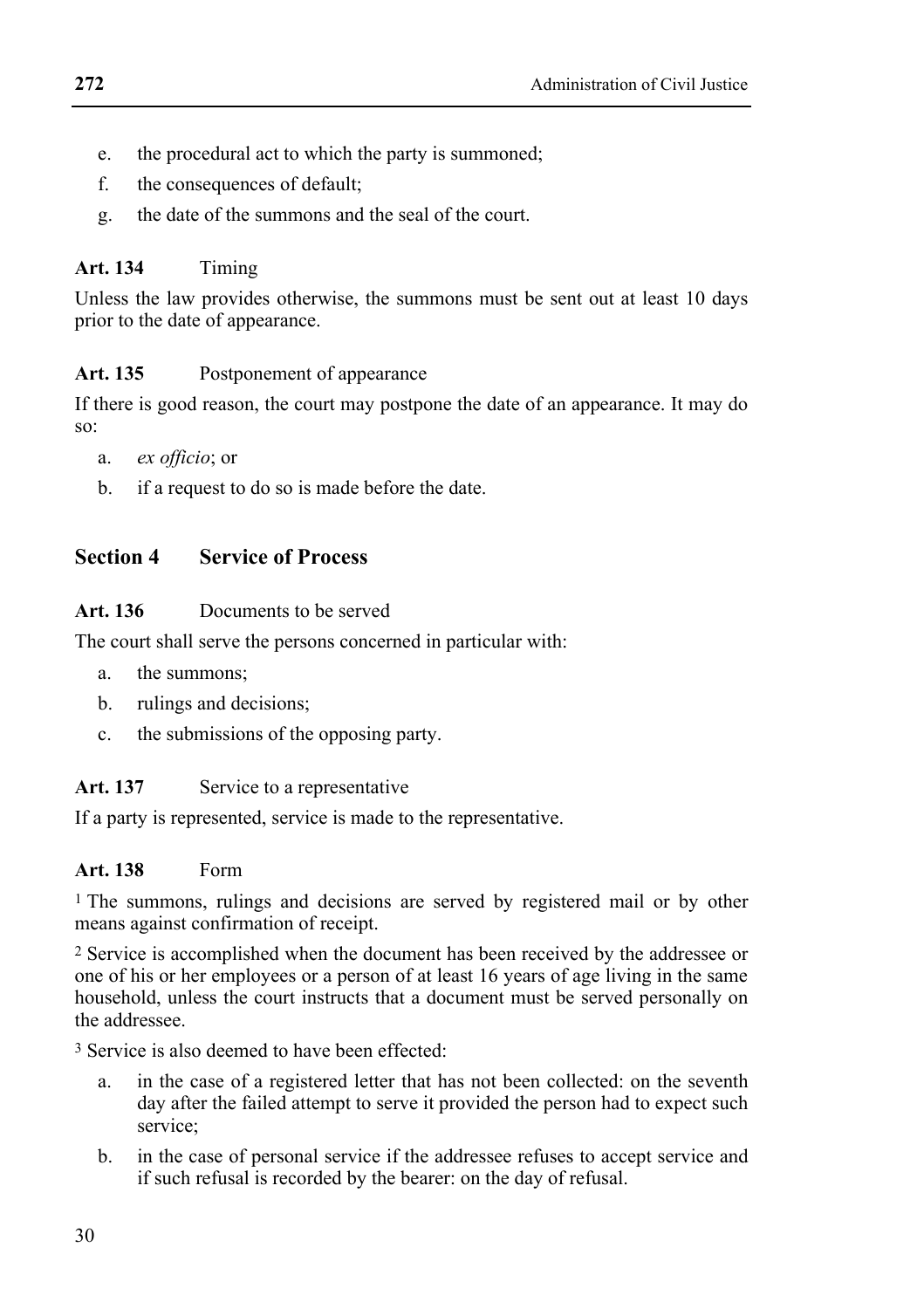e. the procedural act to which the party is summoned;
f. the consequences of default;
g. the date of the summons and the seal of the court.

**Art. 134** Timing

Unless the law provides otherwise, the summons must be sent out at least 10 days prior to the date of appearance.

**Art. 135** Postponement of appearance

If there is good reason, the court may postpone the date of an appearance. It may do so:

a. *ex officio*; or
b. if a request to do so is made before the date.

## Section 4 Service of Process

**Art. 136** Documents to be served

The court shall serve the persons concerned in particular with:

a. the summons;
b. rulings and decisions;
c. the submissions of the opposing party.

**Art. 137** Service to a representative

If a party is represented, service is made to the representative.

**Art. 138** Form

[1] The summons, rulings and decisions are served by registered mail or by other means against confirmation of receipt.

[2] Service is accomplished when the document has been received by the addressee or one of his or her employees or a person of at least 16 years of age living in the same household, unless the court instructs that a document must be served personally on the addressee.

[3] Service is also deemed to have been effected:

a. in the case of a registered letter that has not been collected: on the seventh day after the failed attempt to serve it provided the person had to expect such service;
b. in the case of personal service if the addressee refuses to accept service and if such refusal is recorded by the bearer: on the day of refusal.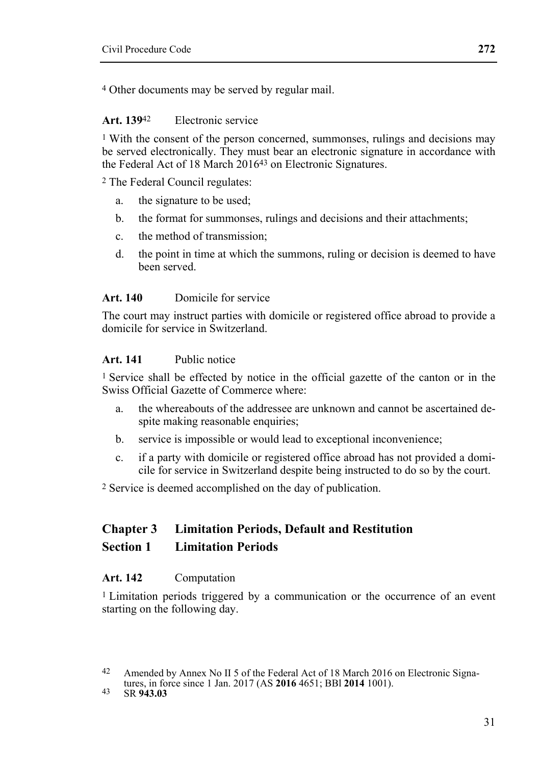[4] Other documents may be served by regular mail.

**Art. 139**[42] Electronic service

[1] With the consent of the person concerned, summonses, rulings and decisions may be served electronically. They must bear an electronic signature in accordance with the Federal Act of 18 March 2016[43] on Electronic Signatures.

[2] The Federal Council regulates:

a. the signature to be used;

b. the format for summonses, rulings and decisions and their attachments;

c. the method of transmission;

d. the point in time at which the summons, ruling or decision is deemed to have been served.

**Art. 140** Domicile for service

The court may instruct parties with domicile or registered office abroad to provide a domicile for service in Switzerland.

**Art. 141** Public notice

[1] Service shall be effected by notice in the official gazette of the canton or in the Swiss Official Gazette of Commerce where:

a. the whereabouts of the addressee are unknown and cannot be ascertained despite making reasonable enquiries;

b. service is impossible or would lead to exceptional inconvenience;

c. if a party with domicile or registered office abroad has not provided a domicile for service in Switzerland despite being instructed to do so by the court.

[2] Service is deemed accomplished on the day of publication.

## Chapter 3 Limitation Periods, Default and Restitution

## Section 1 Limitation Periods

**Art. 142** Computation

[1] Limitation periods triggered by a communication or the occurrence of an event starting on the following day.

---

[42] Amended by Annex No II 5 of the Federal Act of 18 March 2016 on Electronic Signatures, in force since 1 Jan. 2017 (AS **2016** 4651; BBl **2014** 1001).

[43] SR **943.03**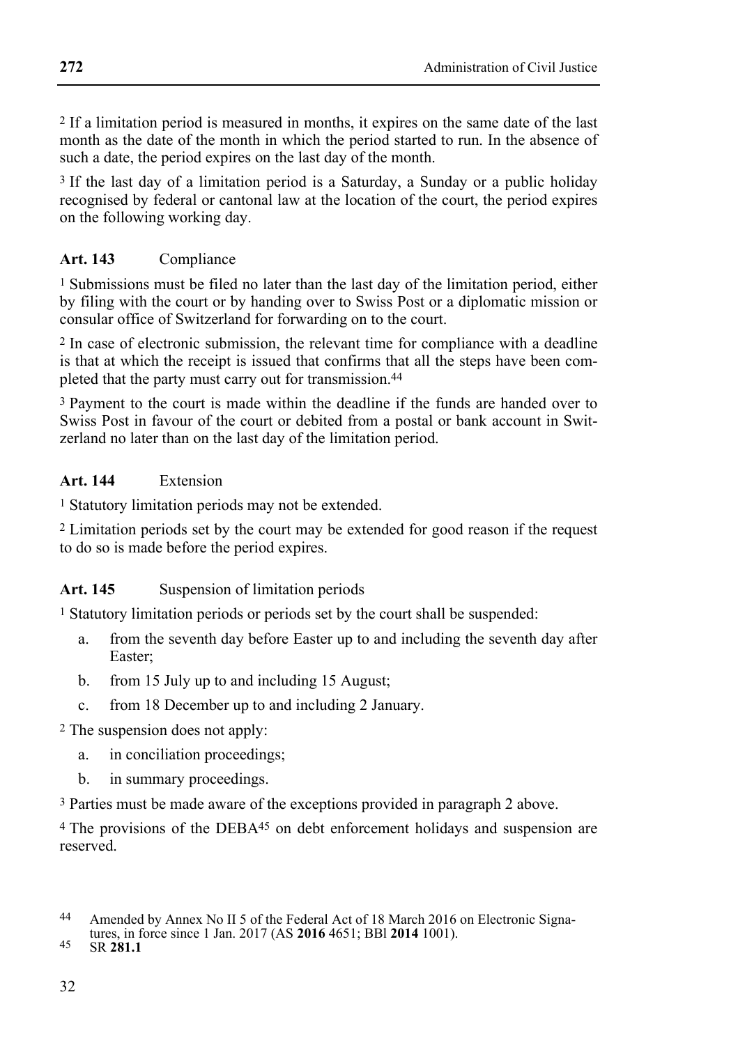2 If a limitation period is measured in months, it expires on the same date of the last month as the date of the month in which the period started to run. In the absence of such a date, the period expires on the last day of the month.

3 If the last day of a limitation period is a Saturday, a Sunday or a public holiday recognised by federal or cantonal law at the location of the court, the period expires on the following working day.

**Art. 143** Compliance

1 Submissions must be filed no later than the last day of the limitation period, either by filing with the court or by handing over to Swiss Post or a diplomatic mission or consular office of Switzerland for forwarding on to the court.

2 In case of electronic submission, the relevant time for compliance with a deadline is that at which the receipt is issued that confirms that all the steps have been completed that the party must carry out for transmission.[44]

3 Payment to the court is made within the deadline if the funds are handed over to Swiss Post in favour of the court or debited from a postal or bank account in Switzerland no later than on the last day of the limitation period.

**Art. 144** Extension

1 Statutory limitation periods may not be extended.

2 Limitation periods set by the court may be extended for good reason if the request to do so is made before the period expires.

**Art. 145** Suspension of limitation periods

1 Statutory limitation periods or periods set by the court shall be suspended:

a. from the seventh day before Easter up to and including the seventh day after Easter;

b. from 15 July up to and including 15 August;

c. from 18 December up to and including 2 January.

2 The suspension does not apply:

a. in conciliation proceedings;

b. in summary proceedings.

3 Parties must be made aware of the exceptions provided in paragraph 2 above.

4 The provisions of the DEBA[45] on debt enforcement holidays and suspension are reserved.

---

44 Amended by Annex No II 5 of the Federal Act of 18 March 2016 on Electronic Signatures, in force since 1 Jan. 2017 (AS **2016** 4651; BBl **2014** 1001).

45 SR **281.1**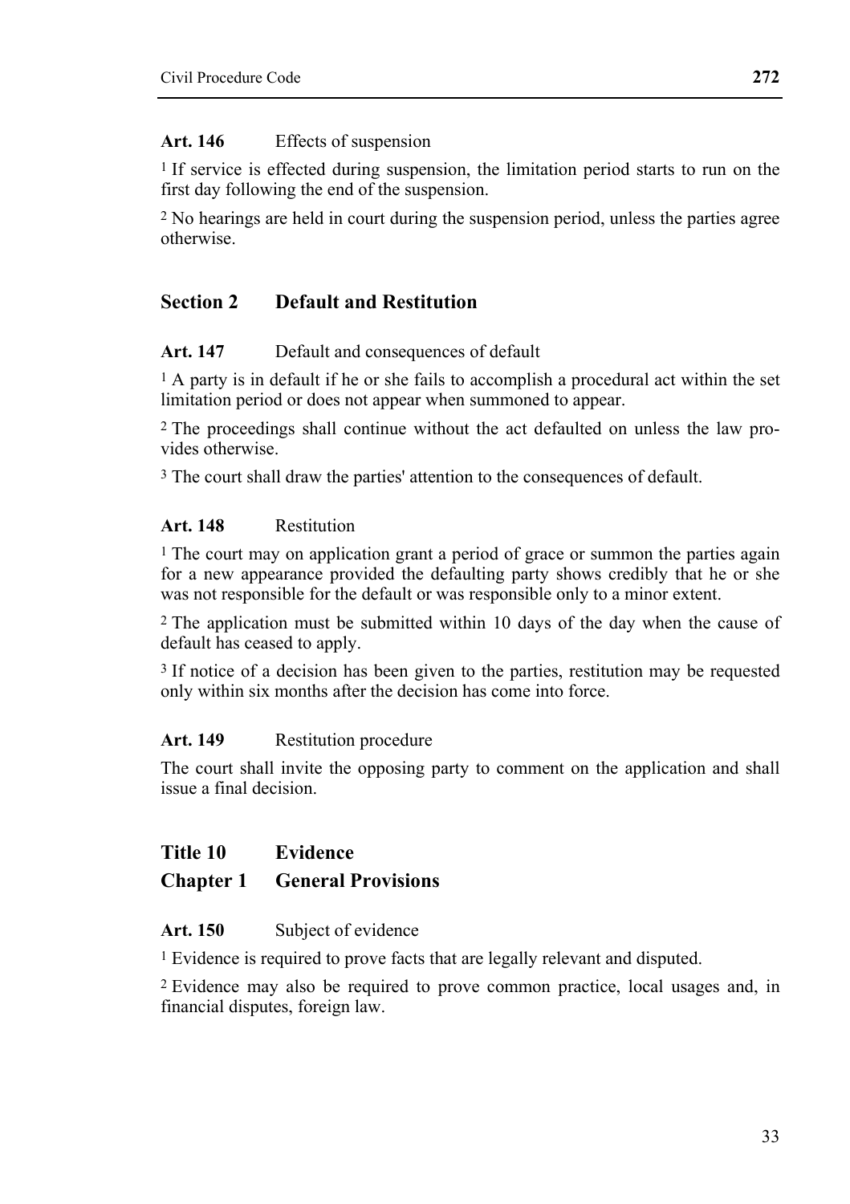**Art. 146** Effects of suspension

[1] If service is effected during suspension, the limitation period starts to run on the first day following the end of the suspension.

[2] No hearings are held in court during the suspension period, unless the parties agree otherwise.

## Section 2 Default and Restitution

**Art. 147** Default and consequences of default

[1] A party is in default if he or she fails to accomplish a procedural act within the set limitation period or does not appear when summoned to appear.

[2] The proceedings shall continue without the act defaulted on unless the law provides otherwise.

[3] The court shall draw the parties' attention to the consequences of default.

**Art. 148** Restitution

[1] The court may on application grant a period of grace or summon the parties again for a new appearance provided the defaulting party shows credibly that he or she was not responsible for the default or was responsible only to a minor extent.

[2] The application must be submitted within 10 days of the day when the cause of default has ceased to apply.

[3] If notice of a decision has been given to the parties, restitution may be requested only within six months after the decision has come into force.

**Art. 149** Restitution procedure

The court shall invite the opposing party to comment on the application and shall issue a final decision.

# Title 10 Evidence

## Chapter 1 General Provisions

**Art. 150** Subject of evidence

[1] Evidence is required to prove facts that are legally relevant and disputed.

[2] Evidence may also be required to prove common practice, local usages and, in financial disputes, foreign law.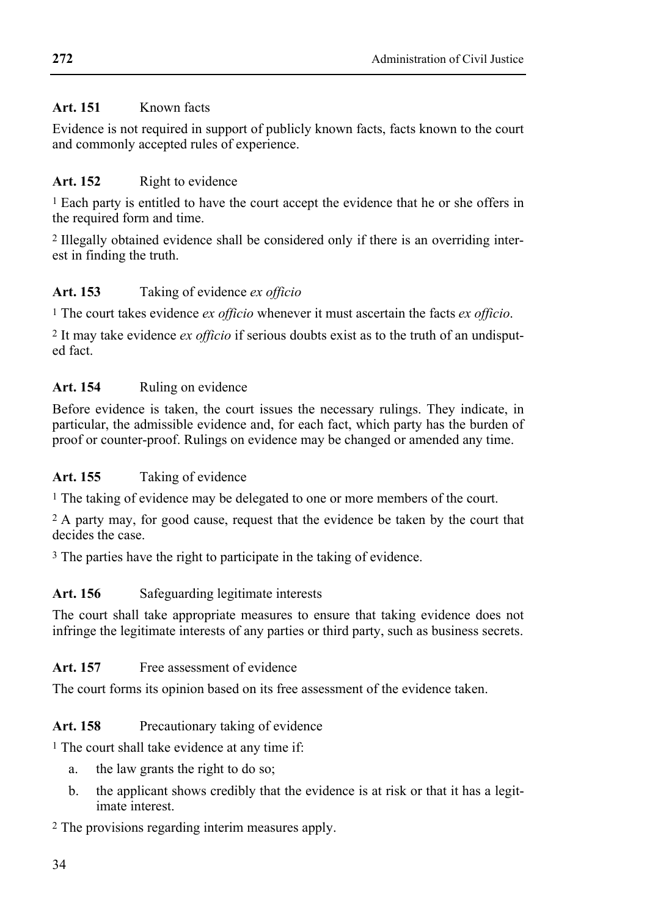**Art. 151** Known facts

Evidence is not required in support of publicly known facts, facts known to the court and commonly accepted rules of experience.

**Art. 152** Right to evidence

[1] Each party is entitled to have the court accept the evidence that he or she offers in the required form and time.

[2] Illegally obtained evidence shall be considered only if there is an overriding interest in finding the truth.

**Art. 153** Taking of evidence *ex officio*

[1] The court takes evidence *ex officio* whenever it must ascertain the facts *ex officio*.

[2] It may take evidence *ex officio* if serious doubts exist as to the truth of an undisputed fact.

**Art. 154** Ruling on evidence

Before evidence is taken, the court issues the necessary rulings. They indicate, in particular, the admissible evidence and, for each fact, which party has the burden of proof or counter-proof. Rulings on evidence may be changed or amended any time.

**Art. 155** Taking of evidence

[1] The taking of evidence may be delegated to one or more members of the court.

[2] A party may, for good cause, request that the evidence be taken by the court that decides the case.

[3] The parties have the right to participate in the taking of evidence.

**Art. 156** Safeguarding legitimate interests

The court shall take appropriate measures to ensure that taking evidence does not infringe the legitimate interests of any parties or third party, such as business secrets.

**Art. 157** Free assessment of evidence

The court forms its opinion based on its free assessment of the evidence taken.

**Art. 158** Precautionary taking of evidence

[1] The court shall take evidence at any time if:

a. the law grants the right to do so;
b. the applicant shows credibly that the evidence is at risk or that it has a legitimate interest.

[2] The provisions regarding interim measures apply.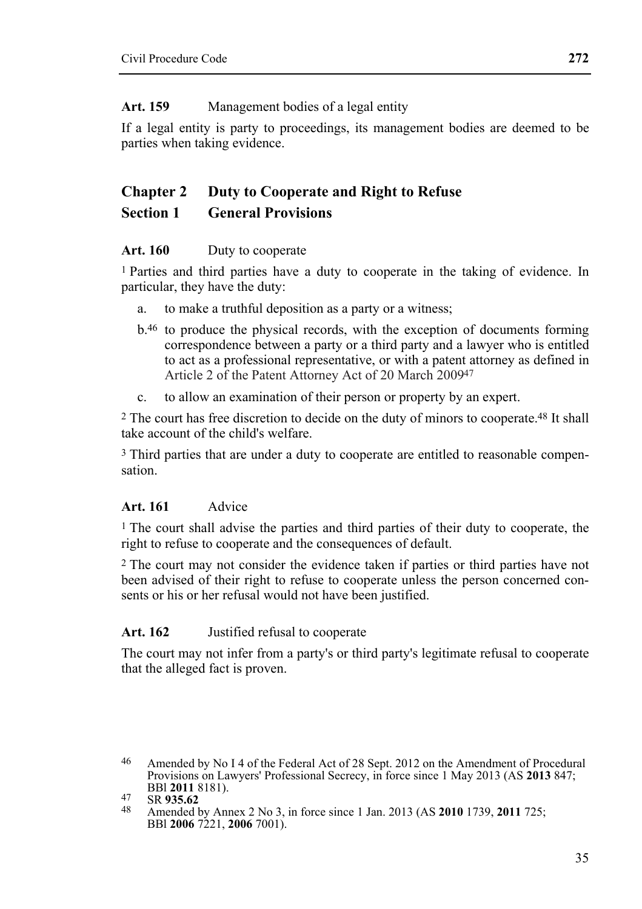**Art. 159** Management bodies of a legal entity

If a legal entity is party to proceedings, its management bodies are deemed to be parties when taking evidence.

## Chapter 2 Duty to Cooperate and Right to Refuse

## Section 1 General Provisions

**Art. 160** Duty to cooperate

[1] Parties and third parties have a duty to cooperate in the taking of evidence. In particular, they have the duty:

a. to make a truthful deposition as a party or a witness;

b.[46] to produce the physical records, with the exception of documents forming correspondence between a party or a third party and a lawyer who is entitled to act as a professional representative, or with a patent attorney as defined in Article 2 of the Patent Attorney Act of 20 March 2009[47]

c. to allow an examination of their person or property by an expert.

[2] The court has free discretion to decide on the duty of minors to cooperate.[48] It shall take account of the child's welfare.

[3] Third parties that are under a duty to cooperate are entitled to reasonable compensation.

**Art. 161** Advice

[1] The court shall advise the parties and third parties of their duty to cooperate, the right to refuse to cooperate and the consequences of default.

[2] The court may not consider the evidence taken if parties or third parties have not been advised of their right to refuse to cooperate unless the person concerned consents or his or her refusal would not have been justified.

**Art. 162** Justified refusal to cooperate

The court may not infer from a party's or third party's legitimate refusal to cooperate that the alleged fact is proven.

---

[46] Amended by No I 4 of the Federal Act of 28 Sept. 2012 on the Amendment of Procedural Provisions on Lawyers' Professional Secrecy, in force since 1 May 2013 (AS **2013** 847; BBl **2011** 8181).

[47] SR **935.62**

[48] Amended by Annex 2 No 3, in force since 1 Jan. 2013 (AS **2010** 1739, **2011** 725; BBl **2006** 7221, **2006** 7001).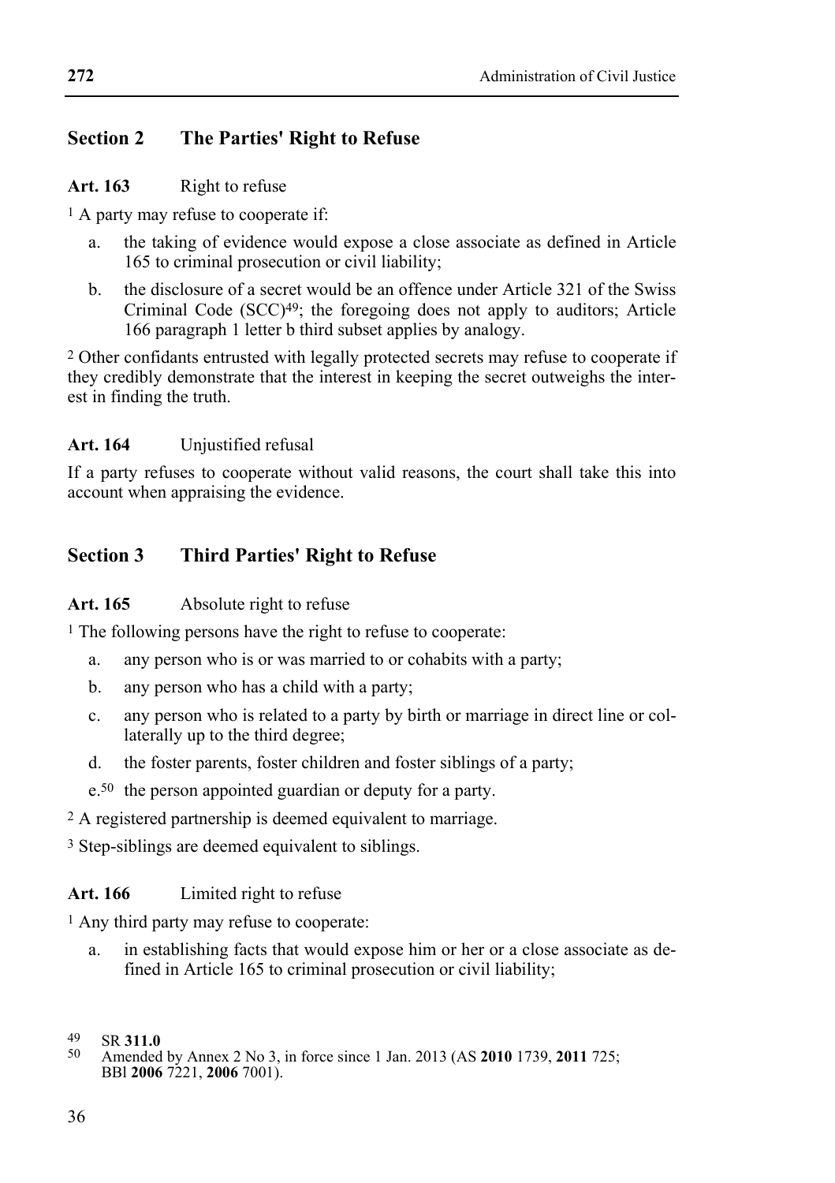## Section 2 The Parties' Right to Refuse

**Art. 163** Right to refuse

[1] A party may refuse to cooperate if:

a. the taking of evidence would expose a close associate as defined in Article 165 to criminal prosecution or civil liability;

b. the disclosure of a secret would be an offence under Article 321 of the Swiss Criminal Code (SCC)[49]; the foregoing does not apply to auditors; Article 166 paragraph 1 letter b third subset applies by analogy.

[2] Other confidants entrusted with legally protected secrets may refuse to cooperate if they credibly demonstrate that the interest in keeping the secret outweighs the interest in finding the truth.

**Art. 164** Unjustified refusal

If a party refuses to cooperate without valid reasons, the court shall take this into account when appraising the evidence.

## Section 3 Third Parties' Right to Refuse

**Art. 165** Absolute right to refuse

[1] The following persons have the right to refuse to cooperate:

a. any person who is or was married to or cohabits with a party;

b. any person who has a child with a party;

c. any person who is related to a party by birth or marriage in direct line or collaterally up to the third degree;

d. the foster parents, foster children and foster siblings of a party;

e.[50] the person appointed guardian or deputy for a party.

[2] A registered partnership is deemed equivalent to marriage.

[3] Step-siblings are deemed equivalent to siblings.

**Art. 166** Limited right to refuse

[1] Any third party may refuse to cooperate:

a. in establishing facts that would expose him or her or a close associate as defined in Article 165 to criminal prosecution or civil liability;

---

[49] SR **311.0**

[50] Amended by Annex 2 No 3, in force since 1 Jan. 2013 (AS **2010** 1739, **2011** 725; BBl **2006** 7221, **2006** 7001).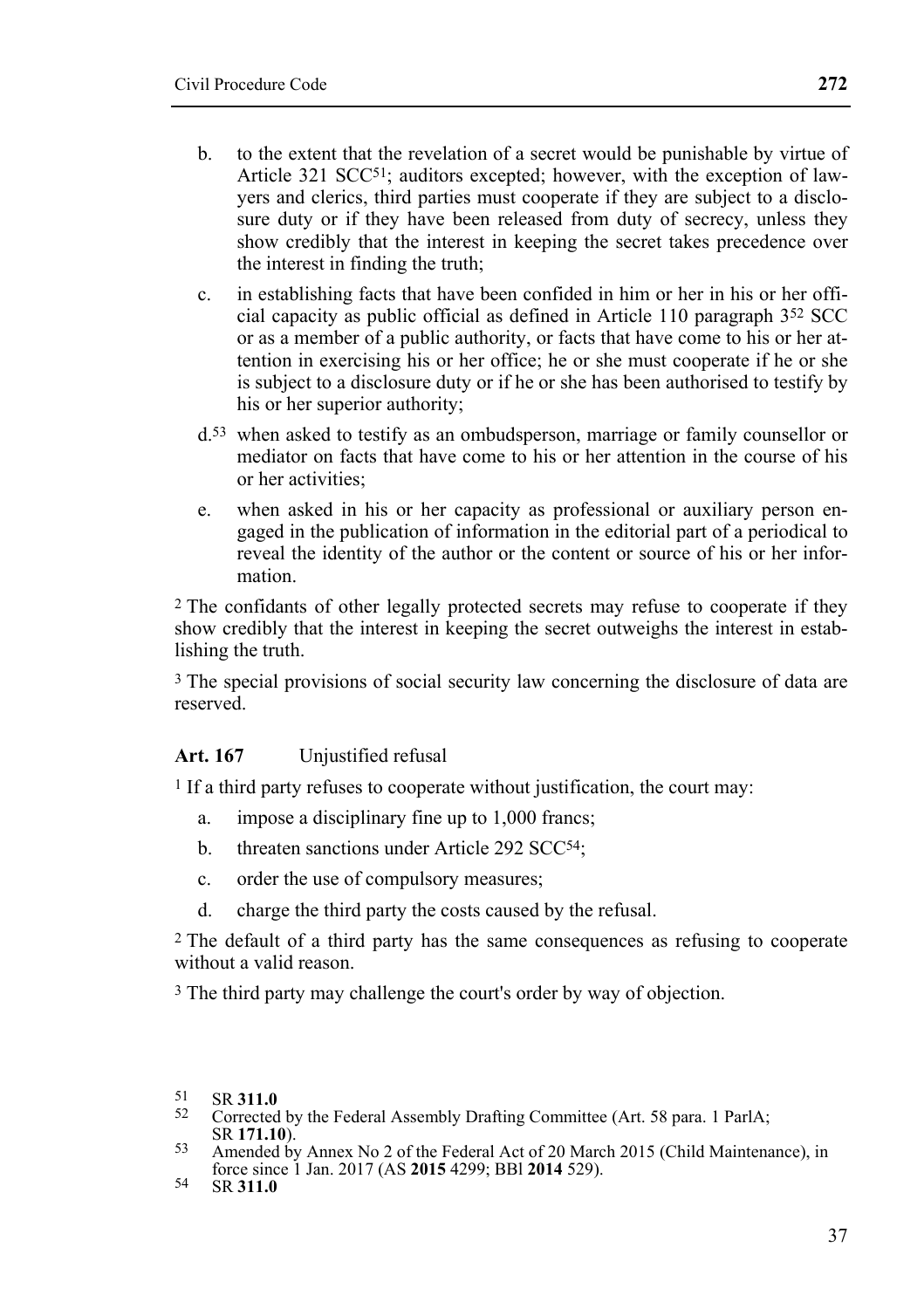b. to the extent that the revelation of a secret would be punishable by virtue of Article 321 SCC[51]; auditors excepted; however, with the exception of lawyers and clerics, third parties must cooperate if they are subject to a disclosure duty or if they have been released from duty of secrecy, unless they show credibly that the interest in keeping the secret takes precedence over the interest in finding the truth;

c. in establishing facts that have been confided in him or her in his or her official capacity as public official as defined in Article 110 paragraph 3[52] SCC or as a member of a public authority, or facts that have come to his or her attention in exercising his or her office; he or she must cooperate if he or she is subject to a disclosure duty or if he or she has been authorised to testify by his or her superior authority;

d.[53] when asked to testify as an ombudsperson, marriage or family counsellor or mediator on facts that have come to his or her attention in the course of his or her activities;

e. when asked in his or her capacity as professional or auxiliary person engaged in the publication of information in the editorial part of a periodical to reveal the identity of the author or the content or source of his or her information.

[2] The confidants of other legally protected secrets may refuse to cooperate if they show credibly that the interest in keeping the secret outweighs the interest in establishing the truth.

[3] The special provisions of social security law concerning the disclosure of data are reserved.

**Art. 167** Unjustified refusal

[1] If a third party refuses to cooperate without justification, the court may:

a. impose a disciplinary fine up to 1,000 francs;

b. threaten sanctions under Article 292 SCC[54];

c. order the use of compulsory measures;

d. charge the third party the costs caused by the refusal.

[2] The default of a third party has the same consequences as refusing to cooperate without a valid reason.

[3] The third party may challenge the court's order by way of objection.

---

51 SR **311.0**

52 Corrected by the Federal Assembly Drafting Committee (Art. 58 para. 1 ParlA; SR **171.10**).

53 Amended by Annex No 2 of the Federal Act of 20 March 2015 (Child Maintenance), in force since 1 Jan. 2017 (AS **2015** 4299; BBl **2014** 529).

54 SR **311.0**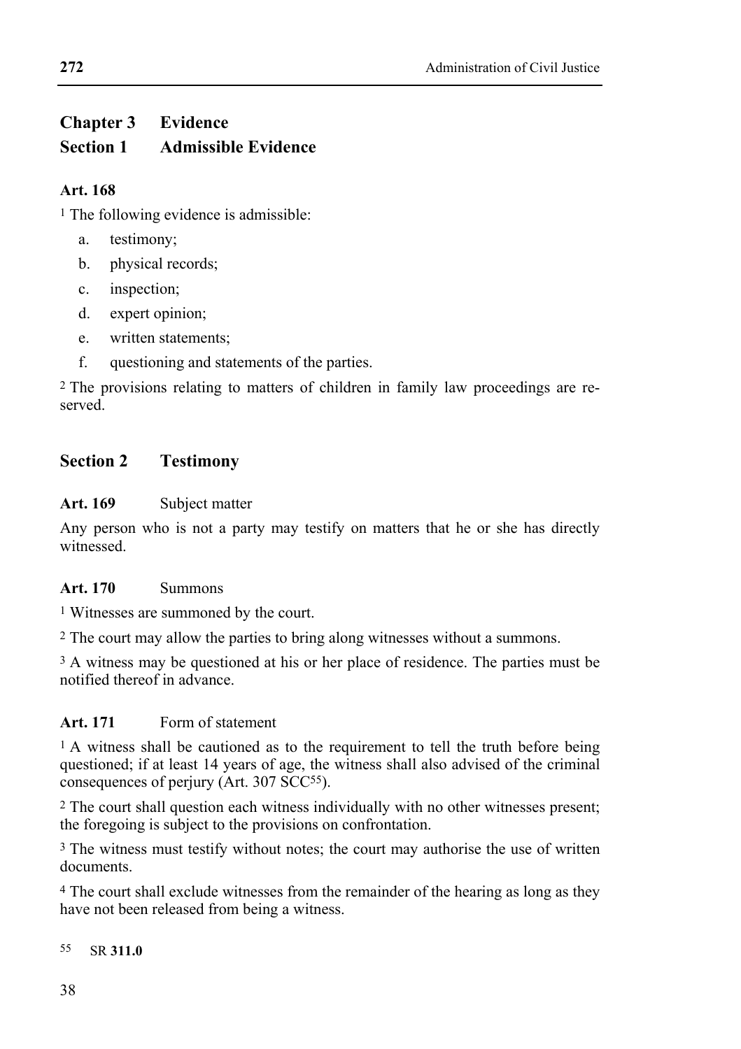## Chapter 3 Evidence

### Section 1 Admissible Evidence

**Art. 168**

[1] The following evidence is admissible:

a. testimony;
b. physical records;
c. inspection;
d. expert opinion;
e. written statements;
f. questioning and statements of the parties.

[2] The provisions relating to matters of children in family law proceedings are reserved.

### Section 2 Testimony

**Art. 169** Subject matter

Any person who is not a party may testify on matters that he or she has directly witnessed.

**Art. 170** Summons

[1] Witnesses are summoned by the court.

[2] The court may allow the parties to bring along witnesses without a summons.

[3] A witness may be questioned at his or her place of residence. The parties must be notified thereof in advance.

**Art. 171** Form of statement

[1] A witness shall be cautioned as to the requirement to tell the truth before being questioned; if at least 14 years of age, the witness shall also advised of the criminal consequences of perjury (Art. 307 SCC[55]).

[2] The court shall question each witness individually with no other witnesses present; the foregoing is subject to the provisions on confrontation.

[3] The witness must testify without notes; the court may authorise the use of written documents.

[4] The court shall exclude witnesses from the remainder of the hearing as long as they have not been released from being a witness.

[55] SR **311.0**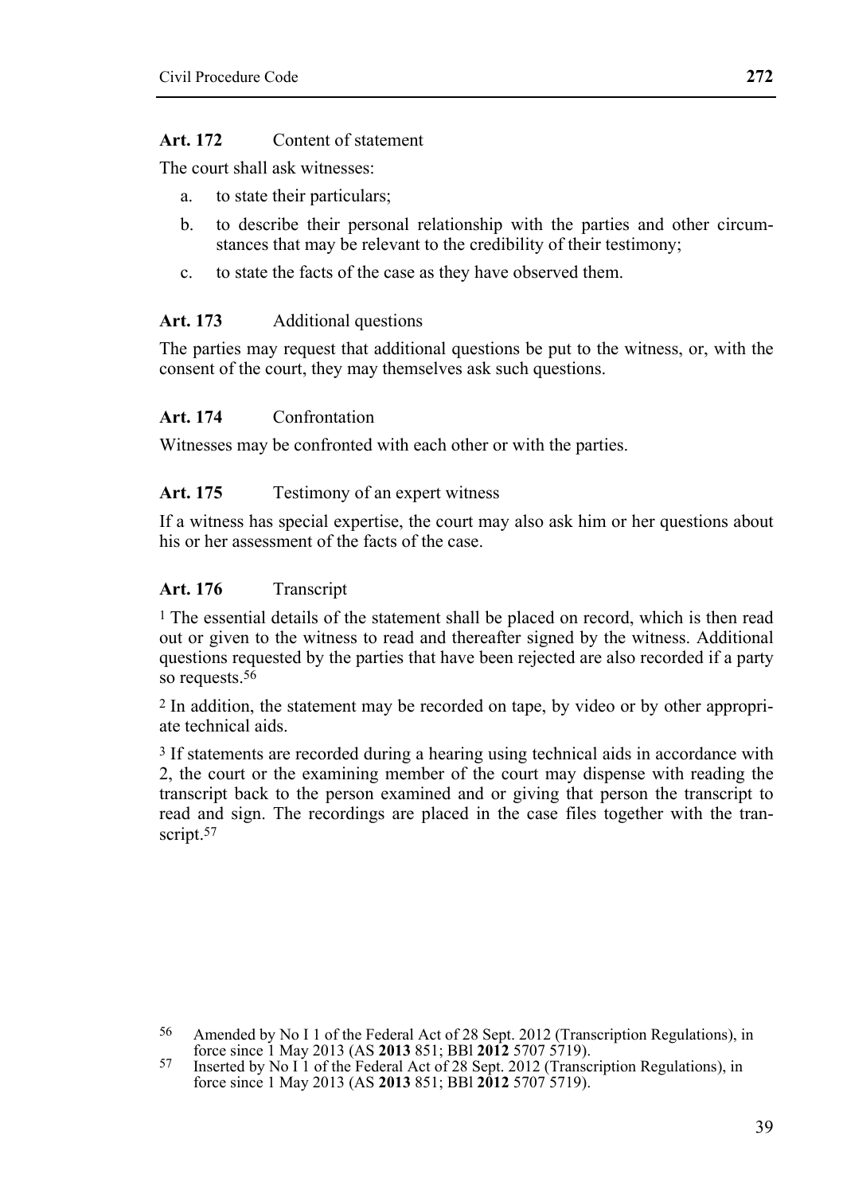### Art. 172 Content of statement

The court shall ask witnesses:

a. to state their particulars;

b. to describe their personal relationship with the parties and other circumstances that may be relevant to the credibility of their testimony;

c. to state the facts of the case as they have observed them.

### Art. 173 Additional questions

The parties may request that additional questions be put to the witness, or, with the consent of the court, they may themselves ask such questions.

### Art. 174 Confrontation

Witnesses may be confronted with each other or with the parties.

### Art. 175 Testimony of an expert witness

If a witness has special expertise, the court may also ask him or her questions about his or her assessment of the facts of the case.

### Art. 176 Transcript

[1] The essential details of the statement shall be placed on record, which is then read out or given to the witness to read and thereafter signed by the witness. Additional questions requested by the parties that have been rejected are also recorded if a party so requests.[56]

[2] In addition, the statement may be recorded on tape, by video or by other appropriate technical aids.

[3] If statements are recorded during a hearing using technical aids in accordance with 2, the court or the examining member of the court may dispense with reading the transcript back to the person examined and or giving that person the transcript to read and sign. The recordings are placed in the case files together with the transcript.[57]

---

[56] Amended by No I 1 of the Federal Act of 28 Sept. 2012 (Transcription Regulations), in force since 1 May 2013 (AS **2013** 851; BBl **2012** 5707 5719).

[57] Inserted by No I 1 of the Federal Act of 28 Sept. 2012 (Transcription Regulations), in force since 1 May 2013 (AS **2013** 851; BBl **2012** 5707 5719).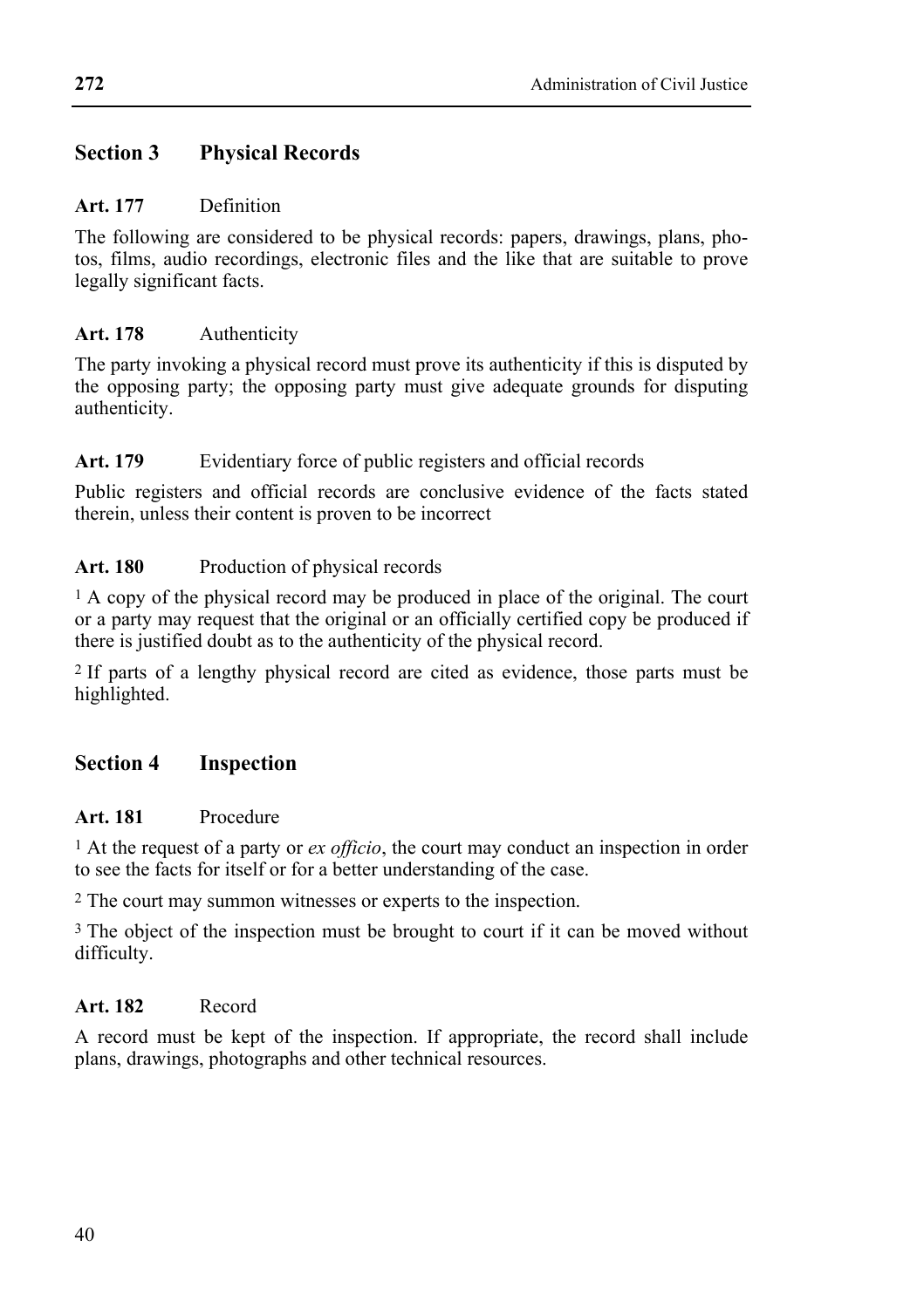## Section 3 Physical Records

### Art. 177 Definition

The following are considered to be physical records: papers, drawings, plans, photos, films, audio recordings, electronic files and the like that are suitable to prove legally significant facts.

### Art. 178 Authenticity

The party invoking a physical record must prove its authenticity if this is disputed by the opposing party; the opposing party must give adequate grounds for disputing authenticity.

### Art. 179 Evidentiary force of public registers and official records

Public registers and official records are conclusive evidence of the facts stated therein, unless their content is proven to be incorrect

### Art. 180 Production of physical records

[1] A copy of the physical record may be produced in place of the original. The court or a party may request that the original or an officially certified copy be produced if there is justified doubt as to the authenticity of the physical record.

[2] If parts of a lengthy physical record are cited as evidence, those parts must be highlighted.

## Section 4 Inspection

### Art. 181 Procedure

[1] At the request of a party or *ex officio*, the court may conduct an inspection in order to see the facts for itself or for a better understanding of the case.

[2] The court may summon witnesses or experts to the inspection.

[3] The object of the inspection must be brought to court if it can be moved without difficulty.

### Art. 182 Record

A record must be kept of the inspection. If appropriate, the record shall include plans, drawings, photographs and other technical resources.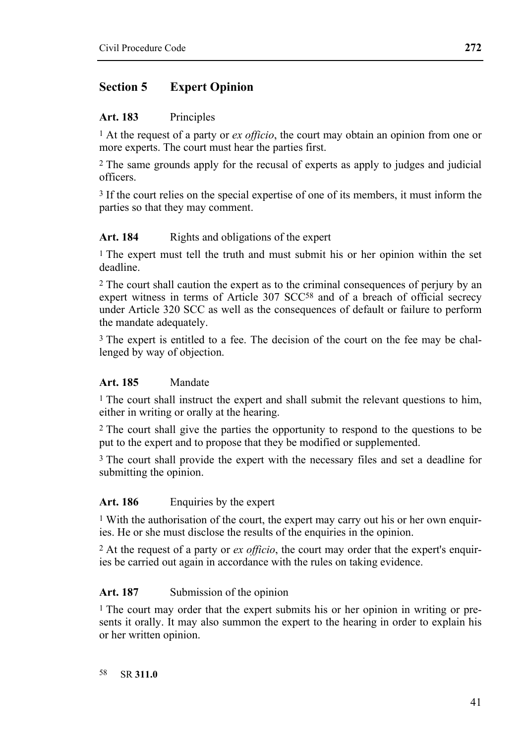## Section 5 Expert Opinion

### Art. 183 Principles

1 At the request of a party or *ex officio*, the court may obtain an opinion from one or more experts. The court must hear the parties first.

2 The same grounds apply for the recusal of experts as apply to judges and judicial officers.

3 If the court relies on the special expertise of one of its members, it must inform the parties so that they may comment.

### Art. 184 Rights and obligations of the expert

1 The expert must tell the truth and must submit his or her opinion within the set deadline.

2 The court shall caution the expert as to the criminal consequences of perjury by an expert witness in terms of Article 307 SCC[58] and of a breach of official secrecy under Article 320 SCC as well as the consequences of default or failure to perform the mandate adequately.

3 The expert is entitled to a fee. The decision of the court on the fee may be challenged by way of objection.

### Art. 185 Mandate

1 The court shall instruct the expert and shall submit the relevant questions to him, either in writing or orally at the hearing.

2 The court shall give the parties the opportunity to respond to the questions to be put to the expert and to propose that they be modified or supplemented.

3 The court shall provide the expert with the necessary files and set a deadline for submitting the opinion.

### Art. 186 Enquiries by the expert

1 With the authorisation of the court, the expert may carry out his or her own enquiries. He or she must disclose the results of the enquiries in the opinion.

2 At the request of a party or *ex officio*, the court may order that the expert's enquiries be carried out again in accordance with the rules on taking evidence.

### Art. 187 Submission of the opinion

1 The court may order that the expert submits his or her opinion in writing or presents it orally. It may also summon the expert to the hearing in order to explain his or her written opinion.

[58] SR **311.0**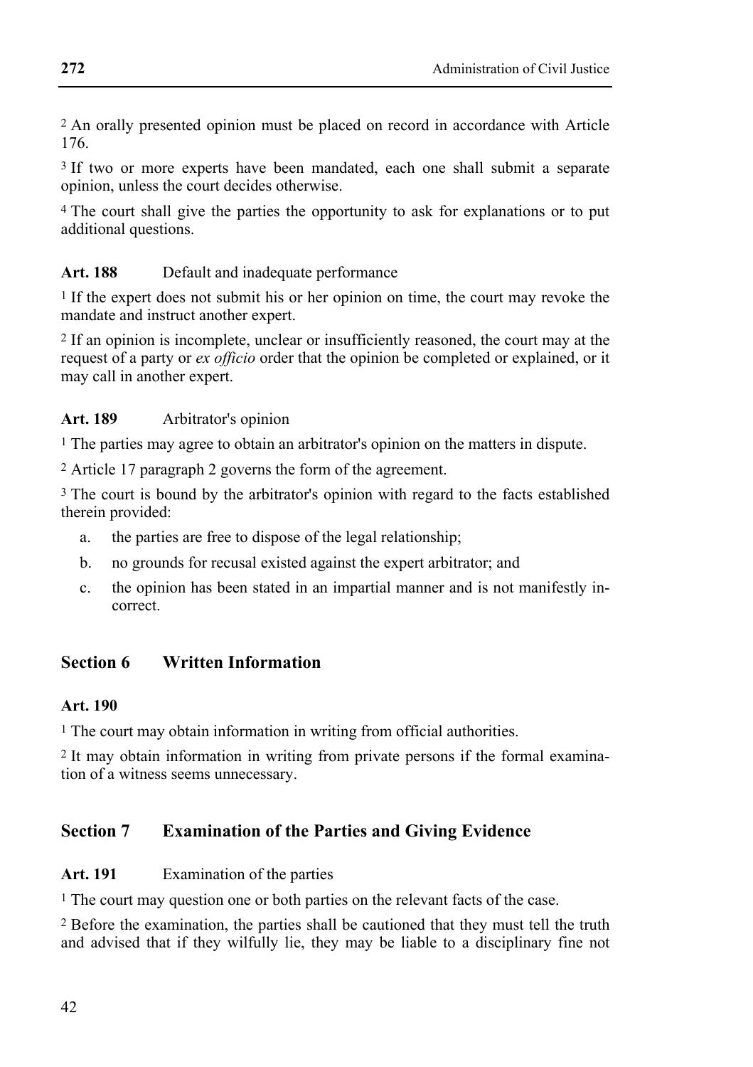[2] An orally presented opinion must be placed on record in accordance with Article 176.

[3] If two or more experts have been mandated, each one shall submit a separate opinion, unless the court decides otherwise.

[4] The court shall give the parties the opportunity to ask for explanations or to put additional questions.

**Art. 188** Default and inadequate performance

[1] If the expert does not submit his or her opinion on time, the court may revoke the mandate and instruct another expert.

[2] If an opinion is incomplete, unclear or insufficiently reasoned, the court may at the request of a party or *ex officio* order that the opinion be completed or explained, or it may call in another expert.

**Art. 189** Arbitrator's opinion

[1] The parties may agree to obtain an arbitrator's opinion on the matters in dispute.

[2] Article 17 paragraph 2 governs the form of the agreement.

[3] The court is bound by the arbitrator's opinion with regard to the facts established therein provided:

a. the parties are free to dispose of the legal relationship;

b. no grounds for recusal existed against the expert arbitrator; and

c. the opinion has been stated in an impartial manner and is not manifestly incorrect.

## Section 6 Written Information

**Art. 190**

[1] The court may obtain information in writing from official authorities.

[2] It may obtain information in writing from private persons if the formal examination of a witness seems unnecessary.

## Section 7 Examination of the Parties and Giving Evidence

**Art. 191** Examination of the parties

[1] The court may question one or both parties on the relevant facts of the case.

[2] Before the examination, the parties shall be cautioned that they must tell the truth and advised that if they wilfully lie, they may be liable to a disciplinary fine not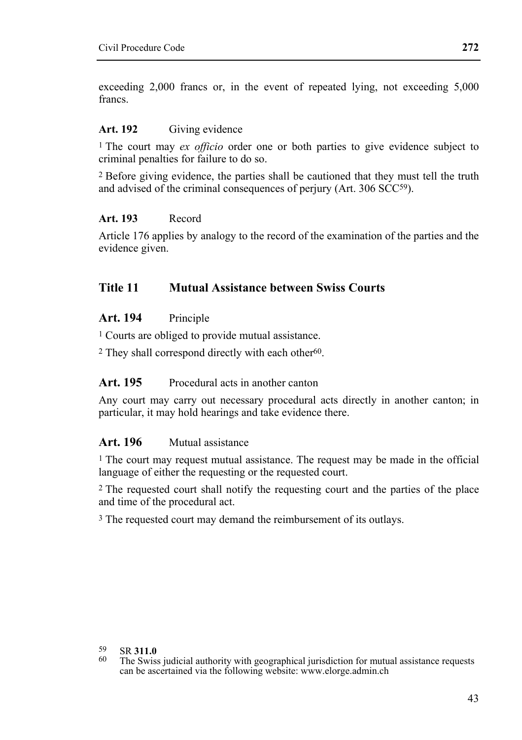exceeding 2,000 francs or, in the event of repeated lying, not exceeding 5,000 francs.

### Art. 192 Giving evidence

[1] The court may *ex officio* order one or both parties to give evidence subject to criminal penalties for failure to do so.

[2] Before giving evidence, the parties shall be cautioned that they must tell the truth and advised of the criminal consequences of perjury (Art. 306 SCC[59]).

### Art. 193 Record

Article 176 applies by analogy to the record of the examination of the parties and the evidence given.

## Title 11 Mutual Assistance between Swiss Courts

### Art. 194 Principle

[1] Courts are obliged to provide mutual assistance.

[2] They shall correspond directly with each other[60].

### Art. 195 Procedural acts in another canton

Any court may carry out necessary procedural acts directly in another canton; in particular, it may hold hearings and take evidence there.

### Art. 196 Mutual assistance

[1] The court may request mutual assistance. The request may be made in the official language of either the requesting or the requested court.

[2] The requested court shall notify the requesting court and the parties of the place and time of the procedural act.

[3] The requested court may demand the reimbursement of its outlays.

---

[59] SR **311.0**

[60] The Swiss judicial authority with geographical jurisdiction for mutual assistance requests can be ascertained via the following website: www.elorge.admin.ch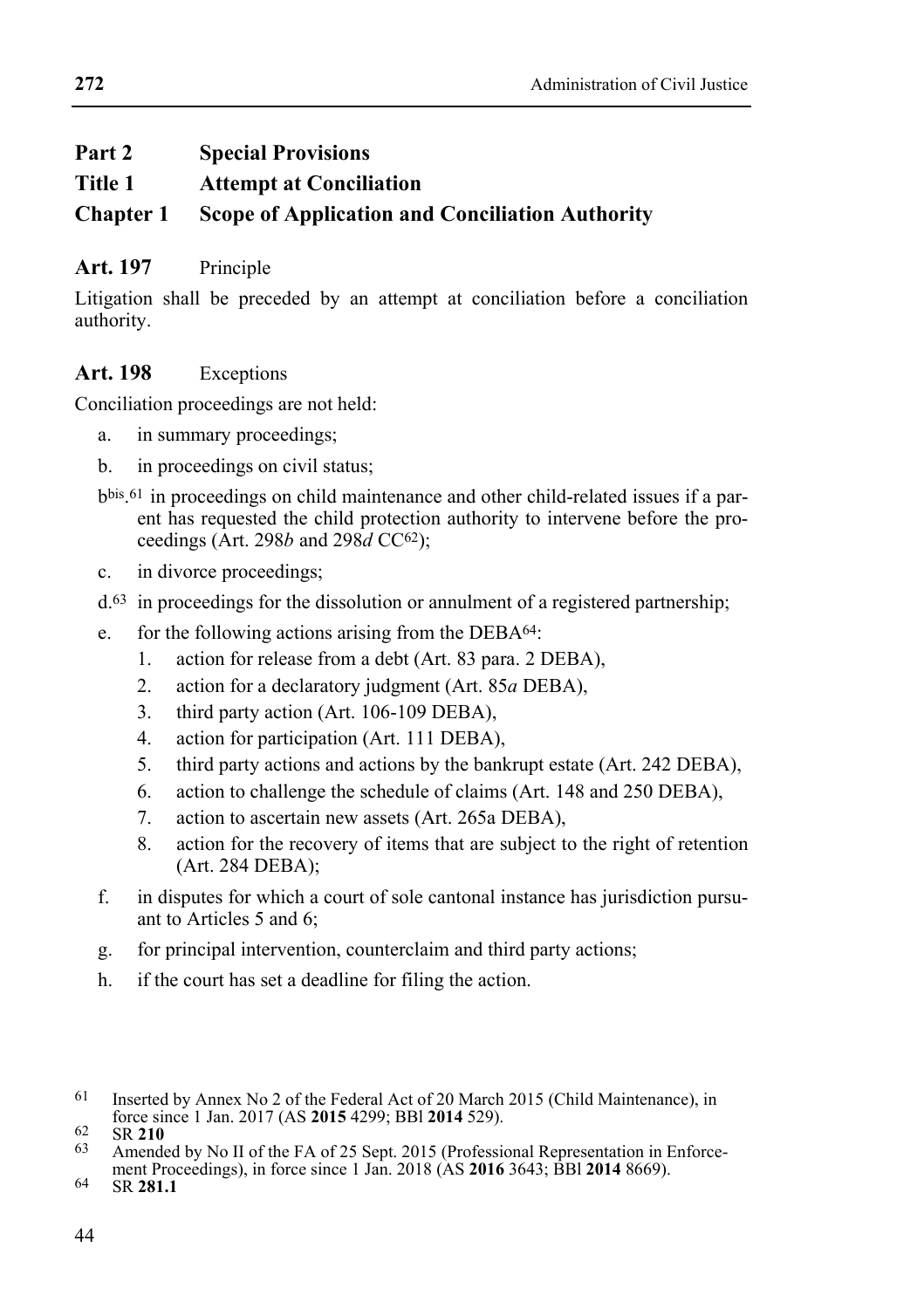# Part 2 Special Provisions

## Title 1 Attempt at Conciliation

### Chapter 1 Scope of Application and Conciliation Authority

**Art. 197** Principle

Litigation shall be preceded by an attempt at conciliation before a conciliation authority.

**Art. 198** Exceptions

Conciliation proceedings are not held:

a. in summary proceedings;

b. in proceedings on civil status;

b*bis*.[61] in proceedings on child maintenance and other child-related issues if a parent has requested the child protection authority to intervene before the proceedings (Art. 298*b* and 298*d* CC[62]);

c. in divorce proceedings;

d.[63] in proceedings for the dissolution or annulment of a registered partnership;

e. for the following actions arising from the DEBA[64]:
   1. action for release from a debt (Art. 83 para. 2 DEBA),
   2. action for a declaratory judgment (Art. 85*a* DEBA),
   3. third party action (Art. 106-109 DEBA),
   4. action for participation (Art. 111 DEBA),
   5. third party actions and actions by the bankrupt estate (Art. 242 DEBA),
   6. action to challenge the schedule of claims (Art. 148 and 250 DEBA),
   7. action to ascertain new assets (Art. 265a DEBA),
   8. action for the recovery of items that are subject to the right of retention (Art. 284 DEBA);

f. in disputes for which a court of sole cantonal instance has jurisdiction pursuant to Articles 5 and 6;

g. for principal intervention, counterclaim and third party actions;

h. if the court has set a deadline for filing the action.

---

[61] Inserted by Annex No 2 of the Federal Act of 20 March 2015 (Child Maintenance), in force since 1 Jan. 2017 (AS **2015** 4299; BBl **2014** 529).

[62] SR **210**

[63] Amended by No II of the FA of 25 Sept. 2015 (Professional Representation in Enforcement Proceedings), in force since 1 Jan. 2018 (AS **2016** 3643; BBl **2014** 8669).

[64] SR **281.1**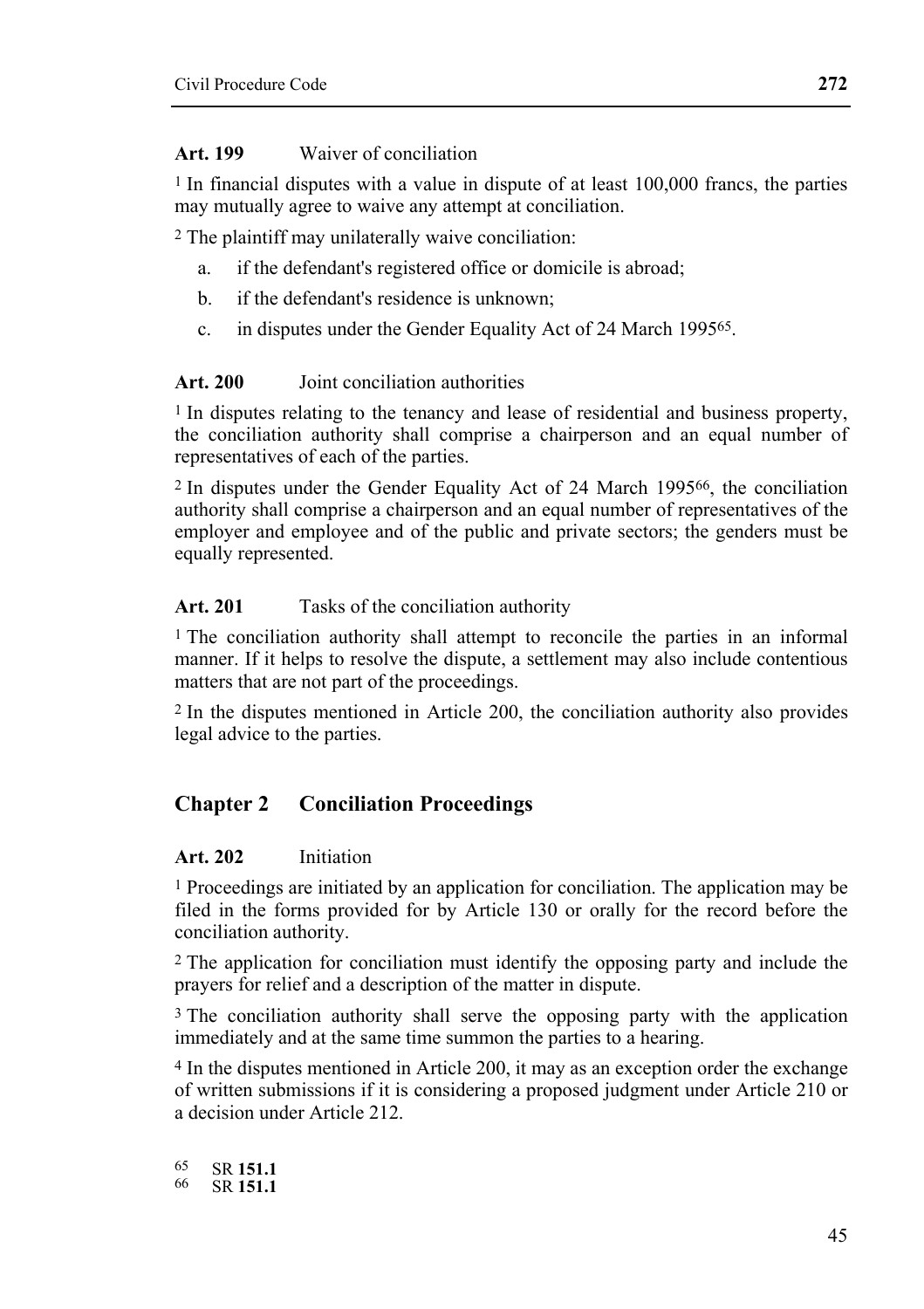**Art. 199** Waiver of conciliation

[1] In financial disputes with a value in dispute of at least 100,000 francs, the parties may mutually agree to waive any attempt at conciliation.

[2] The plaintiff may unilaterally waive conciliation:

a. if the defendant's registered office or domicile is abroad;

b. if the defendant's residence is unknown;

c. in disputes under the Gender Equality Act of 24 March 1995[65].

**Art. 200** Joint conciliation authorities

[1] In disputes relating to the tenancy and lease of residential and business property, the conciliation authority shall comprise a chairperson and an equal number of representatives of each of the parties.

[2] In disputes under the Gender Equality Act of 24 March 1995[66], the conciliation authority shall comprise a chairperson and an equal number of representatives of the employer and employee and of the public and private sectors; the genders must be equally represented.

**Art. 201** Tasks of the conciliation authority

[1] The conciliation authority shall attempt to reconcile the parties in an informal manner. If it helps to resolve the dispute, a settlement may also include contentious matters that are not part of the proceedings.

[2] In the disputes mentioned in Article 200, the conciliation authority also provides legal advice to the parties.

## Chapter 2 Conciliation Proceedings

**Art. 202** Initiation

[1] Proceedings are initiated by an application for conciliation. The application may be filed in the forms provided for by Article 130 or orally for the record before the conciliation authority.

[2] The application for conciliation must identify the opposing party and include the prayers for relief and a description of the matter in dispute.

[3] The conciliation authority shall serve the opposing party with the application immediately and at the same time summon the parties to a hearing.

[4] In the disputes mentioned in Article 200, it may as an exception order the exchange of written submissions if it is considering a proposed judgment under Article 210 or a decision under Article 212.

[65] SR **151.1**
[66] SR **151.1**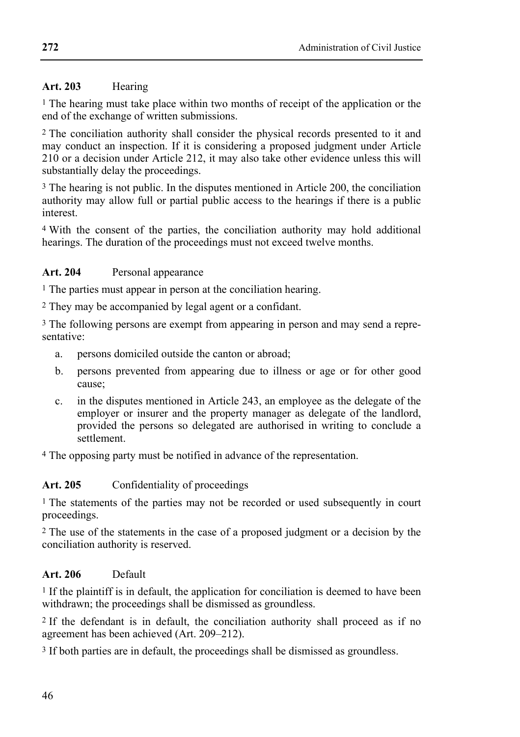**Art. 203** Hearing

[1] The hearing must take place within two months of receipt of the application or the end of the exchange of written submissions.

[2] The conciliation authority shall consider the physical records presented to it and may conduct an inspection. If it is considering a proposed judgment under Article 210 or a decision under Article 212, it may also take other evidence unless this will substantially delay the proceedings.

[3] The hearing is not public. In the disputes mentioned in Article 200, the conciliation authority may allow full or partial public access to the hearings if there is a public interest.

[4] With the consent of the parties, the conciliation authority may hold additional hearings. The duration of the proceedings must not exceed twelve months.

**Art. 204** Personal appearance

[1] The parties must appear in person at the conciliation hearing.

[2] They may be accompanied by legal agent or a confidant.

[3] The following persons are exempt from appearing in person and may send a representative:

a. persons domiciled outside the canton or abroad;

b. persons prevented from appearing due to illness or age or for other good cause;

c. in the disputes mentioned in Article 243, an employee as the delegate of the employer or insurer and the property manager as delegate of the landlord, provided the persons so delegated are authorised in writing to conclude a settlement.

[4] The opposing party must be notified in advance of the representation.

**Art. 205** Confidentiality of proceedings

[1] The statements of the parties may not be recorded or used subsequently in court proceedings.

[2] The use of the statements in the case of a proposed judgment or a decision by the conciliation authority is reserved.

**Art. 206** Default

[1] If the plaintiff is in default, the application for conciliation is deemed to have been withdrawn; the proceedings shall be dismissed as groundless.

[2] If the defendant is in default, the conciliation authority shall proceed as if no agreement has been achieved (Art. 209–212).

[3] If both parties are in default, the proceedings shall be dismissed as groundless.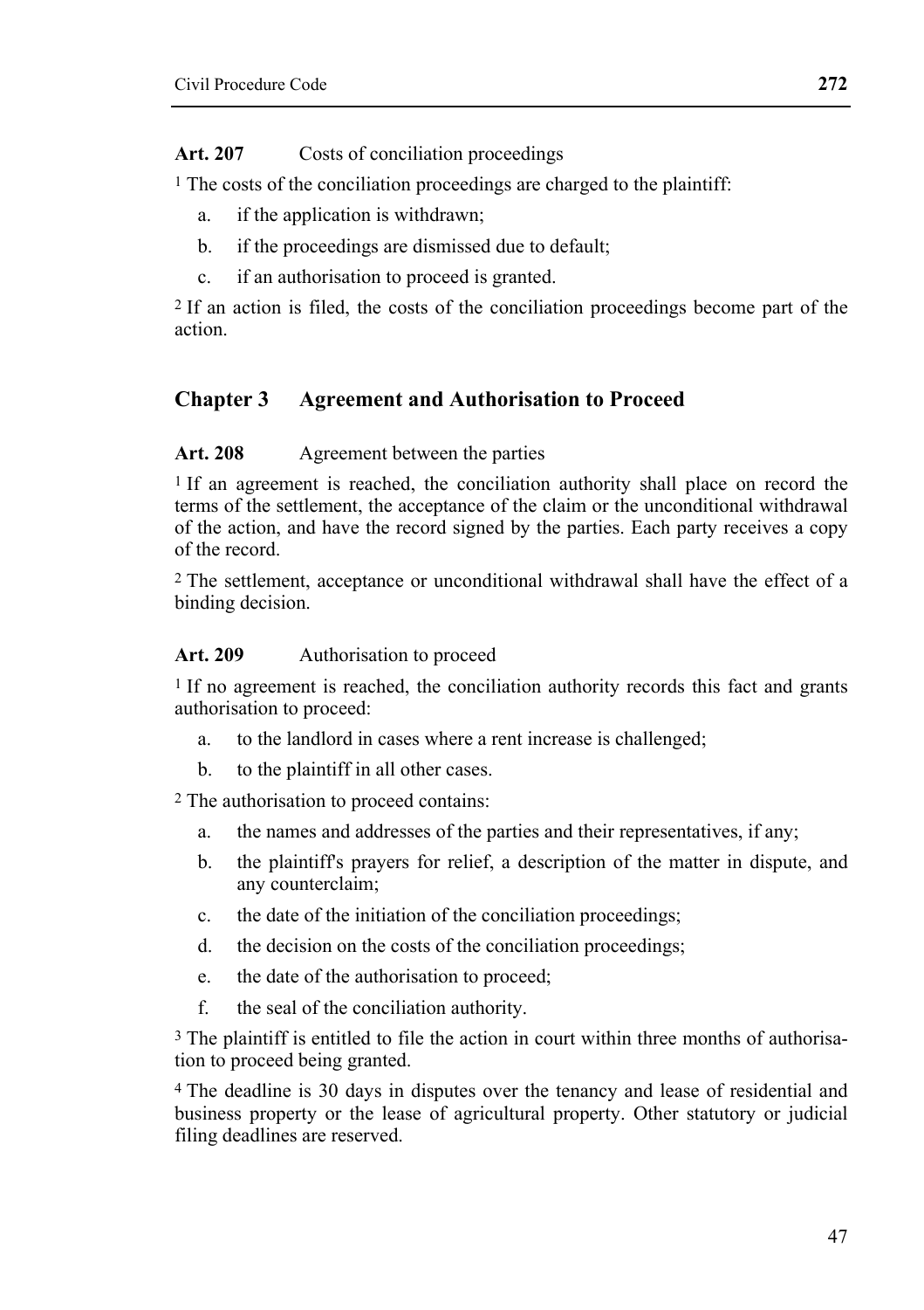**Art. 207** Costs of conciliation proceedings

[1] The costs of the conciliation proceedings are charged to the plaintiff:

a. if the application is withdrawn;
b. if the proceedings are dismissed due to default;
c. if an authorisation to proceed is granted.

[2] If an action is filed, the costs of the conciliation proceedings become part of the action.

## Chapter 3 Agreement and Authorisation to Proceed

**Art. 208** Agreement between the parties

[1] If an agreement is reached, the conciliation authority shall place on record the terms of the settlement, the acceptance of the claim or the unconditional withdrawal of the action, and have the record signed by the parties. Each party receives a copy of the record.

[2] The settlement, acceptance or unconditional withdrawal shall have the effect of a binding decision.

**Art. 209** Authorisation to proceed

[1] If no agreement is reached, the conciliation authority records this fact and grants authorisation to proceed:

a. to the landlord in cases where a rent increase is challenged;
b. to the plaintiff in all other cases.

[2] The authorisation to proceed contains:

a. the names and addresses of the parties and their representatives, if any;
b. the plaintiff's prayers for relief, a description of the matter in dispute, and any counterclaim;
c. the date of the initiation of the conciliation proceedings;
d. the decision on the costs of the conciliation proceedings;
e. the date of the authorisation to proceed;
f. the seal of the conciliation authority.

[3] The plaintiff is entitled to file the action in court within three months of authorisation to proceed being granted.

[4] The deadline is 30 days in disputes over the tenancy and lease of residential and business property or the lease of agricultural property. Other statutory or judicial filing deadlines are reserved.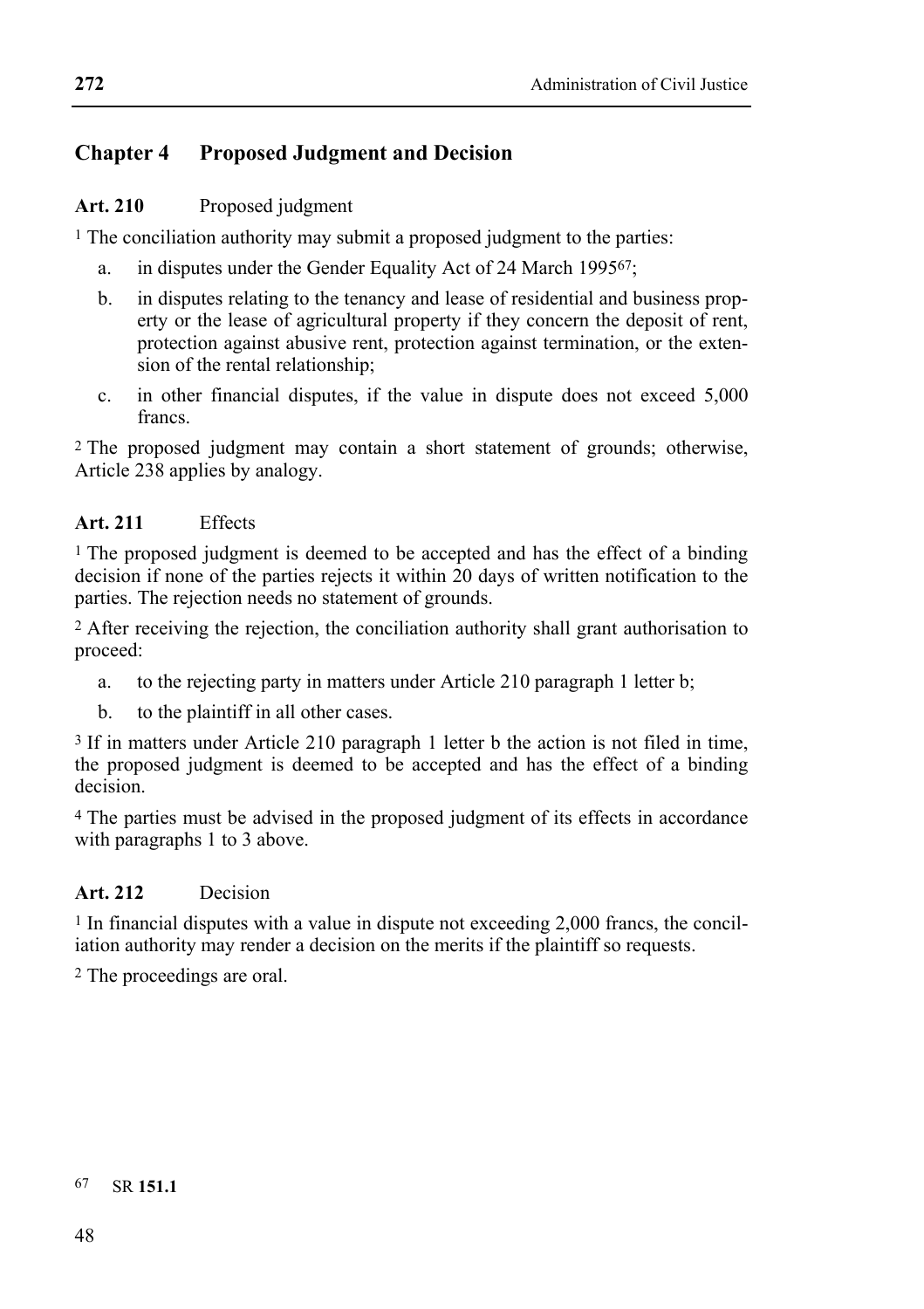## Chapter 4 Proposed Judgment and Decision

### Art. 210 Proposed judgment

1 The conciliation authority may submit a proposed judgment to the parties:

a. in disputes under the Gender Equality Act of 24 March 1995[67];

b. in disputes relating to the tenancy and lease of residential and business property or the lease of agricultural property if they concern the deposit of rent, protection against abusive rent, protection against termination, or the extension of the rental relationship;

c. in other financial disputes, if the value in dispute does not exceed 5,000 francs.

2 The proposed judgment may contain a short statement of grounds; otherwise, Article 238 applies by analogy.

### Art. 211 Effects

1 The proposed judgment is deemed to be accepted and has the effect of a binding decision if none of the parties rejects it within 20 days of written notification to the parties. The rejection needs no statement of grounds.

2 After receiving the rejection, the conciliation authority shall grant authorisation to proceed:

a. to the rejecting party in matters under Article 210 paragraph 1 letter b;

b. to the plaintiff in all other cases.

3 If in matters under Article 210 paragraph 1 letter b the action is not filed in time, the proposed judgment is deemed to be accepted and has the effect of a binding decision.

4 The parties must be advised in the proposed judgment of its effects in accordance with paragraphs 1 to 3 above.

### Art. 212 Decision

1 In financial disputes with a value in dispute not exceeding 2,000 francs, the conciliation authority may render a decision on the merits if the plaintiff so requests.

2 The proceedings are oral.

---

67 SR **151.1**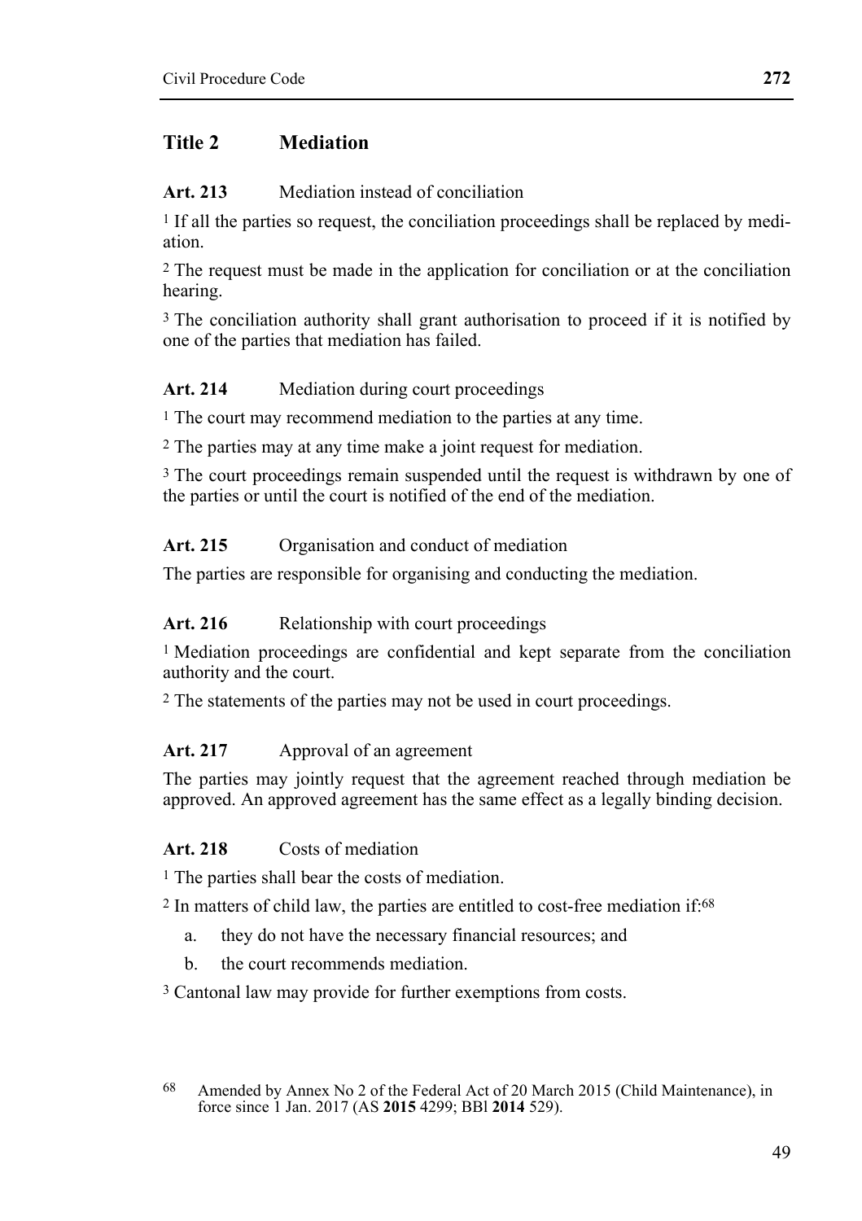## Title 2 Mediation

### Art. 213 Mediation instead of conciliation

[1] If all the parties so request, the conciliation proceedings shall be replaced by mediation.

[2] The request must be made in the application for conciliation or at the conciliation hearing.

[3] The conciliation authority shall grant authorisation to proceed if it is notified by one of the parties that mediation has failed.

### Art. 214 Mediation during court proceedings

[1] The court may recommend mediation to the parties at any time.

[2] The parties may at any time make a joint request for mediation.

[3] The court proceedings remain suspended until the request is withdrawn by one of the parties or until the court is notified of the end of the mediation.

### Art. 215 Organisation and conduct of mediation

The parties are responsible for organising and conducting the mediation.

### Art. 216 Relationship with court proceedings

[1] Mediation proceedings are confidential and kept separate from the conciliation authority and the court.

[2] The statements of the parties may not be used in court proceedings.

### Art. 217 Approval of an agreement

The parties may jointly request that the agreement reached through mediation be approved. An approved agreement has the same effect as a legally binding decision.

### Art. 218 Costs of mediation

[1] The parties shall bear the costs of mediation.

[2] In matters of child law, the parties are entitled to cost-free mediation if:[68]

a. they do not have the necessary financial resources; and

b. the court recommends mediation.

[3] Cantonal law may provide for further exemptions from costs.

---

[68] Amended by Annex No 2 of the Federal Act of 20 March 2015 (Child Maintenance), in force since 1 Jan. 2017 (AS **2015** 4299; BBl **2014** 529).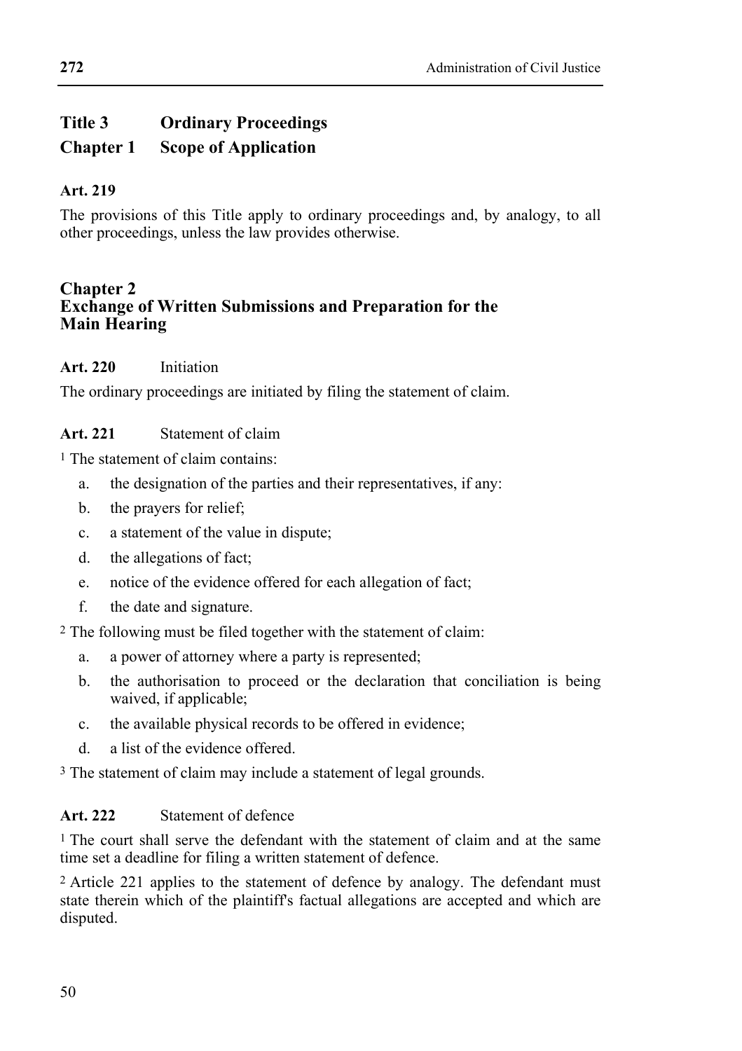## Title 3 Ordinary Proceedings

## Chapter 1 Scope of Application

**Art. 219**

The provisions of this Title apply to ordinary proceedings and, by analogy, to all other proceedings, unless the law provides otherwise.

## Chapter 2 Exchange of Written Submissions and Preparation for the Main Hearing

**Art. 220** Initiation

The ordinary proceedings are initiated by filing the statement of claim.

**Art. 221** Statement of claim

[1] The statement of claim contains:

a. the designation of the parties and their representatives, if any:
b. the prayers for relief;
c. a statement of the value in dispute;
d. the allegations of fact;
e. notice of the evidence offered for each allegation of fact;
f. the date and signature.

[2] The following must be filed together with the statement of claim:

a. a power of attorney where a party is represented;
b. the authorisation to proceed or the declaration that conciliation is being waived, if applicable;
c. the available physical records to be offered in evidence;
d. a list of the evidence offered.

[3] The statement of claim may include a statement of legal grounds.

**Art. 222** Statement of defence

[1] The court shall serve the defendant with the statement of claim and at the same time set a deadline for filing a written statement of defence.

[2] Article 221 applies to the statement of defence by analogy. The defendant must state therein which of the plaintiff's factual allegations are accepted and which are disputed.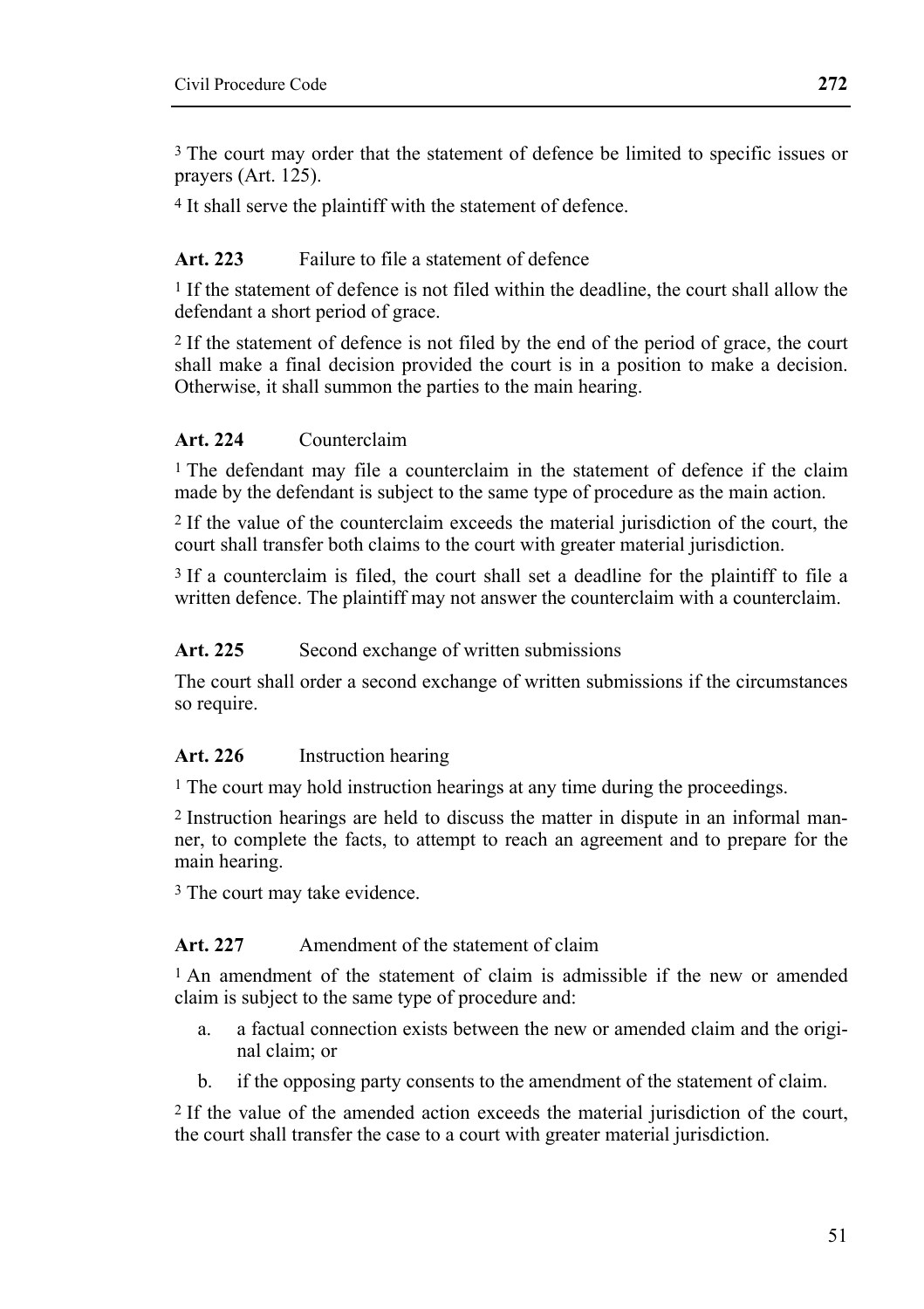[3] The court may order that the statement of defence be limited to specific issues or prayers (Art. 125).

[4] It shall serve the plaintiff with the statement of defence.

**Art. 223** Failure to file a statement of defence

[1] If the statement of defence is not filed within the deadline, the court shall allow the defendant a short period of grace.

[2] If the statement of defence is not filed by the end of the period of grace, the court shall make a final decision provided the court is in a position to make a decision. Otherwise, it shall summon the parties to the main hearing.

**Art. 224** Counterclaim

[1] The defendant may file a counterclaim in the statement of defence if the claim made by the defendant is subject to the same type of procedure as the main action.

[2] If the value of the counterclaim exceeds the material jurisdiction of the court, the court shall transfer both claims to the court with greater material jurisdiction.

[3] If a counterclaim is filed, the court shall set a deadline for the plaintiff to file a written defence. The plaintiff may not answer the counterclaim with a counterclaim.

**Art. 225** Second exchange of written submissions

The court shall order a second exchange of written submissions if the circumstances so require.

**Art. 226** Instruction hearing

[1] The court may hold instruction hearings at any time during the proceedings.

[2] Instruction hearings are held to discuss the matter in dispute in an informal manner, to complete the facts, to attempt to reach an agreement and to prepare for the main hearing.

[3] The court may take evidence.

**Art. 227** Amendment of the statement of claim

[1] An amendment of the statement of claim is admissible if the new or amended claim is subject to the same type of procedure and:

a. a factual connection exists between the new or amended claim and the original claim; or

b. if the opposing party consents to the amendment of the statement of claim.

[2] If the value of the amended action exceeds the material jurisdiction of the court, the court shall transfer the case to a court with greater material jurisdiction.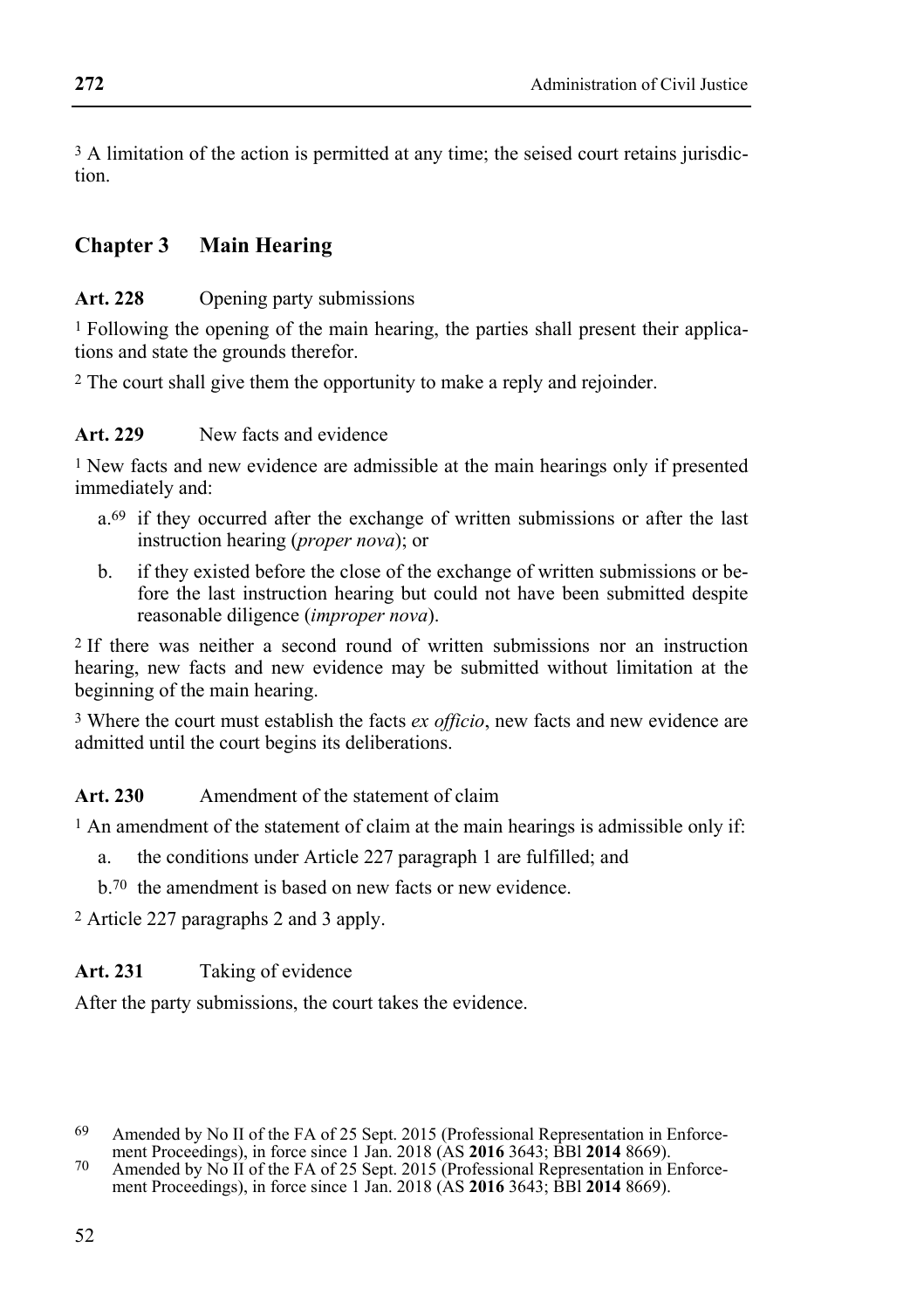[3] A limitation of the action is permitted at any time; the seised court retains jurisdiction.

## Chapter 3 Main Hearing

**Art. 228** Opening party submissions

[1] Following the opening of the main hearing, the parties shall present their applications and state the grounds therefor.

[2] The court shall give them the opportunity to make a reply and rejoinder.

**Art. 229** New facts and evidence

[1] New facts and new evidence are admissible at the main hearings only if presented immediately and:

- a.[69] if they occurred after the exchange of written submissions or after the last instruction hearing (*proper nova*); or
- b. if they existed before the close of the exchange of written submissions or before the last instruction hearing but could not have been submitted despite reasonable diligence (*improper nova*).

[2] If there was neither a second round of written submissions nor an instruction hearing, new facts and new evidence may be submitted without limitation at the beginning of the main hearing.

[3] Where the court must establish the facts *ex officio*, new facts and new evidence are admitted until the court begins its deliberations.

**Art. 230** Amendment of the statement of claim

[1] An amendment of the statement of claim at the main hearings is admissible only if:

- a. the conditions under Article 227 paragraph 1 are fulfilled; and
- b.[70] the amendment is based on new facts or new evidence.

[2] Article 227 paragraphs 2 and 3 apply.

**Art. 231** Taking of evidence

After the party submissions, the court takes the evidence.

---

[69] Amended by No II of the FA of 25 Sept. 2015 (Professional Representation in Enforcement Proceedings), in force since 1 Jan. 2018 (AS **2016** 3643; BBl **2014** 8669).

[70] Amended by No II of the FA of 25 Sept. 2015 (Professional Representation in Enforcement Proceedings), in force since 1 Jan. 2018 (AS **2016** 3643; BBl **2014** 8669).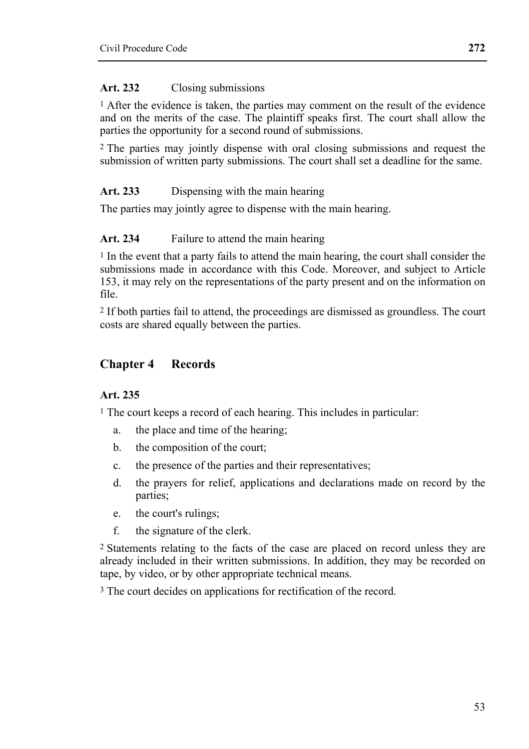**Art. 232** Closing submissions

[1] After the evidence is taken, the parties may comment on the result of the evidence and on the merits of the case. The plaintiff speaks first. The court shall allow the parties the opportunity for a second round of submissions.

[2] The parties may jointly dispense with oral closing submissions and request the submission of written party submissions. The court shall set a deadline for the same.

**Art. 233** Dispensing with the main hearing

The parties may jointly agree to dispense with the main hearing.

**Art. 234** Failure to attend the main hearing

[1] In the event that a party fails to attend the main hearing, the court shall consider the submissions made in accordance with this Code. Moreover, and subject to Article 153, it may rely on the representations of the party present and on the information on file.

[2] If both parties fail to attend, the proceedings are dismissed as groundless. The court costs are shared equally between the parties.

## Chapter 4 Records

**Art. 235**

[1] The court keeps a record of each hearing. This includes in particular:

a. the place and time of the hearing;

b. the composition of the court;

c. the presence of the parties and their representatives;

d. the prayers for relief, applications and declarations made on record by the parties;

e. the court's rulings;

f. the signature of the clerk.

[2] Statements relating to the facts of the case are placed on record unless they are already included in their written submissions. In addition, they may be recorded on tape, by video, or by other appropriate technical means.

[3] The court decides on applications for rectification of the record.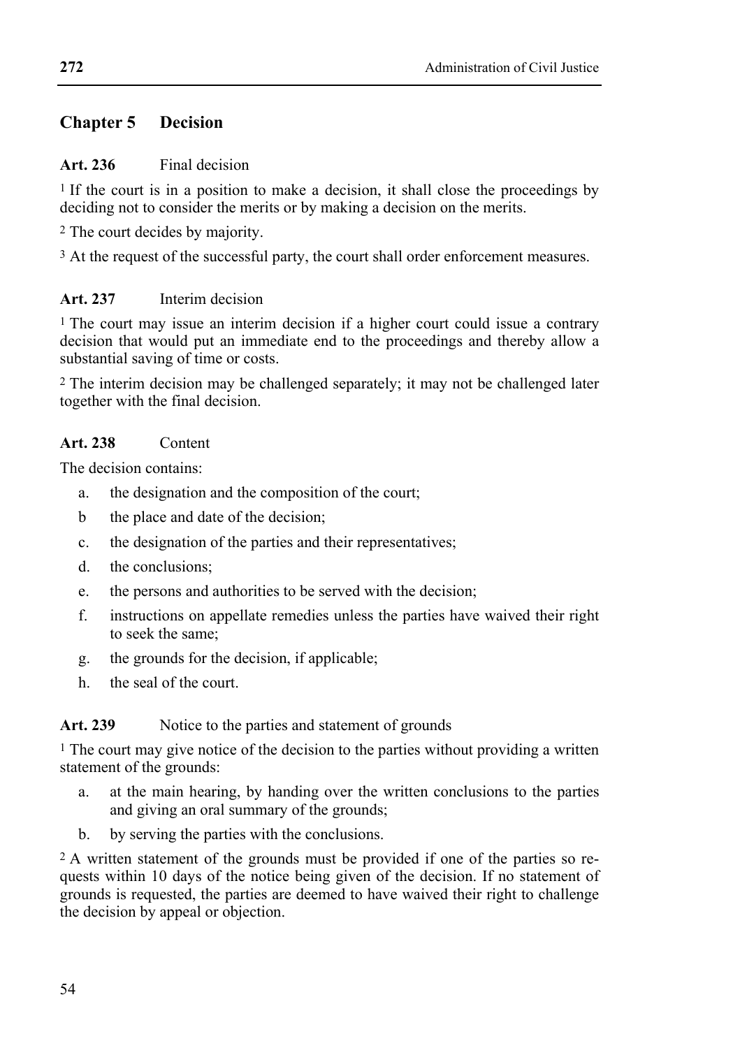## Chapter 5 Decision

**Art. 236** Final decision

[1] If the court is in a position to make a decision, it shall close the proceedings by deciding not to consider the merits or by making a decision on the merits.

[2] The court decides by majority.

[3] At the request of the successful party, the court shall order enforcement measures.

**Art. 237** Interim decision

[1] The court may issue an interim decision if a higher court could issue a contrary decision that would put an immediate end to the proceedings and thereby allow a substantial saving of time or costs.

[2] The interim decision may be challenged separately; it may not be challenged later together with the final decision.

**Art. 238** Content

The decision contains:

a. the designation and the composition of the court;

b the place and date of the decision;

c. the designation of the parties and their representatives;

d. the conclusions;

e. the persons and authorities to be served with the decision;

f. instructions on appellate remedies unless the parties have waived their right to seek the same;

g. the grounds for the decision, if applicable;

h. the seal of the court.

**Art. 239** Notice to the parties and statement of grounds

[1] The court may give notice of the decision to the parties without providing a written statement of the grounds:

a. at the main hearing, by handing over the written conclusions to the parties and giving an oral summary of the grounds;

b. by serving the parties with the conclusions.

[2] A written statement of the grounds must be provided if one of the parties so requests within 10 days of the notice being given of the decision. If no statement of grounds is requested, the parties are deemed to have waived their right to challenge the decision by appeal or objection.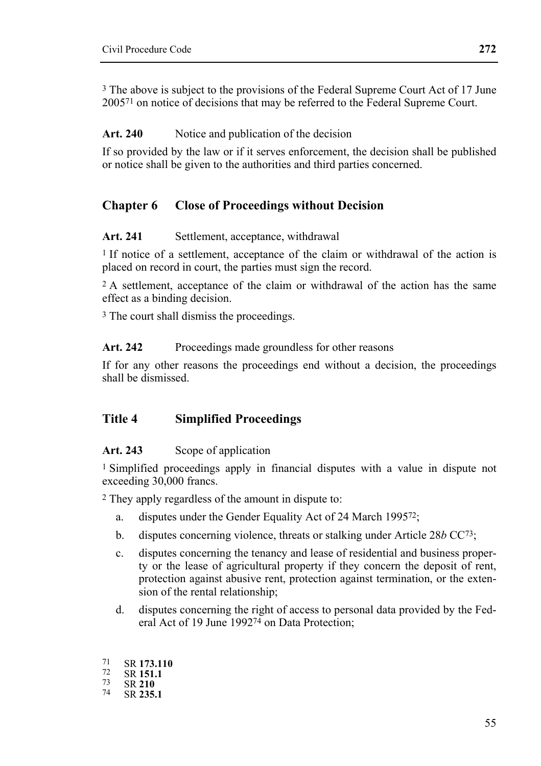[3] The above is subject to the provisions of the Federal Supreme Court Act of 17 June 2005[71] on notice of decisions that may be referred to the Federal Supreme Court.

**Art. 240** Notice and publication of the decision

If so provided by the law or if it serves enforcement, the decision shall be published or notice shall be given to the authorities and third parties concerned.

## Chapter 6 Close of Proceedings without Decision

**Art. 241** Settlement, acceptance, withdrawal

[1] If notice of a settlement, acceptance of the claim or withdrawal of the action is placed on record in court, the parties must sign the record.

[2] A settlement, acceptance of the claim or withdrawal of the action has the same effect as a binding decision.

[3] The court shall dismiss the proceedings.

**Art. 242** Proceedings made groundless for other reasons

If for any other reasons the proceedings end without a decision, the proceedings shall be dismissed.

## Title 4 Simplified Proceedings

**Art. 243** Scope of application

[1] Simplified proceedings apply in financial disputes with a value in dispute not exceeding 30,000 francs.

[2] They apply regardless of the amount in dispute to:

a. disputes under the Gender Equality Act of 24 March 1995[72];

b. disputes concerning violence, threats or stalking under Article 28*b* CC[73];

c. disputes concerning the tenancy and lease of residential and business property or the lease of agricultural property if they concern the deposit of rent, protection against abusive rent, protection against termination, or the extension of the rental relationship;

d. disputes concerning the right of access to personal data provided by the Federal Act of 19 June 1992[74] on Data Protection;

---

[71] SR **173.110**

[72] SR **151.1**

[73] SR **210**

[74] SR **235.1**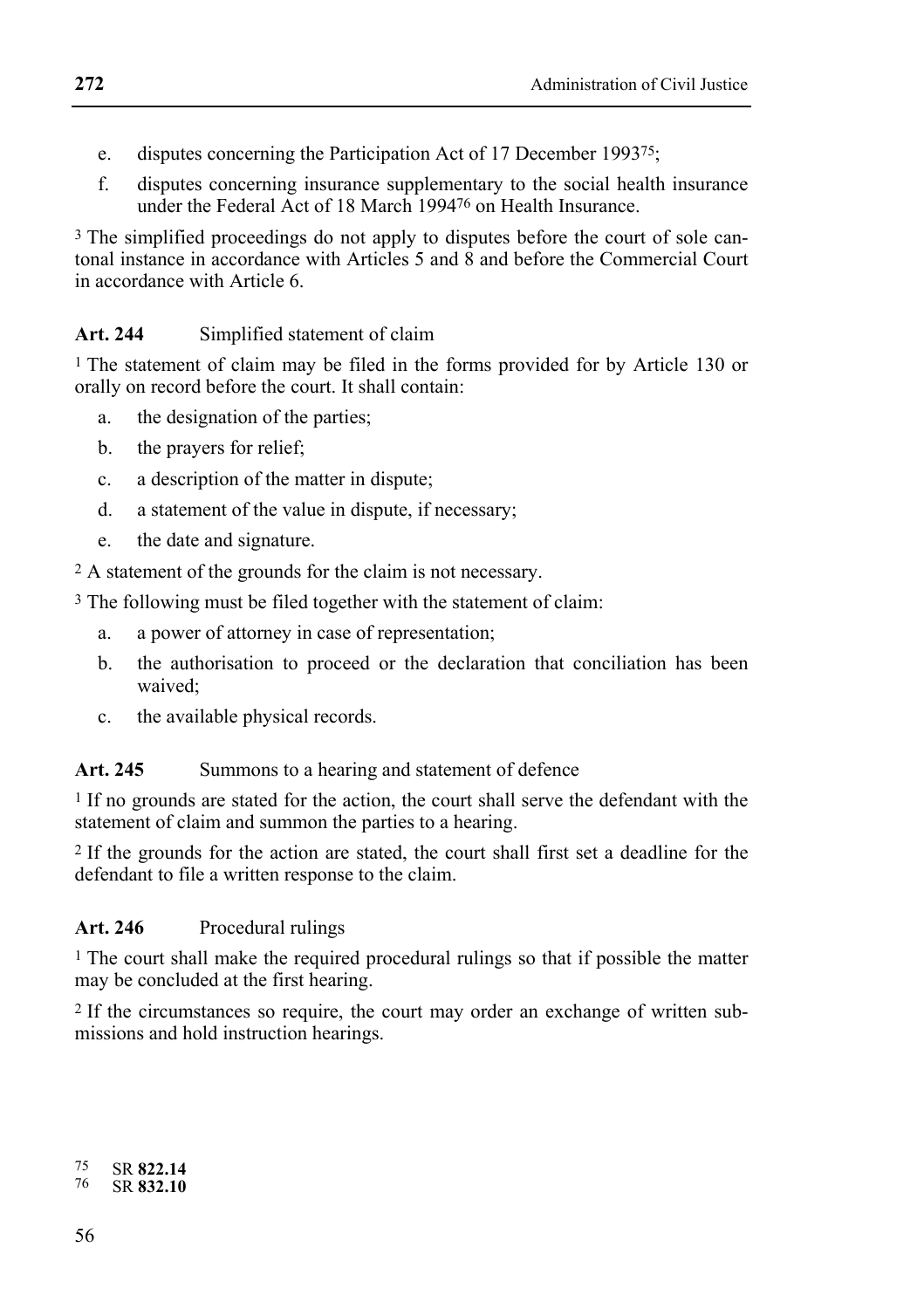e. disputes concerning the Participation Act of 17 December 1993[75];

f. disputes concerning insurance supplementary to the social health insurance under the Federal Act of 18 March 1994[76] on Health Insurance.

[3] The simplified proceedings do not apply to disputes before the court of sole cantonal instance in accordance with Articles 5 and 8 and before the Commercial Court in accordance with Article 6.

**Art. 244** Simplified statement of claim

[1] The statement of claim may be filed in the forms provided for by Article 130 or orally on record before the court. It shall contain:

a. the designation of the parties;

b. the prayers for relief;

c. a description of the matter in dispute;

d. a statement of the value in dispute, if necessary;

e. the date and signature.

[2] A statement of the grounds for the claim is not necessary.

[3] The following must be filed together with the statement of claim:

a. a power of attorney in case of representation;

b. the authorisation to proceed or the declaration that conciliation has been waived;

c. the available physical records.

**Art. 245** Summons to a hearing and statement of defence

[1] If no grounds are stated for the action, the court shall serve the defendant with the statement of claim and summon the parties to a hearing.

[2] If the grounds for the action are stated, the court shall first set a deadline for the defendant to file a written response to the claim.

**Art. 246** Procedural rulings

[1] The court shall make the required procedural rulings so that if possible the matter may be concluded at the first hearing.

[2] If the circumstances so require, the court may order an exchange of written submissions and hold instruction hearings.

[75] SR **822.14**
[76] SR **832.10**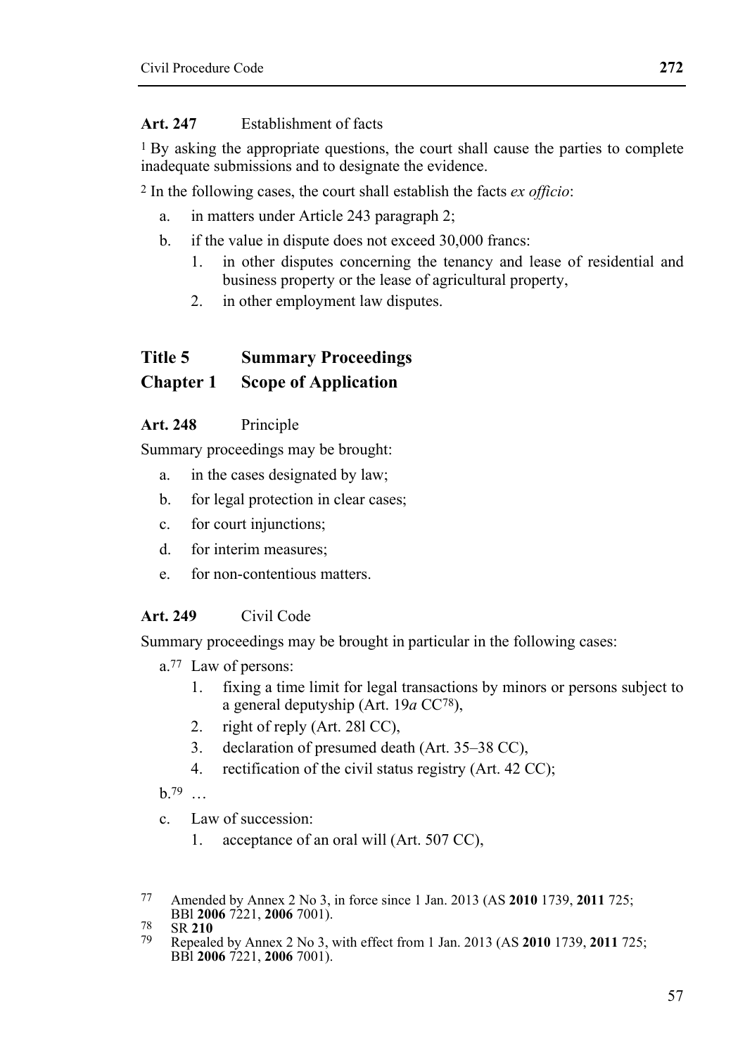**Art. 247** Establishment of facts

[1] By asking the appropriate questions, the court shall cause the parties to complete inadequate submissions and to designate the evidence.

[2] In the following cases, the court shall establish the facts *ex officio*:

a. in matters under Article 243 paragraph 2;

b. if the value in dispute does not exceed 30,000 francs:
   1. in other disputes concerning the tenancy and lease of residential and business property or the lease of agricultural property,
   2. in other employment law disputes.

## Title 5 Summary Proceedings

## Chapter 1 Scope of Application

**Art. 248** Principle

Summary proceedings may be brought:

a. in the cases designated by law;

b. for legal protection in clear cases;

c. for court injunctions;

d. for interim measures;

e. for non-contentious matters.

**Art. 249** Civil Code

Summary proceedings may be brought in particular in the following cases:

a.[77] Law of persons:
   1. fixing a time limit for legal transactions by minors or persons subject to a general deputyship (Art. 19*a* CC[78]),
   2. right of reply (Art. 28l CC),
   3. declaration of presumed death (Art. 35–38 CC),
   4. rectification of the civil status registry (Art. 42 CC);

b.[79] …

c. Law of succession:
   1. acceptance of an oral will (Art. 507 CC),

---

77 Amended by Annex 2 No 3, in force since 1 Jan. 2013 (AS **2010** 1739, **2011** 725; BBl **2006** 7221, **2006** 7001).

78 SR **210**

79 Repealed by Annex 2 No 3, with effect from 1 Jan. 2013 (AS **2010** 1739, **2011** 725; BBl **2006** 7221, **2006** 7001).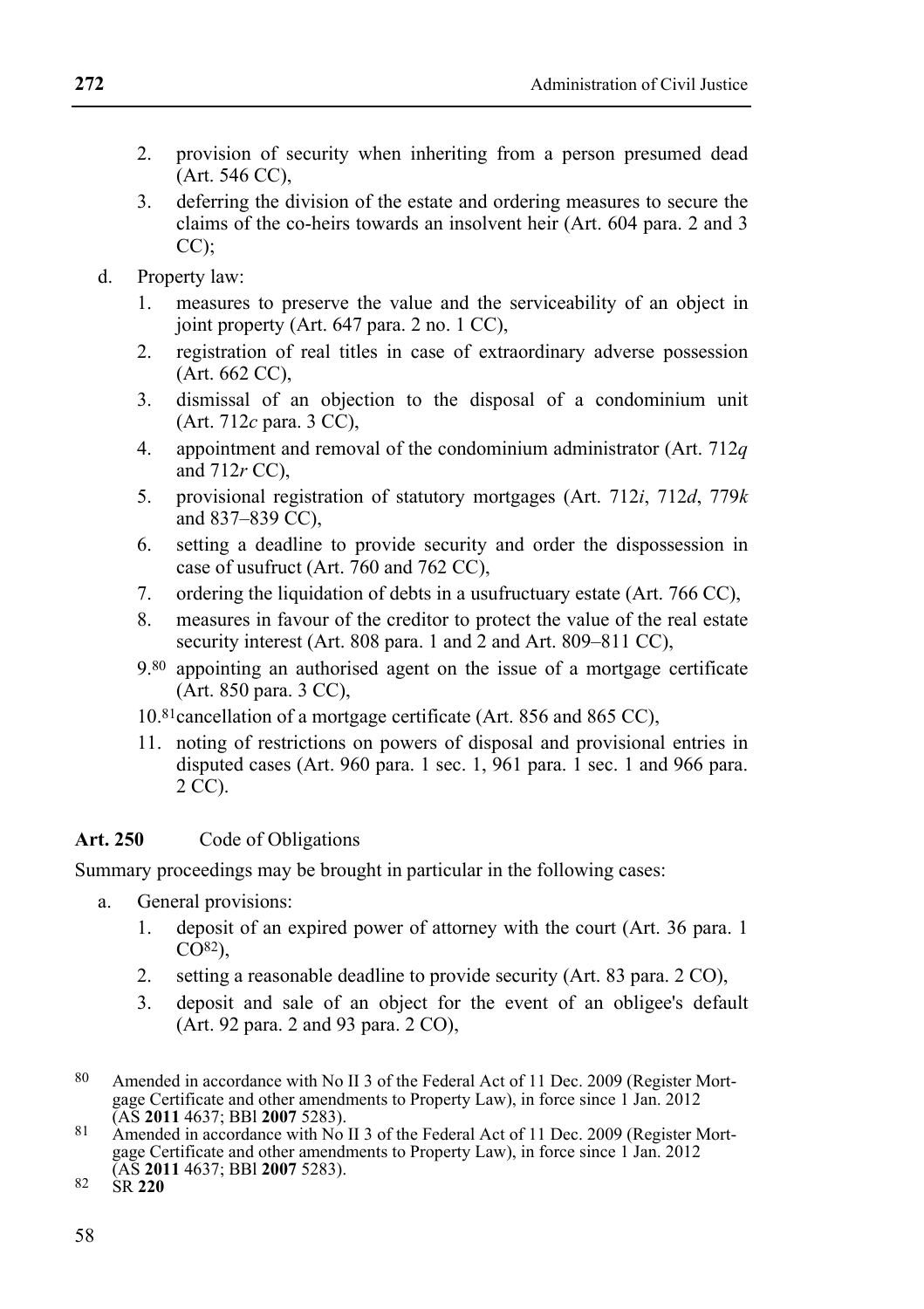2. provision of security when inheriting from a person presumed dead (Art. 546 CC),
3. deferring the division of the estate and ordering measures to secure the claims of the co-heirs towards an insolvent heir (Art. 604 para. 2 and 3 CC);

d. Property law:
   1. measures to preserve the value and the serviceability of an object in joint property (Art. 647 para. 2 no. 1 CC),
   2. registration of real titles in case of extraordinary adverse possession (Art. 662 CC),
   3. dismissal of an objection to the disposal of a condominium unit (Art. 712*c* para. 3 CC),
   4. appointment and removal of the condominium administrator (Art. 712*q* and 712*r* CC),
   5. provisional registration of statutory mortgages (Art. 712*i*, 712*d*, 779*k* and 837–839 CC),
   6. setting a deadline to provide security and order the dispossession in case of usufruct (Art. 760 and 762 CC),
   7. ordering the liquidation of debts in a usufructuary estate (Art. 766 CC),
   8. measures in favour of the creditor to protect the value of the real estate security interest (Art. 808 para. 1 and 2 and Art. 809–811 CC),
   9.[80] appointing an authorised agent on the issue of a mortgage certificate (Art. 850 para. 3 CC),
   10.[81] cancellation of a mortgage certificate (Art. 856 and 865 CC),
   11. noting of restrictions on powers of disposal and provisional entries in disputed cases (Art. 960 para. 1 sec. 1, 961 para. 1 sec. 1 and 966 para. 2 CC).

**Art. 250** Code of Obligations

Summary proceedings may be brought in particular in the following cases:

a. General provisions:
   1. deposit of an expired power of attorney with the court (Art. 36 para. 1 CO[82]),
   2. setting a reasonable deadline to provide security (Art. 83 para. 2 CO),
   3. deposit and sale of an object for the event of an obligee's default (Art. 92 para. 2 and 93 para. 2 CO),

---

[80] Amended in accordance with No II 3 of the Federal Act of 11 Dec. 2009 (Register Mortgage Certificate and other amendments to Property Law), in force since 1 Jan. 2012 (AS **2011** 4637; BBl **2007** 5283).

[81] Amended in accordance with No II 3 of the Federal Act of 11 Dec. 2009 (Register Mortgage Certificate and other amendments to Property Law), in force since 1 Jan. 2012 (AS **2011** 4637; BBl **2007** 5283).

[82] SR **220**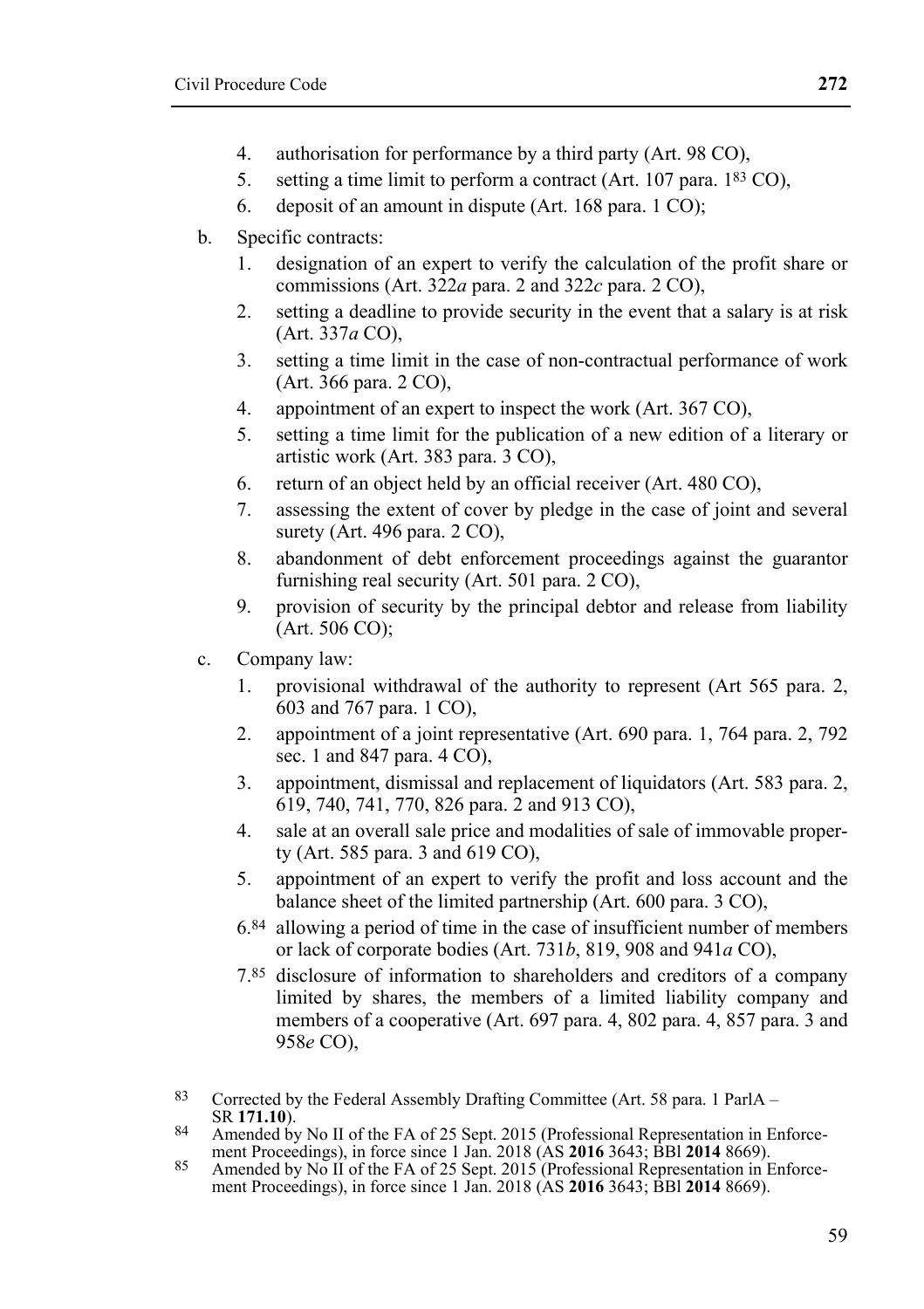4. authorisation for performance by a third party (Art. 98 CO),
5. setting a time limit to perform a contract (Art. 107 para. 1[83] CO),
6. deposit of an amount in dispute (Art. 168 para. 1 CO);

b. Specific contracts:
   1. designation of an expert to verify the calculation of the profit share or commissions (Art. 322*a* para. 2 and 322*c* para. 2 CO),
   2. setting a deadline to provide security in the event that a salary is at risk (Art. 337*a* CO),
   3. setting a time limit in the case of non-contractual performance of work (Art. 366 para. 2 CO),
   4. appointment of an expert to inspect the work (Art. 367 CO),
   5. setting a time limit for the publication of a new edition of a literary or artistic work (Art. 383 para. 3 CO),
   6. return of an object held by an official receiver (Art. 480 CO),
   7. assessing the extent of cover by pledge in the case of joint and several surety (Art. 496 para. 2 CO),
   8. abandonment of debt enforcement proceedings against the guarantor furnishing real security (Art. 501 para. 2 CO),
   9. provision of security by the principal debtor and release from liability (Art. 506 CO);

c. Company law:
   1. provisional withdrawal of the authority to represent (Art 565 para. 2, 603 and 767 para. 1 CO),
   2. appointment of a joint representative (Art. 690 para. 1, 764 para. 2, 792 sec. 1 and 847 para. 4 CO),
   3. appointment, dismissal and replacement of liquidators (Art. 583 para. 2, 619, 740, 741, 770, 826 para. 2 and 913 CO),
   4. sale at an overall sale price and modalities of sale of immovable property (Art. 585 para. 3 and 619 CO),
   5. appointment of an expert to verify the profit and loss account and the balance sheet of the limited partnership (Art. 600 para. 3 CO),
   6.[84] allowing a period of time in the case of insufficient number of members or lack of corporate bodies (Art. 731*b*, 819, 908 and 941*a* CO),
   7.[85] disclosure of information to shareholders and creditors of a company limited by shares, the members of a limited liability company and members of a cooperative (Art. 697 para. 4, 802 para. 4, 857 para. 3 and 958*e* CO),

---

[83] Corrected by the Federal Assembly Drafting Committee (Art. 58 para. 1 ParlA – SR **171.10**).

[84] Amended by No II of the FA of 25 Sept. 2015 (Professional Representation in Enforcement Proceedings), in force since 1 Jan. 2018 (AS **2016** 3643; BBl **2014** 8669).

[85] Amended by No II of the FA of 25 Sept. 2015 (Professional Representation in Enforcement Proceedings), in force since 1 Jan. 2018 (AS **2016** 3643; BBl **2014** 8669).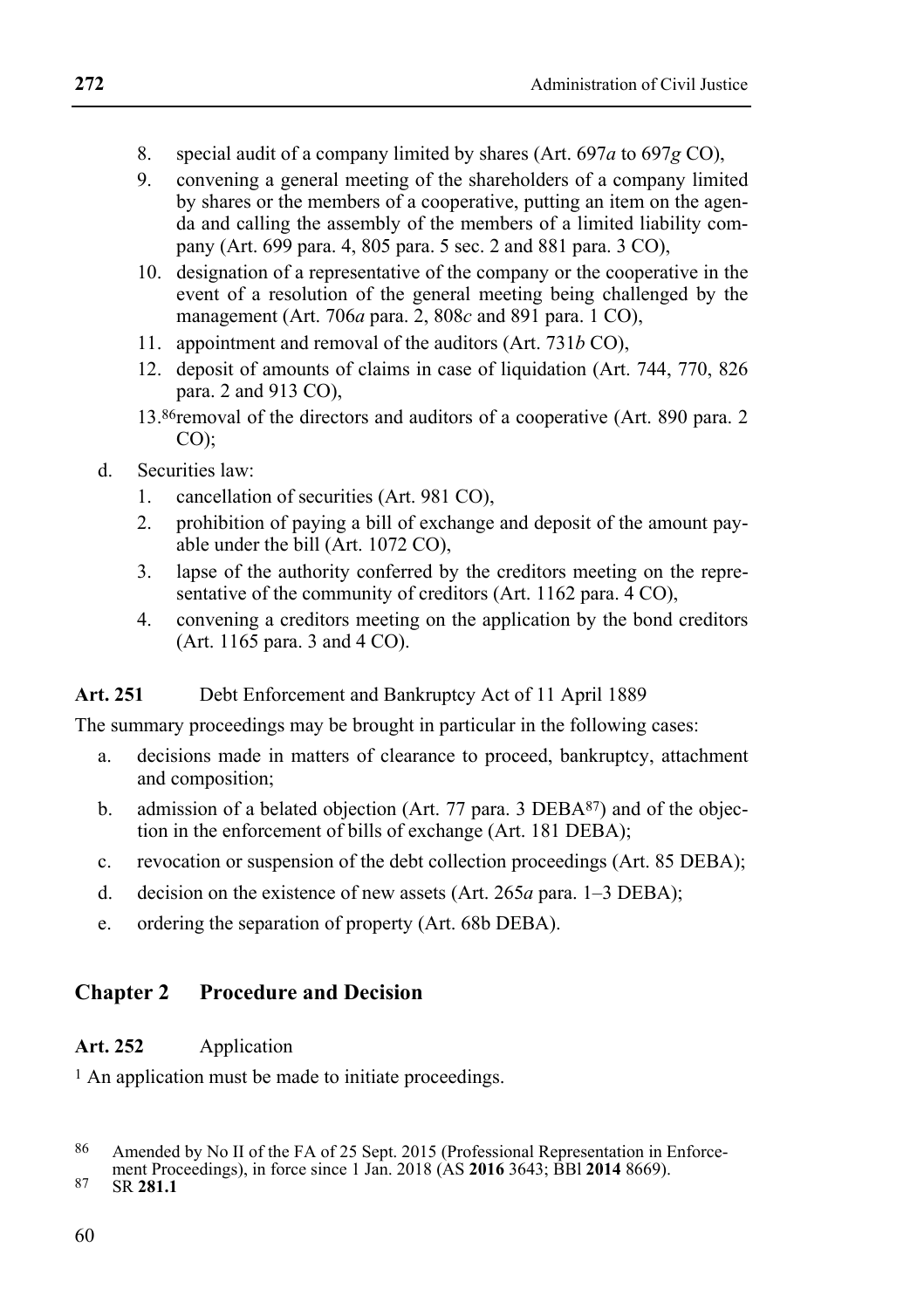8. special audit of a company limited by shares (Art. 697*a* to 697*g* CO),
9. convening a general meeting of the shareholders of a company limited by shares or the members of a cooperative, putting an item on the agenda and calling the assembly of the members of a limited liability company (Art. 699 para. 4, 805 para. 5 sec. 2 and 881 para. 3 CO),
10. designation of a representative of the company or the cooperative in the event of a resolution of the general meeting being challenged by the management (Art. 706*a* para. 2, 808*c* and 891 para. 1 CO),
11. appointment and removal of the auditors (Art. 731*b* CO),
12. deposit of amounts of claims in case of liquidation (Art. 744, 770, 826 para. 2 and 913 CO),
13. [86] removal of the directors and auditors of a cooperative (Art. 890 para. 2 CO);

d. Securities law:
   1. cancellation of securities (Art. 981 CO),
   2. prohibition of paying a bill of exchange and deposit of the amount payable under the bill (Art. 1072 CO),
   3. lapse of the authority conferred by the creditors meeting on the representative of the community of creditors (Art. 1162 para. 4 CO),
   4. convening a creditors meeting on the application by the bond creditors (Art. 1165 para. 3 and 4 CO).

**Art. 251** Debt Enforcement and Bankruptcy Act of 11 April 1889

The summary proceedings may be brought in particular in the following cases:

a. decisions made in matters of clearance to proceed, bankruptcy, attachment and composition;
b. admission of a belated objection (Art. 77 para. 3 DEBA[87]) and of the objection in the enforcement of bills of exchange (Art. 181 DEBA);
c. revocation or suspension of the debt collection proceedings (Art. 85 DEBA);
d. decision on the existence of new assets (Art. 265*a* para. 1–3 DEBA);
e. ordering the separation of property (Art. 68b DEBA).

## Chapter 2 Procedure and Decision

**Art. 252** Application

[1] An application must be made to initiate proceedings.

---

[86] Amended by No II of the FA of 25 Sept. 2015 (Professional Representation in Enforcement Proceedings), in force since 1 Jan. 2018 (AS **2016** 3643; BBl **2014** 8669).

[87] SR **281.1**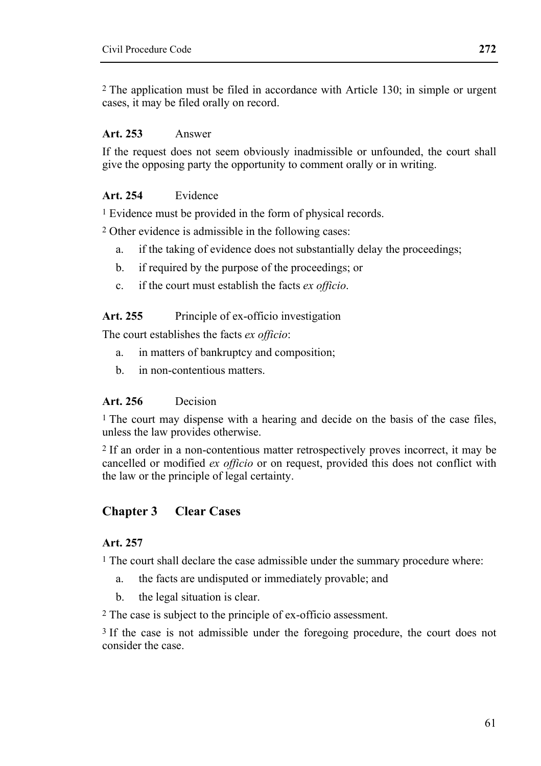[2] The application must be filed in accordance with Article 130; in simple or urgent cases, it may be filed orally on record.

**Art. 253** Answer

If the request does not seem obviously inadmissible or unfounded, the court shall give the opposing party the opportunity to comment orally or in writing.

**Art. 254** Evidence

[1] Evidence must be provided in the form of physical records.

[2] Other evidence is admissible in the following cases:

a. if the taking of evidence does not substantially delay the proceedings;

b. if required by the purpose of the proceedings; or

c. if the court must establish the facts *ex officio*.

**Art. 255** Principle of ex-officio investigation

The court establishes the facts *ex officio*:

a. in matters of bankruptcy and composition;

b. in non-contentious matters.

**Art. 256** Decision

[1] The court may dispense with a hearing and decide on the basis of the case files, unless the law provides otherwise.

[2] If an order in a non-contentious matter retrospectively proves incorrect, it may be cancelled or modified *ex officio* or on request, provided this does not conflict with the law or the principle of legal certainty.

## Chapter 3 Clear Cases

**Art. 257**

[1] The court shall declare the case admissible under the summary procedure where:

a. the facts are undisputed or immediately provable; and

b. the legal situation is clear.

[2] The case is subject to the principle of ex-officio assessment.

[3] If the case is not admissible under the foregoing procedure, the court does not consider the case.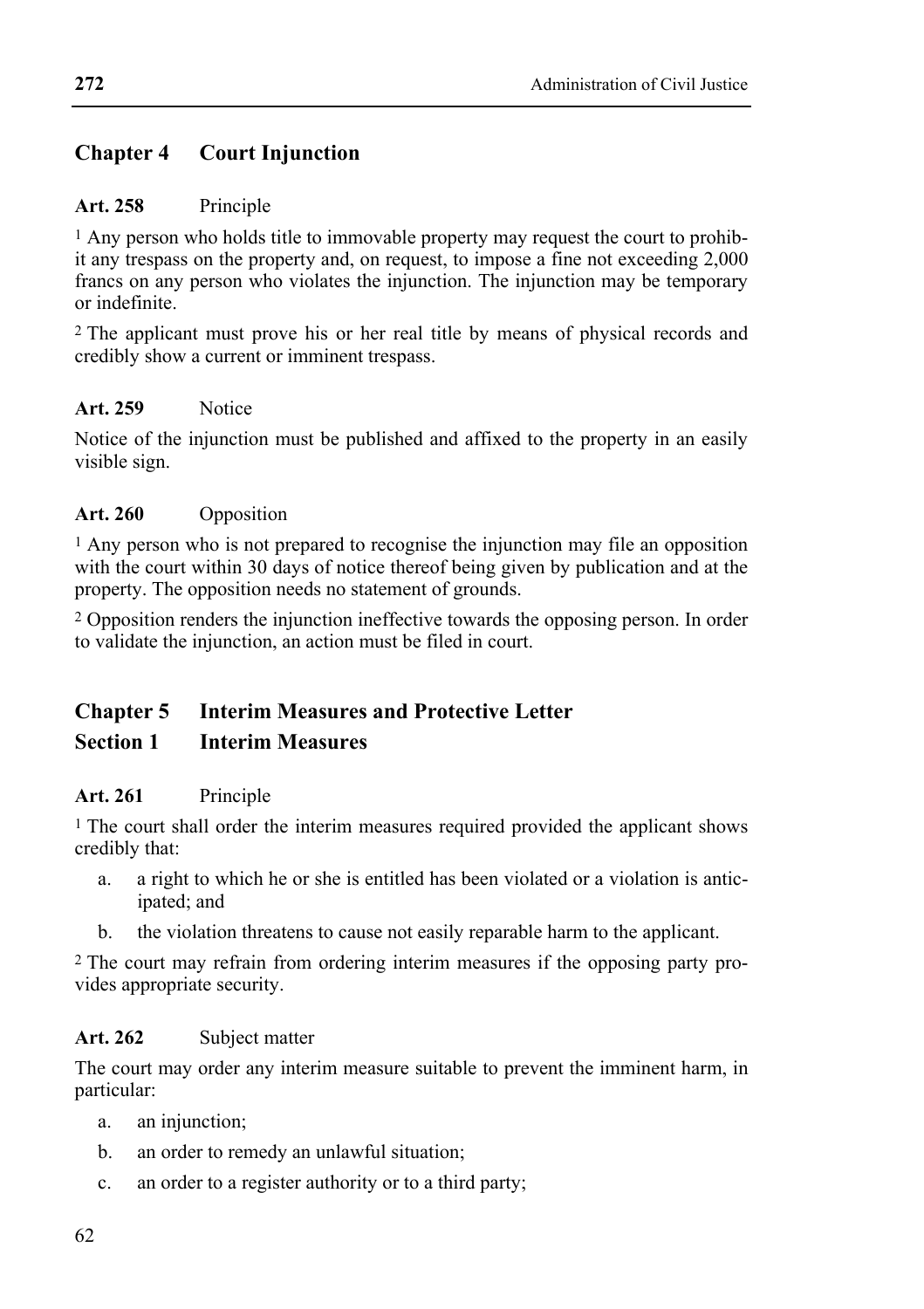## Chapter 4 Court Injunction

**Art. 258** Principle

[1] Any person who holds title to immovable property may request the court to prohibit any trespass on the property and, on request, to impose a fine not exceeding 2,000 francs on any person who violates the injunction. The injunction may be temporary or indefinite.

[2] The applicant must prove his or her real title by means of physical records and credibly show a current or imminent trespass.

**Art. 259** Notice

Notice of the injunction must be published and affixed to the property in an easily visible sign.

**Art. 260** Opposition

[1] Any person who is not prepared to recognise the injunction may file an opposition with the court within 30 days of notice thereof being given by publication and at the property. The opposition needs no statement of grounds.

[2] Opposition renders the injunction ineffective towards the opposing person. In order to validate the injunction, an action must be filed in court.

## Chapter 5 Interim Measures and Protective Letter

### Section 1 Interim Measures

**Art. 261** Principle

[1] The court shall order the interim measures required provided the applicant shows credibly that:

a. a right to which he or she is entitled has been violated or a violation is anticipated; and

b. the violation threatens to cause not easily reparable harm to the applicant.

[2] The court may refrain from ordering interim measures if the opposing party provides appropriate security.

**Art. 262** Subject matter

The court may order any interim measure suitable to prevent the imminent harm, in particular:

a. an injunction;

b. an order to remedy an unlawful situation;

c. an order to a register authority or to a third party;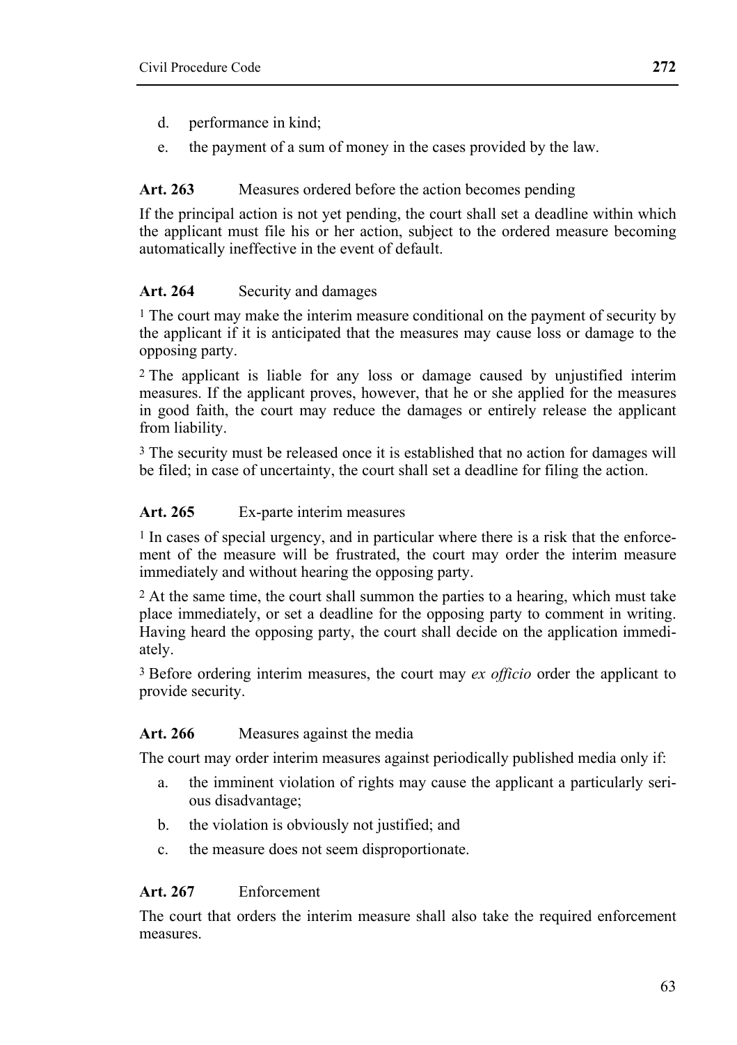d. performance in kind;

e. the payment of a sum of money in the cases provided by the law.

**Art. 263** Measures ordered before the action becomes pending

If the principal action is not yet pending, the court shall set a deadline within which the applicant must file his or her action, subject to the ordered measure becoming automatically ineffective in the event of default.

**Art. 264** Security and damages

[1] The court may make the interim measure conditional on the payment of security by the applicant if it is anticipated that the measures may cause loss or damage to the opposing party.

[2] The applicant is liable for any loss or damage caused by unjustified interim measures. If the applicant proves, however, that he or she applied for the measures in good faith, the court may reduce the damages or entirely release the applicant from liability.

[3] The security must be released once it is established that no action for damages will be filed; in case of uncertainty, the court shall set a deadline for filing the action.

**Art. 265** Ex-parte interim measures

[1] In cases of special urgency, and in particular where there is a risk that the enforcement of the measure will be frustrated, the court may order the interim measure immediately and without hearing the opposing party.

[2] At the same time, the court shall summon the parties to a hearing, which must take place immediately, or set a deadline for the opposing party to comment in writing. Having heard the opposing party, the court shall decide on the application immediately.

[3] Before ordering interim measures, the court may *ex officio* order the applicant to provide security.

**Art. 266** Measures against the media

The court may order interim measures against periodically published media only if:

a. the imminent violation of rights may cause the applicant a particularly serious disadvantage;

b. the violation is obviously not justified; and

c. the measure does not seem disproportionate.

**Art. 267** Enforcement

The court that orders the interim measure shall also take the required enforcement measures.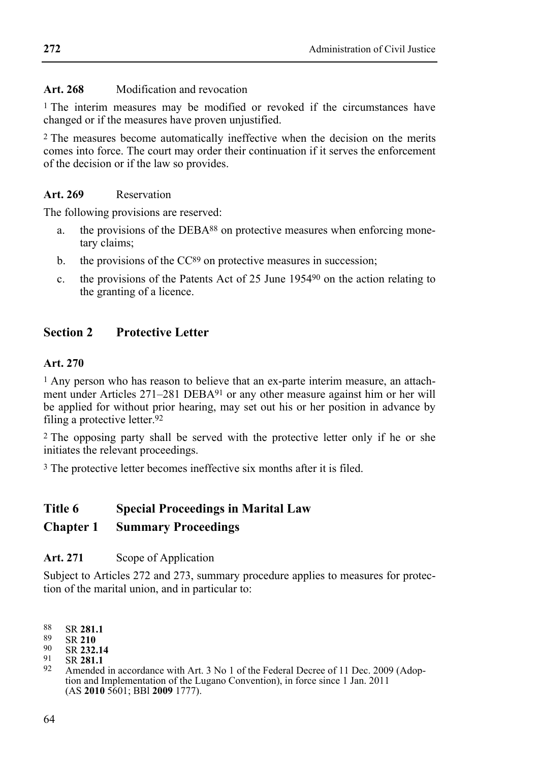**Art. 268** Modification and revocation

[1] The interim measures may be modified or revoked if the circumstances have changed or if the measures have proven unjustified.

[2] The measures become automatically ineffective when the decision on the merits comes into force. The court may order their continuation if it serves the enforcement of the decision or if the law so provides.

**Art. 269** Reservation

The following provisions are reserved:

a. the provisions of the DEBA[88] on protective measures when enforcing monetary claims;

b. the provisions of the CC[89] on protective measures in succession;

c. the provisions of the Patents Act of 25 June 1954[90] on the action relating to the granting of a licence.

## Section 2 Protective Letter

**Art. 270**

[1] Any person who has reason to believe that an ex-parte interim measure, an attachment under Articles 271–281 DEBA[91] or any other measure against him or her will be applied for without prior hearing, may set out his or her position in advance by filing a protective letter.[92]

[2] The opposing party shall be served with the protective letter only if he or she initiates the relevant proceedings.

[3] The protective letter becomes ineffective six months after it is filed.

# Title 6 Special Proceedings in Marital Law

## Chapter 1 Summary Proceedings

**Art. 271** Scope of Application

Subject to Articles 272 and 273, summary procedure applies to measures for protection of the marital union, and in particular to:

---

88 SR **281.1**
89 SR **210**
90 SR **232.14**
91 SR **281.1**
92 Amended in accordance with Art. 3 No 1 of the Federal Decree of 11 Dec. 2009 (Adoption and Implementation of the Lugano Convention), in force since 1 Jan. 2011 (AS **2010** 5601; BBl **2009** 1777).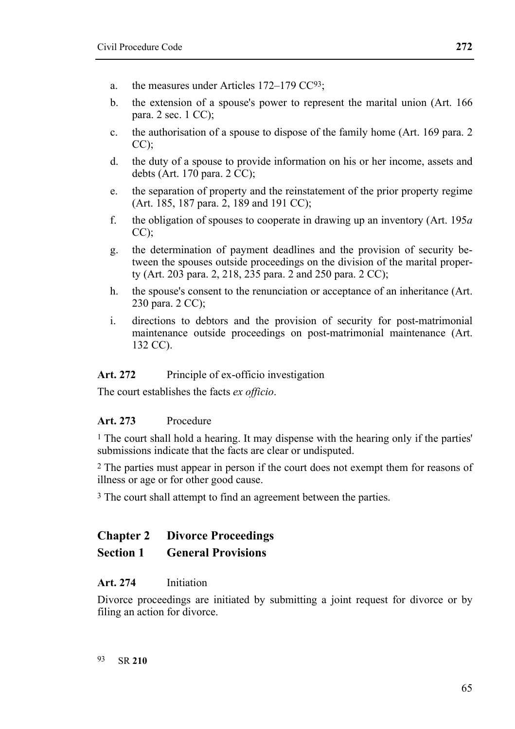a. the measures under Articles 172–179 CC[93];

b. the extension of a spouse's power to represent the marital union (Art. 166 para. 2 sec. 1 CC);

c. the authorisation of a spouse to dispose of the family home (Art. 169 para. 2 CC);

d. the duty of a spouse to provide information on his or her income, assets and debts (Art. 170 para. 2 CC);

e. the separation of property and the reinstatement of the prior property regime (Art. 185, 187 para. 2, 189 and 191 CC);

f. the obligation of spouses to cooperate in drawing up an inventory (Art. 195*a* CC);

g. the determination of payment deadlines and the provision of security between the spouses outside proceedings on the division of the marital property (Art. 203 para. 2, 218, 235 para. 2 and 250 para. 2 CC);

h. the spouse's consent to the renunciation or acceptance of an inheritance (Art. 230 para. 2 CC);

i. directions to debtors and the provision of security for post-matrimonial maintenance outside proceedings on post-matrimonial maintenance (Art. 132 CC).

**Art. 272** Principle of ex-officio investigation

The court establishes the facts *ex officio*.

**Art. 273** Procedure

[1] The court shall hold a hearing. It may dispense with the hearing only if the parties' submissions indicate that the facts are clear or undisputed.

[2] The parties must appear in person if the court does not exempt them for reasons of illness or age or for other good cause.

[3] The court shall attempt to find an agreement between the parties.

## Chapter 2 Divorce Proceedings

### Section 1 General Provisions

**Art. 274** Initiation

Divorce proceedings are initiated by submitting a joint request for divorce or by filing an action for divorce.

[93] SR **210**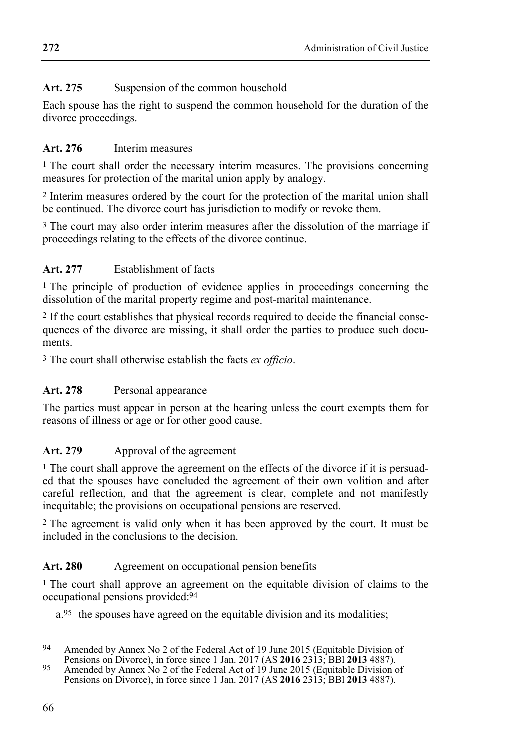### Art. 275 Suspension of the common household

Each spouse has the right to suspend the common household for the duration of the divorce proceedings.

### Art. 276 Interim measures

[1] The court shall order the necessary interim measures. The provisions concerning measures for protection of the marital union apply by analogy.

[2] Interim measures ordered by the court for the protection of the marital union shall be continued. The divorce court has jurisdiction to modify or revoke them.

[3] The court may also order interim measures after the dissolution of the marriage if proceedings relating to the effects of the divorce continue.

### Art. 277 Establishment of facts

[1] The principle of production of evidence applies in proceedings concerning the dissolution of the marital property regime and post-marital maintenance.

[2] If the court establishes that physical records required to decide the financial consequences of the divorce are missing, it shall order the parties to produce such documents.

[3] The court shall otherwise establish the facts *ex officio*.

### Art. 278 Personal appearance

The parties must appear in person at the hearing unless the court exempts them for reasons of illness or age or for other good cause.

### Art. 279 Approval of the agreement

[1] The court shall approve the agreement on the effects of the divorce if it is persuaded that the spouses have concluded the agreement of their own volition and after careful reflection, and that the agreement is clear, complete and not manifestly inequitable; the provisions on occupational pensions are reserved.

[2] The agreement is valid only when it has been approved by the court. It must be included in the conclusions to the decision.

### Art. 280 Agreement on occupational pension benefits

[1] The court shall approve an agreement on the equitable division of claims to the occupational pensions provided:[94]

a.[95] the spouses have agreed on the equitable division and its modalities;

---

[94] Amended by Annex No 2 of the Federal Act of 19 June 2015 (Equitable Division of Pensions on Divorce), in force since 1 Jan. 2017 (AS **2016** 2313; BBl **2013** 4887).

[95] Amended by Annex No 2 of the Federal Act of 19 June 2015 (Equitable Division of Pensions on Divorce), in force since 1 Jan. 2017 (AS **2016** 2313; BBl **2013** 4887).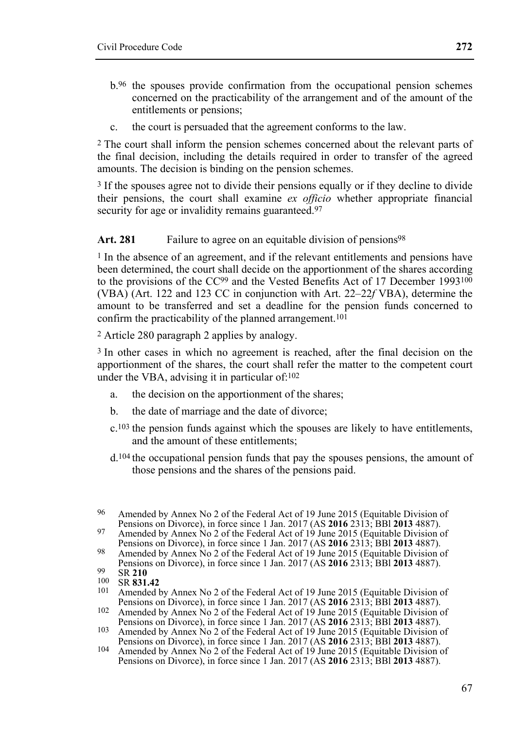b.[96] the spouses provide confirmation from the occupational pension schemes concerned on the practicability of the arrangement and of the amount of the entitlements or pensions;

c. the court is persuaded that the agreement conforms to the law.

[2] The court shall inform the pension schemes concerned about the relevant parts of the final decision, including the details required in order to transfer of the agreed amounts. The decision is binding on the pension schemes.

[3] If the spouses agree not to divide their pensions equally or if they decline to divide their pensions, the court shall examine *ex officio* whether appropriate financial security for age or invalidity remains guaranteed.[97]

**Art. 281** Failure to agree on an equitable division of pensions[98]

[1] In the absence of an agreement, and if the relevant entitlements and pensions have been determined, the court shall decide on the apportionment of the shares according to the provisions of the CC[99] and the Vested Benefits Act of 17 December 1993[100] (VBA) (Art. 122 and 123 CC in conjunction with Art. 22–22*f* VBA), determine the amount to be transferred and set a deadline for the pension funds concerned to confirm the practicability of the planned arrangement.[101]

[2] Article 280 paragraph 2 applies by analogy.

[3] In other cases in which no agreement is reached, after the final decision on the apportionment of the shares, the court shall refer the matter to the competent court under the VBA, advising it in particular of:[102]

a. the decision on the apportionment of the shares;

b. the date of marriage and the date of divorce;

c.[103] the pension funds against which the spouses are likely to have entitlements, and the amount of these entitlements;

d.[104] the occupational pension funds that pay the spouses pensions, the amount of those pensions and the shares of the pensions paid.

---

96 Amended by Annex No 2 of the Federal Act of 19 June 2015 (Equitable Division of Pensions on Divorce), in force since 1 Jan. 2017 (AS **2016** 2313; BBl **2013** 4887).

97 Amended by Annex No 2 of the Federal Act of 19 June 2015 (Equitable Division of Pensions on Divorce), in force since 1 Jan. 2017 (AS **2016** 2313; BBl **2013** 4887).

98 Amended by Annex No 2 of the Federal Act of 19 June 2015 (Equitable Division of Pensions on Divorce), in force since 1 Jan. 2017 (AS **2016** 2313; BBl **2013** 4887).

99 SR **210**

100 SR **831.42**

101 Amended by Annex No 2 of the Federal Act of 19 June 2015 (Equitable Division of Pensions on Divorce), in force since 1 Jan. 2017 (AS **2016** 2313; BBl **2013** 4887).

102 Amended by Annex No 2 of the Federal Act of 19 June 2015 (Equitable Division of Pensions on Divorce), in force since 1 Jan. 2017 (AS **2016** 2313; BBl **2013** 4887).

103 Amended by Annex No 2 of the Federal Act of 19 June 2015 (Equitable Division of Pensions on Divorce), in force since 1 Jan. 2017 (AS **2016** 2313; BBl **2013** 4887).

104 Amended by Annex No 2 of the Federal Act of 19 June 2015 (Equitable Division of Pensions on Divorce), in force since 1 Jan. 2017 (AS **2016** 2313; BBl **2013** 4887).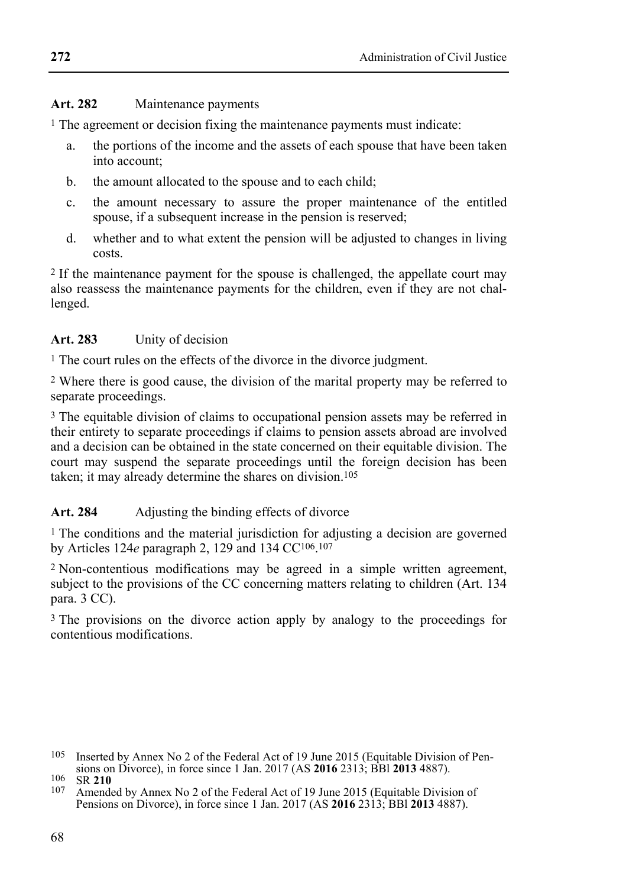**Art. 282** Maintenance payments

[1] The agreement or decision fixing the maintenance payments must indicate:

a. the portions of the income and the assets of each spouse that have been taken into account;

b. the amount allocated to the spouse and to each child;

c. the amount necessary to assure the proper maintenance of the entitled spouse, if a subsequent increase in the pension is reserved;

d. whether and to what extent the pension will be adjusted to changes in living costs.

[2] If the maintenance payment for the spouse is challenged, the appellate court may also reassess the maintenance payments for the children, even if they are not challenged.

**Art. 283** Unity of decision

[1] The court rules on the effects of the divorce in the divorce judgment.

[2] Where there is good cause, the division of the marital property may be referred to separate proceedings.

[3] The equitable division of claims to occupational pension assets may be referred in their entirety to separate proceedings if claims to pension assets abroad are involved and a decision can be obtained in the state concerned on their equitable division. The court may suspend the separate proceedings until the foreign decision has been taken; it may already determine the shares on division.[105]

**Art. 284** Adjusting the binding effects of divorce

[1] The conditions and the material jurisdiction for adjusting a decision are governed by Articles 124*e* paragraph 2, 129 and 134 CC[106].[107]

[2] Non-contentious modifications may be agreed in a simple written agreement, subject to the provisions of the CC concerning matters relating to children (Art. 134 para. 3 CC).

[3] The provisions on the divorce action apply by analogy to the proceedings for contentious modifications.

---

105 Inserted by Annex No 2 of the Federal Act of 19 June 2015 (Equitable Division of Pensions on Divorce), in force since 1 Jan. 2017 (AS **2016** 2313; BBl **2013** 4887).

106 SR **210**

107 Amended by Annex No 2 of the Federal Act of 19 June 2015 (Equitable Division of Pensions on Divorce), in force since 1 Jan. 2017 (AS **2016** 2313; BBl **2013** 4887).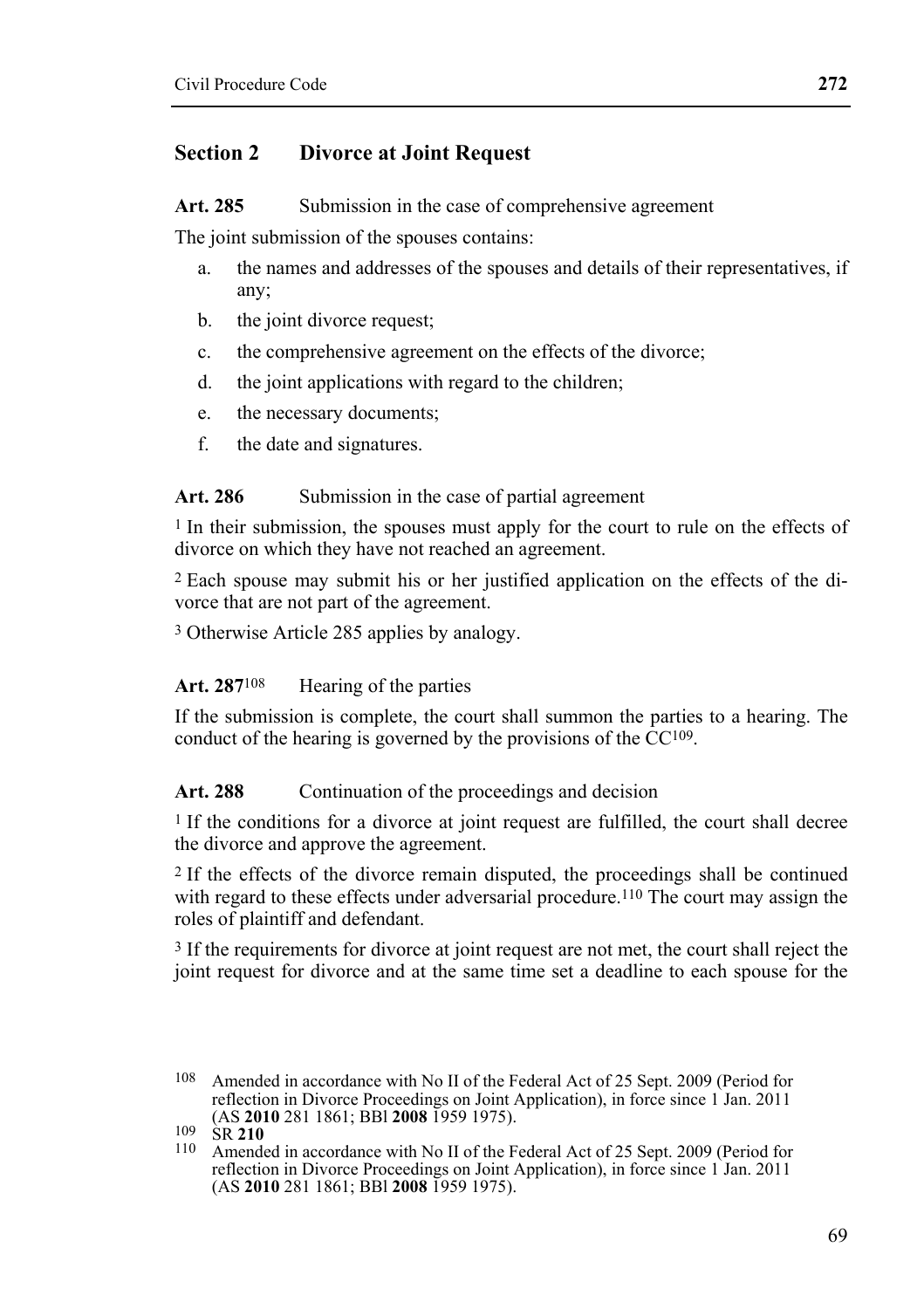## Section 2 Divorce at Joint Request

**Art. 285** Submission in the case of comprehensive agreement

The joint submission of the spouses contains:

a. the names and addresses of the spouses and details of their representatives, if any;
b. the joint divorce request;
c. the comprehensive agreement on the effects of the divorce;
d. the joint applications with regard to the children;
e. the necessary documents;
f. the date and signatures.

**Art. 286** Submission in the case of partial agreement

1 In their submission, the spouses must apply for the court to rule on the effects of divorce on which they have not reached an agreement.

2 Each spouse may submit his or her justified application on the effects of the divorce that are not part of the agreement.

3 Otherwise Article 285 applies by analogy.

**Art. 287**[108] Hearing of the parties

If the submission is complete, the court shall summon the parties to a hearing. The conduct of the hearing is governed by the provisions of the CC[109].

**Art. 288** Continuation of the proceedings and decision

1 If the conditions for a divorce at joint request are fulfilled, the court shall decree the divorce and approve the agreement.

2 If the effects of the divorce remain disputed, the proceedings shall be continued with regard to these effects under adversarial procedure.[110] The court may assign the roles of plaintiff and defendant.

3 If the requirements for divorce at joint request are not met, the court shall reject the joint request for divorce and at the same time set a deadline to each spouse for the

---

108 Amended in accordance with No II of the Federal Act of 25 Sept. 2009 (Period for reflection in Divorce Proceedings on Joint Application), in force since 1 Jan. 2011 (AS **2010** 281 1861; BBl **2008** 1959 1975).

109 SR **210**

110 Amended in accordance with No II of the Federal Act of 25 Sept. 2009 (Period for reflection in Divorce Proceedings on Joint Application), in force since 1 Jan. 2011 (AS **2010** 281 1861; BBl **2008** 1959 1975).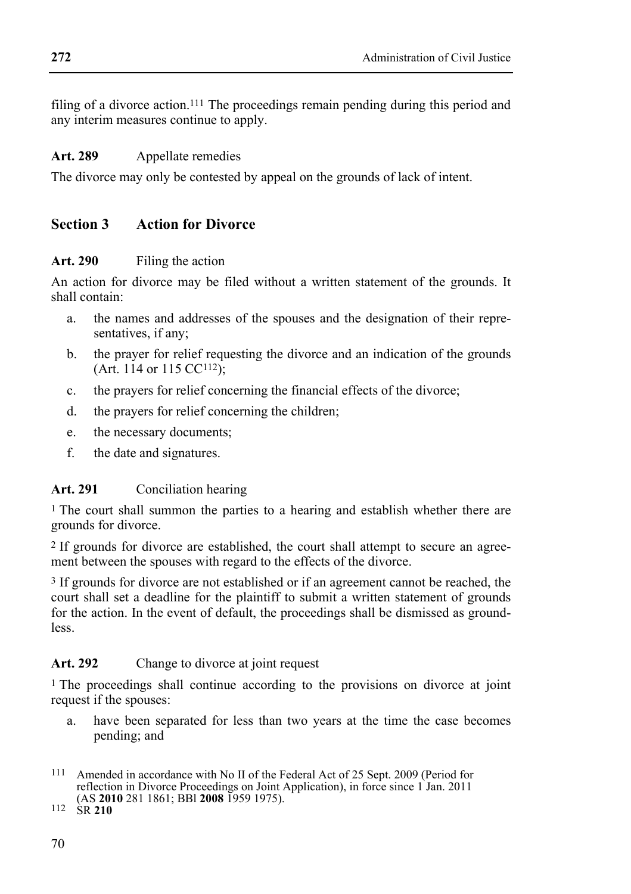filing of a divorce action.[111] The proceedings remain pending during this period and any interim measures continue to apply.

**Art. 289** Appellate remedies

The divorce may only be contested by appeal on the grounds of lack of intent.

## Section 3 Action for Divorce

**Art. 290** Filing the action

An action for divorce may be filed without a written statement of the grounds. It shall contain:

a. the names and addresses of the spouses and the designation of their representatives, if any;
b. the prayer for relief requesting the divorce and an indication of the grounds (Art. 114 or 115 CC[112]);
c. the prayers for relief concerning the financial effects of the divorce;
d. the prayers for relief concerning the children;
e. the necessary documents;
f. the date and signatures.

**Art. 291** Conciliation hearing

[1] The court shall summon the parties to a hearing and establish whether there are grounds for divorce.

[2] If grounds for divorce are established, the court shall attempt to secure an agreement between the spouses with regard to the effects of the divorce.

[3] If grounds for divorce are not established or if an agreement cannot be reached, the court shall set a deadline for the plaintiff to submit a written statement of grounds for the action. In the event of default, the proceedings shall be dismissed as groundless.

**Art. 292** Change to divorce at joint request

[1] The proceedings shall continue according to the provisions on divorce at joint request if the spouses:

a. have been separated for less than two years at the time the case becomes pending; and

---

[111] Amended in accordance with No II of the Federal Act of 25 Sept. 2009 (Period for reflection in Divorce Proceedings on Joint Application), in force since 1 Jan. 2011 (AS **2010** 281 1861; BBl **2008** 1959 1975).

[112] SR **210**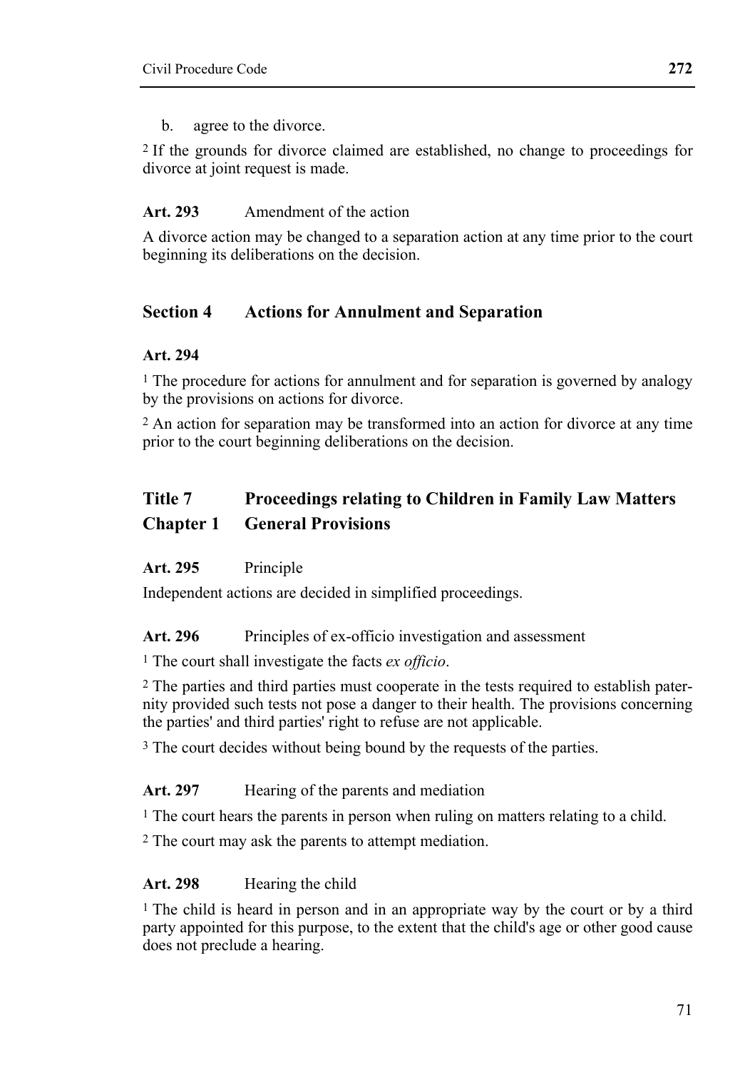b. agree to the divorce.

[2] If the grounds for divorce claimed are established, no change to proceedings for divorce at joint request is made.

**Art. 293** Amendment of the action

A divorce action may be changed to a separation action at any time prior to the court beginning its deliberations on the decision.

## Section 4 Actions for Annulment and Separation

**Art. 294**

[1] The procedure for actions for annulment and for separation is governed by analogy by the provisions on actions for divorce.

[2] An action for separation may be transformed into an action for divorce at any time prior to the court beginning deliberations on the decision.

# Title 7 Proceedings relating to Children in Family Law Matters

## Chapter 1 General Provisions

**Art. 295** Principle

Independent actions are decided in simplified proceedings.

**Art. 296** Principles of ex-officio investigation and assessment

[1] The court shall investigate the facts *ex officio*.

[2] The parties and third parties must cooperate in the tests required to establish paternity provided such tests not pose a danger to their health. The provisions concerning the parties' and third parties' right to refuse are not applicable.

[3] The court decides without being bound by the requests of the parties.

**Art. 297** Hearing of the parents and mediation

[1] The court hears the parents in person when ruling on matters relating to a child.

[2] The court may ask the parents to attempt mediation.

**Art. 298** Hearing the child

[1] The child is heard in person and in an appropriate way by the court or by a third party appointed for this purpose, to the extent that the child's age or other good cause does not preclude a hearing.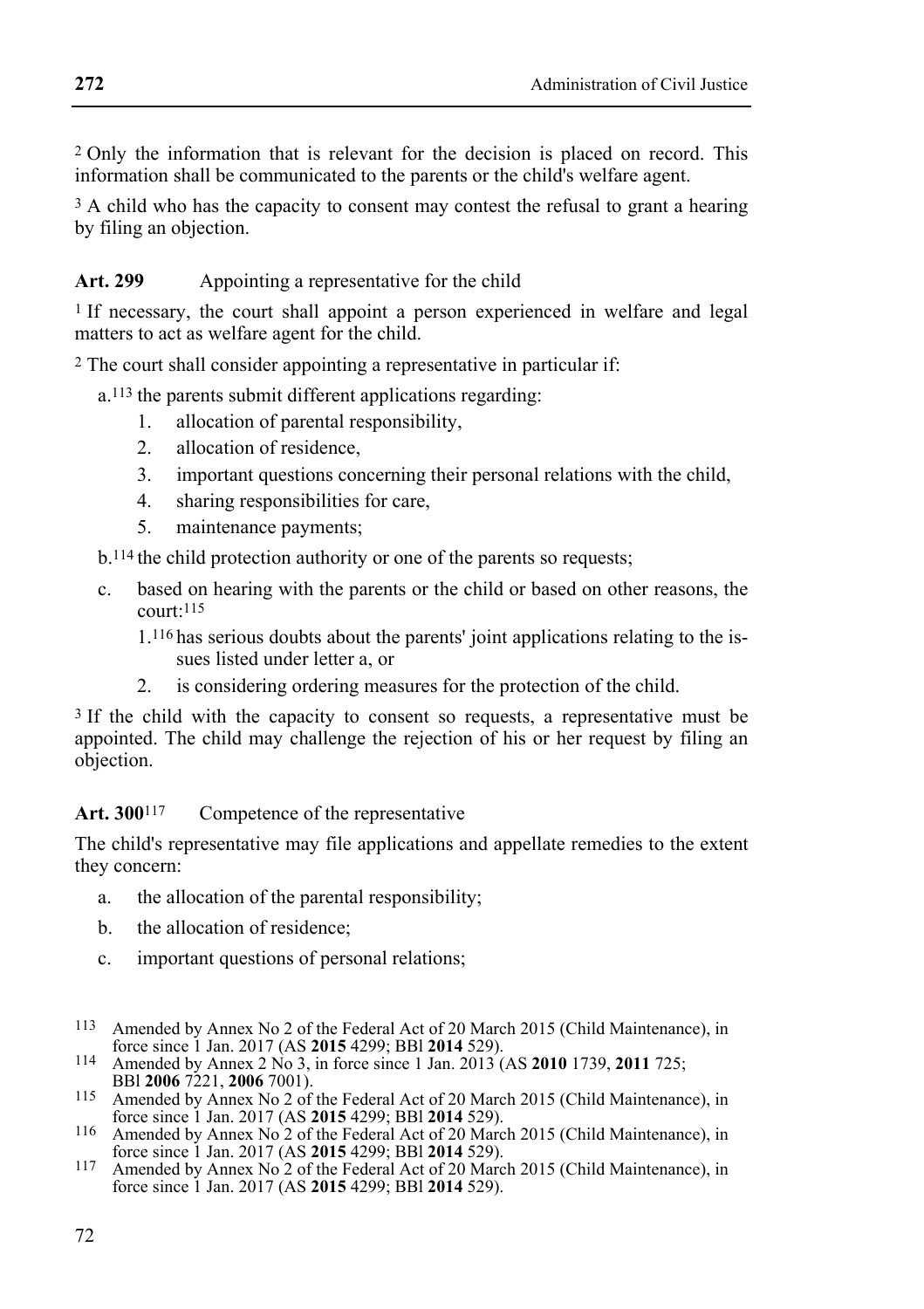[2] Only the information that is relevant for the decision is placed on record. This information shall be communicated to the parents or the child's welfare agent.

[3] A child who has the capacity to consent may contest the refusal to grant a hearing by filing an objection.

**Art. 299** Appointing a representative for the child

[1] If necessary, the court shall appoint a person experienced in welfare and legal matters to act as welfare agent for the child.

[2] The court shall consider appointing a representative in particular if:

a.[113] the parents submit different applications regarding:
   1. allocation of parental responsibility,
   2. allocation of residence,
   3. important questions concerning their personal relations with the child,
   4. sharing responsibilities for care,
   5. maintenance payments;

b.[114] the child protection authority or one of the parents so requests;

c. based on hearing with the parents or the child or based on other reasons, the court:[115]
   1.[116] has serious doubts about the parents' joint applications relating to the issues listed under letter a, or
   2. is considering ordering measures for the protection of the child.

[3] If the child with the capacity to consent so requests, a representative must be appointed. The child may challenge the rejection of his or her request by filing an objection.

**Art. 300**[117] Competence of the representative

The child's representative may file applications and appellate remedies to the extent they concern:

a. the allocation of the parental responsibility;

b. the allocation of residence;

c. important questions of personal relations;

---

113 Amended by Annex No 2 of the Federal Act of 20 March 2015 (Child Maintenance), in force since 1 Jan. 2017 (AS **2015** 4299; BBl **2014** 529).

114 Amended by Annex 2 No 3, in force since 1 Jan. 2013 (AS **2010** 1739, **2011** 725; BBl **2006** 7221, **2006** 7001).

115 Amended by Annex No 2 of the Federal Act of 20 March 2015 (Child Maintenance), in force since 1 Jan. 2017 (AS **2015** 4299; BBl **2014** 529).

116 Amended by Annex No 2 of the Federal Act of 20 March 2015 (Child Maintenance), in force since 1 Jan. 2017 (AS **2015** 4299; BBl **2014** 529).

117 Amended by Annex No 2 of the Federal Act of 20 March 2015 (Child Maintenance), in force since 1 Jan. 2017 (AS **2015** 4299; BBl **2014** 529).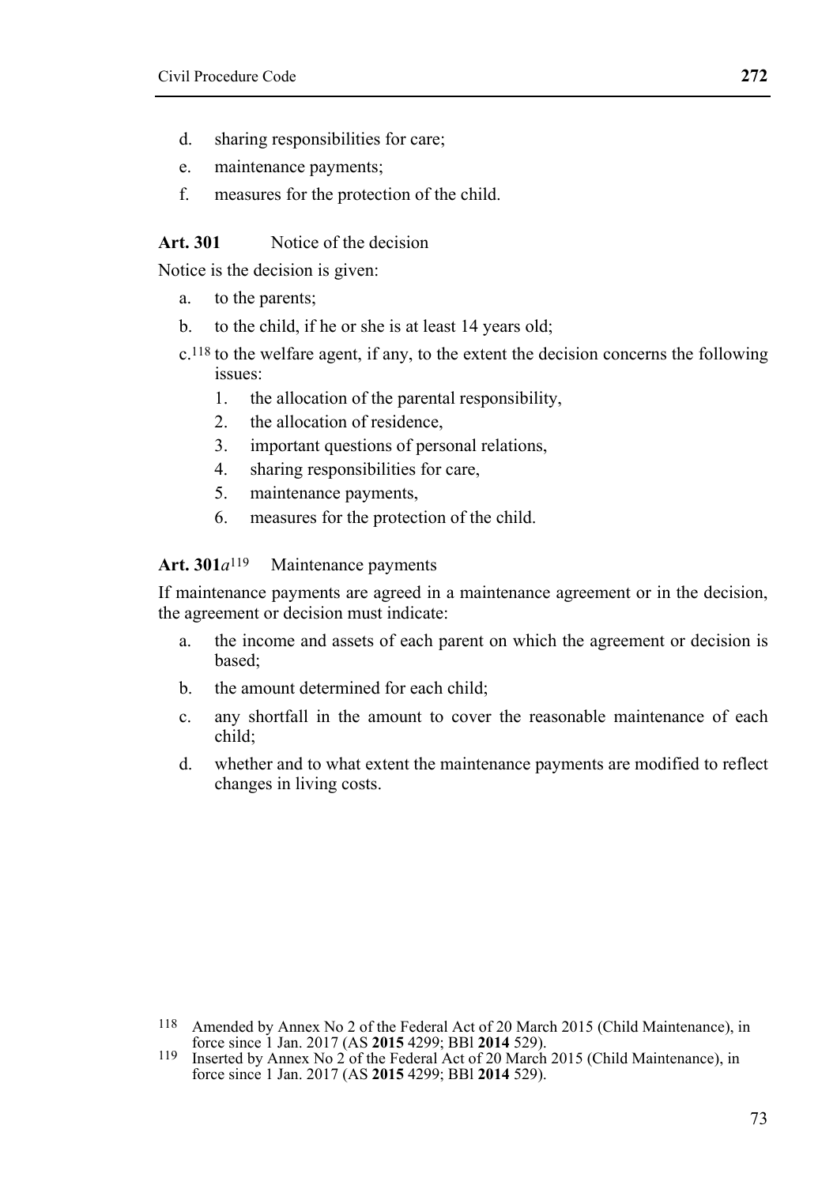d. sharing responsibilities for care;

e. maintenance payments;

f. measures for the protection of the child.

**Art. 301** Notice of the decision

Notice is the decision is given:

a. to the parents;

b. to the child, if he or she is at least 14 years old;

c.[118] to the welfare agent, if any, to the extent the decision concerns the following issues:

1. the allocation of the parental responsibility,
2. the allocation of residence,
3. important questions of personal relations,
4. sharing responsibilities for care,
5. maintenance payments,
6. measures for the protection of the child.

**Art. 301*a***[119] Maintenance payments

If maintenance payments are agreed in a maintenance agreement or in the decision, the agreement or decision must indicate:

a. the income and assets of each parent on which the agreement or decision is based;

b. the amount determined for each child;

c. any shortfall in the amount to cover the reasonable maintenance of each child;

d. whether and to what extent the maintenance payments are modified to reflect changes in living costs.

---

[118] Amended by Annex No 2 of the Federal Act of 20 March 2015 (Child Maintenance), in force since 1 Jan. 2017 (AS **2015** 4299; BBl **2014** 529).

[119] Inserted by Annex No 2 of the Federal Act of 20 March 2015 (Child Maintenance), in force since 1 Jan. 2017 (AS **2015** 4299; BBl **2014** 529).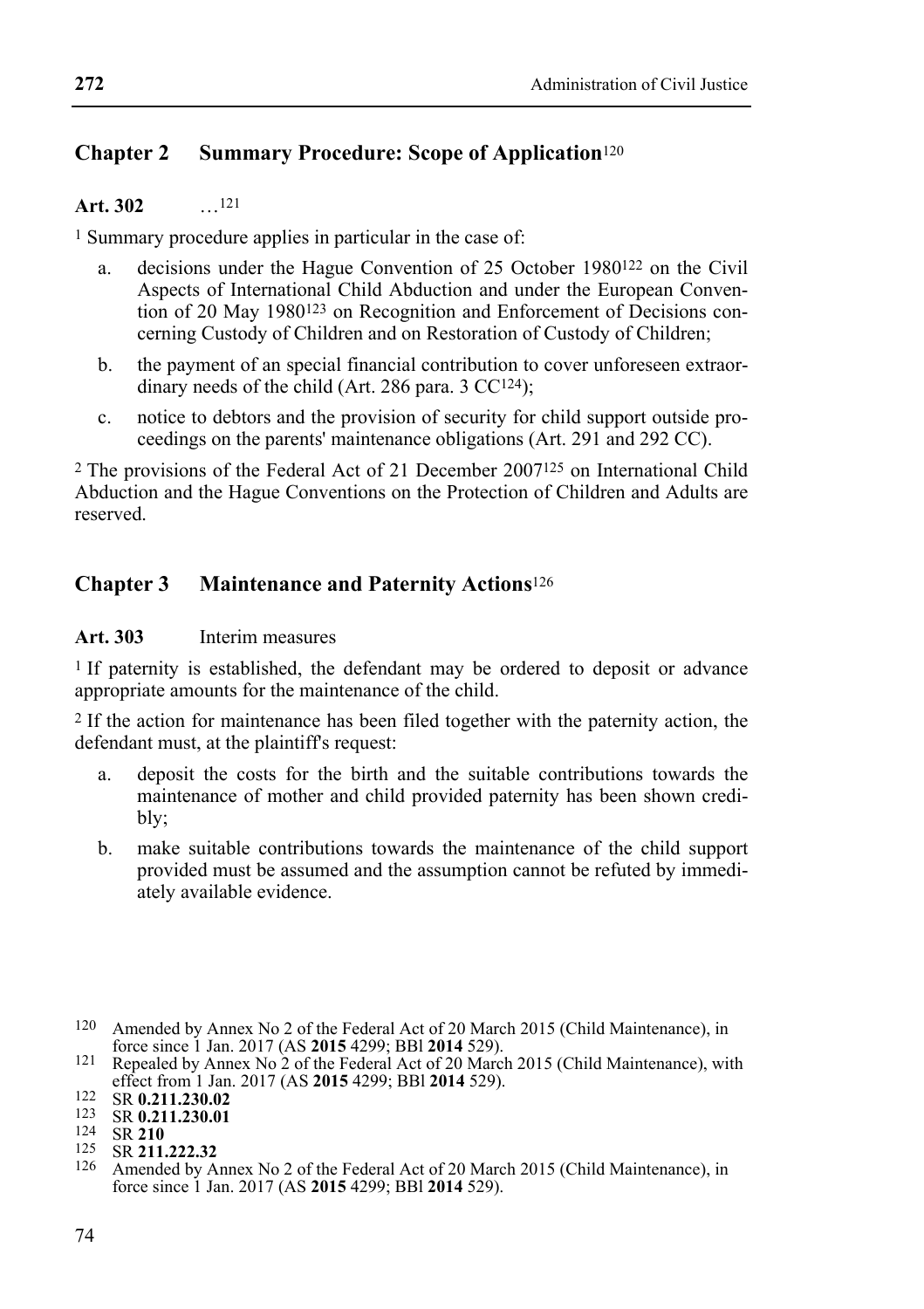## Chapter 2 Summary Procedure: Scope of Application[120]

**Art. 302** …[121]

[1] Summary procedure applies in particular in the case of:

a. decisions under the Hague Convention of 25 October 1980[122] on the Civil Aspects of International Child Abduction and under the European Convention of 20 May 1980[123] on Recognition and Enforcement of Decisions concerning Custody of Children and on Restoration of Custody of Children;

b. the payment of an special financial contribution to cover unforeseen extraordinary needs of the child (Art. 286 para. 3 CC[124]);

c. notice to debtors and the provision of security for child support outside proceedings on the parents' maintenance obligations (Art. 291 and 292 CC).

[2] The provisions of the Federal Act of 21 December 2007[125] on International Child Abduction and the Hague Conventions on the Protection of Children and Adults are reserved.

## Chapter 3 Maintenance and Paternity Actions[126]

**Art. 303** Interim measures

[1] If paternity is established, the defendant may be ordered to deposit or advance appropriate amounts for the maintenance of the child.

[2] If the action for maintenance has been filed together with the paternity action, the defendant must, at the plaintiff's request:

a. deposit the costs for the birth and the suitable contributions towards the maintenance of mother and child provided paternity has been shown credibly;

b. make suitable contributions towards the maintenance of the child support provided must be assumed and the assumption cannot be refuted by immediately available evidence.

---

[120] Amended by Annex No 2 of the Federal Act of 20 March 2015 (Child Maintenance), in force since 1 Jan. 2017 (AS **2015** 4299; BBl **2014** 529).

[121] Repealed by Annex No 2 of the Federal Act of 20 March 2015 (Child Maintenance), with effect from 1 Jan. 2017 (AS **2015** 4299; BBl **2014** 529).

[122] SR **0.211.230.02**

[123] SR **0.211.230.01**

[124] SR **210**

[125] SR **211.222.32**

[126] Amended by Annex No 2 of the Federal Act of 20 March 2015 (Child Maintenance), in force since 1 Jan. 2017 (AS **2015** 4299; BBl **2014** 529).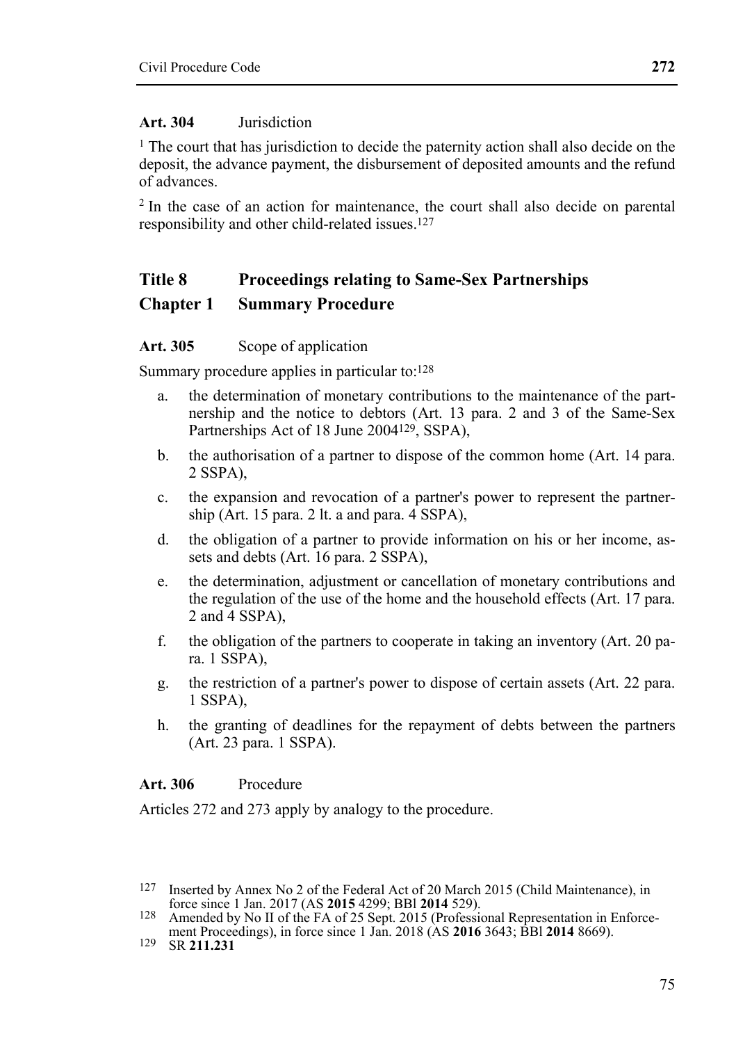**Art. 304** Jurisdiction

[1] The court that has jurisdiction to decide the paternity action shall also decide on the deposit, the advance payment, the disbursement of deposited amounts and the refund of advances.

[2] In the case of an action for maintenance, the court shall also decide on parental responsibility and other child-related issues.[127]

## Title 8 Proceedings relating to Same-Sex Partnerships

## Chapter 1 Summary Procedure

**Art. 305** Scope of application

Summary procedure applies in particular to:[128]

a. the determination of monetary contributions to the maintenance of the partnership and the notice to debtors (Art. 13 para. 2 and 3 of the Same-Sex Partnerships Act of 18 June 2004[129], SSPA),

b. the authorisation of a partner to dispose of the common home (Art. 14 para. 2 SSPA),

c. the expansion and revocation of a partner's power to represent the partnership (Art. 15 para. 2 lt. a and para. 4 SSPA),

d. the obligation of a partner to provide information on his or her income, assets and debts (Art. 16 para. 2 SSPA),

e. the determination, adjustment or cancellation of monetary contributions and the regulation of the use of the home and the household effects (Art. 17 para. 2 and 4 SSPA),

f. the obligation of the partners to cooperate in taking an inventory (Art. 20 para. 1 SSPA),

g. the restriction of a partner's power to dispose of certain assets (Art. 22 para. 1 SSPA),

h. the granting of deadlines for the repayment of debts between the partners (Art. 23 para. 1 SSPA).

**Art. 306** Procedure

Articles 272 and 273 apply by analogy to the procedure.

---

[127] Inserted by Annex No 2 of the Federal Act of 20 March 2015 (Child Maintenance), in force since 1 Jan. 2017 (AS **2015** 4299; BBl **2014** 529).

[128] Amended by No II of the FA of 25 Sept. 2015 (Professional Representation in Enforcement Proceedings), in force since 1 Jan. 2018 (AS **2016** 3643; BBl **2014** 8669).

[129] SR **211.231**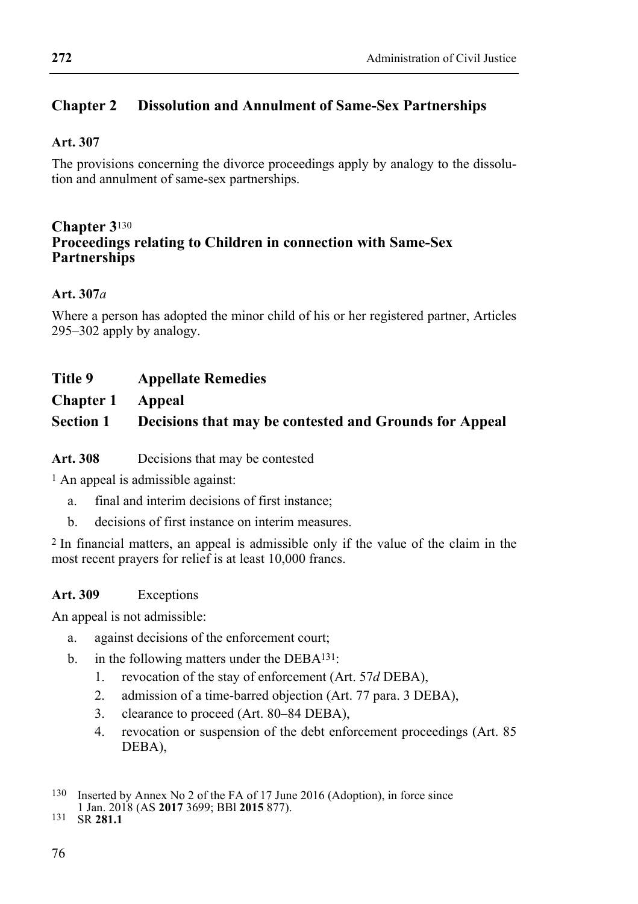## Chapter 2 Dissolution and Annulment of Same-Sex Partnerships

**Art. 307**

The provisions concerning the divorce proceedings apply by analogy to the dissolution and annulment of same-sex partnerships.

## Chapter 3[130] Proceedings relating to Children in connection with Same-Sex Partnerships

**Art. 307*a***

Where a person has adopted the minor child of his or her registered partner, Articles 295–302 apply by analogy.

# Title 9 Appellate Remedies

## Chapter 1 Appeal

### Section 1 Decisions that may be contested and Grounds for Appeal

**Art. 308** Decisions that may be contested

[1] An appeal is admissible against:

a. final and interim decisions of first instance;

b. decisions of first instance on interim measures.

[2] In financial matters, an appeal is admissible only if the value of the claim in the most recent prayers for relief is at least 10,000 francs.

**Art. 309** Exceptions

An appeal is not admissible:

a. against decisions of the enforcement court;

b. in the following matters under the DEBA[131]:

1. revocation of the stay of enforcement (Art. 57*d* DEBA),
2. admission of a time-barred objection (Art. 77 para. 3 DEBA),
3. clearance to proceed (Art. 80–84 DEBA),
4. revocation or suspension of the debt enforcement proceedings (Art. 85 DEBA),

---

130 Inserted by Annex No 2 of the FA of 17 June 2016 (Adoption), in force since 1 Jan. 2018 (AS **2017** 3699; BBl **2015** 877).

131 SR **281.1**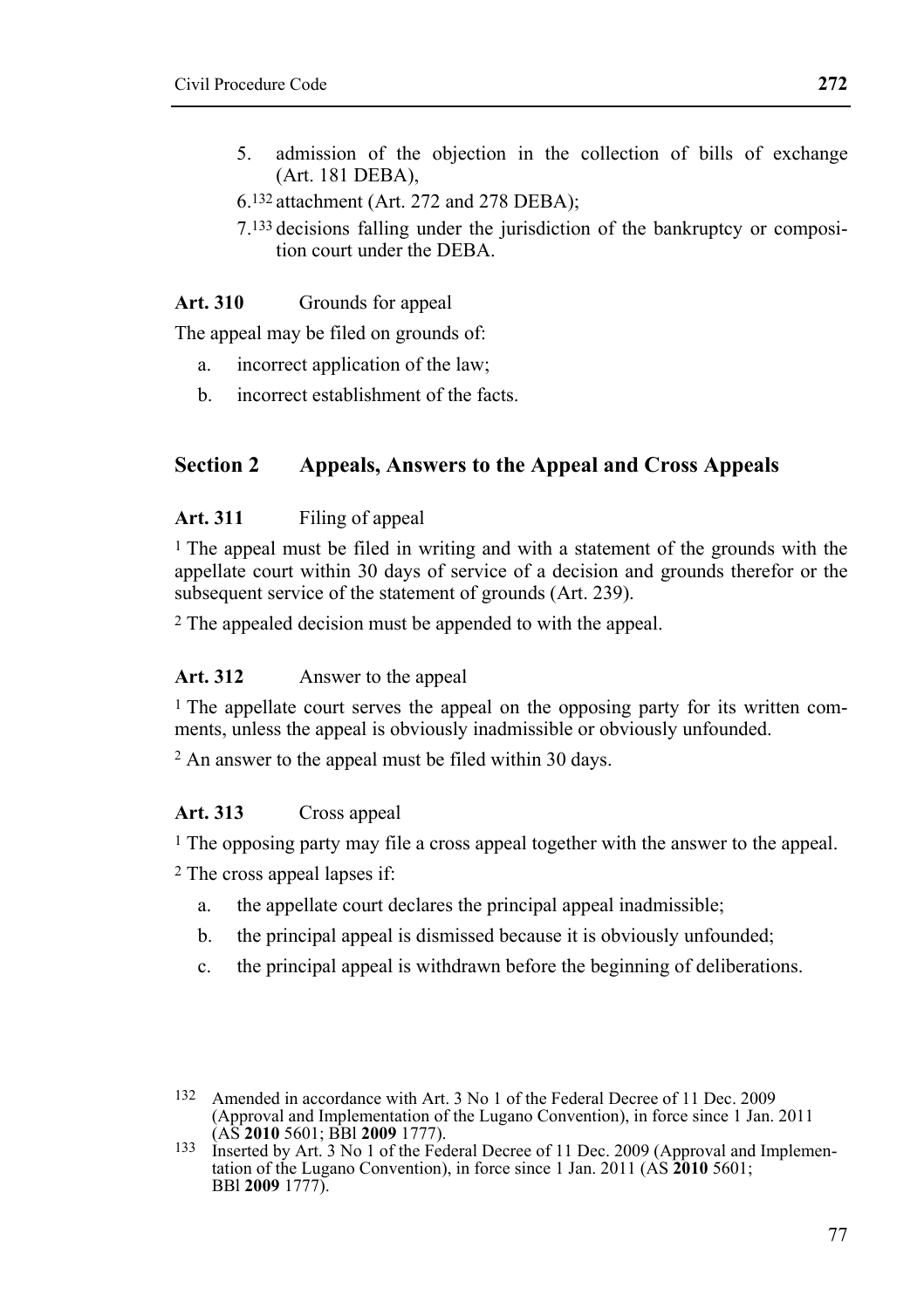5. admission of the objection in the collection of bills of exchange (Art. 181 DEBA),
6.[132] attachment (Art. 272 and 278 DEBA);
7.[133] decisions falling under the jurisdiction of the bankruptcy or composition court under the DEBA.

**Art. 310** Grounds for appeal

The appeal may be filed on grounds of:

a. incorrect application of the law;
b. incorrect establishment of the facts.

## Section 2 Appeals, Answers to the Appeal and Cross Appeals

**Art. 311** Filing of appeal

[1] The appeal must be filed in writing and with a statement of the grounds with the appellate court within 30 days of service of a decision and grounds therefor or the subsequent service of the statement of grounds (Art. 239).

[2] The appealed decision must be appended to with the appeal.

**Art. 312** Answer to the appeal

[1] The appellate court serves the appeal on the opposing party for its written comments, unless the appeal is obviously inadmissible or obviously unfounded.

[2] An answer to the appeal must be filed within 30 days.

**Art. 313** Cross appeal

[1] The opposing party may file a cross appeal together with the answer to the appeal.

[2] The cross appeal lapses if:

a. the appellate court declares the principal appeal inadmissible;
b. the principal appeal is dismissed because it is obviously unfounded;
c. the principal appeal is withdrawn before the beginning of deliberations.

---

[132] Amended in accordance with Art. 3 No 1 of the Federal Decree of 11 Dec. 2009 (Approval and Implementation of the Lugano Convention), in force since 1 Jan. 2011 (AS **2010** 5601; BBl **2009** 1777).

[133] Inserted by Art. 3 No 1 of the Federal Decree of 11 Dec. 2009 (Approval and Implementation of the Lugano Convention), in force since 1 Jan. 2011 (AS **2010** 5601; BBl **2009** 1777).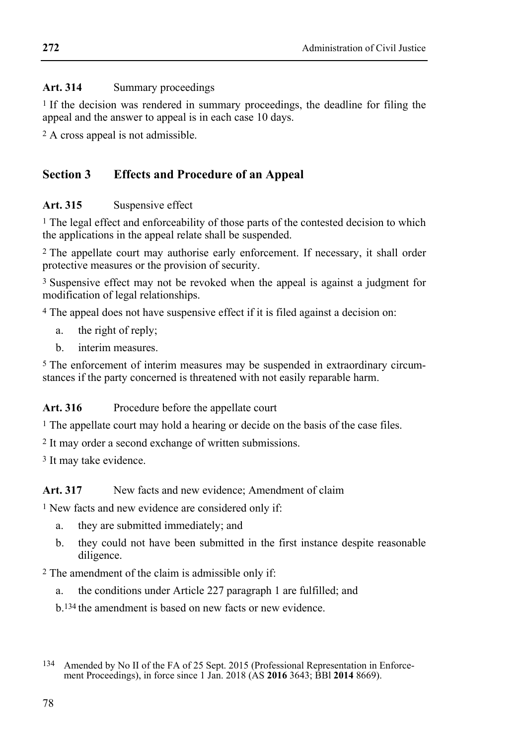**Art. 314** Summary proceedings

[1] If the decision was rendered in summary proceedings, the deadline for filing the appeal and the answer to appeal is in each case 10 days.

[2] A cross appeal is not admissible.

## Section 3 Effects and Procedure of an Appeal

**Art. 315** Suspensive effect

[1] The legal effect and enforceability of those parts of the contested decision to which the applications in the appeal relate shall be suspended.

[2] The appellate court may authorise early enforcement. If necessary, it shall order protective measures or the provision of security.

[3] Suspensive effect may not be revoked when the appeal is against a judgment for modification of legal relationships.

[4] The appeal does not have suspensive effect if it is filed against a decision on:

a. the right of reply;

b. interim measures.

[5] The enforcement of interim measures may be suspended in extraordinary circumstances if the party concerned is threatened with not easily reparable harm.

**Art. 316** Procedure before the appellate court

[1] The appellate court may hold a hearing or decide on the basis of the case files.

[2] It may order a second exchange of written submissions.

[3] It may take evidence.

**Art. 317** New facts and new evidence; Amendment of claim

[1] New facts and new evidence are considered only if:

a. they are submitted immediately; and

b. they could not have been submitted in the first instance despite reasonable diligence.

[2] The amendment of the claim is admissible only if:

a. the conditions under Article 227 paragraph 1 are fulfilled; and

b.[134] the amendment is based on new facts or new evidence.

[134] Amended by No II of the FA of 25 Sept. 2015 (Professional Representation in Enforcement Proceedings), in force since 1 Jan. 2018 (AS **2016** 3643; BBl **2014** 8669).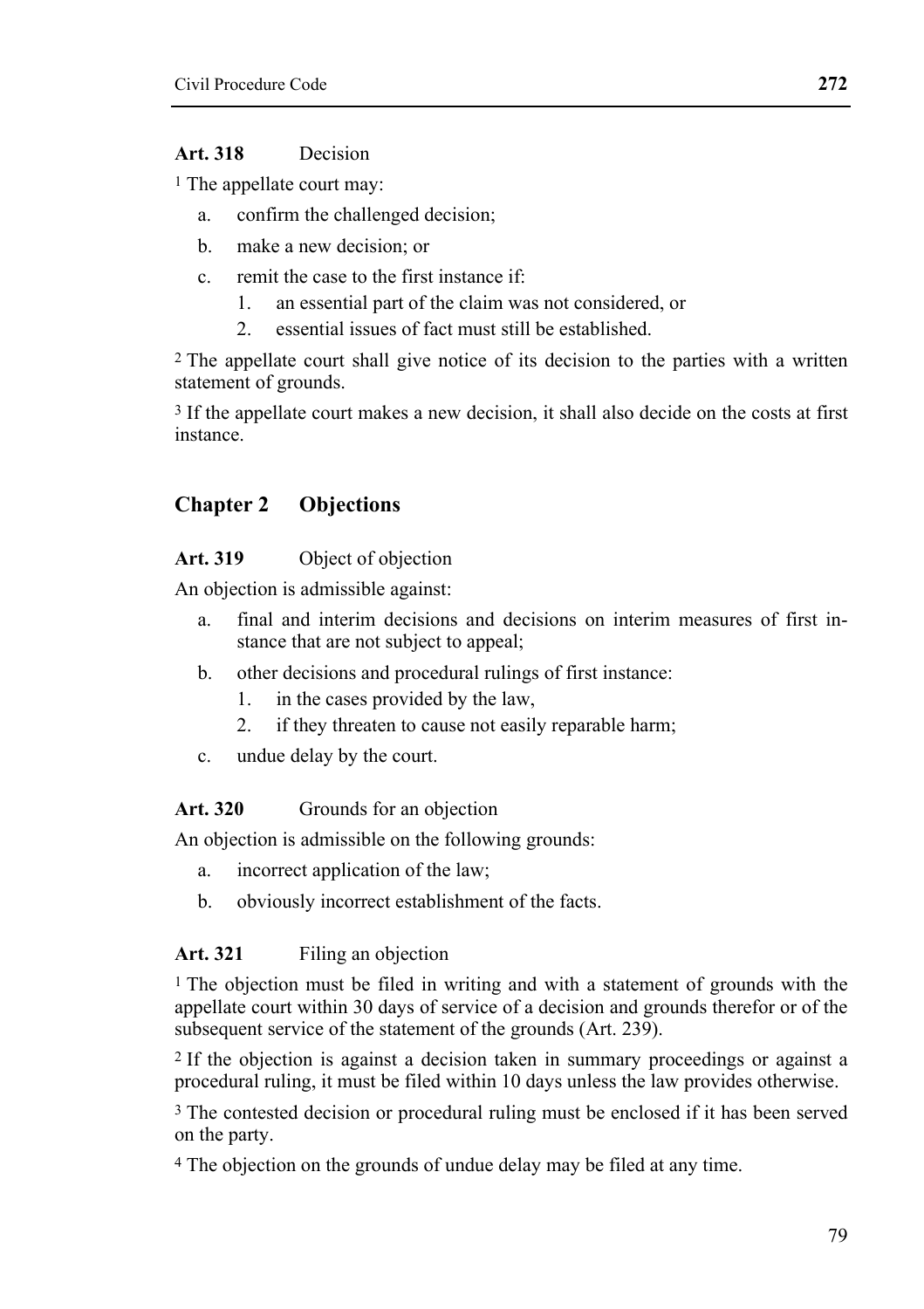**Art. 318** Decision

[1] The appellate court may:

a. confirm the challenged decision;
b. make a new decision; or
c. remit the case to the first instance if:
   1. an essential part of the claim was not considered, or
   2. essential issues of fact must still be established.

[2] The appellate court shall give notice of its decision to the parties with a written statement of grounds.

[3] If the appellate court makes a new decision, it shall also decide on the costs at first instance.

## Chapter 2 Objections

**Art. 319** Object of objection

An objection is admissible against:

a. final and interim decisions and decisions on interim measures of first instance that are not subject to appeal;
b. other decisions and procedural rulings of first instance:
   1. in the cases provided by the law,
   2. if they threaten to cause not easily reparable harm;
c. undue delay by the court.

**Art. 320** Grounds for an objection

An objection is admissible on the following grounds:

a. incorrect application of the law;
b. obviously incorrect establishment of the facts.

**Art. 321** Filing an objection

[1] The objection must be filed in writing and with a statement of grounds with the appellate court within 30 days of service of a decision and grounds therefor or of the subsequent service of the statement of the grounds (Art. 239).

[2] If the objection is against a decision taken in summary proceedings or against a procedural ruling, it must be filed within 10 days unless the law provides otherwise.

[3] The contested decision or procedural ruling must be enclosed if it has been served on the party.

[4] The objection on the grounds of undue delay may be filed at any time.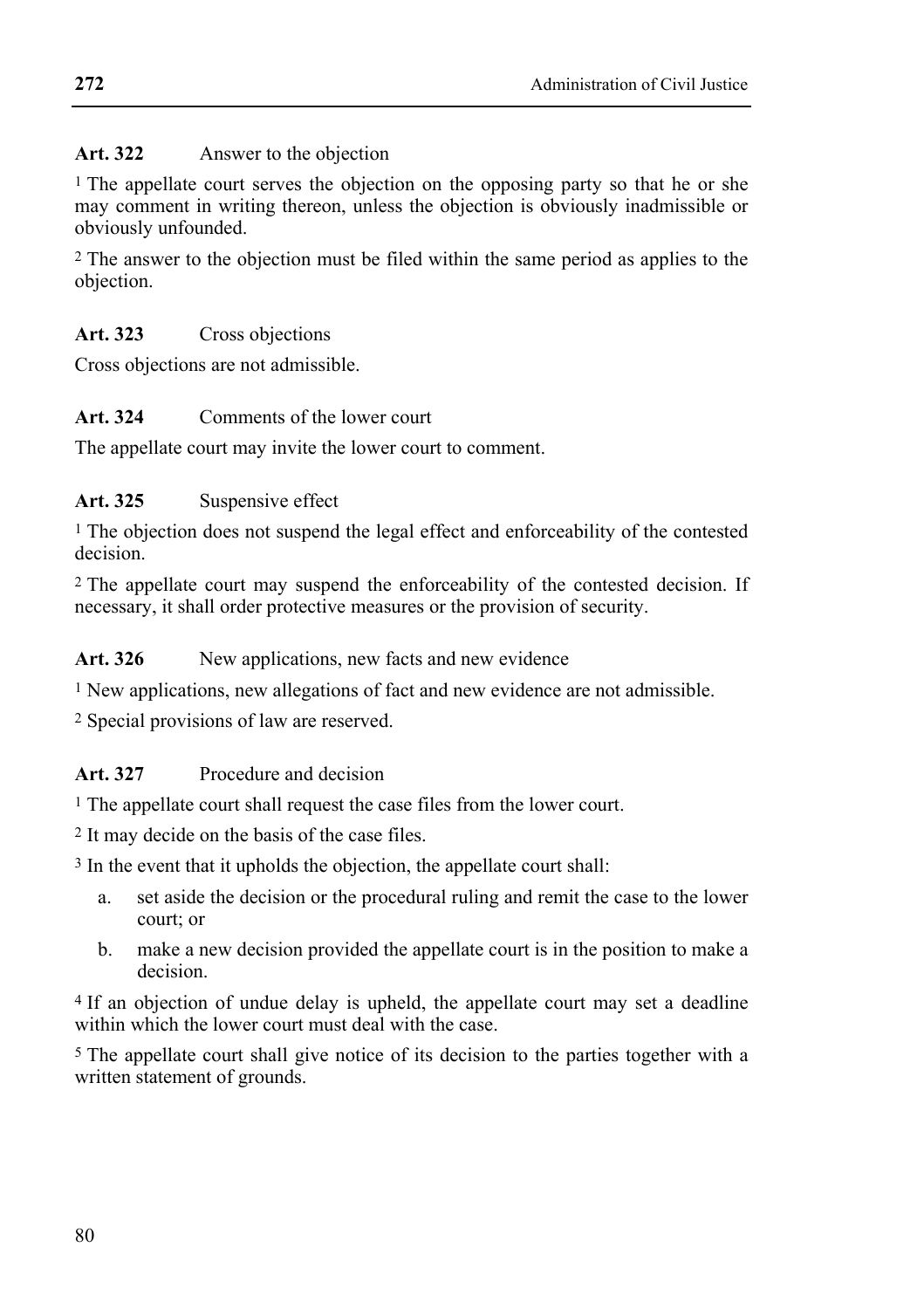**Art. 322** Answer to the objection

[1] The appellate court serves the objection on the opposing party so that he or she may comment in writing thereon, unless the objection is obviously inadmissible or obviously unfounded.

[2] The answer to the objection must be filed within the same period as applies to the objection.

**Art. 323** Cross objections

Cross objections are not admissible.

**Art. 324** Comments of the lower court

The appellate court may invite the lower court to comment.

**Art. 325** Suspensive effect

[1] The objection does not suspend the legal effect and enforceability of the contested decision.

[2] The appellate court may suspend the enforceability of the contested decision. If necessary, it shall order protective measures or the provision of security.

**Art. 326** New applications, new facts and new evidence

[1] New applications, new allegations of fact and new evidence are not admissible.

[2] Special provisions of law are reserved.

**Art. 327** Procedure and decision

[1] The appellate court shall request the case files from the lower court.

[2] It may decide on the basis of the case files.

[3] In the event that it upholds the objection, the appellate court shall:

a. set aside the decision or the procedural ruling and remit the case to the lower court; or

b. make a new decision provided the appellate court is in the position to make a decision.

[4] If an objection of undue delay is upheld, the appellate court may set a deadline within which the lower court must deal with the case.

[5] The appellate court shall give notice of its decision to the parties together with a written statement of grounds.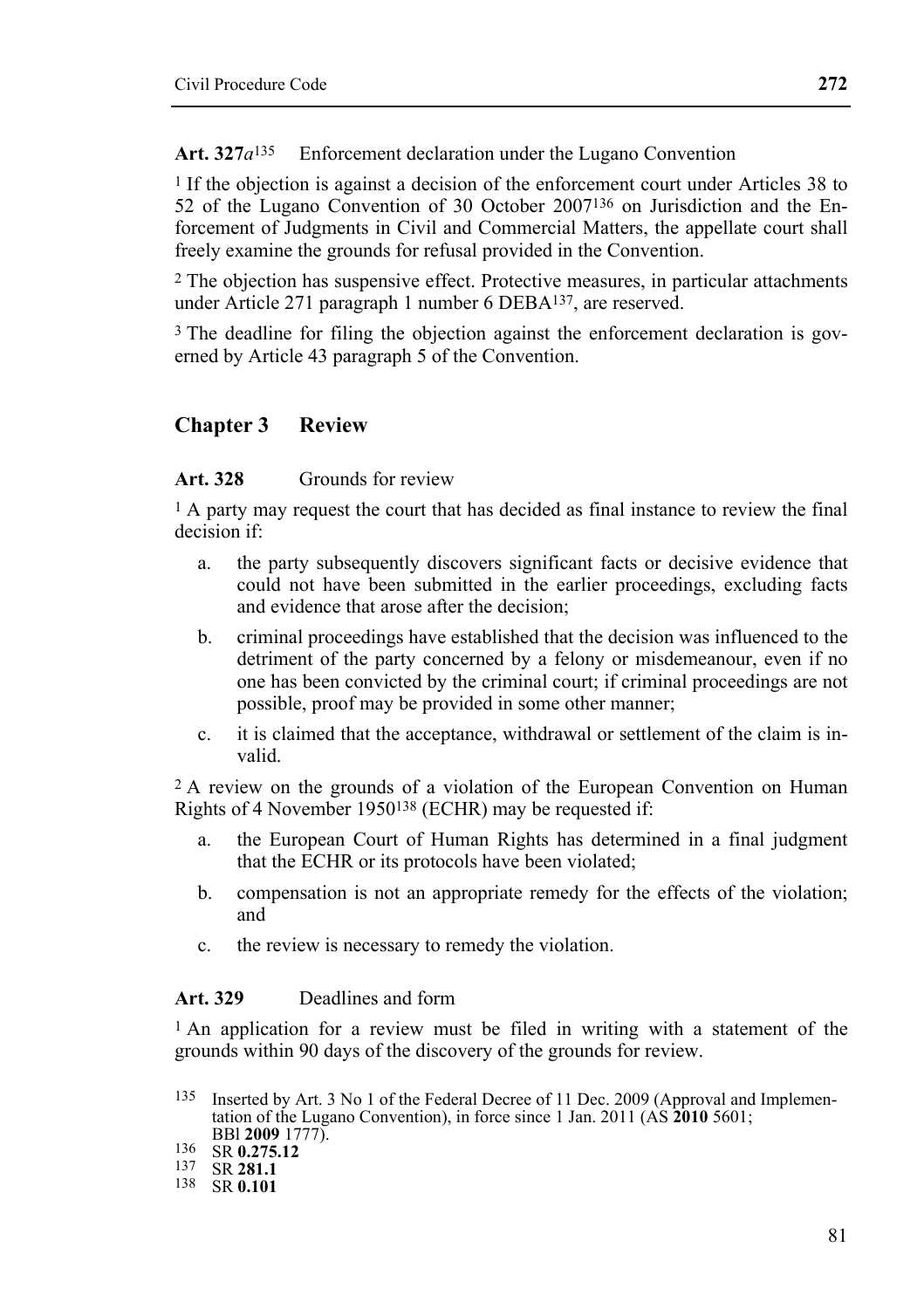**Art. 327*a*[135]** Enforcement declaration under the Lugano Convention

[1] If the objection is against a decision of the enforcement court under Articles 38 to 52 of the Lugano Convention of 30 October 2007[136] on Jurisdiction and the Enforcement of Judgments in Civil and Commercial Matters, the appellate court shall freely examine the grounds for refusal provided in the Convention.

[2] The objection has suspensive effect. Protective measures, in particular attachments under Article 271 paragraph 1 number 6 DEBA[137], are reserved.

[3] The deadline for filing the objection against the enforcement declaration is governed by Article 43 paragraph 5 of the Convention.

## Chapter 3 Review

**Art. 328** Grounds for review

[1] A party may request the court that has decided as final instance to review the final decision if:

a. the party subsequently discovers significant facts or decisive evidence that could not have been submitted in the earlier proceedings, excluding facts and evidence that arose after the decision;

b. criminal proceedings have established that the decision was influenced to the detriment of the party concerned by a felony or misdemeanour, even if no one has been convicted by the criminal court; if criminal proceedings are not possible, proof may be provided in some other manner;

c. it is claimed that the acceptance, withdrawal or settlement of the claim is invalid.

[2] A review on the grounds of a violation of the European Convention on Human Rights of 4 November 1950[138] (ECHR) may be requested if:

a. the European Court of Human Rights has determined in a final judgment that the ECHR or its protocols have been violated;

b. compensation is not an appropriate remedy for the effects of the violation; and

c. the review is necessary to remedy the violation.

**Art. 329** Deadlines and form

[1] An application for a review must be filed in writing with a statement of the grounds within 90 days of the discovery of the grounds for review.

---

[135] Inserted by Art. 3 No 1 of the Federal Decree of 11 Dec. 2009 (Approval and Implementation of the Lugano Convention), in force since 1 Jan. 2011 (AS **2010** 5601; BBl **2009** 1777).

[136] SR **0.275.12**

[137] SR **281.1**

[138] SR **0.101**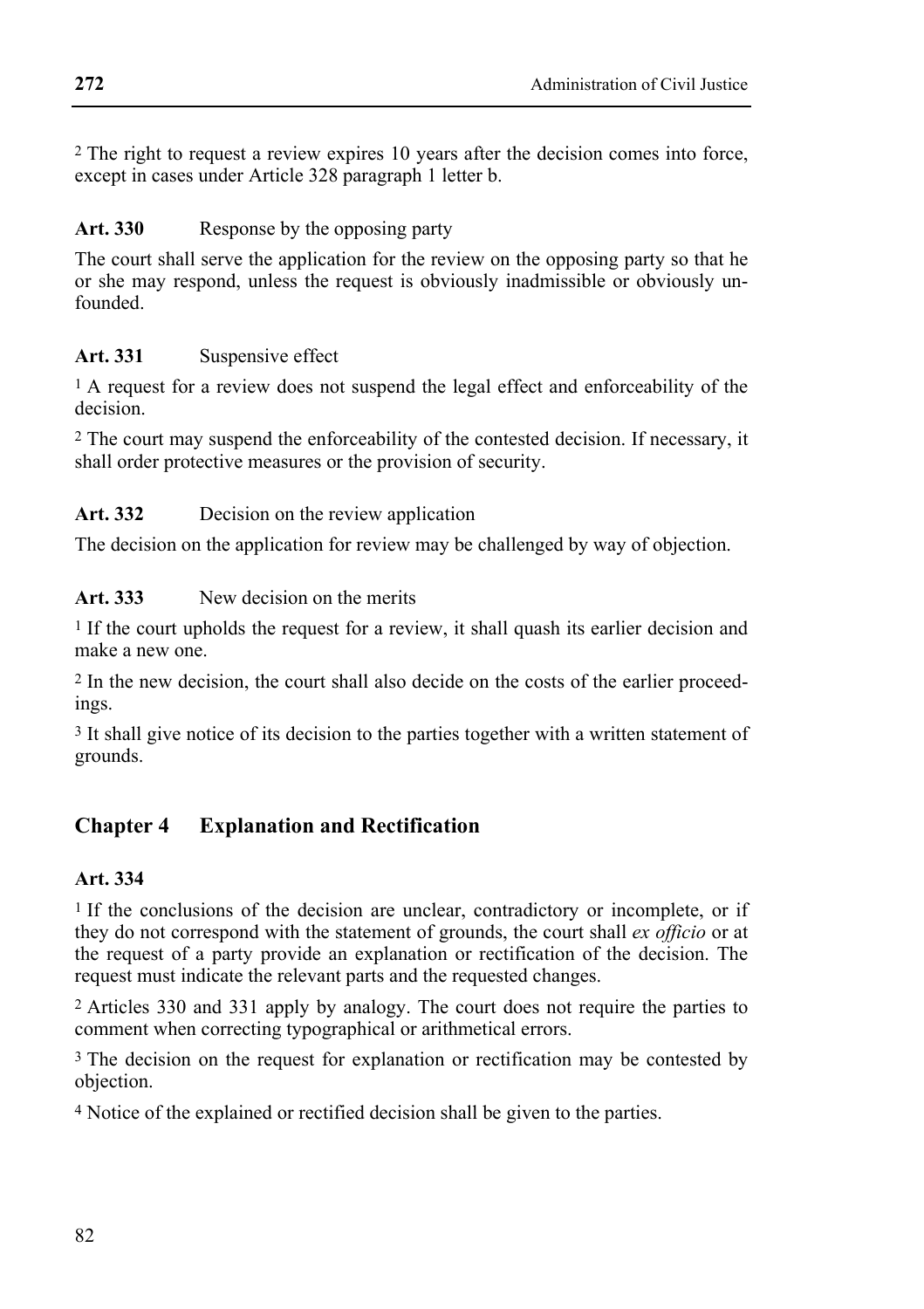[2] The right to request a review expires 10 years after the decision comes into force, except in cases under Article 328 paragraph 1 letter b.

**Art. 330** Response by the opposing party

The court shall serve the application for the review on the opposing party so that he or she may respond, unless the request is obviously inadmissible or obviously unfounded.

**Art. 331** Suspensive effect

[1] A request for a review does not suspend the legal effect and enforceability of the decision.

[2] The court may suspend the enforceability of the contested decision. If necessary, it shall order protective measures or the provision of security.

**Art. 332** Decision on the review application

The decision on the application for review may be challenged by way of objection.

**Art. 333** New decision on the merits

[1] If the court upholds the request for a review, it shall quash its earlier decision and make a new one.

[2] In the new decision, the court shall also decide on the costs of the earlier proceedings.

[3] It shall give notice of its decision to the parties together with a written statement of grounds.

## Chapter 4 Explanation and Rectification

**Art. 334**

[1] If the conclusions of the decision are unclear, contradictory or incomplete, or if they do not correspond with the statement of grounds, the court shall *ex officio* or at the request of a party provide an explanation or rectification of the decision. The request must indicate the relevant parts and the requested changes.

[2] Articles 330 and 331 apply by analogy. The court does not require the parties to comment when correcting typographical or arithmetical errors.

[3] The decision on the request for explanation or rectification may be contested by objection.

[4] Notice of the explained or rectified decision shall be given to the parties.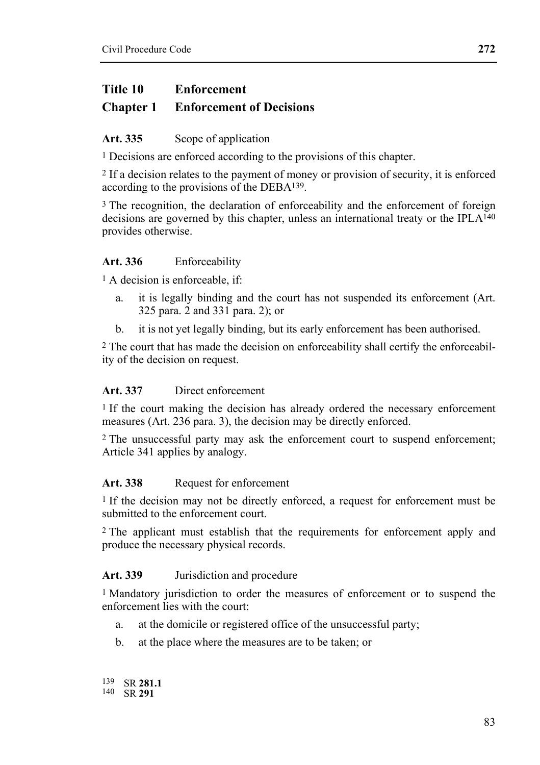## Title 10 Enforcement

### Chapter 1 Enforcement of Decisions

**Art. 335** Scope of application

[1] Decisions are enforced according to the provisions of this chapter.

[2] If a decision relates to the payment of money or provision of security, it is enforced according to the provisions of the DEBA[139].

[3] The recognition, the declaration of enforceability and the enforcement of foreign decisions are governed by this chapter, unless an international treaty or the IPLA[140] provides otherwise.

**Art. 336** Enforceability

[1] A decision is enforceable, if:

a. it is legally binding and the court has not suspended its enforcement (Art. 325 para. 2 and 331 para. 2); or
b. it is not yet legally binding, but its early enforcement has been authorised.

[2] The court that has made the decision on enforceability shall certify the enforceability of the decision on request.

**Art. 337** Direct enforcement

[1] If the court making the decision has already ordered the necessary enforcement measures (Art. 236 para. 3), the decision may be directly enforced.

[2] The unsuccessful party may ask the enforcement court to suspend enforcement; Article 341 applies by analogy.

**Art. 338** Request for enforcement

[1] If the decision may not be directly enforced, a request for enforcement must be submitted to the enforcement court.

[2] The applicant must establish that the requirements for enforcement apply and produce the necessary physical records.

**Art. 339** Jurisdiction and procedure

[1] Mandatory jurisdiction to order the measures of enforcement or to suspend the enforcement lies with the court:

a. at the domicile or registered office of the unsuccessful party;
b. at the place where the measures are to be taken; or

---

139 SR **281.1**
140 SR **291**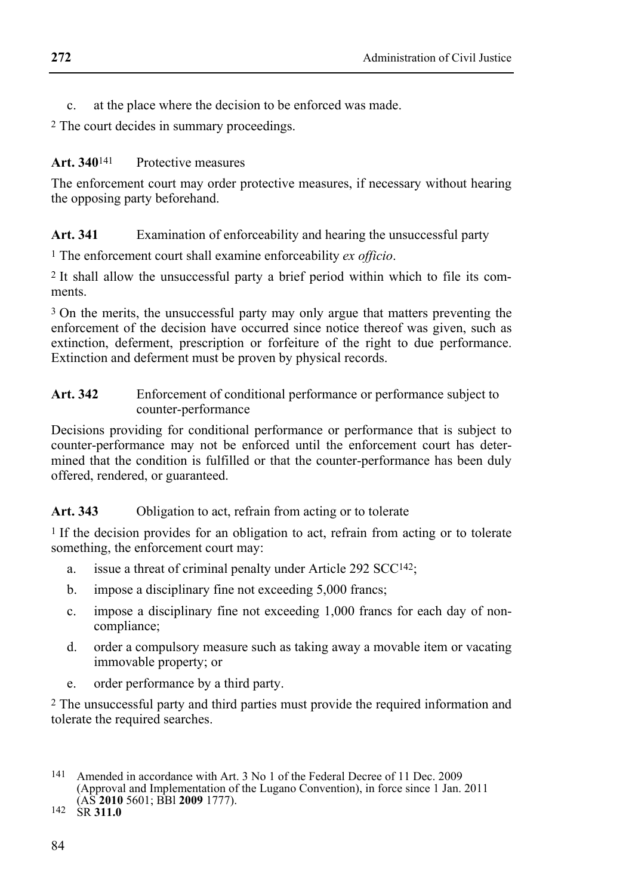c. at the place where the decision to be enforced was made.

[2] The court decides in summary proceedings.

**Art. 340**[141] Protective measures

The enforcement court may order protective measures, if necessary without hearing the opposing party beforehand.

**Art. 341** Examination of enforceability and hearing the unsuccessful party

[1] The enforcement court shall examine enforceability *ex officio*.

[2] It shall allow the unsuccessful party a brief period within which to file its comments.

[3] On the merits, the unsuccessful party may only argue that matters preventing the enforcement of the decision have occurred since notice thereof was given, such as extinction, deferment, prescription or forfeiture of the right to due performance. Extinction and deferment must be proven by physical records.

**Art. 342** Enforcement of conditional performance or performance subject to counter-performance

Decisions providing for conditional performance or performance that is subject to counter-performance may not be enforced until the enforcement court has determined that the condition is fulfilled or that the counter-performance has been duly offered, rendered, or guaranteed.

**Art. 343** Obligation to act, refrain from acting or to tolerate

[1] If the decision provides for an obligation to act, refrain from acting or to tolerate something, the enforcement court may:

a. issue a threat of criminal penalty under Article 292 SCC[142];
b. impose a disciplinary fine not exceeding 5,000 francs;
c. impose a disciplinary fine not exceeding 1,000 francs for each day of non-compliance;
d. order a compulsory measure such as taking away a movable item or vacating immovable property; or
e. order performance by a third party.

[2] The unsuccessful party and third parties must provide the required information and tolerate the required searches.

---

141 Amended in accordance with Art. 3 No 1 of the Federal Decree of 11 Dec. 2009 (Approval and Implementation of the Lugano Convention), in force since 1 Jan. 2011 (AS **2010** 5601; BBl **2009** 1777).

142 SR **311.0**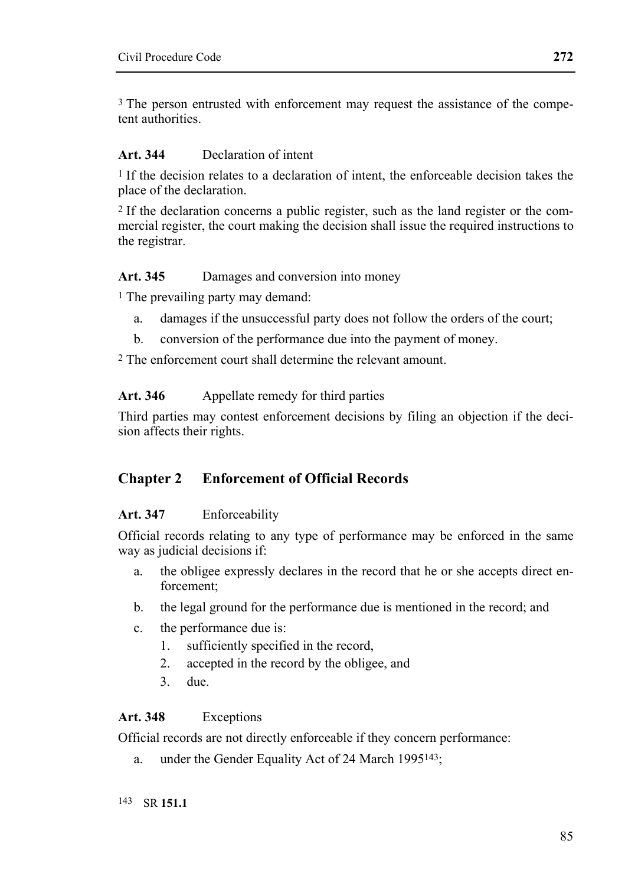[3] The person entrusted with enforcement may request the assistance of the competent authorities.

**Art. 344** Declaration of intent

[1] If the decision relates to a declaration of intent, the enforceable decision takes the place of the declaration.

[2] If the declaration concerns a public register, such as the land register or the commercial register, the court making the decision shall issue the required instructions to the registrar.

**Art. 345** Damages and conversion into money

[1] The prevailing party may demand:

a. damages if the unsuccessful party does not follow the orders of the court;

b. conversion of the performance due into the payment of money.

[2] The enforcement court shall determine the relevant amount.

**Art. 346** Appellate remedy for third parties

Third parties may contest enforcement decisions by filing an objection if the decision affects their rights.

## Chapter 2 Enforcement of Official Records

**Art. 347** Enforceability

Official records relating to any type of performance may be enforced in the same way as judicial decisions if:

a. the obligee expressly declares in the record that he or she accepts direct enforcement;

b. the legal ground for the performance due is mentioned in the record; and

c. the performance due is:
   1. sufficiently specified in the record,
   2. accepted in the record by the obligee, and
   3. due.

**Art. 348** Exceptions

Official records are not directly enforceable if they concern performance:

a. under the Gender Equality Act of 24 March 1995[143];

[143] SR **151.1**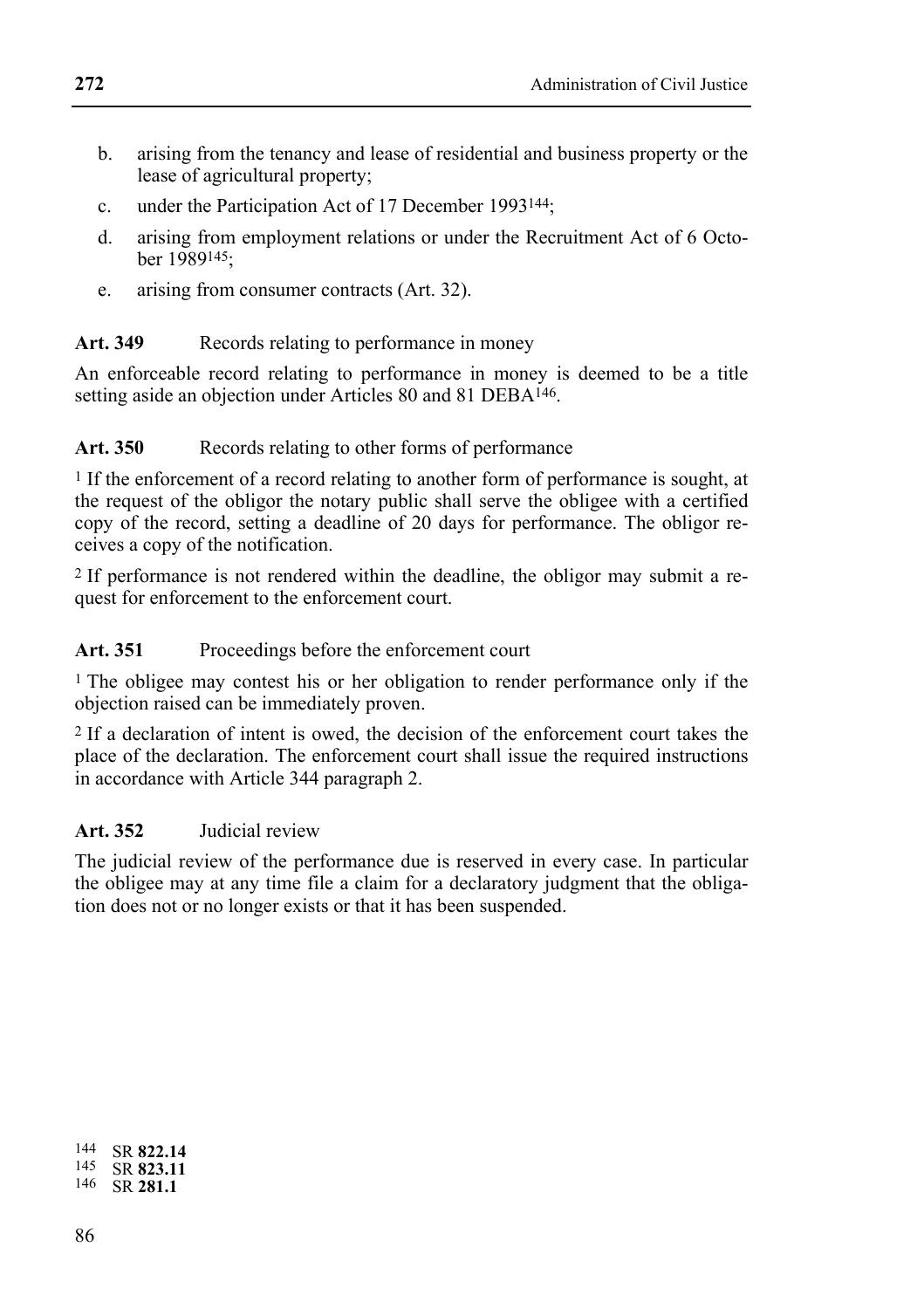b. arising from the tenancy and lease of residential and business property or the lease of agricultural property;
c. under the Participation Act of 17 December 1993[144];
d. arising from employment relations or under the Recruitment Act of 6 October 1989[145];
e. arising from consumer contracts (Art. 32).

**Art. 349** Records relating to performance in money

An enforceable record relating to performance in money is deemed to be a title setting aside an objection under Articles 80 and 81 DEBA[146].

**Art. 350** Records relating to other forms of performance

[1] If the enforcement of a record relating to another form of performance is sought, at the request of the obligor the notary public shall serve the obligee with a certified copy of the record, setting a deadline of 20 days for performance. The obligor receives a copy of the notification.

[2] If performance is not rendered within the deadline, the obligor may submit a request for enforcement to the enforcement court.

**Art. 351** Proceedings before the enforcement court

[1] The obligee may contest his or her obligation to render performance only if the objection raised can be immediately proven.

[2] If a declaration of intent is owed, the decision of the enforcement court takes the place of the declaration. The enforcement court shall issue the required instructions in accordance with Article 344 paragraph 2.

**Art. 352** Judicial review

The judicial review of the performance due is reserved in every case. In particular the obligee may at any time file a claim for a declaratory judgment that the obligation does not or no longer exists or that it has been suspended.

144 SR **822.14**
145 SR **823.11**
146 SR **281.1**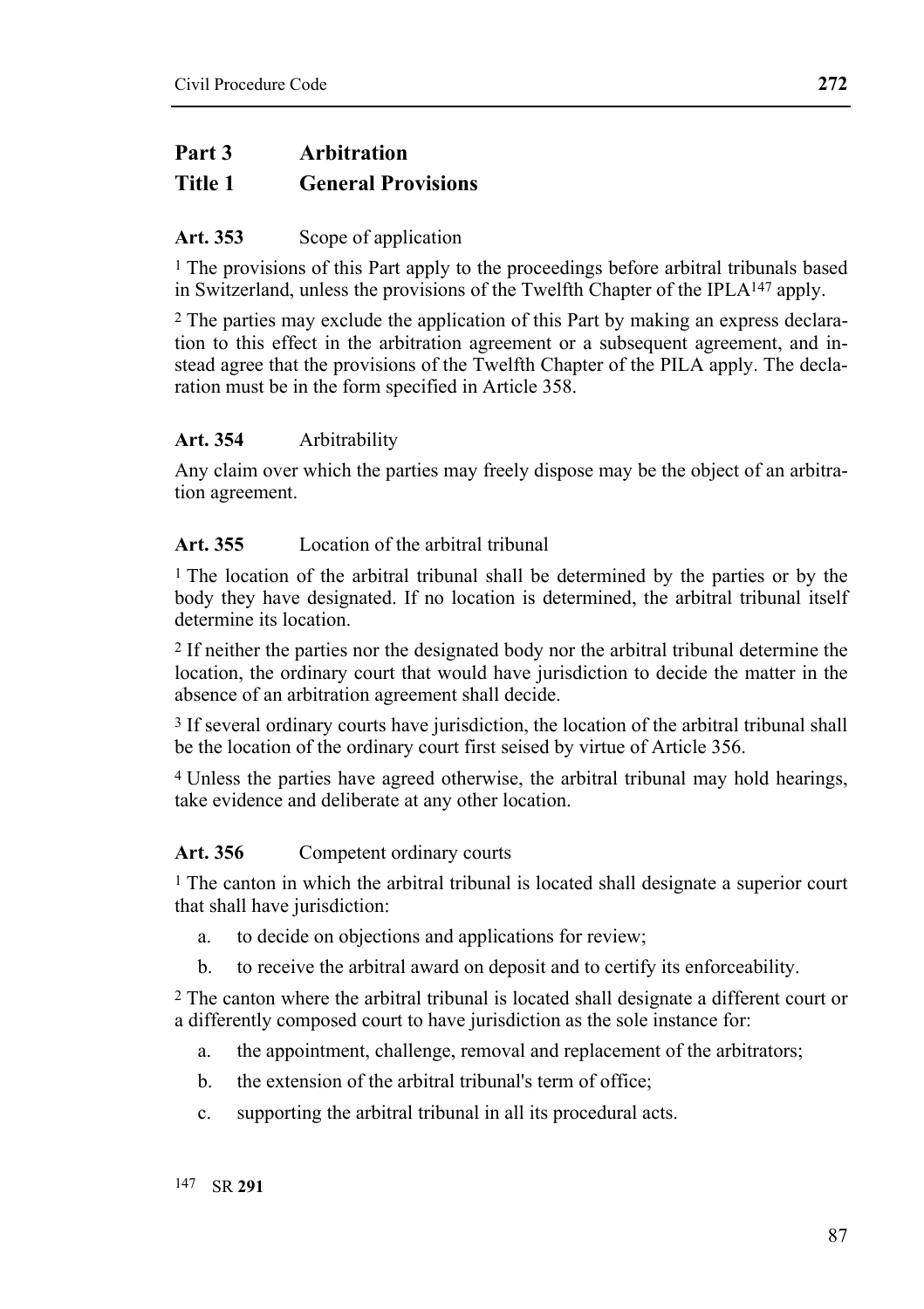# Part 3 Arbitration

## Title 1 General Provisions

**Art. 353** Scope of application

[1] The provisions of this Part apply to the proceedings before arbitral tribunals based in Switzerland, unless the provisions of the Twelfth Chapter of the IPLA[147] apply.

[2] The parties may exclude the application of this Part by making an express declaration to this effect in the arbitration agreement or a subsequent agreement, and instead agree that the provisions of the Twelfth Chapter of the PILA apply. The declaration must be in the form specified in Article 358.

**Art. 354** Arbitrability

Any claim over which the parties may freely dispose may be the object of an arbitration agreement.

**Art. 355** Location of the arbitral tribunal

[1] The location of the arbitral tribunal shall be determined by the parties or by the body they have designated. If no location is determined, the arbitral tribunal itself determine its location.

[2] If neither the parties nor the designated body nor the arbitral tribunal determine the location, the ordinary court that would have jurisdiction to decide the matter in the absence of an arbitration agreement shall decide.

[3] If several ordinary courts have jurisdiction, the location of the arbitral tribunal shall be the location of the ordinary court first seised by virtue of Article 356.

[4] Unless the parties have agreed otherwise, the arbitral tribunal may hold hearings, take evidence and deliberate at any other location.

**Art. 356** Competent ordinary courts

[1] The canton in which the arbitral tribunal is located shall designate a superior court that shall have jurisdiction:

a. to decide on objections and applications for review;
b. to receive the arbitral award on deposit and to certify its enforceability.

[2] The canton where the arbitral tribunal is located shall designate a different court or a differently composed court to have jurisdiction as the sole instance for:

a. the appointment, challenge, removal and replacement of the arbitrators;
b. the extension of the arbitral tribunal's term of office;
c. supporting the arbitral tribunal in all its procedural acts.

[147] SR **291**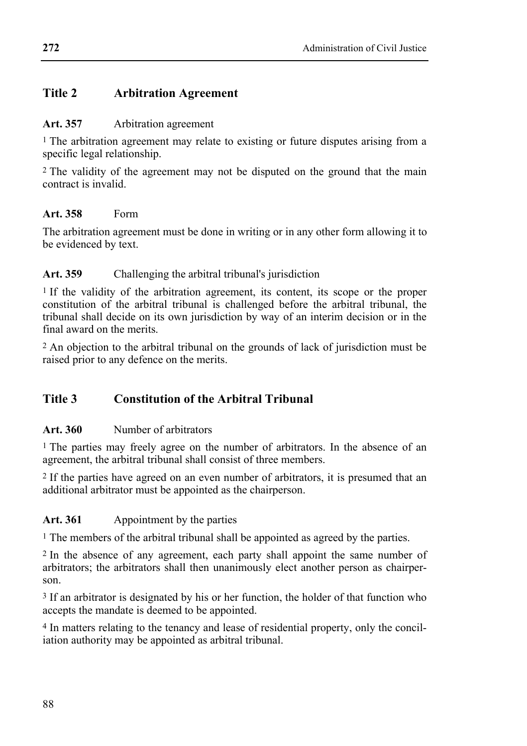## Title 2 Arbitration Agreement

**Art. 357** Arbitration agreement

[1] The arbitration agreement may relate to existing or future disputes arising from a specific legal relationship.

[2] The validity of the agreement may not be disputed on the ground that the main contract is invalid.

**Art. 358** Form

The arbitration agreement must be done in writing or in any other form allowing it to be evidenced by text.

**Art. 359** Challenging the arbitral tribunal's jurisdiction

[1] If the validity of the arbitration agreement, its content, its scope or the proper constitution of the arbitral tribunal is challenged before the arbitral tribunal, the tribunal shall decide on its own jurisdiction by way of an interim decision or in the final award on the merits.

[2] An objection to the arbitral tribunal on the grounds of lack of jurisdiction must be raised prior to any defence on the merits.

## Title 3 Constitution of the Arbitral Tribunal

**Art. 360** Number of arbitrators

[1] The parties may freely agree on the number of arbitrators. In the absence of an agreement, the arbitral tribunal shall consist of three members.

[2] If the parties have agreed on an even number of arbitrators, it is presumed that an additional arbitrator must be appointed as the chairperson.

**Art. 361** Appointment by the parties

[1] The members of the arbitral tribunal shall be appointed as agreed by the parties.

[2] In the absence of any agreement, each party shall appoint the same number of arbitrators; the arbitrators shall then unanimously elect another person as chairperson.

[3] If an arbitrator is designated by his or her function, the holder of that function who accepts the mandate is deemed to be appointed.

[4] In matters relating to the tenancy and lease of residential property, only the conciliation authority may be appointed as arbitral tribunal.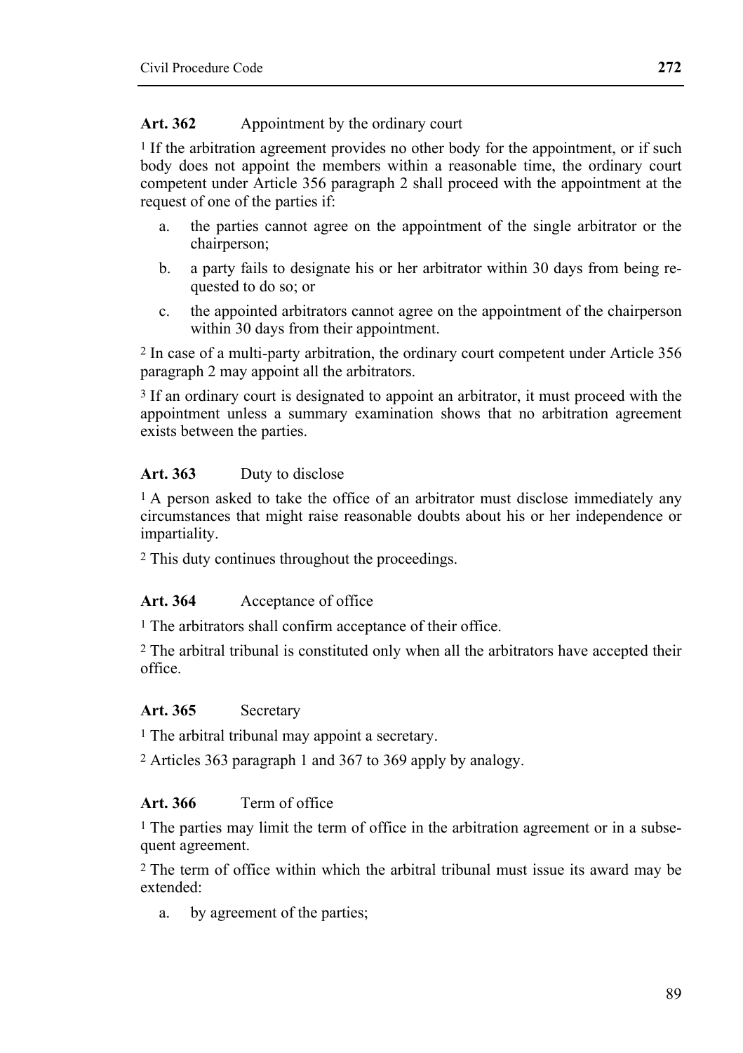**Art. 362** Appointment by the ordinary court

[1] If the arbitration agreement provides no other body for the appointment, or if such body does not appoint the members within a reasonable time, the ordinary court competent under Article 356 paragraph 2 shall proceed with the appointment at the request of one of the parties if:

a. the parties cannot agree on the appointment of the single arbitrator or the chairperson;

b. a party fails to designate his or her arbitrator within 30 days from being requested to do so; or

c. the appointed arbitrators cannot agree on the appointment of the chairperson within 30 days from their appointment.

[2] In case of a multi-party arbitration, the ordinary court competent under Article 356 paragraph 2 may appoint all the arbitrators.

[3] If an ordinary court is designated to appoint an arbitrator, it must proceed with the appointment unless a summary examination shows that no arbitration agreement exists between the parties.

**Art. 363** Duty to disclose

[1] A person asked to take the office of an arbitrator must disclose immediately any circumstances that might raise reasonable doubts about his or her independence or impartiality.

[2] This duty continues throughout the proceedings.

**Art. 364** Acceptance of office

[1] The arbitrators shall confirm acceptance of their office.

[2] The arbitral tribunal is constituted only when all the arbitrators have accepted their office.

**Art. 365** Secretary

[1] The arbitral tribunal may appoint a secretary.

[2] Articles 363 paragraph 1 and 367 to 369 apply by analogy.

**Art. 366** Term of office

[1] The parties may limit the term of office in the arbitration agreement or in a subsequent agreement.

[2] The term of office within which the arbitral tribunal must issue its award may be extended:

a. by agreement of the parties;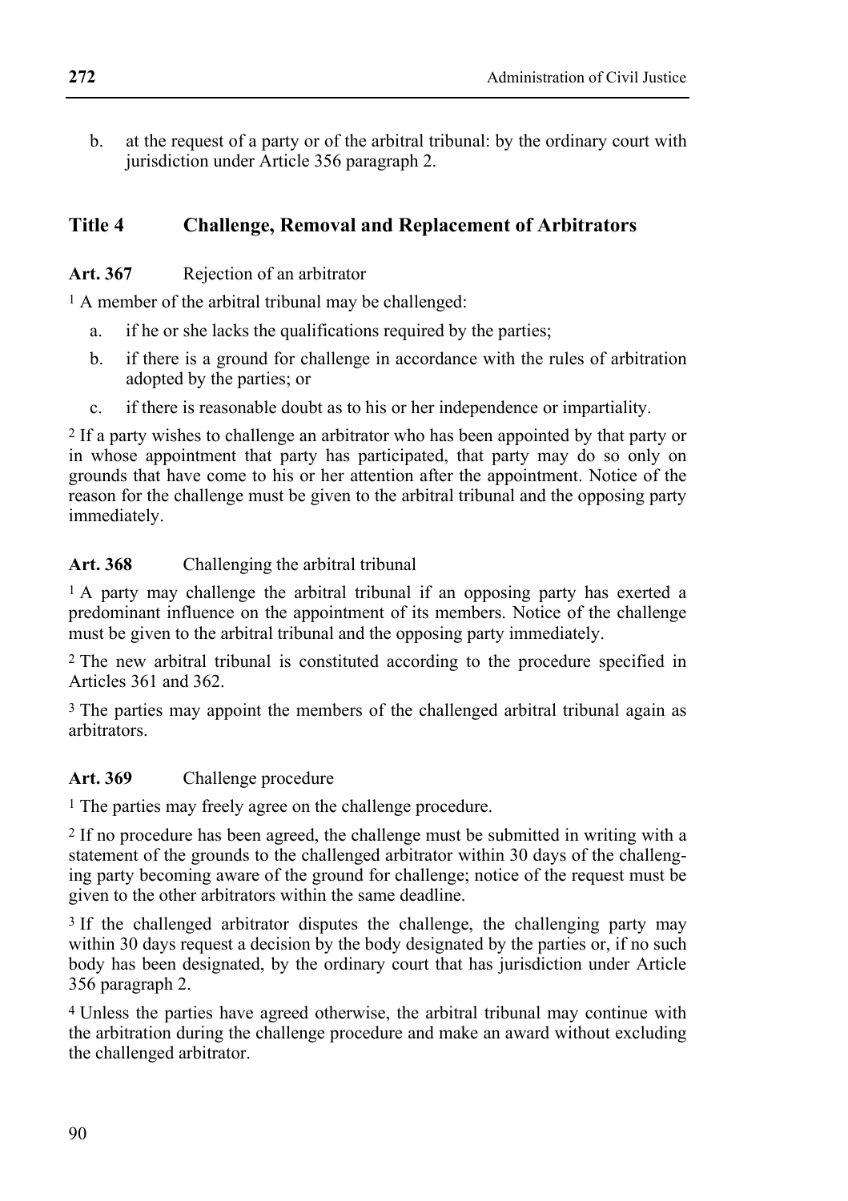b. at the request of a party or of the arbitral tribunal: by the ordinary court with jurisdiction under Article 356 paragraph 2.

## Title 4 Challenge, Removal and Replacement of Arbitrators

### Art. 367 Rejection of an arbitrator

[1] A member of the arbitral tribunal may be challenged:

a. if he or she lacks the qualifications required by the parties;

b. if there is a ground for challenge in accordance with the rules of arbitration adopted by the parties; or

c. if there is reasonable doubt as to his or her independence or impartiality.

[2] If a party wishes to challenge an arbitrator who has been appointed by that party or in whose appointment that party has participated, that party may do so only on grounds that have come to his or her attention after the appointment. Notice of the reason for the challenge must be given to the arbitral tribunal and the opposing party immediately.

### Art. 368 Challenging the arbitral tribunal

[1] A party may challenge the arbitral tribunal if an opposing party has exerted a predominant influence on the appointment of its members. Notice of the challenge must be given to the arbitral tribunal and the opposing party immediately.

[2] The new arbitral tribunal is constituted according to the procedure specified in Articles 361 and 362.

[3] The parties may appoint the members of the challenged arbitral tribunal again as arbitrators.

### Art. 369 Challenge procedure

[1] The parties may freely agree on the challenge procedure.

[2] If no procedure has been agreed, the challenge must be submitted in writing with a statement of the grounds to the challenged arbitrator within 30 days of the challenging party becoming aware of the ground for challenge; notice of the request must be given to the other arbitrators within the same deadline.

[3] If the challenged arbitrator disputes the challenge, the challenging party may within 30 days request a decision by the body designated by the parties or, if no such body has been designated, by the ordinary court that has jurisdiction under Article 356 paragraph 2.

[4] Unless the parties have agreed otherwise, the arbitral tribunal may continue with the arbitration during the challenge procedure and make an award without excluding the challenged arbitrator.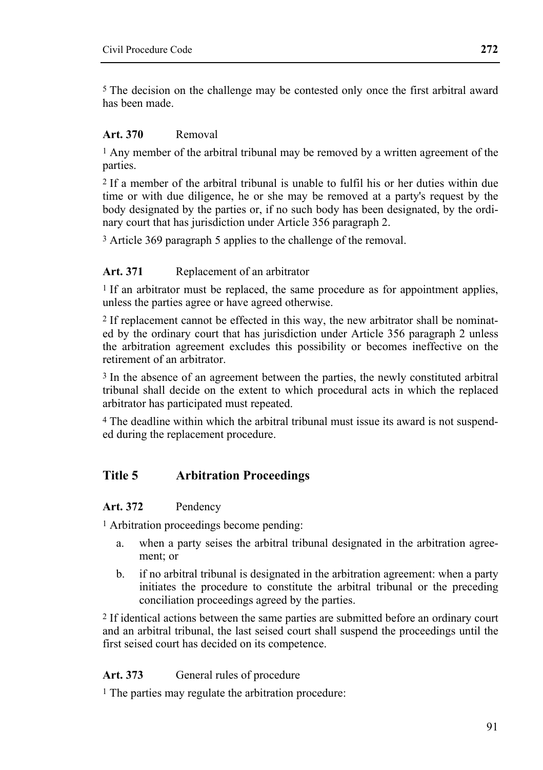[5] The decision on the challenge may be contested only once the first arbitral award has been made.

### Art. 370 Removal

[1] Any member of the arbitral tribunal may be removed by a written agreement of the parties.

[2] If a member of the arbitral tribunal is unable to fulfil his or her duties within due time or with due diligence, he or she may be removed at a party's request by the body designated by the parties or, if no such body has been designated, by the ordinary court that has jurisdiction under Article 356 paragraph 2.

[3] Article 369 paragraph 5 applies to the challenge of the removal.

### Art. 371 Replacement of an arbitrator

[1] If an arbitrator must be replaced, the same procedure as for appointment applies, unless the parties agree or have agreed otherwise.

[2] If replacement cannot be effected in this way, the new arbitrator shall be nominated by the ordinary court that has jurisdiction under Article 356 paragraph 2 unless the arbitration agreement excludes this possibility or becomes ineffective on the retirement of an arbitrator.

[3] In the absence of an agreement between the parties, the newly constituted arbitral tribunal shall decide on the extent to which procedural acts in which the replaced arbitrator has participated must repeated.

[4] The deadline within which the arbitral tribunal must issue its award is not suspended during the replacement procedure.

## Title 5 Arbitration Proceedings

### Art. 372 Pendency

[1] Arbitration proceedings become pending:

a. when a party seises the arbitral tribunal designated in the arbitration agreement; or

b. if no arbitral tribunal is designated in the arbitration agreement: when a party initiates the procedure to constitute the arbitral tribunal or the preceding conciliation proceedings agreed by the parties.

[2] If identical actions between the same parties are submitted before an ordinary court and an arbitral tribunal, the last seised court shall suspend the proceedings until the first seised court has decided on its competence.

### Art. 373 General rules of procedure

[1] The parties may regulate the arbitration procedure: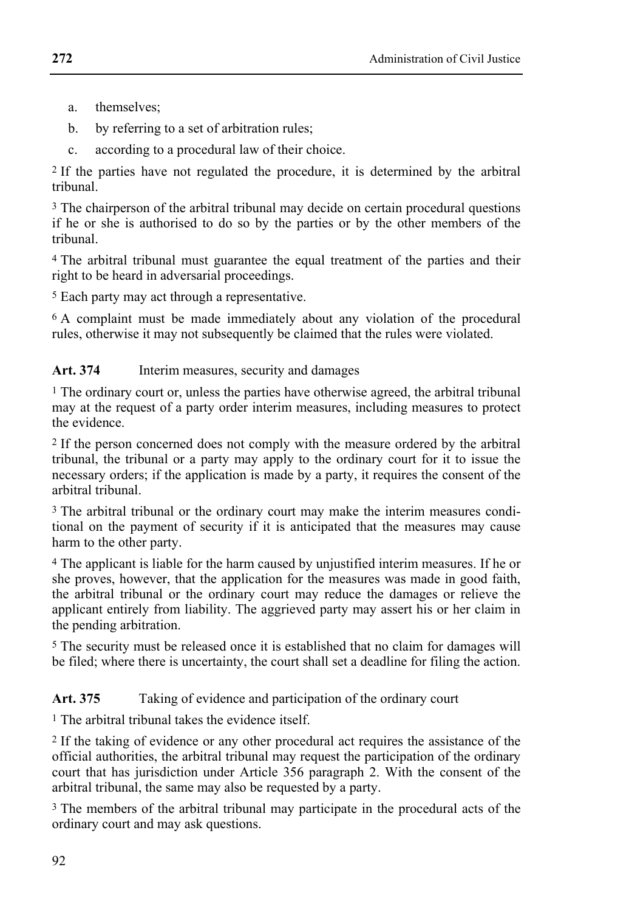a. themselves;
b. by referring to a set of arbitration rules;
c. according to a procedural law of their choice.

[2] If the parties have not regulated the procedure, it is determined by the arbitral tribunal.

[3] The chairperson of the arbitral tribunal may decide on certain procedural questions if he or she is authorised to do so by the parties or by the other members of the tribunal.

[4] The arbitral tribunal must guarantee the equal treatment of the parties and their right to be heard in adversarial proceedings.

[5] Each party may act through a representative.

[6] A complaint must be made immediately about any violation of the procedural rules, otherwise it may not subsequently be claimed that the rules were violated.

**Art. 374** Interim measures, security and damages

[1] The ordinary court or, unless the parties have otherwise agreed, the arbitral tribunal may at the request of a party order interim measures, including measures to protect the evidence.

[2] If the person concerned does not comply with the measure ordered by the arbitral tribunal, the tribunal or a party may apply to the ordinary court for it to issue the necessary orders; if the application is made by a party, it requires the consent of the arbitral tribunal.

[3] The arbitral tribunal or the ordinary court may make the interim measures conditional on the payment of security if it is anticipated that the measures may cause harm to the other party.

[4] The applicant is liable for the harm caused by unjustified interim measures. If he or she proves, however, that the application for the measures was made in good faith, the arbitral tribunal or the ordinary court may reduce the damages or relieve the applicant entirely from liability. The aggrieved party may assert his or her claim in the pending arbitration.

[5] The security must be released once it is established that no claim for damages will be filed; where there is uncertainty, the court shall set a deadline for filing the action.

**Art. 375** Taking of evidence and participation of the ordinary court

[1] The arbitral tribunal takes the evidence itself.

[2] If the taking of evidence or any other procedural act requires the assistance of the official authorities, the arbitral tribunal may request the participation of the ordinary court that has jurisdiction under Article 356 paragraph 2. With the consent of the arbitral tribunal, the same may also be requested by a party.

[3] The members of the arbitral tribunal may participate in the procedural acts of the ordinary court and may ask questions.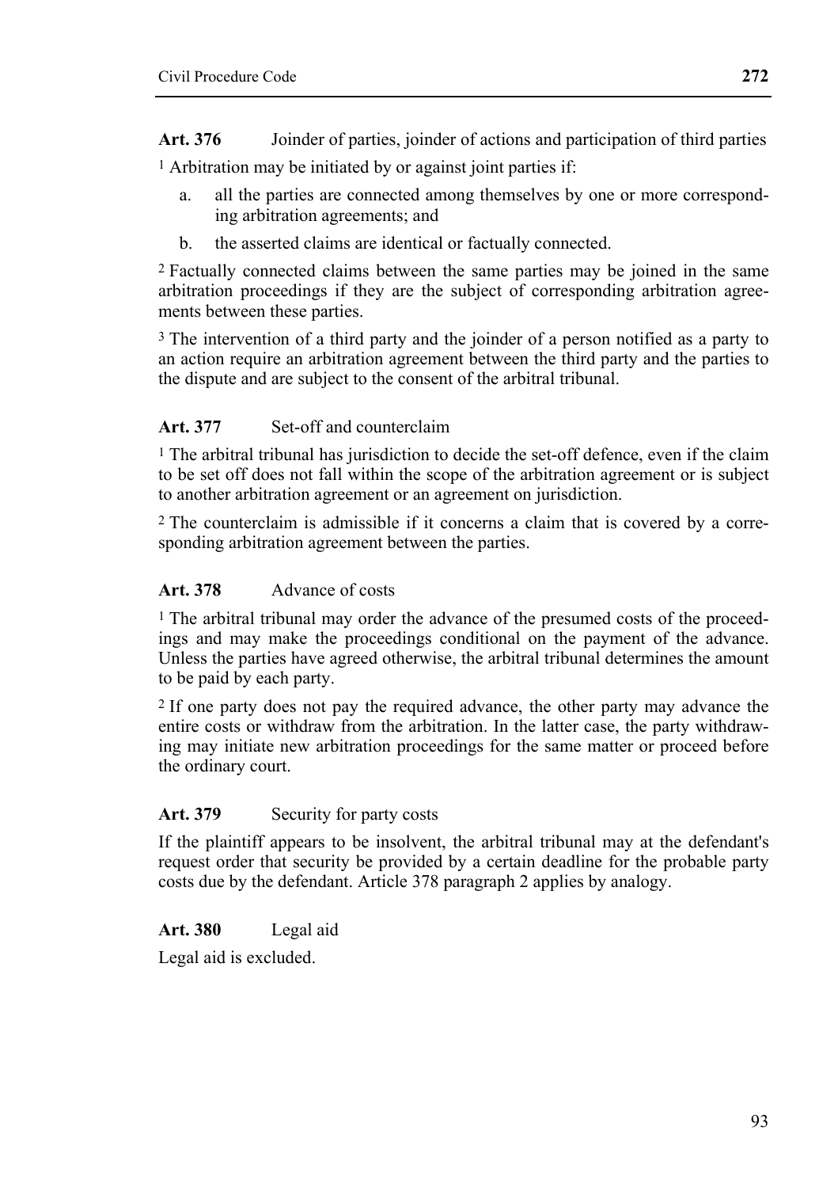**Art. 376** Joinder of parties, joinder of actions and participation of third parties

[1] Arbitration may be initiated by or against joint parties if:

a. all the parties are connected among themselves by one or more corresponding arbitration agreements; and

b. the asserted claims are identical or factually connected.

[2] Factually connected claims between the same parties may be joined in the same arbitration proceedings if they are the subject of corresponding arbitration agreements between these parties.

[3] The intervention of a third party and the joinder of a person notified as a party to an action require an arbitration agreement between the third party and the parties to the dispute and are subject to the consent of the arbitral tribunal.

**Art. 377** Set-off and counterclaim

[1] The arbitral tribunal has jurisdiction to decide the set-off defence, even if the claim to be set off does not fall within the scope of the arbitration agreement or is subject to another arbitration agreement or an agreement on jurisdiction.

[2] The counterclaim is admissible if it concerns a claim that is covered by a corresponding arbitration agreement between the parties.

**Art. 378** Advance of costs

[1] The arbitral tribunal may order the advance of the presumed costs of the proceedings and may make the proceedings conditional on the payment of the advance. Unless the parties have agreed otherwise, the arbitral tribunal determines the amount to be paid by each party.

[2] If one party does not pay the required advance, the other party may advance the entire costs or withdraw from the arbitration. In the latter case, the party withdrawing may initiate new arbitration proceedings for the same matter or proceed before the ordinary court.

**Art. 379** Security for party costs

If the plaintiff appears to be insolvent, the arbitral tribunal may at the defendant's request order that security be provided by a certain deadline for the probable party costs due by the defendant. Article 378 paragraph 2 applies by analogy.

**Art. 380** Legal aid

Legal aid is excluded.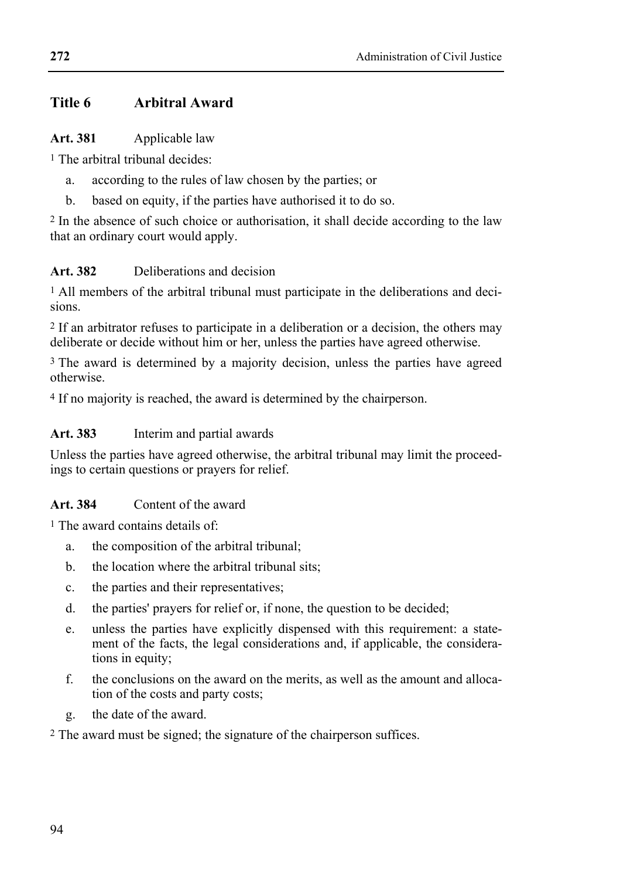## Title 6 Arbitral Award

**Art. 381** Applicable law

[1] The arbitral tribunal decides:

a. according to the rules of law chosen by the parties; or

b. based on equity, if the parties have authorised it to do so.

[2] In the absence of such choice or authorisation, it shall decide according to the law that an ordinary court would apply.

**Art. 382** Deliberations and decision

[1] All members of the arbitral tribunal must participate in the deliberations and decisions.

[2] If an arbitrator refuses to participate in a deliberation or a decision, the others may deliberate or decide without him or her, unless the parties have agreed otherwise.

[3] The award is determined by a majority decision, unless the parties have agreed otherwise.

[4] If no majority is reached, the award is determined by the chairperson.

**Art. 383** Interim and partial awards

Unless the parties have agreed otherwise, the arbitral tribunal may limit the proceedings to certain questions or prayers for relief.

**Art. 384** Content of the award

[1] The award contains details of:

a. the composition of the arbitral tribunal;

b. the location where the arbitral tribunal sits;

c. the parties and their representatives;

d. the parties' prayers for relief or, if none, the question to be decided;

e. unless the parties have explicitly dispensed with this requirement: a statement of the facts, the legal considerations and, if applicable, the considerations in equity;

f. the conclusions on the award on the merits, as well as the amount and allocation of the costs and party costs;

g. the date of the award.

[2] The award must be signed; the signature of the chairperson suffices.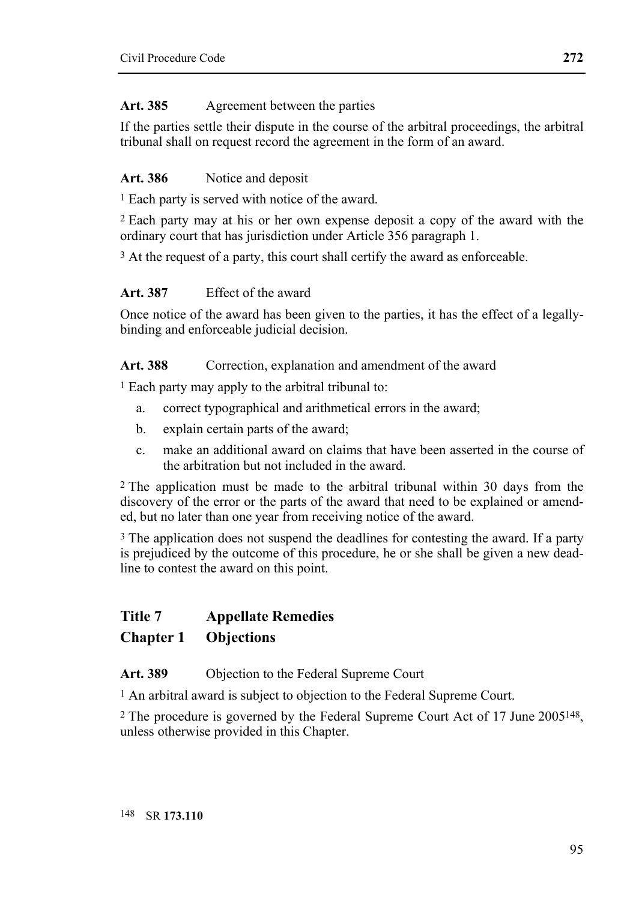**Art. 385** Agreement between the parties

If the parties settle their dispute in the course of the arbitral proceedings, the arbitral tribunal shall on request record the agreement in the form of an award.

**Art. 386** Notice and deposit

[1] Each party is served with notice of the award.

[2] Each party may at his or her own expense deposit a copy of the award with the ordinary court that has jurisdiction under Article 356 paragraph 1.

[3] At the request of a party, this court shall certify the award as enforceable.

**Art. 387** Effect of the award

Once notice of the award has been given to the parties, it has the effect of a legally-binding and enforceable judicial decision.

**Art. 388** Correction, explanation and amendment of the award

[1] Each party may apply to the arbitral tribunal to:

a. correct typographical and arithmetical errors in the award;
b. explain certain parts of the award;
c. make an additional award on claims that have been asserted in the course of the arbitration but not included in the award.

[2] The application must be made to the arbitral tribunal within 30 days from the discovery of the error or the parts of the award that need to be explained or amended, but no later than one year from receiving notice of the award.

[3] The application does not suspend the deadlines for contesting the award. If a party is prejudiced by the outcome of this procedure, he or she shall be given a new deadline to contest the award on this point.

## Title 7 Appellate Remedies

## Chapter 1 Objections

**Art. 389** Objection to the Federal Supreme Court

[1] An arbitral award is subject to objection to the Federal Supreme Court.

[2] The procedure is governed by the Federal Supreme Court Act of 17 June 2005[148], unless otherwise provided in this Chapter.

[148] SR **173.110**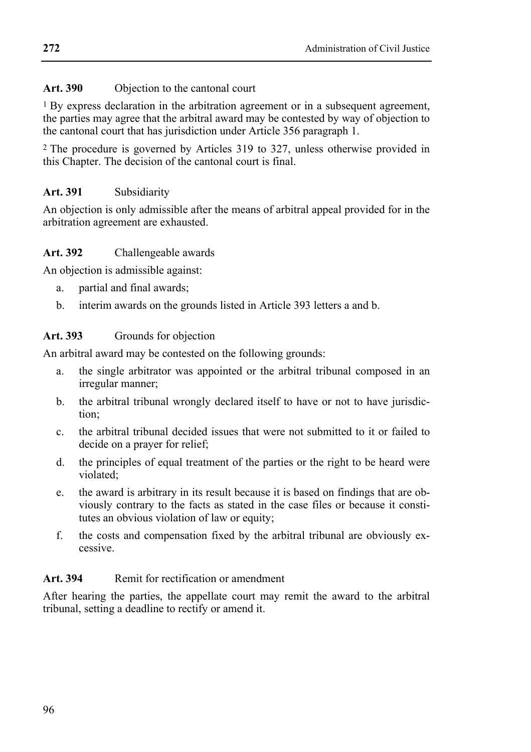**Art. 390** Objection to the cantonal court

[1] By express declaration in the arbitration agreement or in a subsequent agreement, the parties may agree that the arbitral award may be contested by way of objection to the cantonal court that has jurisdiction under Article 356 paragraph 1.

[2] The procedure is governed by Articles 319 to 327, unless otherwise provided in this Chapter. The decision of the cantonal court is final.

**Art. 391** Subsidiarity

An objection is only admissible after the means of arbitral appeal provided for in the arbitration agreement are exhausted.

**Art. 392** Challengeable awards

An objection is admissible against:

a. partial and final awards;
b. interim awards on the grounds listed in Article 393 letters a and b.

**Art. 393** Grounds for objection

An arbitral award may be contested on the following grounds:

a. the single arbitrator was appointed or the arbitral tribunal composed in an irregular manner;
b. the arbitral tribunal wrongly declared itself to have or not to have jurisdiction;
c. the arbitral tribunal decided issues that were not submitted to it or failed to decide on a prayer for relief;
d. the principles of equal treatment of the parties or the right to be heard were violated;
e. the award is arbitrary in its result because it is based on findings that are obviously contrary to the facts as stated in the case files or because it constitutes an obvious violation of law or equity;
f. the costs and compensation fixed by the arbitral tribunal are obviously excessive.

**Art. 394** Remit for rectification or amendment

After hearing the parties, the appellate court may remit the award to the arbitral tribunal, setting a deadline to rectify or amend it.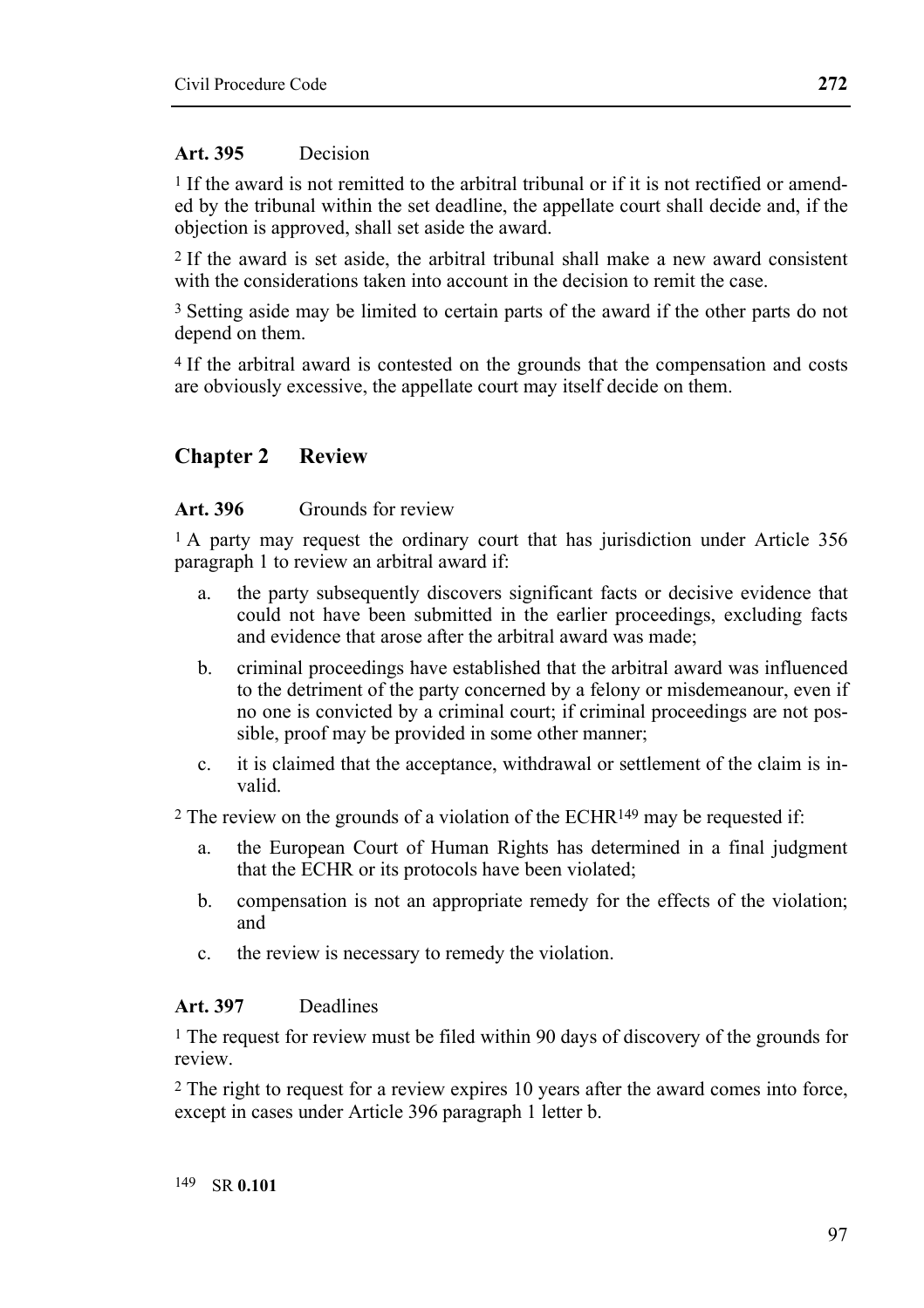**Art. 395** Decision

[1] If the award is not remitted to the arbitral tribunal or if it is not rectified or amended by the tribunal within the set deadline, the appellate court shall decide and, if the objection is approved, shall set aside the award.

[2] If the award is set aside, the arbitral tribunal shall make a new award consistent with the considerations taken into account in the decision to remit the case.

[3] Setting aside may be limited to certain parts of the award if the other parts do not depend on them.

[4] If the arbitral award is contested on the grounds that the compensation and costs are obviously excessive, the appellate court may itself decide on them.

## Chapter 2 Review

**Art. 396** Grounds for review

[1] A party may request the ordinary court that has jurisdiction under Article 356 paragraph 1 to review an arbitral award if:

a. the party subsequently discovers significant facts or decisive evidence that could not have been submitted in the earlier proceedings, excluding facts and evidence that arose after the arbitral award was made;

b. criminal proceedings have established that the arbitral award was influenced to the detriment of the party concerned by a felony or misdemeanour, even if no one is convicted by a criminal court; if criminal proceedings are not possible, proof may be provided in some other manner;

c. it is claimed that the acceptance, withdrawal or settlement of the claim is invalid.

[2] The review on the grounds of a violation of the ECHR[149] may be requested if:

a. the European Court of Human Rights has determined in a final judgment that the ECHR or its protocols have been violated;

b. compensation is not an appropriate remedy for the effects of the violation; and

c. the review is necessary to remedy the violation.

**Art. 397** Deadlines

[1] The request for review must be filed within 90 days of discovery of the grounds for review.

[2] The right to request for a review expires 10 years after the award comes into force, except in cases under Article 396 paragraph 1 letter b.

[149] SR **0.101**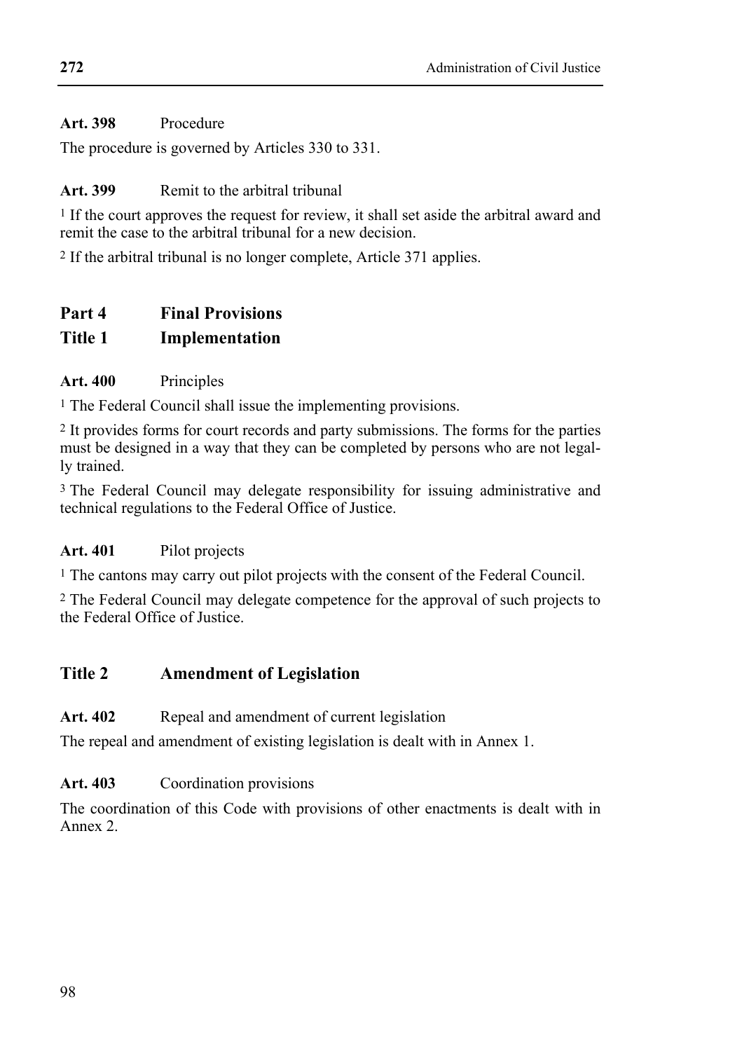**Art. 398** Procedure

The procedure is governed by Articles 330 to 331.

**Art. 399** Remit to the arbitral tribunal

[1] If the court approves the request for review, it shall set aside the arbitral award and remit the case to the arbitral tribunal for a new decision.

[2] If the arbitral tribunal is no longer complete, Article 371 applies.

# Part 4 Final Provisions

## Title 1 Implementation

**Art. 400** Principles

[1] The Federal Council shall issue the implementing provisions.

[2] It provides forms for court records and party submissions. The forms for the parties must be designed in a way that they can be completed by persons who are not legally trained.

[3] The Federal Council may delegate responsibility for issuing administrative and technical regulations to the Federal Office of Justice.

**Art. 401** Pilot projects

[1] The cantons may carry out pilot projects with the consent of the Federal Council.

[2] The Federal Council may delegate competence for the approval of such projects to the Federal Office of Justice.

## Title 2 Amendment of Legislation

**Art. 402** Repeal and amendment of current legislation

The repeal and amendment of existing legislation is dealt with in Annex 1.

**Art. 403** Coordination provisions

The coordination of this Code with provisions of other enactments is dealt with in Annex 2.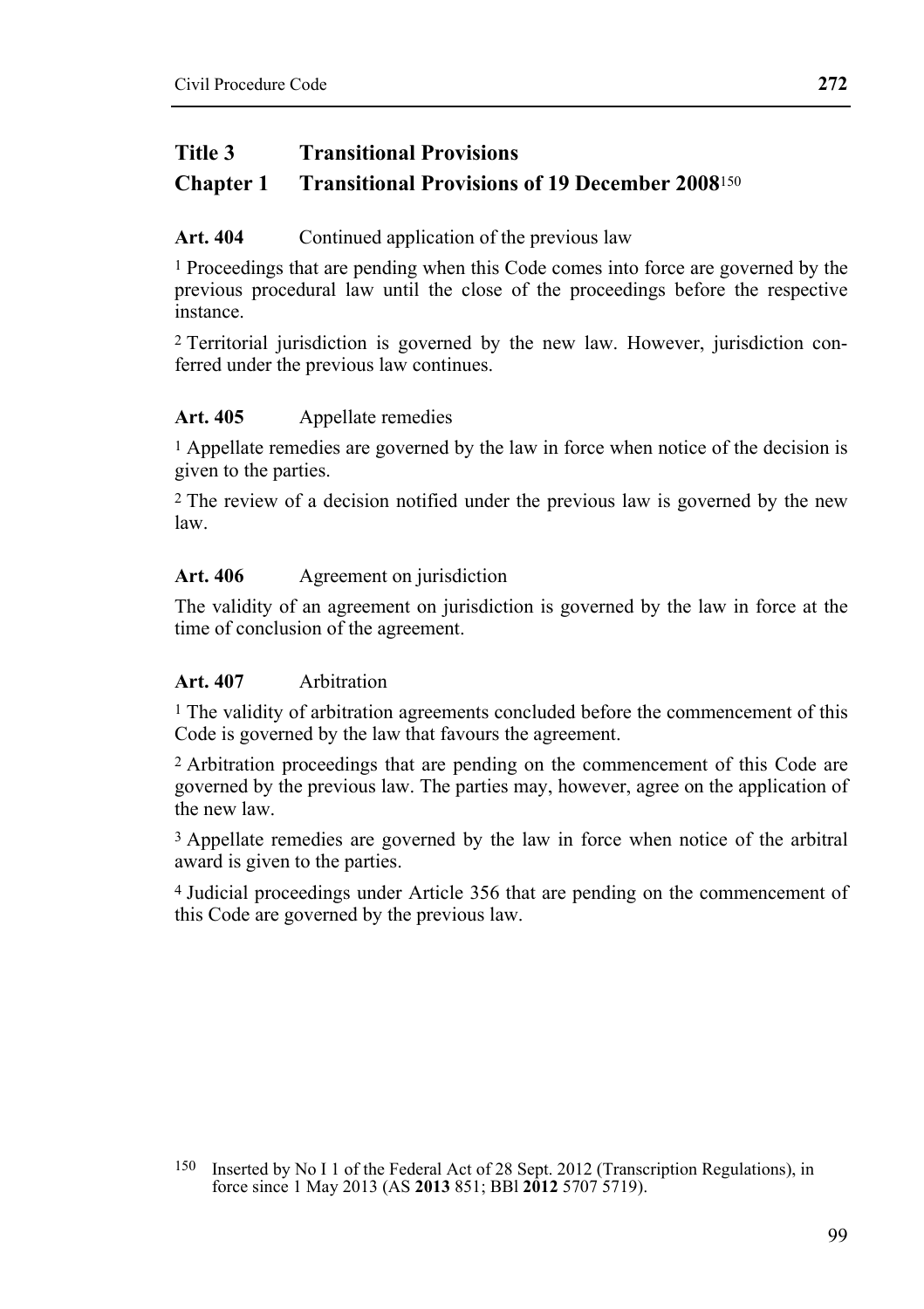# Title 3 Transitional Provisions

## Chapter 1 Transitional Provisions of 19 December 2008[150]

### Art. 404 Continued application of the previous law

[1] Proceedings that are pending when this Code comes into force are governed by the previous procedural law until the close of the proceedings before the respective instance.

[2] Territorial jurisdiction is governed by the new law. However, jurisdiction conferred under the previous law continues.

### Art. 405 Appellate remedies

[1] Appellate remedies are governed by the law in force when notice of the decision is given to the parties.

[2] The review of a decision notified under the previous law is governed by the new law.

### Art. 406 Agreement on jurisdiction

The validity of an agreement on jurisdiction is governed by the law in force at the time of conclusion of the agreement.

### Art. 407 Arbitration

[1] The validity of arbitration agreements concluded before the commencement of this Code is governed by the law that favours the agreement.

[2] Arbitration proceedings that are pending on the commencement of this Code are governed by the previous law. The parties may, however, agree on the application of the new law.

[3] Appellate remedies are governed by the law in force when notice of the arbitral award is given to the parties.

[4] Judicial proceedings under Article 356 that are pending on the commencement of this Code are governed by the previous law.

---

150 Inserted by No I 1 of the Federal Act of 28 Sept. 2012 (Transcription Regulations), in force since 1 May 2013 (AS **2013** 851; BBl **2012** 5707 5719).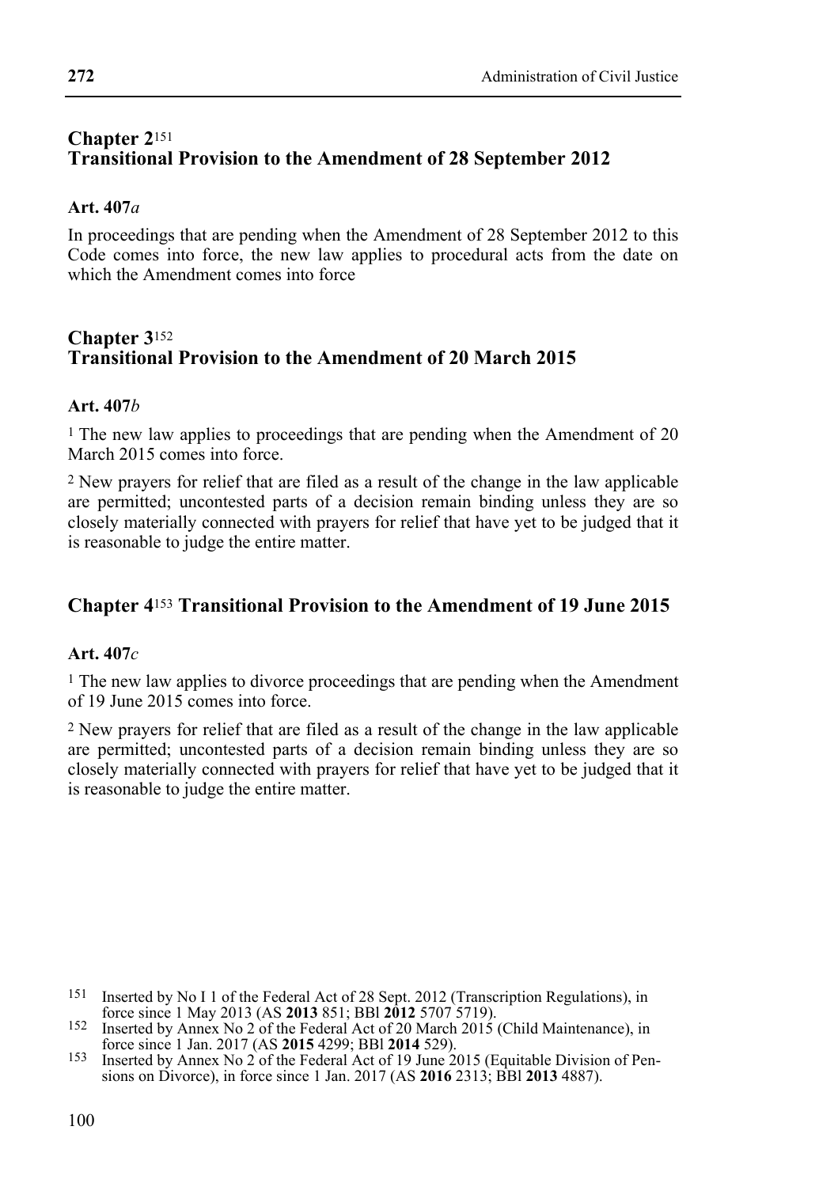## Chapter 2[151]
## Transitional Provision to the Amendment of 28 September 2012

### Art. 407*a*

In proceedings that are pending when the Amendment of 28 September 2012 to this Code comes into force, the new law applies to procedural acts from the date on which the Amendment comes into force

## Chapter 3[152]
## Transitional Provision to the Amendment of 20 March 2015

### Art. 407*b*

[1] The new law applies to proceedings that are pending when the Amendment of 20 March 2015 comes into force.

[2] New prayers for relief that are filed as a result of the change in the law applicable are permitted; uncontested parts of a decision remain binding unless they are so closely materially connected with prayers for relief that have yet to be judged that it is reasonable to judge the entire matter.

## Chapter 4[153] Transitional Provision to the Amendment of 19 June 2015

### Art. 407*c*

[1] The new law applies to divorce proceedings that are pending when the Amendment of 19 June 2015 comes into force.

[2] New prayers for relief that are filed as a result of the change in the law applicable are permitted; uncontested parts of a decision remain binding unless they are so closely materially connected with prayers for relief that have yet to be judged that it is reasonable to judge the entire matter.

---

151 Inserted by No I 1 of the Federal Act of 28 Sept. 2012 (Transcription Regulations), in force since 1 May 2013 (AS **2013** 851; BBl **2012** 5707 5719).

152 Inserted by Annex No 2 of the Federal Act of 20 March 2015 (Child Maintenance), in force since 1 Jan. 2017 (AS **2015** 4299; BBl **2014** 529).

153 Inserted by Annex No 2 of the Federal Act of 19 June 2015 (Equitable Division of Pensions on Divorce), in force since 1 Jan. 2017 (AS **2016** 2313; BBl **2013** 4887).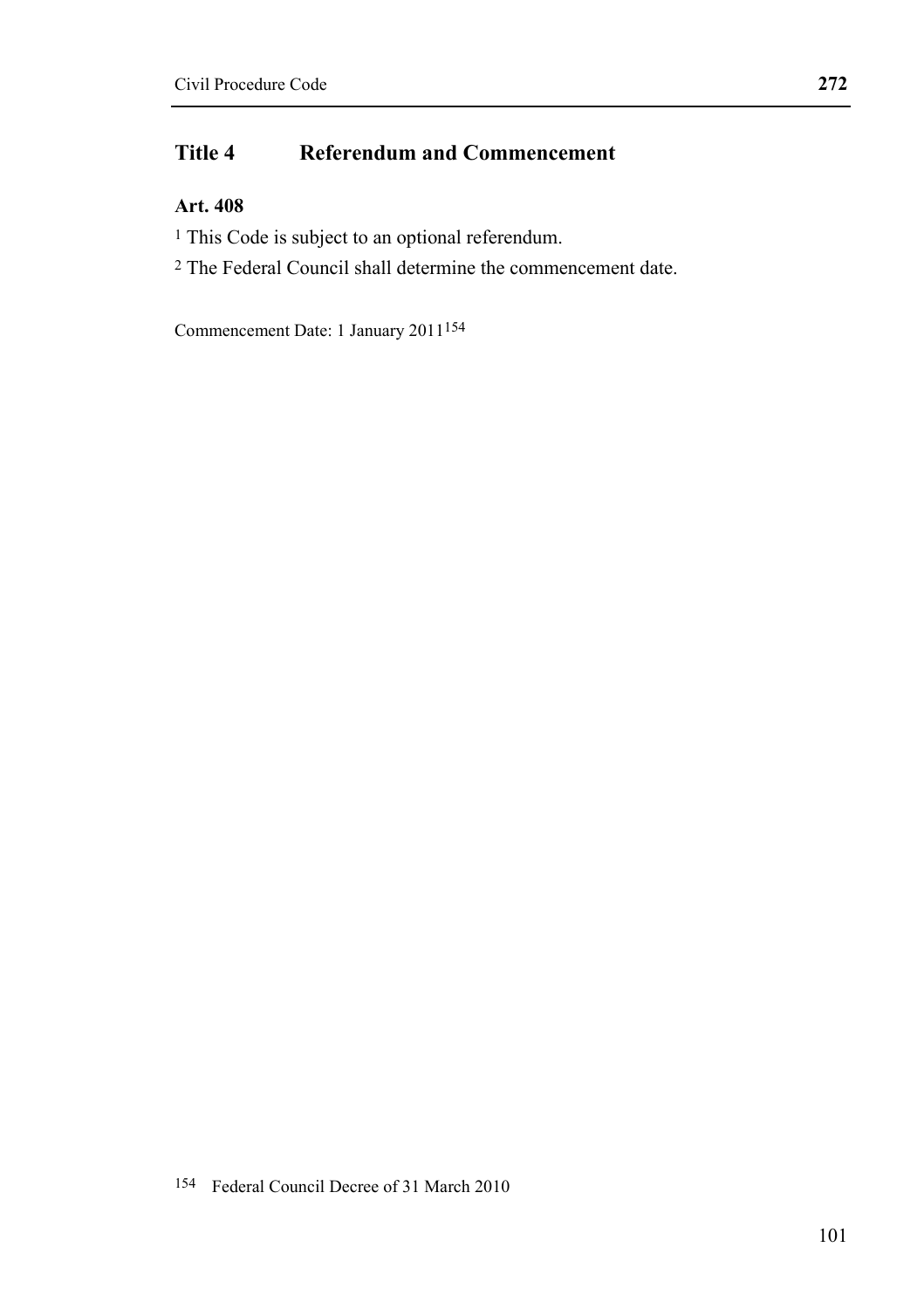## Title 4 Referendum and Commencement

### Art. 408

[1] This Code is subject to an optional referendum.

[2] The Federal Council shall determine the commencement date.

Commencement Date: 1 January 2011[154]

[154] Federal Council Decree of 31 March 2010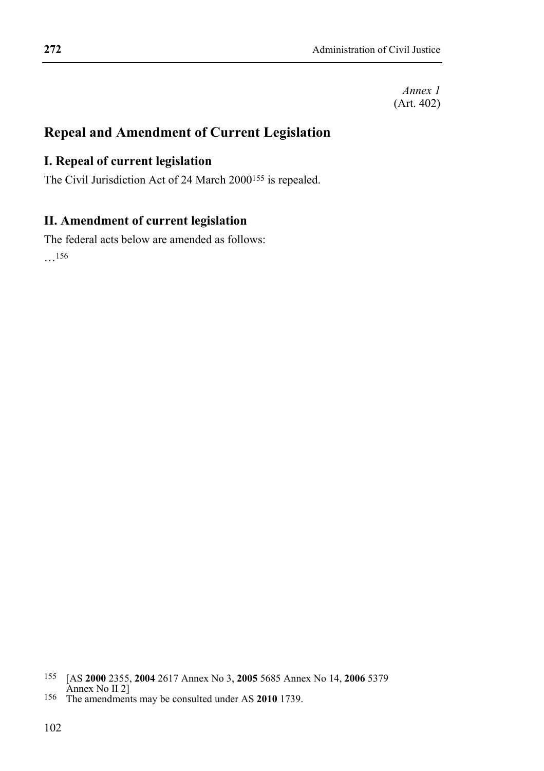*Annex 1*
(Art. 402)

# Repeal and Amendment of Current Legislation

## I. Repeal of current legislation

The Civil Jurisdiction Act of 24 March 2000[155] is repealed.

## II. Amendment of current legislation

The federal acts below are amended as follows:

…[156]

[155] [AS **2000** 2355, **2004** 2617 Annex No 3, **2005** 5685 Annex No 14, **2006** 5379 Annex No II 2]

[156] The amendments may be consulted under AS **2010** 1739.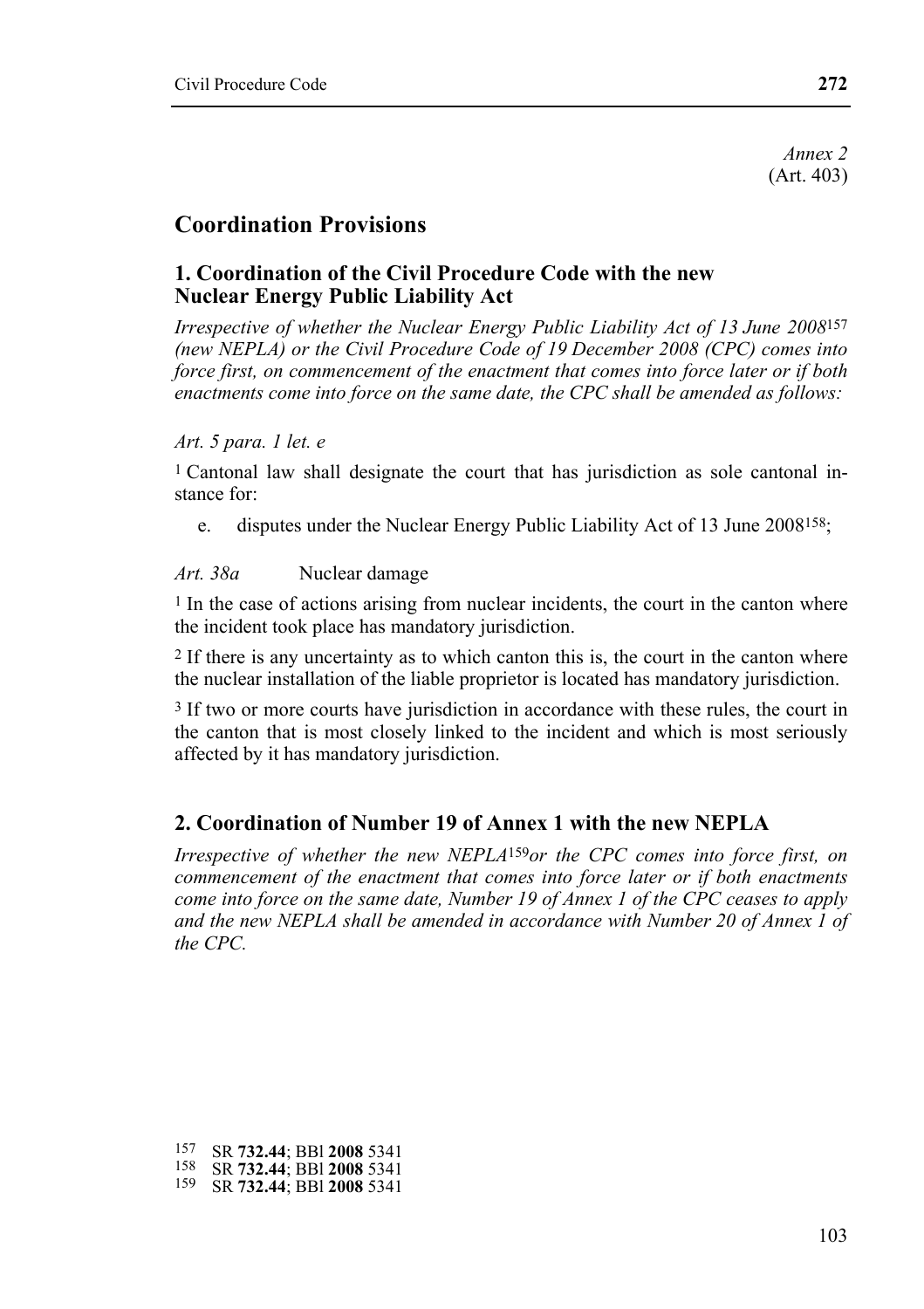*Annex 2*
(Art. 403)

# Coordination Provisions

## 1. Coordination of the Civil Procedure Code with the new Nuclear Energy Public Liability Act

*Irrespective of whether the Nuclear Energy Public Liability Act of 13 June 2008*[157] *(new NEPLA) or the Civil Procedure Code of 19 December 2008 (CPC) comes into force first, on commencement of the enactment that comes into force later or if both enactments come into force on the same date, the CPC shall be amended as follows:*

*Art. 5 para. 1 let. e*

[1] Cantonal law shall designate the court that has jurisdiction as sole cantonal instance for:

e. disputes under the Nuclear Energy Public Liability Act of 13 June 2008[158];

*Art. 38a* Nuclear damage

[1] In the case of actions arising from nuclear incidents, the court in the canton where the incident took place has mandatory jurisdiction.

[2] If there is any uncertainty as to which canton this is, the court in the canton where the nuclear installation of the liable proprietor is located has mandatory jurisdiction.

[3] If two or more courts have jurisdiction in accordance with these rules, the court in the canton that is most closely linked to the incident and which is most seriously affected by it has mandatory jurisdiction.

## 2. Coordination of Number 19 of Annex 1 with the new NEPLA

*Irrespective of whether the new NEPLA*[159]*or the CPC comes into force first, on commencement of the enactment that comes into force later or if both enactments come into force on the same date, Number 19 of Annex 1 of the CPC ceases to apply and the new NEPLA shall be amended in accordance with Number 20 of Annex 1 of the CPC.*

---

157 SR **732.44**; BBl **2008** 5341
158 SR **732.44**; BBl **2008** 5341
159 SR **732.44**; BBl **2008** 5341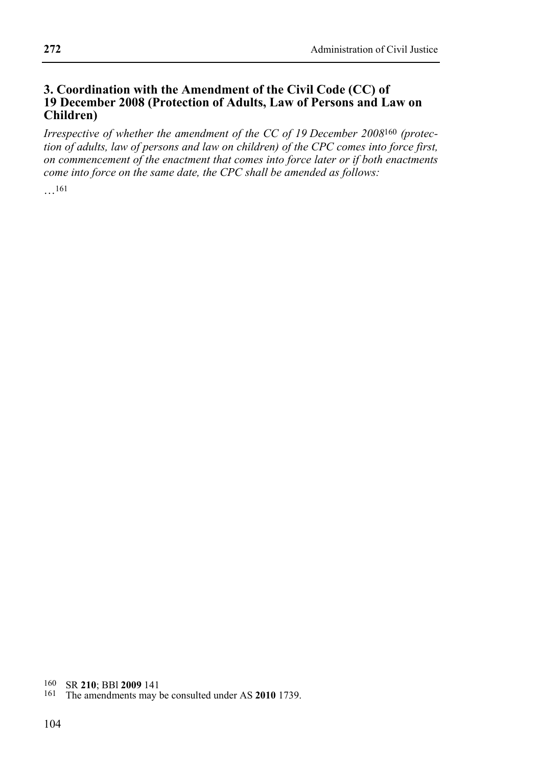### 3. Coordination with the Amendment of the Civil Code (CC) of 19 December 2008 (Protection of Adults, Law of Persons and Law on Children)

*Irrespective of whether the amendment of the CC of 19 December 2008*[160] *(protection of adults, law of persons and law on children) of the CPC comes into force first, on commencement of the enactment that comes into force later or if both enactments come into force on the same date, the CPC shall be amended as follows:*

…[161]

---

160 SR **210**; BBl **2009** 141

161 The amendments may be consulted under AS **2010** 1739.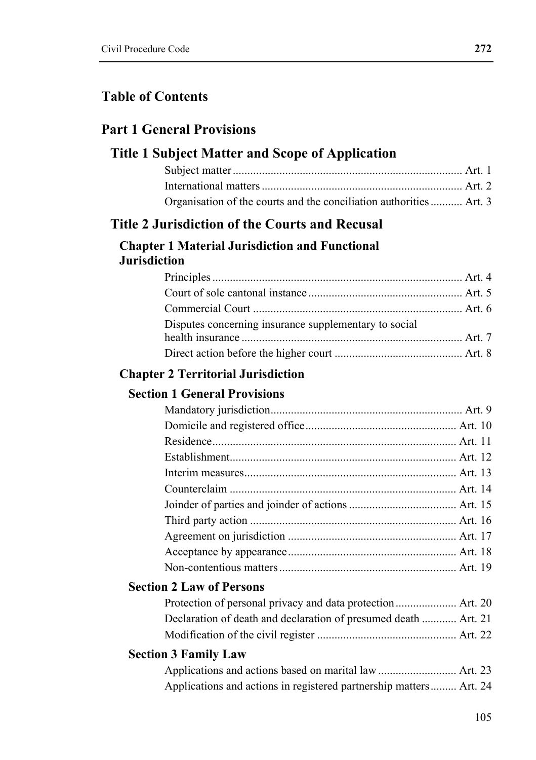# Table of Contents

## Part 1 General Provisions

### Title 1 Subject Matter and Scope of Application

Subject matter ........................................................................ Art. 1
International matters .............................................................. Art. 2
Organisation of the courts and the conciliation authorities ........... Art. 3

### Title 2 Jurisdiction of the Courts and Recusal

#### Chapter 1 Material Jurisdiction and Functional Jurisdiction

Principles ............................................................................... Art. 4
Court of sole cantonal instance ............................................... Art. 5
Commercial Court .................................................................. Art. 6
Disputes concerning insurance supplementary to social health insurance ........................................................................ Art. 7
Direct action before the higher court ....................................... Art. 8

#### Chapter 2 Territorial Jurisdiction

##### Section 1 General Provisions

Mandatory jurisdiction .............................................................. Art. 9
Domicile and registered office ................................................. Art. 10
Residence ................................................................................ Art. 11
Establishment .......................................................................... Art. 12
Interim measures ..................................................................... Art. 13
Counterclaim ........................................................................... Art. 14
Joinder of parties and joinder of actions .................................. Art. 15
Third party action .................................................................... Art. 16
Agreement on jurisdiction ........................................................ Art. 17
Acceptance by appearance ....................................................... Art. 18
Non-contentious matters .......................................................... Art. 19

##### Section 2 Law of Persons

Protection of personal privacy and data protection .................... Art. 20
Declaration of death and declaration of presumed death ............ Art. 21
Modification of the civil register .............................................. Art. 22

##### Section 3 Family Law

Applications and actions based on marital law .......................... Art. 23
Applications and actions in registered partnership matters ......... Art. 24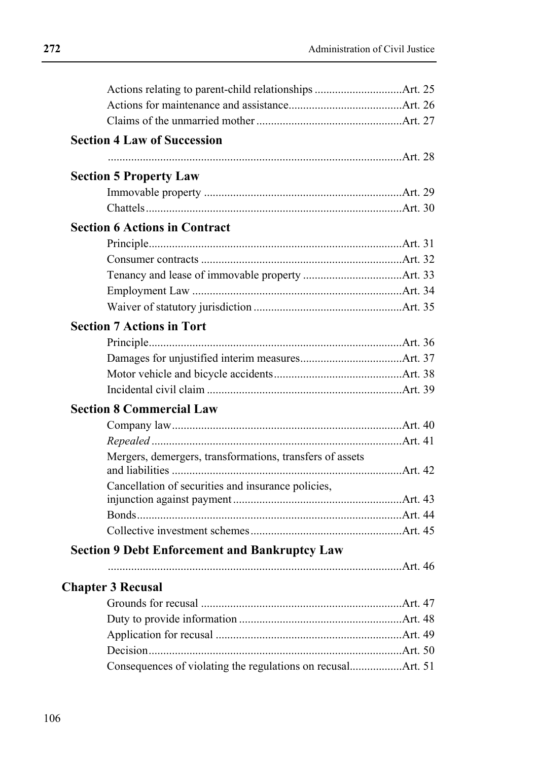Actions relating to parent-child relationships .............................Art. 25
Actions for maintenance and assistance.......................................Art. 26
Claims of the unmarried mother ..................................................Art. 27

**Section 4 Law of Succession**

....................................................................................................Art. 28

**Section 5 Property Law**

Immovable property ....................................................................Art. 29
Chattels........................................................................................Art. 30

**Section 6 Actions in Contract**

Principle.......................................................................................Art. 31
Consumer contracts .....................................................................Art. 32
Tenancy and lease of immovable property ..................................Art. 33
Employment Law ........................................................................Art. 34
Waiver of statutory jurisdiction ...................................................Art. 35

**Section 7 Actions in Tort**

Principle.......................................................................................Art. 36
Damages for unjustified interim measures...................................Art. 37
Motor vehicle and bicycle accidents............................................Art. 38
Incidental civil claim ...................................................................Art. 39

**Section 8 Commercial Law**

Company law...............................................................................Art. 40
*Repealed* .....................................................................................Art. 41
Mergers, demergers, transformations, transfers of assets and liabilities ...............................................................................Art. 42
Cancellation of securities and insurance policies, injunction against payment..........................................................Art. 43
Bonds...........................................................................................Art. 44
Collective investment schemes....................................................Art. 45

**Section 9 Debt Enforcement and Bankruptcy Law**

....................................................................................................Art. 46

**Chapter 3 Recusal**

Grounds for recusal .....................................................................Art. 47
Duty to provide information ........................................................Art. 48
Application for recusal ................................................................Art. 49
Decision.......................................................................................Art. 50
Consequences of violating the regulations on recusal..................Art. 51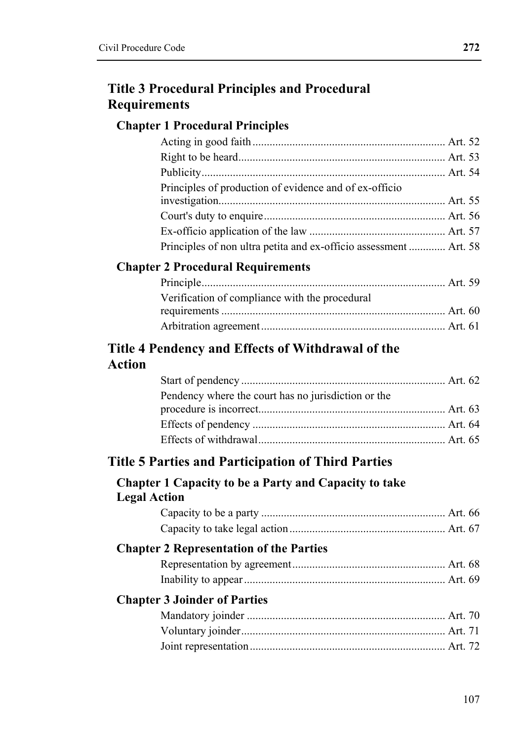## Title 3 Procedural Principles and Procedural Requirements

### Chapter 1 Procedural Principles

Acting in good faith .......... Art. 52
Right to be heard .......... Art. 53
Publicity .......... Art. 54
Principles of production of evidence and of ex-officio investigation .......... Art. 55
Court's duty to enquire .......... Art. 56
Ex-officio application of the law .......... Art. 57
Principles of non ultra petita and ex-officio assessment .......... Art. 58

### Chapter 2 Procedural Requirements

Principle .......... Art. 59
Verification of compliance with the procedural requirements .......... Art. 60
Arbitration agreement .......... Art. 61

## Title 4 Pendency and Effects of Withdrawal of the Action

Start of pendency .......... Art. 62
Pendency where the court has no jurisdiction or the procedure is incorrect .......... Art. 63
Effects of pendency .......... Art. 64
Effects of withdrawal .......... Art. 65

## Title 5 Parties and Participation of Third Parties

### Chapter 1 Capacity to be a Party and Capacity to take Legal Action

Capacity to be a party .......... Art. 66
Capacity to take legal action .......... Art. 67

### Chapter 2 Representation of the Parties

Representation by agreement .......... Art. 68
Inability to appear .......... Art. 69

### Chapter 3 Joinder of Parties

Mandatory joinder .......... Art. 70
Voluntary joinder .......... Art. 71
Joint representation .......... Art. 72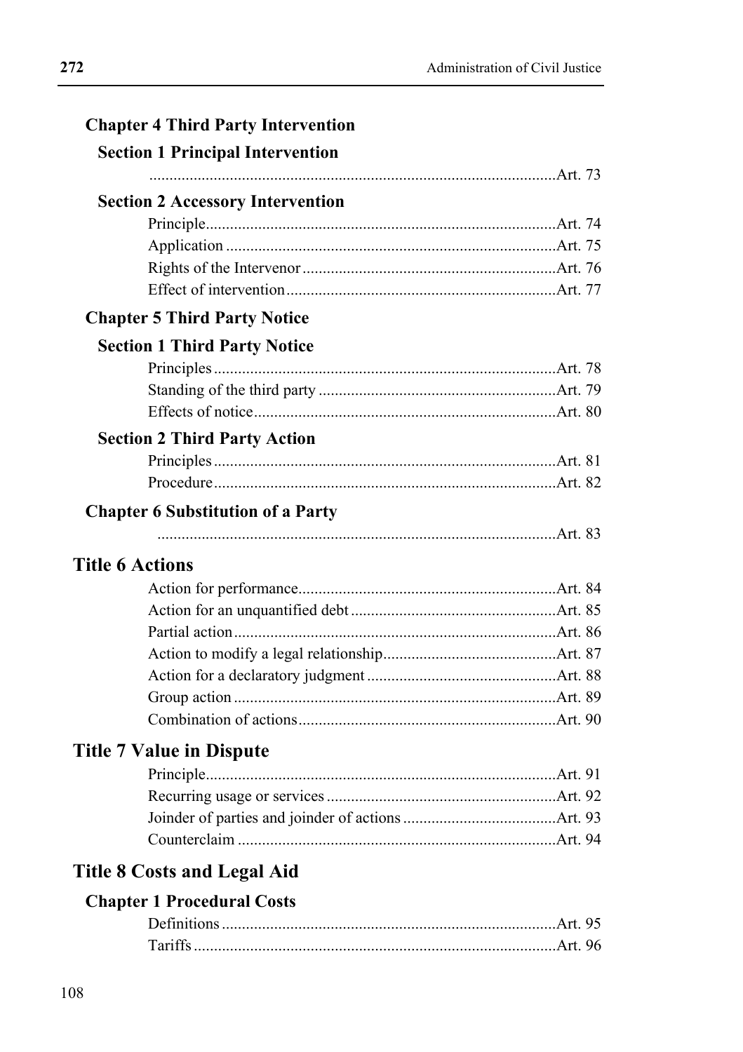### Chapter 4 Third Party Intervention

#### Section 1 Principal Intervention

..................................................................................................Art. 73

#### Section 2 Accessory Intervention

Principle......................................................................................Art. 74
Application .................................................................................Art. 75
Rights of the Intervenor ..............................................................Art. 76
Effect of intervention...................................................................Art. 77

### Chapter 5 Third Party Notice

#### Section 1 Third Party Notice

Principles ....................................................................................Art. 78
Standing of the third party ...........................................................Art. 79
Effects of notice...........................................................................Art. 80

#### Section 2 Third Party Action

Principles ....................................................................................Art. 81
Procedure ....................................................................................Art. 82

### Chapter 6 Substitution of a Party

..................................................................................................Art. 83

## Title 6 Actions

Action for performance................................................................Art. 84
Action for an unquantified debt ...................................................Art. 85
Partial action ................................................................................Art. 86
Action to modify a legal relationship...........................................Art. 87
Action for a declaratory judgment ...............................................Art. 88
Group action ................................................................................Art. 89
Combination of actions................................................................Art. 90

## Title 7 Value in Dispute

Principle......................................................................................Art. 91
Recurring usage or services .........................................................Art. 92
Joinder of parties and joinder of actions ......................................Art. 93
Counterclaim ...............................................................................Art. 94

## Title 8 Costs and Legal Aid

### Chapter 1 Procedural Costs

Definitions ...................................................................................Art. 95
Tariffs ..........................................................................................Art. 96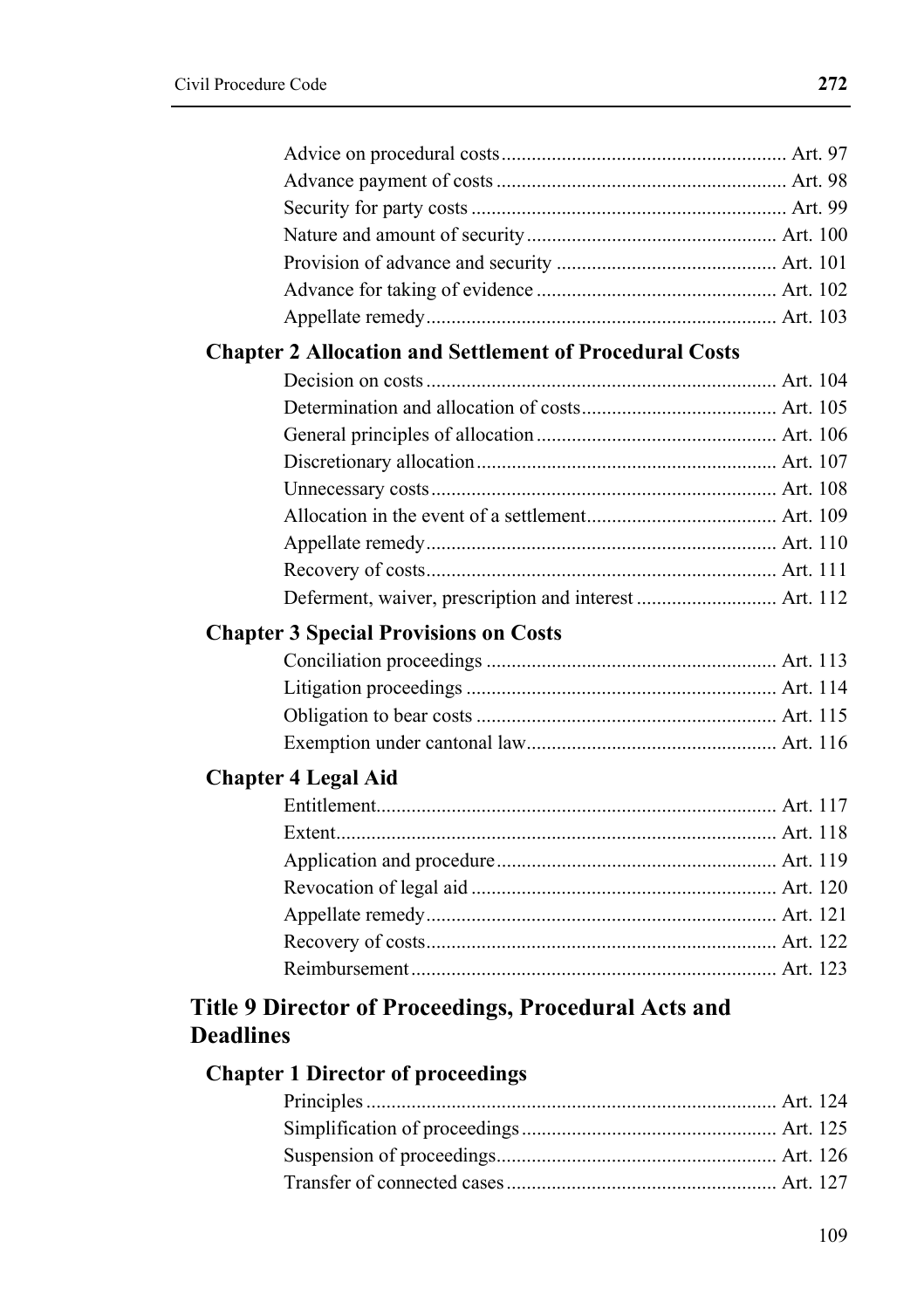Advice on procedural costs ........................................................ Art. 97
Advance payment of costs ......................................................... Art. 98
Security for party costs .............................................................. Art. 99
Nature and amount of security ................................................. Art. 100
Provision of advance and security ........................................... Art. 101
Advance for taking of evidence ............................................... Art. 102
Appellate remedy ..................................................................... Art. 103

### Chapter 2 Allocation and Settlement of Procedural Costs

Decision on costs ..................................................................... Art. 104
Determination and allocation of costs ...................................... Art. 105
General principles of allocation ............................................... Art. 106
Discretionary allocation ........................................................... Art. 107
Unnecessary costs .................................................................... Art. 108
Allocation in the event of a settlement ..................................... Art. 109
Appellate remedy ..................................................................... Art. 110
Recovery of costs ..................................................................... Art. 111
Deferment, waiver, prescription and interest ........................... Art. 112

### Chapter 3 Special Provisions on Costs

Conciliation proceedings ......................................................... Art. 113
Litigation proceedings ............................................................. Art. 114
Obligation to bear costs ........................................................... Art. 115
Exemption under cantonal law ................................................. Art. 116

### Chapter 4 Legal Aid

Entitlement ............................................................................... Art. 117
Extent ....................................................................................... Art. 118
Application and procedure ....................................................... Art. 119
Revocation of legal aid ............................................................ Art. 120
Appellate remedy ..................................................................... Art. 121
Recovery of costs ..................................................................... Art. 122
Reimbursement ........................................................................ Art. 123

## Title 9 Director of Proceedings, Procedural Acts and Deadlines

### Chapter 1 Director of proceedings

Principles ................................................................................. Art. 124
Simplification of proceedings .................................................. Art. 125
Suspension of proceedings ....................................................... Art. 126
Transfer of connected cases ..................................................... Art. 127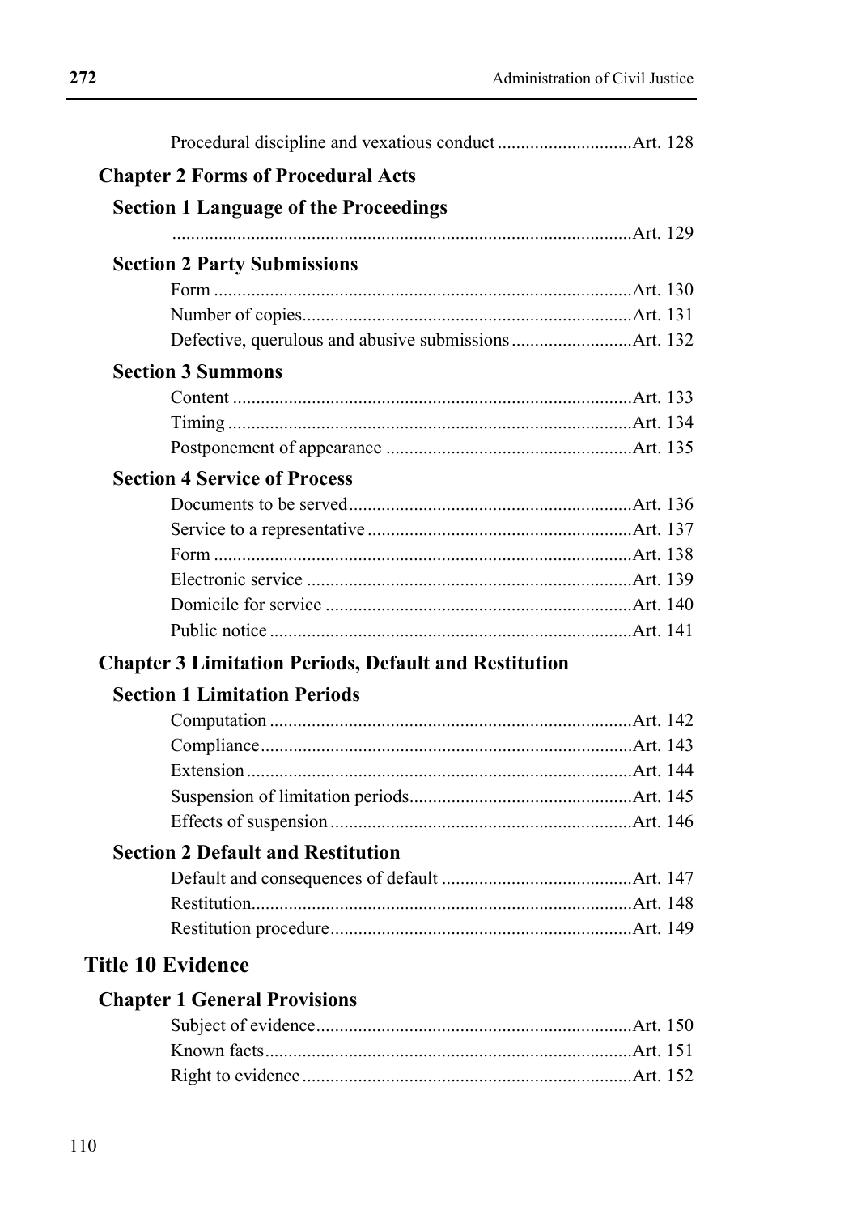Procedural discipline and vexatious conduct ............................. Art. 128

### Chapter 2 Forms of Procedural Acts

#### Section 1 Language of the Proceedings

.................................................................................................. Art. 129

#### Section 2 Party Submissions

Form ......................................................................................... Art. 130
Number of copies....................................................................... Art. 131
Defective, querulous and abusive submissions .......................... Art. 132

#### Section 3 Summons

Content ..................................................................................... Art. 133
Timing ...................................................................................... Art. 134
Postponement of appearance ..................................................... Art. 135

#### Section 4 Service of Process

Documents to be served............................................................. Art. 136
Service to a representative ......................................................... Art. 137
Form ......................................................................................... Art. 138
Electronic service ...................................................................... Art. 139
Domicile for service .................................................................. Art. 140
Public notice .............................................................................. Art. 141

### Chapter 3 Limitation Periods, Default and Restitution

#### Section 1 Limitation Periods

Computation .............................................................................. Art. 142
Compliance................................................................................ Art. 143
Extension .................................................................................. Art. 144
Suspension of limitation periods................................................ Art. 145
Effects of suspension ................................................................. Art. 146

#### Section 2 Default and Restitution

Default and consequences of default ......................................... Art. 147
Restitution................................................................................. Art. 148
Restitution procedure................................................................. Art. 149

## Title 10 Evidence

### Chapter 1 General Provisions

Subject of evidence.................................................................... Art. 150
Known facts............................................................................... Art. 151
Right to evidence ....................................................................... Art. 152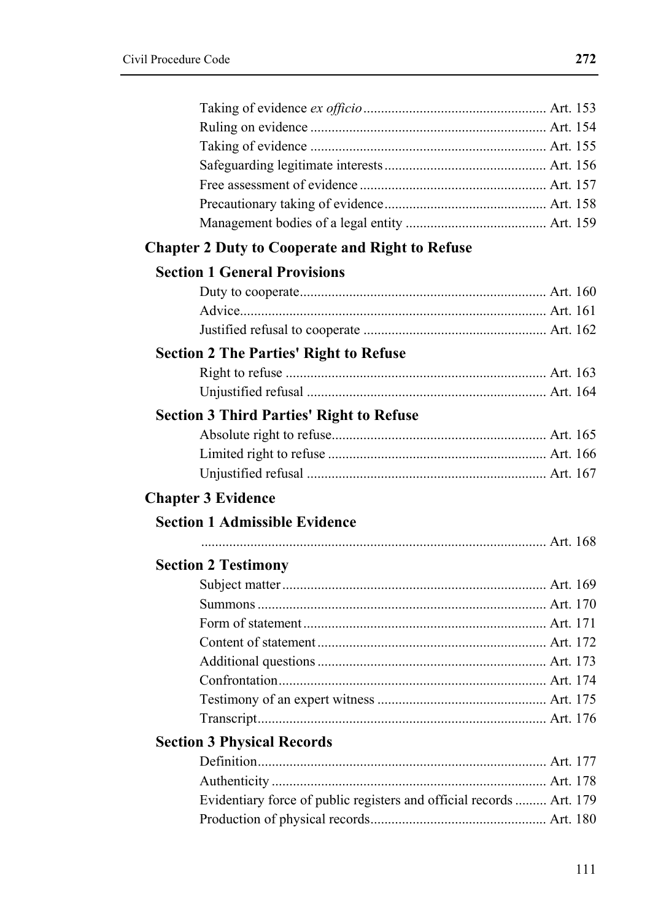Taking of evidence *ex officio* .................................................... Art. 153
Ruling on evidence .................................................................. Art. 154
Taking of evidence .................................................................. Art. 155
Safeguarding legitimate interests ............................................. Art. 156
Free assessment of evidence .................................................... Art. 157
Precautionary taking of evidence ............................................. Art. 158
Management bodies of a legal entity ........................................ Art. 159

## Chapter 2 Duty to Cooperate and Right to Refuse

### Section 1 General Provisions

Duty to cooperate ..................................................................... Art. 160
Advice ...................................................................................... Art. 161
Justified refusal to cooperate ................................................... Art. 162

### Section 2 The Parties' Right to Refuse

Right to refuse ......................................................................... Art. 163
Unjustified refusal ................................................................... Art. 164

### Section 3 Third Parties' Right to Refuse

Absolute right to refuse ............................................................ Art. 165
Limited right to refuse ............................................................. Art. 166
Unjustified refusal ................................................................... Art. 167

## Chapter 3 Evidence

### Section 1 Admissible Evidence

................................................................................................ Art. 168

### Section 2 Testimony

Subject matter .......................................................................... Art. 169
Summons ................................................................................. Art. 170
Form of statement .................................................................... Art. 171
Content of statement ................................................................ Art. 172
Additional questions ................................................................ Art. 173
Confrontation ........................................................................... Art. 174
Testimony of an expert witness ............................................... Art. 175
Transcript ................................................................................. Art. 176

### Section 3 Physical Records

Definition ................................................................................. Art. 177
Authenticity ............................................................................. Art. 178
Evidentiary force of public registers and official records ......... Art. 179
Production of physical records ................................................. Art. 180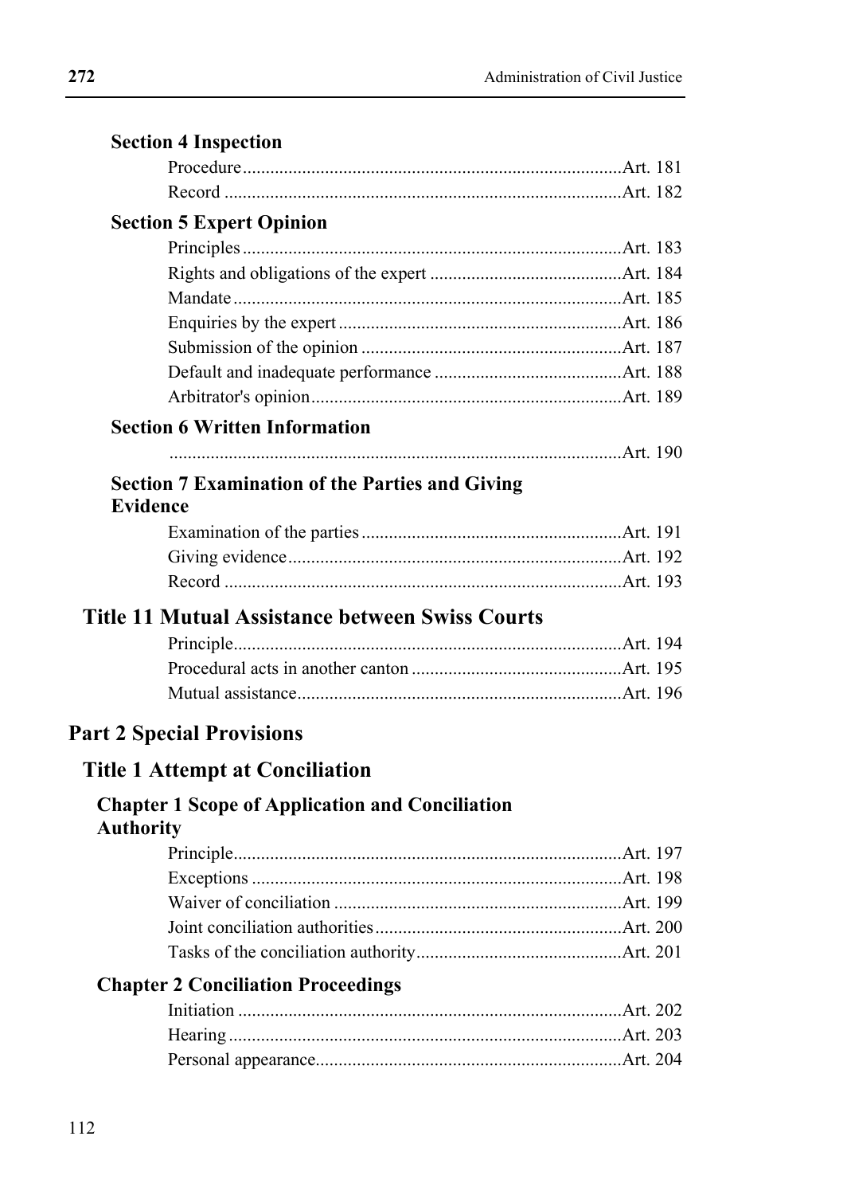### Section 4 Inspection

Procedure .......................................................................... Art. 181
Record .............................................................................. Art. 182

### Section 5 Expert Opinion

Principles .......................................................................... Art. 183
Rights and obligations of the expert ........................................ Art. 184
Mandate ............................................................................ Art. 185
Enquiries by the expert ......................................................... Art. 186
Submission of the opinion .................................................... Art. 187
Default and inadequate performance ....................................... Art. 188
Arbitrator's opinion .............................................................. Art. 189

### Section 6 Written Information

.......................................................................................... Art. 190

### Section 7 Examination of the Parties and Giving Evidence

Examination of the parties .................................................... Art. 191
Giving evidence ................................................................... Art. 192
Record .............................................................................. Art. 193

## Title 11 Mutual Assistance between Swiss Courts

Principle ............................................................................ Art. 194
Procedural acts in another canton .......................................... Art. 195
Mutual assistance ................................................................ Art. 196

# Part 2 Special Provisions

## Title 1 Attempt at Conciliation

### Chapter 1 Scope of Application and Conciliation Authority

Principle ............................................................................ Art. 197
Exceptions ......................................................................... Art. 198
Waiver of conciliation .......................................................... Art. 199
Joint conciliation authorities .................................................. Art. 200
Tasks of the conciliation authority .......................................... Art. 201

### Chapter 2 Conciliation Proceedings

Initiation ............................................................................ Art. 202
Hearing ............................................................................. Art. 203
Personal appearance ............................................................ Art. 204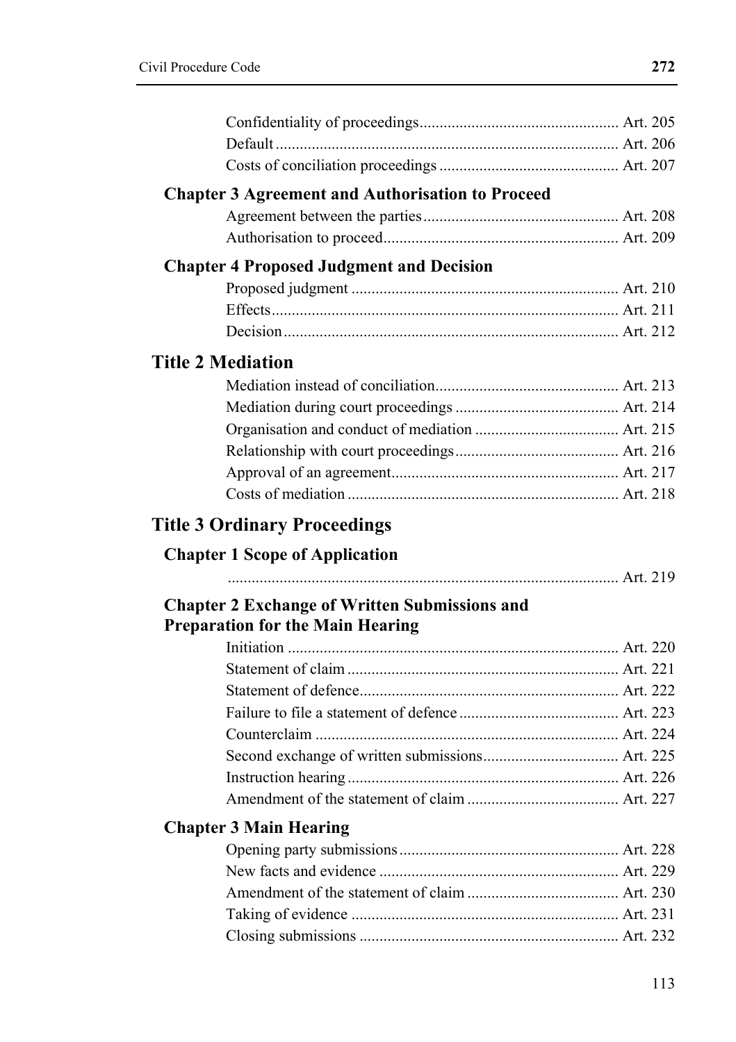Confidentiality of proceedings ................................................. Art. 205
Default ..................................................................................... Art. 206
Costs of conciliation proceedings ............................................ Art. 207

### Chapter 3 Agreement and Authorisation to Proceed

Agreement between the parties ................................................ Art. 208
Authorisation to proceed .......................................................... Art. 209

### Chapter 4 Proposed Judgment and Decision

Proposed judgment .................................................................. Art. 210
Effects ...................................................................................... Art. 211
Decision ................................................................................... Art. 212

## Title 2 Mediation

Mediation instead of conciliation ............................................. Art. 213
Mediation during court proceedings ......................................... Art. 214
Organisation and conduct of mediation .................................... Art. 215
Relationship with court proceedings ......................................... Art. 216
Approval of an agreement ......................................................... Art. 217
Costs of mediation ................................................................... Art. 218

## Title 3 Ordinary Proceedings

### Chapter 1 Scope of Application

................................................................................................ Art. 219

### Chapter 2 Exchange of Written Submissions and Preparation for the Main Hearing

Initiation .................................................................................. Art. 220
Statement of claim ................................................................... Art. 221
Statement of defence ................................................................ Art. 222
Failure to file a statement of defence ........................................ Art. 223
Counterclaim ........................................................................... Art. 224
Second exchange of written submissions .................................. Art. 225
Instruction hearing .................................................................... Art. 226
Amendment of the statement of claim ...................................... Art. 227

### Chapter 3 Main Hearing

Opening party submissions ....................................................... Art. 228
New facts and evidence ............................................................ Art. 229
Amendment of the statement of claim ...................................... Art. 230
Taking of evidence ................................................................... Art. 231
Closing submissions ................................................................. Art. 232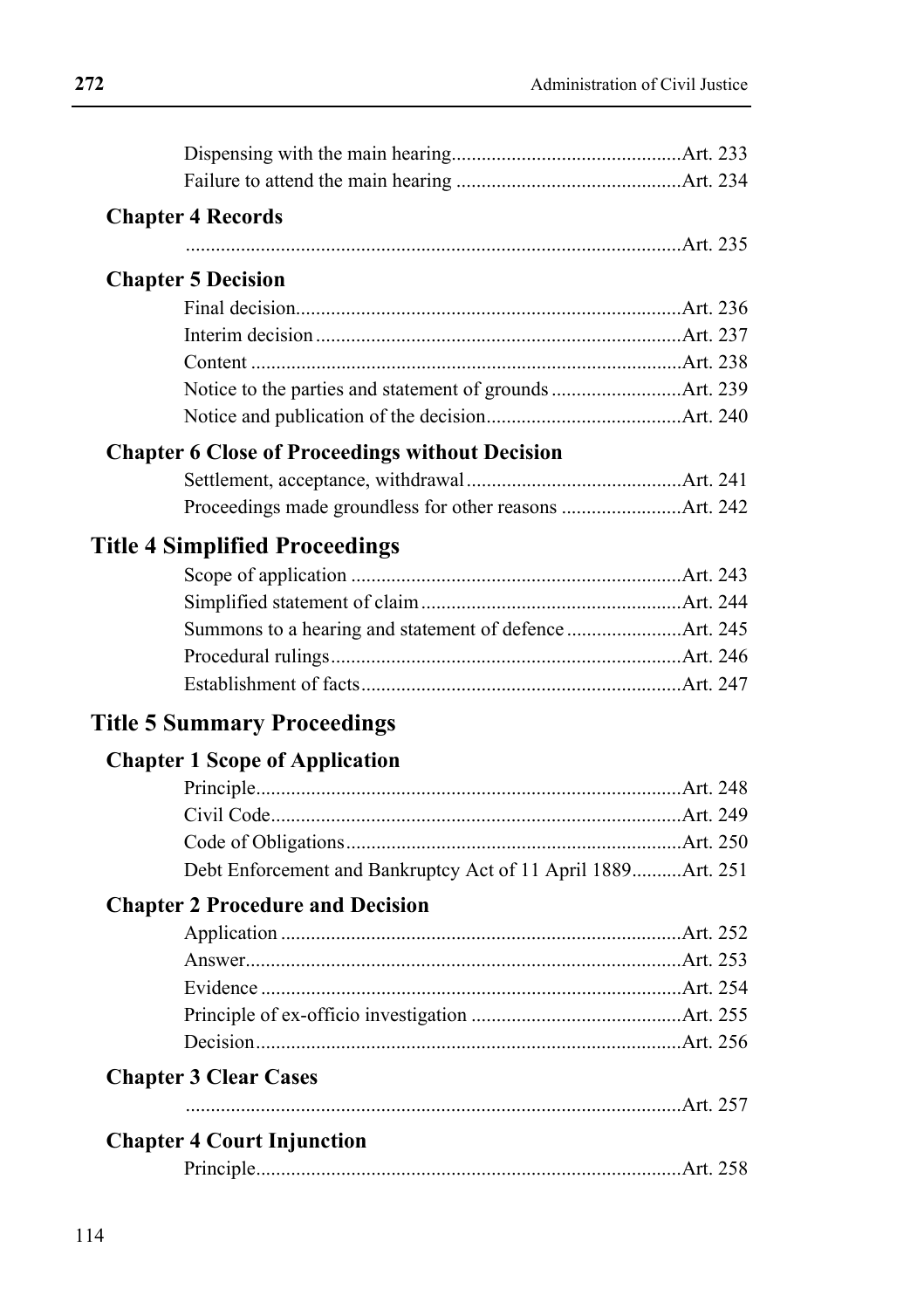Dispensing with the main hearing ... Art. 233
Failure to attend the main hearing ... Art. 234

### Chapter 4 Records

... Art. 235

### Chapter 5 Decision

Final decision ... Art. 236
Interim decision ... Art. 237
Content ... Art. 238
Notice to the parties and statement of grounds ... Art. 239
Notice and publication of the decision ... Art. 240

### Chapter 6 Close of Proceedings without Decision

Settlement, acceptance, withdrawal ... Art. 241
Proceedings made groundless for other reasons ... Art. 242

## Title 4 Simplified Proceedings

Scope of application ... Art. 243
Simplified statement of claim ... Art. 244
Summons to a hearing and statement of defence ... Art. 245
Procedural rulings ... Art. 246
Establishment of facts ... Art. 247

## Title 5 Summary Proceedings

### Chapter 1 Scope of Application

Principle ... Art. 248
Civil Code ... Art. 249
Code of Obligations ... Art. 250
Debt Enforcement and Bankruptcy Act of 11 April 1889 ... Art. 251

### Chapter 2 Procedure and Decision

Application ... Art. 252
Answer ... Art. 253
Evidence ... Art. 254
Principle of ex-officio investigation ... Art. 255
Decision ... Art. 256

### Chapter 3 Clear Cases

... Art. 257

### Chapter 4 Court Injunction

Principle ... Art. 258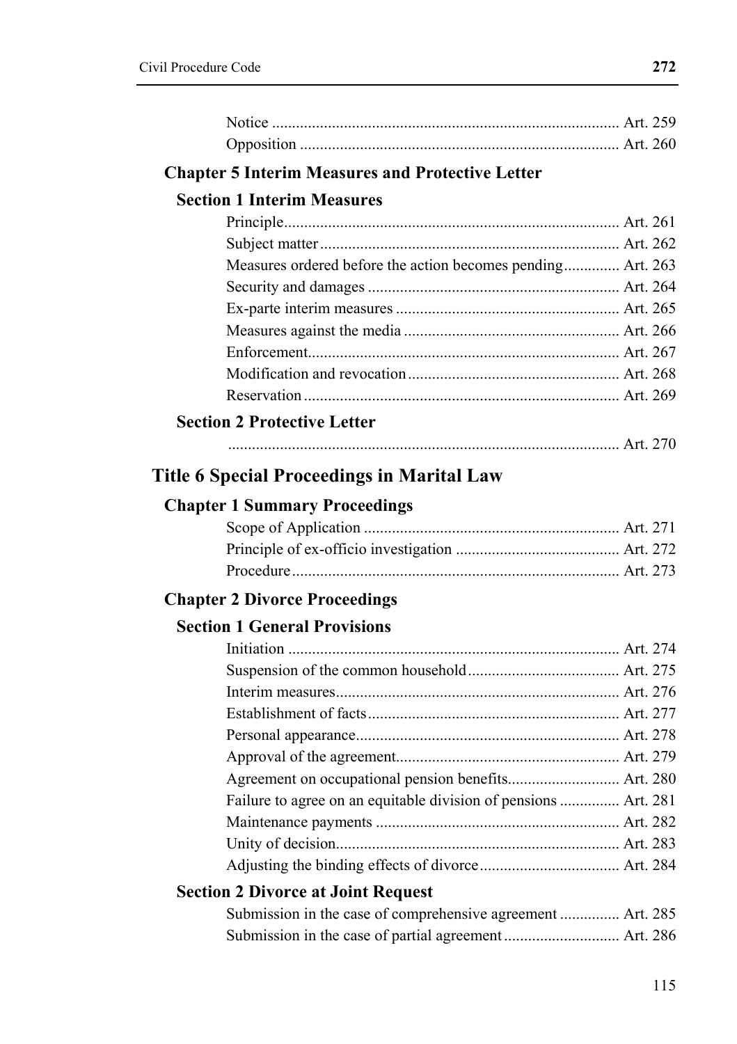Notice ....................................................................................... Art. 259
Opposition ............................................................................... Art. 260

### Chapter 5 Interim Measures and Protective Letter

#### Section 1 Interim Measures

Principle.................................................................................. Art. 261
Subject matter .......................................................................... Art. 262
Measures ordered before the action becomes pending.............. Art. 263
Security and damages .............................................................. Art. 264
Ex-parte interim measures ........................................................ Art. 265
Measures against the media ...................................................... Art. 266
Enforcement............................................................................. Art. 267
Modification and revocation..................................................... Art. 268
Reservation .............................................................................. Art. 269

#### Section 2 Protective Letter

................................................................................................. Art. 270

## Title 6 Special Proceedings in Marital Law

### Chapter 1 Summary Proceedings

Scope of Application ................................................................ Art. 271
Principle of ex-officio investigation ......................................... Art. 272
Procedure ................................................................................. Art. 273

### Chapter 2 Divorce Proceedings

#### Section 1 General Provisions

Initiation .................................................................................. Art. 274
Suspension of the common household...................................... Art. 275
Interim measures...................................................................... Art. 276
Establishment of facts.............................................................. Art. 277
Personal appearance................................................................. Art. 278
Approval of the agreement....................................................... Art. 279
Agreement on occupational pension benefits............................ Art. 280
Failure to agree on an equitable division of pensions ............... Art. 281
Maintenance payments ............................................................ Art. 282
Unity of decision...................................................................... Art. 283
Adjusting the binding effects of divorce................................... Art. 284

#### Section 2 Divorce at Joint Request

Submission in the case of comprehensive agreement ............... Art. 285
Submission in the case of partial agreement ............................. Art. 286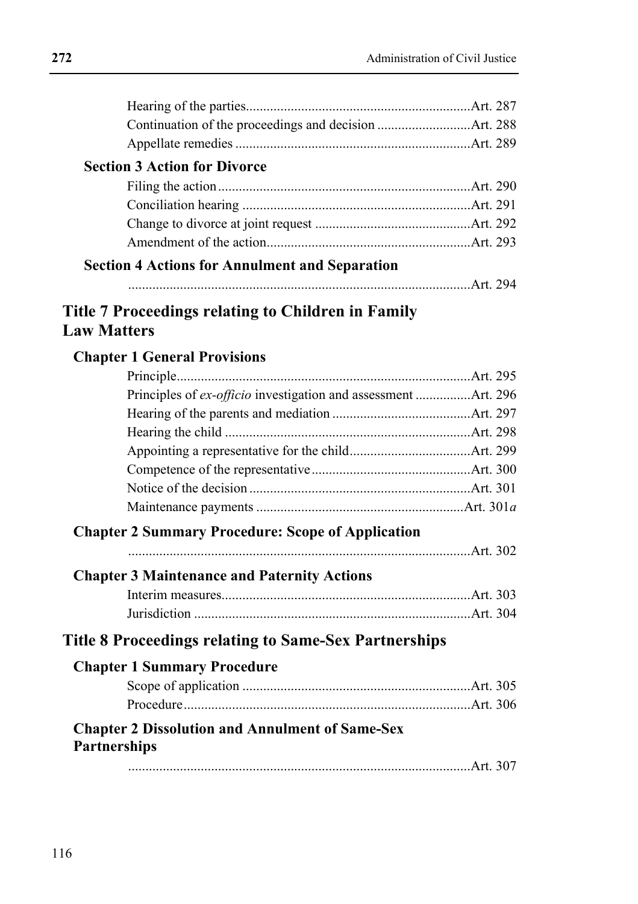Hearing of the parties ... Art. 287
Continuation of the proceedings and decision ... Art. 288
Appellate remedies ... Art. 289

**Section 3 Action for Divorce**

Filing the action ... Art. 290
Conciliation hearing ... Art. 291
Change to divorce at joint request ... Art. 292
Amendment of the action ... Art. 293

**Section 4 Actions for Annulment and Separation**

... Art. 294

## Title 7 Proceedings relating to Children in Family Law Matters

### Chapter 1 General Provisions

Principle ... Art. 295
Principles of *ex-officio* investigation and assessment ... Art. 296
Hearing of the parents and mediation ... Art. 297
Hearing the child ... Art. 298
Appointing a representative for the child ... Art. 299
Competence of the representative ... Art. 300
Notice of the decision ... Art. 301
Maintenance payments ... Art. 301*a*

### Chapter 2 Summary Procedure: Scope of Application

... Art. 302

### Chapter 3 Maintenance and Paternity Actions

Interim measures ... Art. 303
Jurisdiction ... Art. 304

## Title 8 Proceedings relating to Same-Sex Partnerships

### Chapter 1 Summary Procedure

Scope of application ... Art. 305
Procedure ... Art. 306

### Chapter 2 Dissolution and Annulment of Same-Sex Partnerships

... Art. 307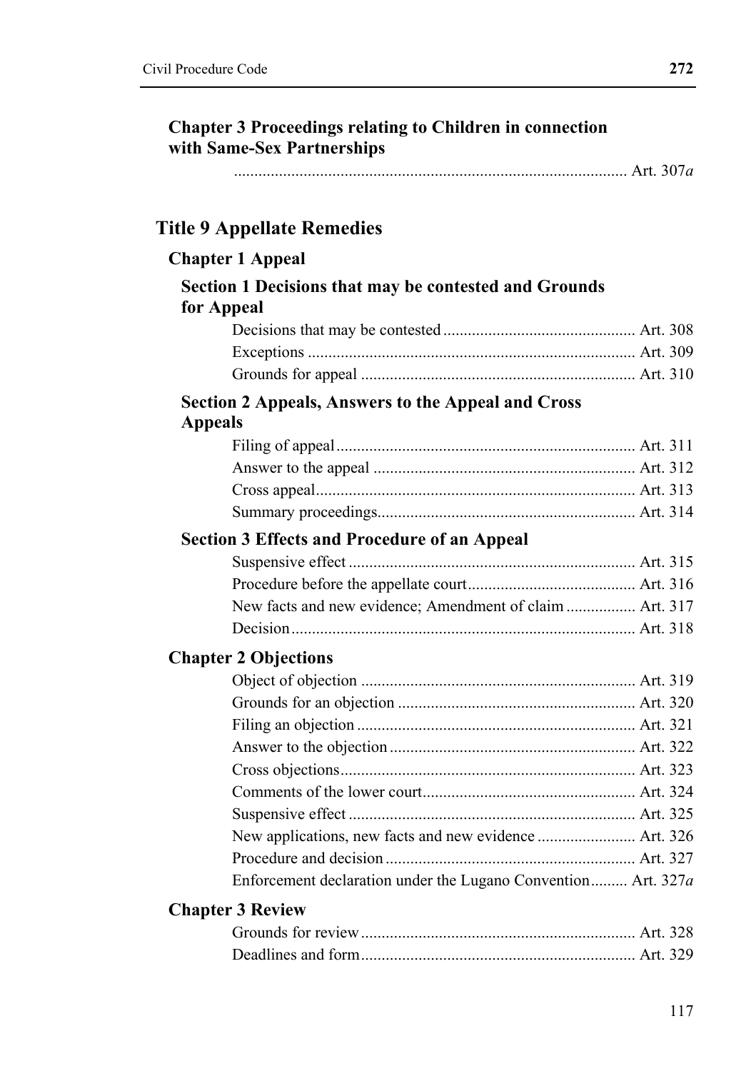### Chapter 3 Proceedings relating to Children in connection with Same-Sex Partnerships

................................................................................................ Art. 307*a*

## Title 9 Appellate Remedies

### Chapter 1 Appeal

#### Section 1 Decisions that may be contested and Grounds for Appeal

Decisions that may be contested ............................................... Art. 308
Exceptions ............................................................................... Art. 309
Grounds for appeal ................................................................... Art. 310

#### Section 2 Appeals, Answers to the Appeal and Cross Appeals

Filing of appeal ......................................................................... Art. 311
Answer to the appeal ................................................................ Art. 312
Cross appeal.............................................................................. Art. 313
Summary proceedings............................................................... Art. 314

#### Section 3 Effects and Procedure of an Appeal

Suspensive effect ...................................................................... Art. 315
Procedure before the appellate court......................................... Art. 316
New facts and new evidence; Amendment of claim ................. Art. 317
Decision.................................................................................... Art. 318

### Chapter 2 Objections

Object of objection ................................................................... Art. 319
Grounds for an objection .......................................................... Art. 320
Filing an objection .................................................................... Art. 321
Answer to the objection ............................................................ Art. 322
Cross objections........................................................................ Art. 323
Comments of the lower court.................................................... Art. 324
Suspensive effect ...................................................................... Art. 325
New applications, new facts and new evidence ........................ Art. 326
Procedure and decision ............................................................. Art. 327
Enforcement declaration under the Lugano Convention......... Art. 327*a*

### Chapter 3 Review

Grounds for review ................................................................... Art. 328
Deadlines and form................................................................... Art. 329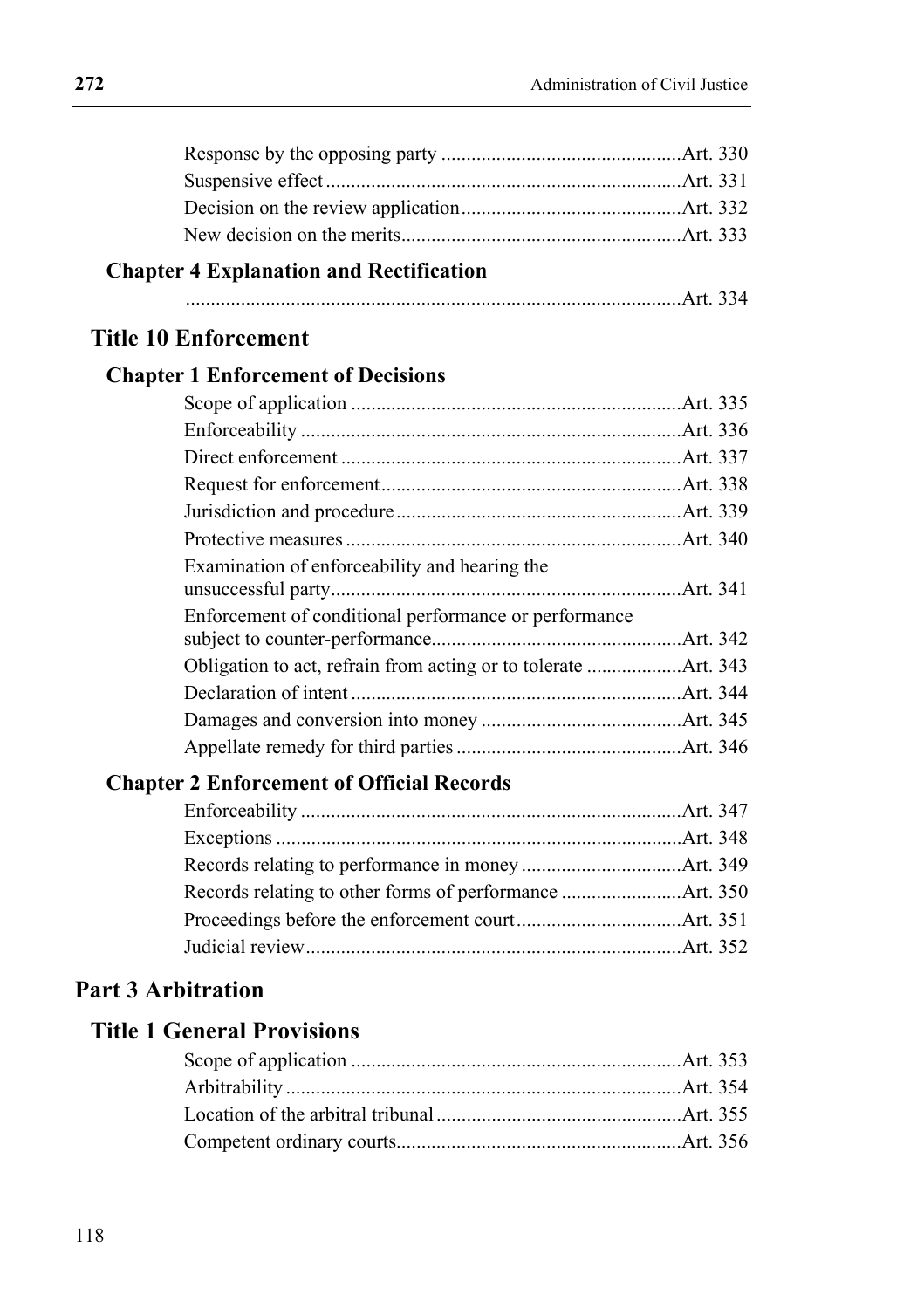Response by the opposing party ................................................Art. 330
Suspensive effect ......................................................................Art. 331
Decision on the review application............................................Art. 332
New decision on the merits........................................................Art. 333

### Chapter 4 Explanation and Rectification

..................................................................................................Art. 334

## Title 10 Enforcement

### Chapter 1 Enforcement of Decisions

Scope of application .................................................................Art. 335
Enforceability ............................................................................Art. 336
Direct enforcement ....................................................................Art. 337
Request for enforcement............................................................Art. 338
Jurisdiction and procedure.........................................................Art. 339
Protective measures ...................................................................Art. 340
Examination of enforceability and hearing the unsuccessful party......................................................................Art. 341
Enforcement of conditional performance or performance subject to counter-performance..................................................Art. 342
Obligation to act, refrain from acting or to tolerate ...................Art. 343
Declaration of intent .................................................................Art. 344
Damages and conversion into money ........................................Art. 345
Appellate remedy for third parties .............................................Art. 346

### Chapter 2 Enforcement of Official Records

Enforceability ............................................................................Art. 347
Exceptions .................................................................................Art. 348
Records relating to performance in money ................................Art. 349
Records relating to other forms of performance ........................Art. 350
Proceedings before the enforcement court.................................Art. 351
Judicial review...........................................................................Art. 352

# Part 3 Arbitration

## Title 1 General Provisions

Scope of application .................................................................Art. 353
Arbitrability ..............................................................................Art. 354
Location of the arbitral tribunal .................................................Art. 355
Competent ordinary courts.........................................................Art. 356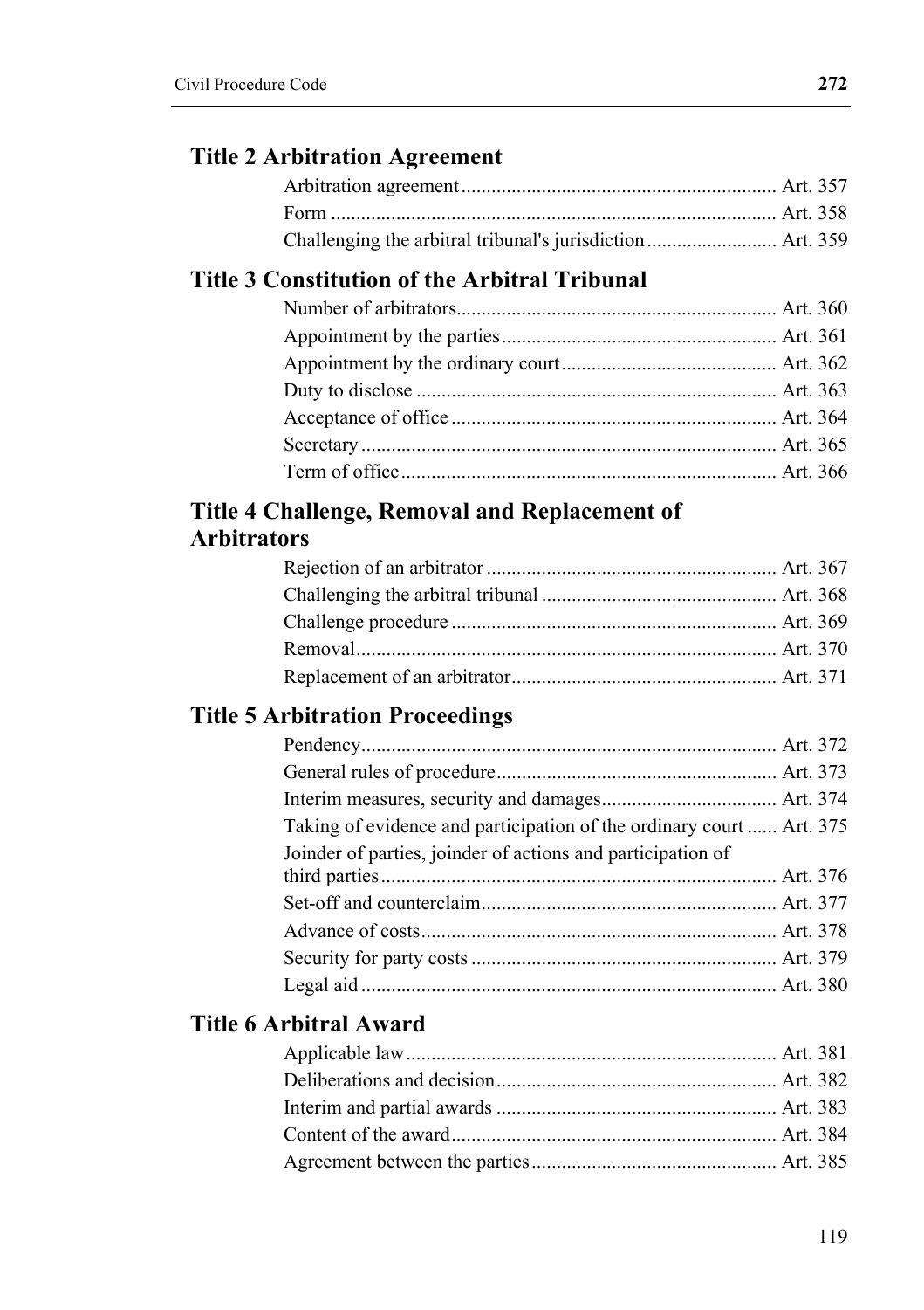## Title 2 Arbitration Agreement

Arbitration agreement ............................................................... Art. 357
Form ......................................................................................... Art. 358
Challenging the arbitral tribunal's jurisdiction .......................... Art. 359

## Title 3 Constitution of the Arbitral Tribunal

Number of arbitrators................................................................ Art. 360
Appointment by the parties ....................................................... Art. 361
Appointment by the ordinary court ........................................... Art. 362
Duty to disclose ........................................................................ Art. 363
Acceptance of office ................................................................. Art. 364
Secretary ................................................................................... Art. 365
Term of office ........................................................................... Art. 366

## Title 4 Challenge, Removal and Replacement of Arbitrators

Rejection of an arbitrator .......................................................... Art. 367
Challenging the arbitral tribunal ............................................... Art. 368
Challenge procedure ................................................................. Art. 369
Removal.................................................................................... Art. 370
Replacement of an arbitrator..................................................... Art. 371

## Title 5 Arbitration Proceedings

Pendency................................................................................... Art. 372
General rules of procedure ........................................................ Art. 373
Interim measures, security and damages................................... Art. 374
Taking of evidence and participation of the ordinary court ...... Art. 375
Joinder of parties, joinder of actions and participation of third parties ............................................................................... Art. 376
Set-off and counterclaim........................................................... Art. 377
Advance of costs ....................................................................... Art. 378
Security for party costs ............................................................. Art. 379
Legal aid ................................................................................... Art. 380

## Title 6 Arbitral Award

Applicable law .......................................................................... Art. 381
Deliberations and decision ........................................................ Art. 382
Interim and partial awards ........................................................ Art. 383
Content of the award ................................................................. Art. 384
Agreement between the parties ................................................. Art. 385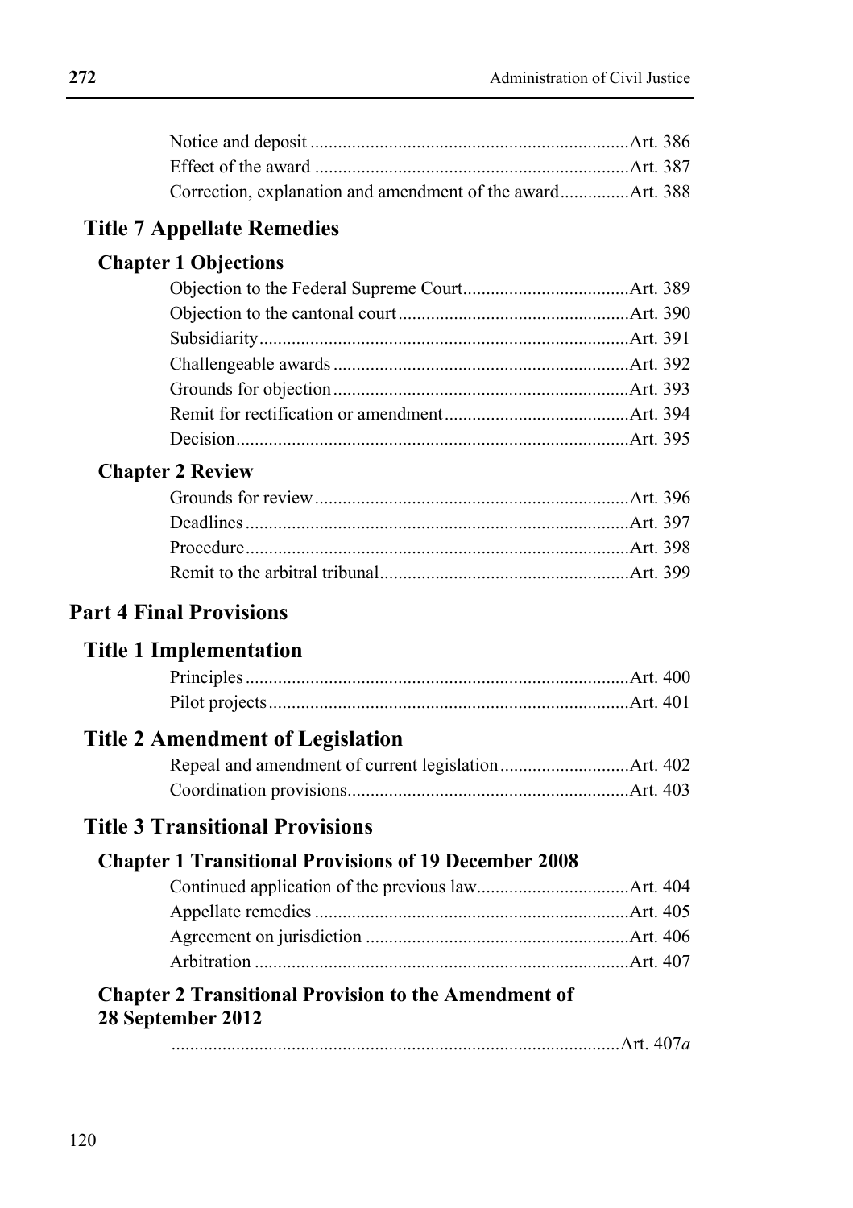Notice and deposit .................................................................... Art. 386
Effect of the award ................................................................... Art. 387
Correction, explanation and amendment of the award ............... Art. 388

## Title 7 Appellate Remedies

### Chapter 1 Objections

Objection to the Federal Supreme Court.................................... Art. 389
Objection to the cantonal court ................................................. Art. 390
Subsidiarity ............................................................................... Art. 391
Challengeable awards ................................................................ Art. 392
Grounds for objection ................................................................ Art. 393
Remit for rectification or amendment ........................................ Art. 394
Decision ..................................................................................... Art. 395

### Chapter 2 Review

Grounds for review .................................................................... Art. 396
Deadlines ................................................................................... Art. 397
Procedure ................................................................................... Art. 398
Remit to the arbitral tribunal ...................................................... Art. 399

# Part 4 Final Provisions

## Title 1 Implementation

Principles .................................................................................. Art. 400
Pilot projects ............................................................................. Art. 401

## Title 2 Amendment of Legislation

Repeal and amendment of current legislation ............................ Art. 402
Coordination provisions ............................................................. Art. 403

## Title 3 Transitional Provisions

### Chapter 1 Transitional Provisions of 19 December 2008

Continued application of the previous law................................. Art. 404
Appellate remedies .................................................................... Art. 405
Agreement on jurisdiction ......................................................... Art. 406
Arbitration ................................................................................. Art. 407

### Chapter 2 Transitional Provision to the Amendment of 28 September 2012

................................................................................................. Art. 407*a*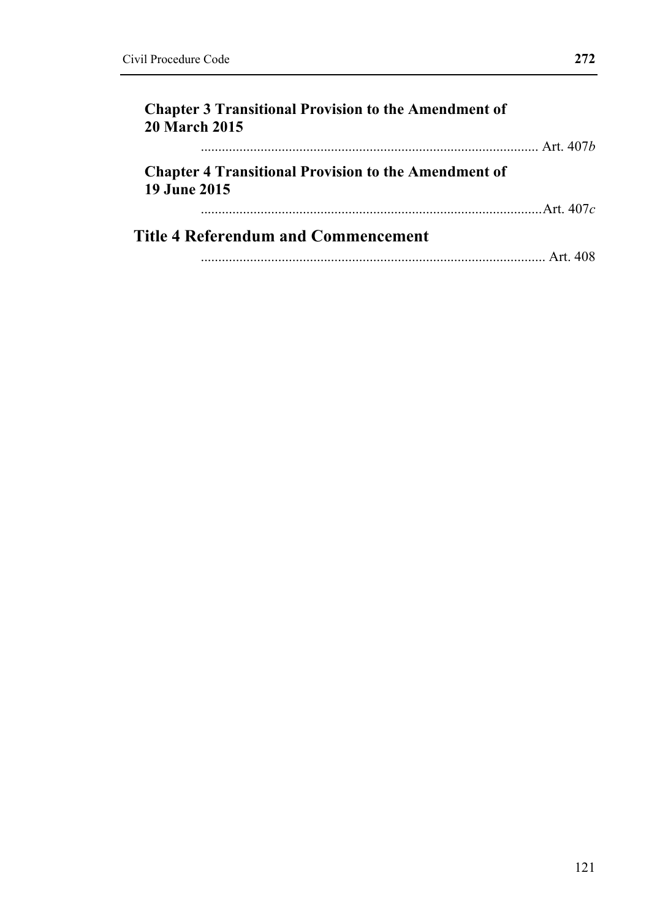### Chapter 3 Transitional Provision to the Amendment of 20 March 2015

........................................................................................ Art. 407*b*

### Chapter 4 Transitional Provision to the Amendment of 19 June 2015

........................................................................................ Art. 407*c*

## Title 4 Referendum and Commencement

........................................................................................ Art. 408